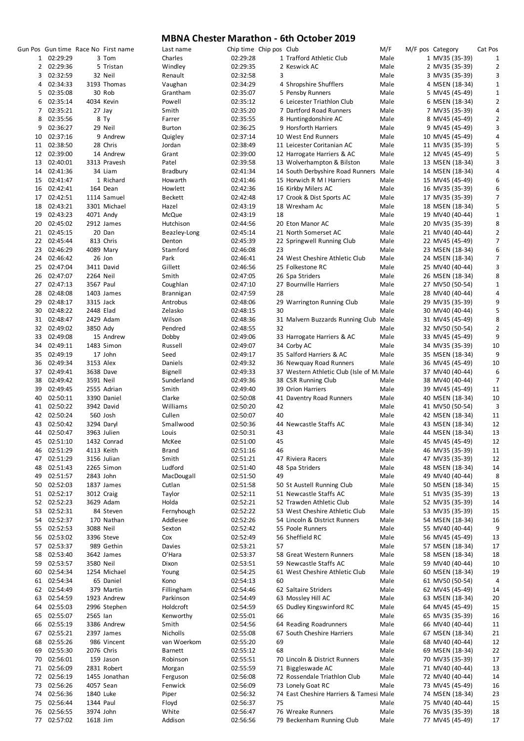# MBNA Chester Marathon - 6th October 2019

| Gun Pos | Gun time | Race No | First name | Last name | Chip time | Chip pos | Club | M/F | M/F pos | Category | Cat Pos |
|---|---|---|---|---|---|---|---|---|---|---|---|
| 1 | 02:29:29 | 3 | Tom | Charles | 02:29:28 | 1 | Trafford Athletic Club | Male | 1 | MV35 (35-39) | 1 |
| 2 | 02:29:36 | 5 | Tristan | Windley | 02:29:35 | 2 | Keswick AC | Male | 2 | MV35 (35-39) | 2 |
| 3 | 02:32:59 | 32 | Neil | Renault | 02:32:58 | 3 | | Male | 3 | MV35 (35-39) | 3 |
| 4 | 02:34:33 | 3193 | Thomas | Vaughan | 02:34:29 | 4 | Shropshire Shufflers | Male | 4 | MSEN (18-34) | 1 |
| 5 | 02:35:08 | 30 | Rob | Grantham | 02:35:07 | 5 | Pensby Runners | Male | 5 | MV45 (45-49) | 1 |
| 6 | 02:35:14 | 4034 | Kevin | Powell | 02:35:12 | 6 | Leicester Triathlon Club | Male | 6 | MSEN (18-34) | 2 |
| 7 | 02:35:21 | 27 | Jay | Smith | 02:35:20 | 7 | Dartford Road Runners | Male | 7 | MV35 (35-39) | 4 |
| 8 | 02:35:56 | 8 | Ty | Farrer | 02:35:55 | 8 | Huntingdonshire AC | Male | 8 | MV45 (45-49) | 2 |
| 9 | 02:36:27 | 29 | Neil | Burton | 02:36:25 | 9 | Horsforth Harriers | Male | 9 | MV45 (45-49) | 3 |
| 10 | 02:37:16 | 9 | Andrew | Quigley | 02:37:14 | 10 | West End Runners | Male | 10 | MV45 (45-49) | 4 |
| 11 | 02:38:50 | 28 | Chris | Jordan | 02:38:49 | 11 | Leicester Coritanian AC | Male | 11 | MV35 (35-39) | 5 |
| 12 | 02:39:00 | 14 | Andrew | Grant | 02:39:00 | 12 | Harrogate Harriers & AC | Male | 12 | MV45 (45-49) | 5 |
| 13 | 02:40:01 | 3313 | Pravesh | Patel | 02:39:58 | 13 | Wolverhampton & Bilston | Male | 13 | MSEN (18-34) | 3 |
| 14 | 02:41:36 | 34 | Liam | Bradbury | 02:41:34 | 14 | South Derbyshire Road Runners | Male | 14 | MSEN (18-34) | 4 |
| 15 | 02:41:47 | 1 | Richard | Howarth | 02:41:46 | 15 | Horwich R M I Harriers | Male | 15 | MV45 (45-49) | 6 |
| 16 | 02:42:41 | 164 | Dean | Howlett | 02:42:36 | 16 | Kirkby Milers AC | Male | 16 | MV35 (35-39) | 6 |
| 17 | 02:42:51 | 1114 | Samuel | Beckett | 02:42:48 | 17 | Crook & Dist Sports AC | Male | 17 | MV35 (35-39) | 7 |
| 18 | 02:43:21 | 3301 | Michael | Hazel | 02:43:19 | 18 | Wrexham Ac | Male | 18 | MSEN (18-34) | 5 |
| 19 | 02:43:23 | 4071 | Andy | McQue | 02:43:19 | 18 | | Male | 19 | MV40 (40-44) | 1 |
| 20 | 02:45:02 | 2912 | James | Hutchison | 02:44:56 | 20 | Eton Manor AC | Male | 20 | MV35 (35-39) | 8 |
| 21 | 02:45:15 | 20 | Dan | Beazley-Long | 02:45:14 | 21 | North Somerset AC | Male | 21 | MV40 (40-44) | 2 |
| 22 | 02:45:44 | 813 | Chris | Denton | 02:45:39 | 22 | Springwell Running Club | Male | 22 | MV45 (45-49) | 7 |
| 23 | 02:46:29 | 4089 | Mary | Stamford | 02:46:08 | 23 | | Male | 23 | MSEN (18-34) | 6 |
| 24 | 02:46:42 | 26 | Jon | Park | 02:46:41 | 24 | West Cheshire Athletic Club | Male | 24 | MSEN (18-34) | 7 |
| 25 | 02:47:04 | 3411 | David | Gillett | 02:46:56 | 25 | Folkestone RC | Male | 25 | MV40 (40-44) | 3 |
| 26 | 02:47:07 | 2264 | Neil | Smith | 02:47:05 | 26 | Spa Striders | Male | 26 | MSEN (18-34) | 8 |
| 27 | 02:47:13 | 3567 | Paul | Coughlan | 02:47:10 | 27 | Bournville Harriers | Male | 27 | MV50 (50-54) | 1 |
| 28 | 02:48:08 | 1403 | James | Brannigan | 02:47:59 | 28 | | Male | 28 | MV40 (40-44) | 4 |
| 29 | 02:48:17 | 3315 | Jack | Antrobus | 02:48:06 | 29 | Warrington Running Club | Male | 29 | MV35 (35-39) | 9 |
| 30 | 02:48:22 | 2448 | Elad | Zelasko | 02:48:15 | 30 | | Male | 30 | MV40 (40-44) | 5 |
| 31 | 02:48:47 | 2429 | Adam | Wilson | 02:48:36 | 31 | Malvern Buzzards Running Club | Male | 31 | MV45 (45-49) | 8 |
| 32 | 02:49:02 | 3850 | Ady | Pendred | 02:48:55 | 32 | | Male | 32 | MV50 (50-54) | 2 |
| 33 | 02:49:08 | 15 | Andrew | Dobby | 02:49:06 | 33 | Harrogate Harriers & AC | Male | 33 | MV45 (45-49) | 9 |
| 34 | 02:49:11 | 1483 | Simon | Russell | 02:49:07 | 34 | Corby AC | Male | 34 | MV35 (35-39) | 10 |
| 35 | 02:49:19 | 17 | John | Seed | 02:49:17 | 35 | Salford Harriers & AC | Male | 35 | MSEN (18-34) | 9 |
| 36 | 02:49:34 | 3153 | Alex | Daniels | 02:49:32 | 36 | Newquay Road Runners | Male | 36 | MV45 (45-49) | 10 |
| 37 | 02:49:41 | 3638 | Dave | Bignell | 02:49:33 | 37 | Western Athletic Club (Isle of M | Male | 37 | MV40 (40-44) | 6 |
| 38 | 02:49:42 | 3591 | Neil | Sunderland | 02:49:36 | 38 | CSR Running Club | Male | 38 | MV40 (40-44) | 7 |
| 39 | 02:49:45 | 2555 | Adrian | Smith | 02:49:40 | 39 | Orion Harriers | Male | 39 | MV45 (45-49) | 11 |
| 40 | 02:50:11 | 3390 | Daniel | Clarke | 02:50:08 | 41 | Daventry Road Runners | Male | 40 | MSEN (18-34) | 10 |
| 41 | 02:50:22 | 3942 | David | Williams | 02:50:20 | 42 | | Male | 41 | MV50 (50-54) | 3 |
| 42 | 02:50:24 | 560 | Josh | Cullen | 02:50:07 | 40 | | Male | 42 | MSEN (18-34) | 11 |
| 43 | 02:50:42 | 3294 | Daryl | Smallwood | 02:50:36 | 44 | Newcastle Staffs AC | Male | 43 | MSEN (18-34) | 12 |
| 44 | 02:50:47 | 3963 | Julien | Louis | 02:50:31 | 43 | | Male | 44 | MSEN (18-34) | 13 |
| 45 | 02:51:10 | 1432 | Conrad | McKee | 02:51:00 | 45 | | Male | 45 | MV45 (45-49) | 12 |
| 46 | 02:51:29 | 4113 | Keith | Brand | 02:51:16 | 46 | | Male | 46 | MV35 (35-39) | 11 |
| 47 | 02:51:29 | 3156 | Julian | Smith | 02:51:21 | 47 | Riviera Racers | Male | 47 | MV35 (35-39) | 12 |
| 48 | 02:51:43 | 2265 | Simon | Ludford | 02:51:40 | 48 | Spa Striders | Male | 48 | MSEN (18-34) | 14 |
| 49 | 02:51:57 | 2843 | John | MacDougall | 02:51:50 | 49 | | Male | 49 | MV40 (40-44) | 8 |
| 50 | 02:52:03 | 1837 | James | Cutlan | 02:51:58 | 50 | St Austell Running Club | Male | 50 | MSEN (18-34) | 15 |
| 51 | 02:52:17 | 3012 | Craig | Taylor | 02:52:11 | 51 | Newcastle Staffs AC | Male | 51 | MV35 (35-39) | 13 |
| 52 | 02:52:23 | 3629 | Adam | Holda | 02:52:21 | 52 | Trawden Athletic Club | Male | 52 | MV35 (35-39) | 14 |
| 53 | 02:52:31 | 84 | Steven | Fernyhough | 02:52:22 | 53 | West Cheshire Athletic Club | Male | 53 | MV35 (35-39) | 15 |
| 54 | 02:52:37 | 170 | Nathan | Addlesee | 02:52:26 | 54 | Lincoln & District Runners | Male | 54 | MSEN (18-34) | 16 |
| 55 | 02:52:53 | 3088 | Neil | Sexton | 02:52:42 | 55 | Poole Runners | Male | 55 | MV40 (40-44) | 9 |
| 56 | 02:53:02 | 3396 | Steve | Cox | 02:52:49 | 56 | Sheffield RC | Male | 56 | MV45 (45-49) | 13 |
| 57 | 02:53:37 | 989 | Gethin | Davies | 02:53:21 | 57 | | Male | 57 | MSEN (18-34) | 17 |
| 58 | 02:53:40 | 3642 | James | O'Hara | 02:53:37 | 58 | Great Western Runners | Male | 58 | MSEN (18-34) | 18 |
| 59 | 02:53:57 | 3580 | Neil | Dixon | 02:53:51 | 59 | Newcastle Staffs AC | Male | 59 | MV40 (40-44) | 10 |
| 60 | 02:54:34 | 1254 | Michael | Young | 02:54:25 | 61 | West Cheshire Athletic Club | Male | 60 | MSEN (18-34) | 19 |
| 61 | 02:54:34 | 65 | Daniel | Kono | 02:54:13 | 60 | | Male | 61 | MV50 (50-54) | 4 |
| 62 | 02:54:49 | 379 | Martin | Fillingham | 02:54:46 | 62 | Saltaire Striders | Male | 62 | MV45 (45-49) | 14 |
| 63 | 02:54:59 | 1923 | Andrew | Parkinson | 02:54:49 | 63 | Mossley Hill AC | Male | 63 | MSEN (18-34) | 20 |
| 64 | 02:55:03 | 2996 | Stephen | Holdcroft | 02:54:59 | 65 | Dudley Kingswinford RC | Male | 64 | MV45 (45-49) | 15 |
| 65 | 02:55:07 | 2565 | Ian | Kenworthy | 02:55:01 | 66 | | Male | 65 | MV35 (35-39) | 16 |
| 66 | 02:55:19 | 3386 | Andrew | Smith | 02:54:56 | 64 | Reading Roadrunners | Male | 66 | MV40 (40-44) | 11 |
| 67 | 02:55:21 | 2397 | James | Nicholls | 02:55:08 | 67 | South Cheshire Harriers | Male | 67 | MSEN (18-34) | 21 |
| 68 | 02:55:26 | 986 | Vincent | van Woerkom | 02:55:20 | 69 | | Male | 68 | MV40 (40-44) | 12 |
| 69 | 02:55:30 | 2076 | Chris | Barnett | 02:55:12 | 68 | | Male | 69 | MSEN (18-34) | 22 |
| 70 | 02:56:01 | 159 | Jason | Robinson | 02:55:51 | 70 | Lincoln & District Runners | Male | 70 | MV35 (35-39) | 17 |
| 71 | 02:56:09 | 2831 | Robert | Morgan | 02:55:59 | 71 | Biggleswade AC | Male | 71 | MV40 (40-44) | 13 |
| 72 | 02:56:19 | 1455 | Jonathan | Ferguson | 02:56:08 | 72 | Rossendale Triathlon Club | Male | 72 | MV40 (40-44) | 14 |
| 73 | 02:56:26 | 4057 | Sean | Fenwick | 02:56:09 | 73 | Lonely Goat RC | Male | 73 | MV45 (45-49) | 16 |
| 74 | 02:56:36 | 1840 | Luke | Piper | 02:56:32 | 74 | East Cheshire Harriers & Tamesi | Male | 74 | MSEN (18-34) | 23 |
| 75 | 02:56:44 | 1344 | Paul | Floyd | 02:56:37 | 75 | | Male | 75 | MV40 (40-44) | 15 |
| 76 | 02:56:55 | 3974 | John | White | 02:56:47 | 76 | Wreake Runners | Male | 76 | MV35 (35-39) | 18 |
| 77 | 02:57:02 | 1618 | Jim | Addison | 02:56:56 | 79 | Beckenham Running Club | Male | 77 | MV45 (45-49) | 17 |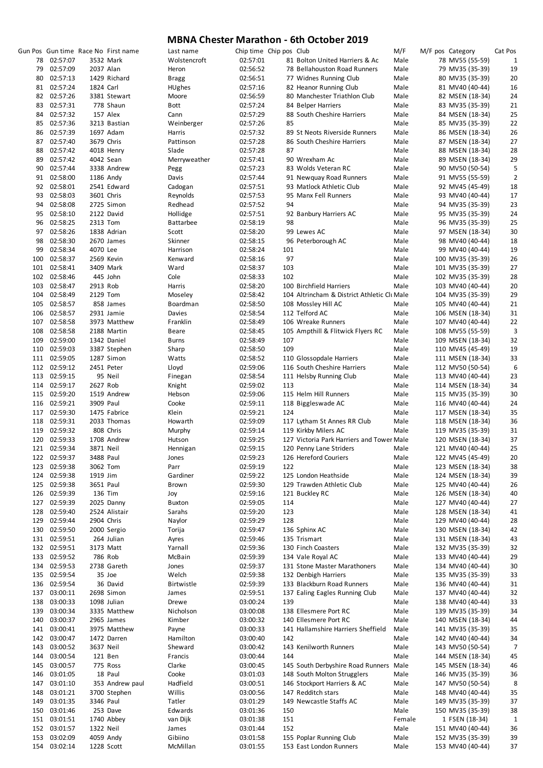# MBNA Chester Marathon - 6th October 2019

| Gun Pos | Gun time | Race No | First name | Last name | Chip time | Chip pos | Club | M/F | M/F pos | Category | Cat Pos |
|---|---|---|---|---|---|---|---|---|---|---|---|
| 78 | 02:57:07 | 3532 | Mark | Wolstencroft | 02:57:01 | 81 | Bolton United Harriers & Ac | Male | 78 | MV55 (55-59) | 1 |
| 79 | 02:57:09 | 2037 | Alan | Heron | 02:56:52 | 78 | Bellahouston Road Runners | Male | 79 | MV35 (35-39) | 19 |
| 80 | 02:57:13 | 1429 | Richard | Bragg | 02:56:51 | 77 | Widnes Running Club | Male | 80 | MV35 (35-39) | 20 |
| 81 | 02:57:24 | 1824 | Carl | HUghes | 02:57:16 | 82 | Heanor Running Club | Male | 81 | MV40 (40-44) | 16 |
| 82 | 02:57:26 | 3381 | Stewart | Moore | 02:56:59 | 80 | Manchester Triathlon Club | Male | 82 | MSEN (18-34) | 24 |
| 83 | 02:57:31 | 778 | Shaun | Bott | 02:57:24 | 84 | Belper Harriers | Male | 83 | MV35 (35-39) | 21 |
| 84 | 02:57:32 | 157 | Alex | Cann | 02:57:29 | 88 | South Cheshire Harriers | Male | 84 | MSEN (18-34) | 25 |
| 85 | 02:57:36 | 3213 | Bastian | Weinberger | 02:57:26 | 85 | | Male | 85 | MV35 (35-39) | 22 |
| 86 | 02:57:39 | 1697 | Adam | Harris | 02:57:32 | 89 | St Neots Riverside Runners | Male | 86 | MSEN (18-34) | 26 |
| 87 | 02:57:40 | 3679 | Chris | Pattinson | 02:57:28 | 86 | South Cheshire Harriers | Male | 87 | MSEN (18-34) | 27 |
| 88 | 02:57:42 | 4018 | Henry | Slade | 02:57:28 | 87 | | Male | 88 | MSEN (18-34) | 28 |
| 89 | 02:57:42 | 4042 | Sean | Merryweather | 02:57:41 | 90 | Wrexham Ac | Male | 89 | MSEN (18-34) | 29 |
| 90 | 02:57:44 | 3338 | Andrew | Pegg | 02:57:23 | 83 | Wolds Veteran RC | Male | 90 | MV50 (50-54) | 5 |
| 91 | 02:58:00 | 1186 | Andy | Davis | 02:57:44 | 91 | Newquay Road Runners | Male | 91 | MV55 (55-59) | 2 |
| 92 | 02:58:01 | 2541 | Edward | Cadogan | 02:57:51 | 93 | Matlock Athletic Club | Male | 92 | MV45 (45-49) | 18 |
| 93 | 02:58:03 | 3601 | Chris | Reynolds | 02:57:53 | 95 | Manx Fell Runners | Male | 93 | MV40 (40-44) | 17 |
| 94 | 02:58:08 | 2725 | Simon | Redhead | 02:57:52 | 94 | | Male | 94 | MV35 (35-39) | 23 |
| 95 | 02:58:10 | 2122 | David | Hollidge | 02:57:51 | 92 | Banbury Harriers AC | Male | 95 | MV35 (35-39) | 24 |
| 96 | 02:58:25 | 2313 | Tom | Battarbee | 02:58:19 | 98 | | Male | 96 | MV35 (35-39) | 25 |
| 97 | 02:58:26 | 1838 | Adrian | Scott | 02:58:20 | 99 | Lewes AC | Male | 97 | MSEN (18-34) | 30 |
| 98 | 02:58:30 | 2670 | James | Skinner | 02:58:15 | 96 | Peterborough AC | Male | 98 | MV40 (40-44) | 18 |
| 99 | 02:58:34 | 4070 | Lee | Harrison | 02:58:24 | 101 | | Male | 99 | MV40 (40-44) | 19 |
| 100 | 02:58:37 | 2569 | Kevin | Kenward | 02:58:16 | 97 | | Male | 100 | MV35 (35-39) | 26 |
| 101 | 02:58:41 | 3409 | Mark | Ward | 02:58:37 | 103 | | Male | 101 | MV35 (35-39) | 27 |
| 102 | 02:58:46 | 445 | John | Cole | 02:58:33 | 102 | | Male | 102 | MV35 (35-39) | 28 |
| 103 | 02:58:47 | 2913 | Rob | Harris | 02:58:20 | 100 | Birchfield Harriers | Male | 103 | MV40 (40-44) | 20 |
| 104 | 02:58:49 | 2129 | Tom | Moseley | 02:58:42 | 104 | Altrincham & District Athletic Cl | Male | 104 | MV35 (35-39) | 29 |
| 105 | 02:58:57 | 858 | James | Boardman | 02:58:50 | 108 | Mossley Hill AC | Male | 105 | MV40 (40-44) | 21 |
| 106 | 02:58:57 | 2931 | Jamie | Davies | 02:58:54 | 112 | Telford AC | Male | 106 | MSEN (18-34) | 31 |
| 107 | 02:58:58 | 3973 | Matthew | Franklin | 02:58:49 | 106 | Wreake Runners | Male | 107 | MV40 (40-44) | 22 |
| 108 | 02:58:58 | 2188 | Martin | Beare | 02:58:45 | 105 | Ampthill & Flitwick Flyers RC | Male | 108 | MV55 (55-59) | 3 |
| 109 | 02:59:00 | 1342 | Daniel | Burns | 02:58:49 | 107 | | Male | 109 | MSEN (18-34) | 32 |
| 110 | 02:59:03 | 3387 | Stephen | Sharp | 02:58:50 | 109 | | Male | 110 | MV45 (45-49) | 19 |
| 111 | 02:59:05 | 1287 | Simon | Watts | 02:58:52 | 110 | Glossopdale Harriers | Male | 111 | MSEN (18-34) | 33 |
| 112 | 02:59:12 | 2451 | Peter | Lloyd | 02:59:06 | 116 | South Cheshire Harriers | Male | 112 | MV50 (50-54) | 6 |
| 113 | 02:59:15 | 95 | Neil | Finegan | 02:58:54 | 111 | Helsby Running Club | Male | 113 | MV40 (40-44) | 23 |
| 114 | 02:59:17 | 2627 | Rob | Knight | 02:59:02 | 113 | | Male | 114 | MSEN (18-34) | 34 |
| 115 | 02:59:20 | 1519 | Andrew | Hebson | 02:59:06 | 115 | Helm Hill Runners | Male | 115 | MV35 (35-39) | 30 |
| 116 | 02:59:21 | 3909 | Paul | Cooke | 02:59:11 | 118 | Biggleswade AC | Male | 116 | MV40 (40-44) | 24 |
| 117 | 02:59:30 | 1475 | Fabrice | Klein | 02:59:21 | 124 | | Male | 117 | MSEN (18-34) | 35 |
| 118 | 02:59:31 | 2033 | Thomas | Howarth | 02:59:09 | 117 | Lytham St Annes RR Club | Male | 118 | MSEN (18-34) | 36 |
| 119 | 02:59:32 | 808 | Chris | Murphy | 02:59:14 | 119 | Kirkby Milers AC | Male | 119 | MV35 (35-39) | 31 |
| 120 | 02:59:33 | 1708 | Andrew | Hutson | 02:59:25 | 127 | Victoria Park Harriers and Tower | Male | 120 | MSEN (18-34) | 37 |
| 121 | 02:59:34 | 3871 | Neil | Hennigan | 02:59:15 | 120 | Penny Lane Striders | Male | 121 | MV40 (40-44) | 25 |
| 122 | 02:59:37 | 3488 | Paul | Jones | 02:59:23 | 126 | Hereford Couriers | Male | 122 | MV45 (45-49) | 20 |
| 123 | 02:59:38 | 3062 | Tom | Parr | 02:59:19 | 122 | | Male | 123 | MSEN (18-34) | 38 |
| 124 | 02:59:38 | 1919 | Jim | Gardiner | 02:59:22 | 125 | London Heathside | Male | 124 | MSEN (18-34) | 39 |
| 125 | 02:59:38 | 3651 | Paul | Brown | 02:59:30 | 129 | Trawden Athletic Club | Male | 125 | MV40 (40-44) | 26 |
| 126 | 02:59:39 | 136 | Tim | Joy | 02:59:16 | 121 | Buckley RC | Male | 126 | MSEN (18-34) | 40 |
| 127 | 02:59:39 | 2025 | Danny | Buxton | 02:59:05 | 114 | | Male | 127 | MV40 (40-44) | 27 |
| 128 | 02:59:40 | 2524 | Alistair | Sarahs | 02:59:20 | 123 | | Male | 128 | MSEN (18-34) | 41 |
| 129 | 02:59:44 | 2904 | Chris | Naylor | 02:59:29 | 128 | | Male | 129 | MV40 (40-44) | 28 |
| 130 | 02:59:50 | 2000 | Sergio | Torija | 02:59:47 | 136 | Sphinx AC | Male | 130 | MSEN (18-34) | 42 |
| 131 | 02:59:51 | 264 | Julian | Ayres | 02:59:46 | 135 | Trismart | Male | 131 | MSEN (18-34) | 43 |
| 132 | 02:59:51 | 3173 | Matt | Yarnall | 02:59:36 | 130 | Finch Coasters | Male | 132 | MV35 (35-39) | 32 |
| 133 | 02:59:52 | 786 | Rob | McBain | 02:59:39 | 134 | Vale Royal AC | Male | 133 | MV40 (40-44) | 29 |
| 134 | 02:59:53 | 2738 | Gareth | Jones | 02:59:37 | 131 | Stone Master Marathoners | Male | 134 | MV40 (40-44) | 30 |
| 135 | 02:59:54 | 35 | Joe | Welch | 02:59:38 | 132 | Denbigh Harriers | Male | 135 | MV35 (35-39) | 33 |
| 136 | 02:59:54 | 36 | David | Birtwistle | 02:59:39 | 133 | Blackburn Road Runners | Male | 136 | MV40 (40-44) | 31 |
| 137 | 03:00:11 | 2698 | Simon | James | 02:59:51 | 137 | Ealing Eagles Running Club | Male | 137 | MV40 (40-44) | 32 |
| 138 | 03:00:33 | 1098 | Julian | Drewe | 03:00:24 | 139 | | Male | 138 | MV40 (40-44) | 33 |
| 139 | 03:00:34 | 3335 | Matthew | Nicholson | 03:00:08 | 138 | Ellesmere Port RC | Male | 139 | MV35 (35-39) | 34 |
| 140 | 03:00:37 | 2965 | James | Kimber | 03:00:32 | 140 | Ellesmere Port RC | Male | 140 | MSEN (18-34) | 44 |
| 141 | 03:00:41 | 3975 | Matthew | Payne | 03:00:33 | 141 | Hallamshire Harriers Sheffield | Male | 141 | MV35 (35-39) | 35 |
| 142 | 03:00:47 | 1472 | Darren | Hamilton | 03:00:40 | 142 | | Male | 142 | MV40 (40-44) | 34 |
| 143 | 03:00:52 | 3637 | Neil | Sheward | 03:00:42 | 143 | Kenilworth Runners | Male | 143 | MV50 (50-54) | 7 |
| 144 | 03:00:54 | 121 | Ben | Francis | 03:00:44 | 144 | | Male | 144 | MSEN (18-34) | 45 |
| 145 | 03:00:57 | 775 | Ross | Clarke | 03:00:45 | 145 | South Derbyshire Road Runners | Male | 145 | MSEN (18-34) | 46 |
| 146 | 03:01:05 | 18 | Paul | Cooke | 03:01:03 | 148 | South Molton Strugglers | Male | 146 | MV35 (35-39) | 36 |
| 147 | 03:01:10 | 353 | Andrew paul | Hadfield | 03:00:51 | 146 | Stockport Harriers & AC | Male | 147 | MV50 (50-54) | 8 |
| 148 | 03:01:21 | 3700 | Stephen | Willis | 03:00:56 | 147 | Redditch stars | Male | 148 | MV40 (40-44) | 35 |
| 149 | 03:01:35 | 3346 | Paul | Tatler | 03:01:29 | 149 | Newcastle Staffs AC | Male | 149 | MV35 (35-39) | 37 |
| 150 | 03:01:46 | 253 | Dave | Edwards | 03:01:36 | 150 | | Male | 150 | MV35 (35-39) | 38 |
| 151 | 03:01:51 | 1740 | Abbey | van Dijk | 03:01:38 | 151 | | Female | 1 | FSEN (18-34) | 1 |
| 152 | 03:01:57 | 1322 | Neil | James | 03:01:44 | 152 | | Male | 151 | MV40 (40-44) | 36 |
| 153 | 03:02:09 | 4059 | Andy | Gibiino | 03:01:58 | 155 | Poplar Running Club | Male | 152 | MV35 (35-39) | 39 |
| 154 | 03:02:14 | 1228 | Scott | McMillan | 03:01:55 | 153 | East London Runners | Male | 153 | MV40 (40-44) | 37 |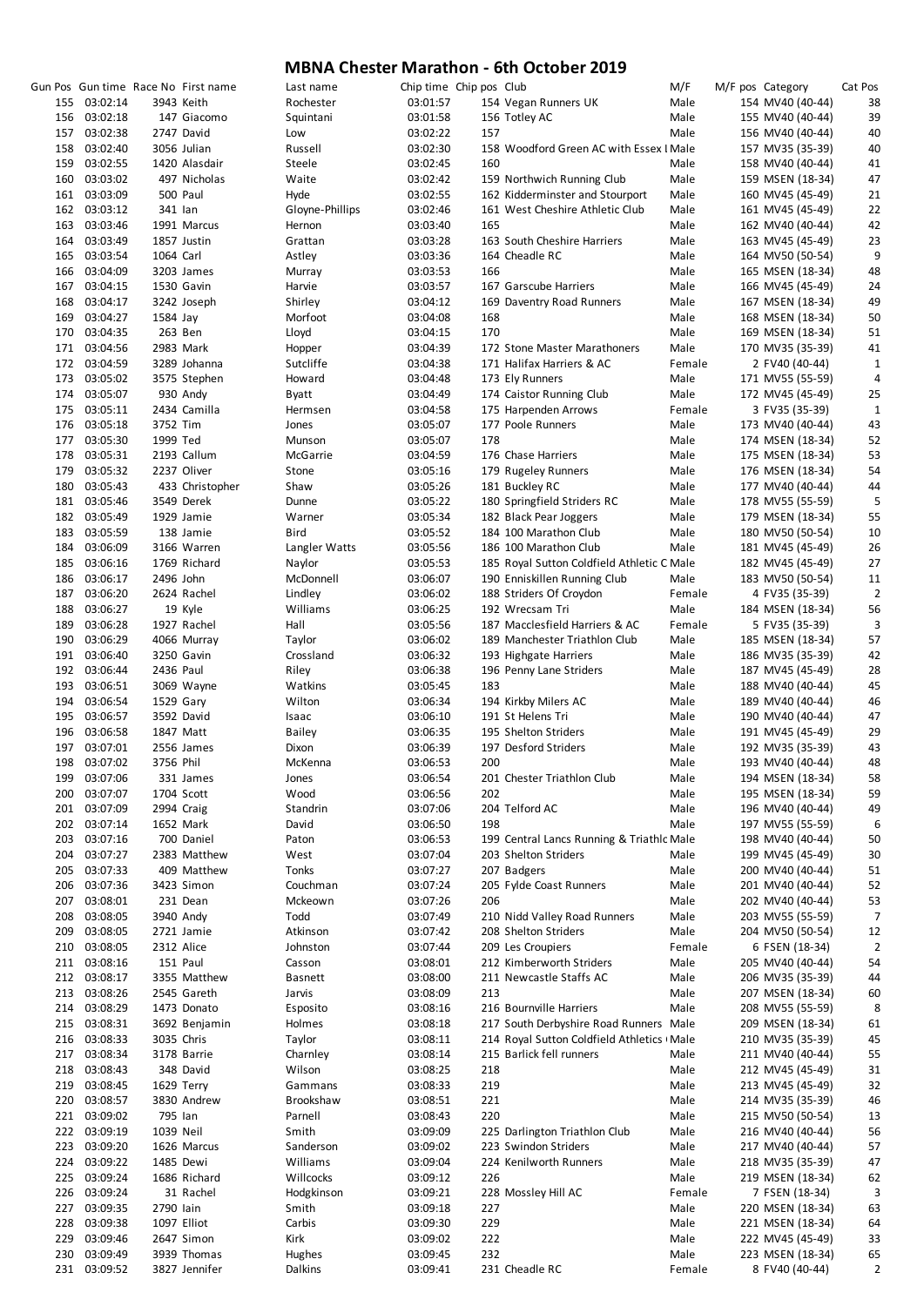# MBNA Chester Marathon - 6th October 2019

| Gun Pos | Gun time | Race No | First name | Last name | Chip time | Chip pos | Club | M/F | M/F pos | Category | Cat Pos |
|---|---|---|---|---|---|---|---|---|---|---|---|
| 155 | 03:02:14 | 3943 | Keith | Rochester | 03:01:57 | 154 | Vegan Runners UK | Male | 154 | MV40 (40-44) | 38 |
| 156 | 03:02:18 | 147 | Giacomo | Squintani | 03:01:58 | 156 | Totley AC | Male | 155 | MV40 (40-44) | 39 |
| 157 | 03:02:38 | 2747 | David | Low | 03:02:22 | 157 | | Male | 156 | MV40 (40-44) | 40 |
| 158 | 03:02:40 | 3056 | Julian | Russell | 03:02:30 | 158 | Woodford Green AC with Essex L | Male | 157 | MV35 (35-39) | 40 |
| 159 | 03:02:55 | 1420 | Alasdair | Steele | 03:02:45 | 160 | | Male | 158 | MV40 (40-44) | 41 |
| 160 | 03:03:02 | 497 | Nicholas | Waite | 03:02:42 | 159 | Northwich Running Club | Male | 159 | MSEN (18-34) | 47 |
| 161 | 03:03:09 | 500 | Paul | Hyde | 03:02:55 | 162 | Kidderminster and Stourport | Male | 160 | MV45 (45-49) | 21 |
| 162 | 03:03:12 | 341 | Ian | Gloyne-Phillips | 03:02:46 | 161 | West Cheshire Athletic Club | Male | 161 | MV45 (45-49) | 22 |
| 163 | 03:03:46 | 1991 | Marcus | Hernon | 03:03:40 | 165 | | Male | 162 | MV40 (40-44) | 42 |
| 164 | 03:03:49 | 1857 | Justin | Grattan | 03:03:28 | 163 | South Cheshire Harriers | Male | 163 | MV45 (45-49) | 23 |
| 165 | 03:03:54 | 1064 | Carl | Astley | 03:03:36 | 164 | Cheadle RC | Male | 164 | MV50 (50-54) | 9 |
| 166 | 03:04:09 | 3203 | James | Murray | 03:03:53 | 166 | | Male | 165 | MSEN (18-34) | 48 |
| 167 | 03:04:15 | 1530 | Gavin | Harvie | 03:03:57 | 167 | Garscube Harriers | Male | 166 | MV45 (45-49) | 24 |
| 168 | 03:04:17 | 3242 | Joseph | Shirley | 03:04:12 | 169 | Daventry Road Runners | Male | 167 | MSEN (18-34) | 49 |
| 169 | 03:04:27 | 1584 | Jay | Morfoot | 03:04:08 | 168 | | Male | 168 | MSEN (18-34) | 50 |
| 170 | 03:04:35 | 263 | Ben | Lloyd | 03:04:15 | 170 | | Male | 169 | MSEN (18-34) | 51 |
| 171 | 03:04:56 | 2983 | Mark | Hopper | 03:04:39 | 172 | Stone Master Marathoners | Male | 170 | MV35 (35-39) | 41 |
| 172 | 03:04:59 | 3289 | Johanna | Sutcliffe | 03:04:38 | 171 | Halifax Harriers & AC | Female | 2 | FV40 (40-44) | 1 |
| 173 | 03:05:02 | 3575 | Stephen | Howard | 03:04:48 | 173 | Ely Runners | Male | 171 | MV55 (55-59) | 4 |
| 174 | 03:05:07 | 930 | Andy | Byatt | 03:04:49 | 174 | Caistor Running Club | Male | 172 | MV45 (45-49) | 25 |
| 175 | 03:05:11 | 2434 | Camilla | Hermsen | 03:04:58 | 175 | Harpenden Arrows | Female | 3 | FV35 (35-39) | 1 |
| 176 | 03:05:18 | 3752 | Tim | Jones | 03:05:07 | 177 | Poole Runners | Male | 173 | MV40 (40-44) | 43 |
| 177 | 03:05:30 | 1999 | Ted | Munson | 03:05:07 | 178 | | Male | 174 | MSEN (18-34) | 52 |
| 178 | 03:05:31 | 2193 | Callum | McGarrie | 03:04:59 | 176 | Chase Harriers | Male | 175 | MSEN (18-34) | 53 |
| 179 | 03:05:32 | 2237 | Oliver | Stone | 03:05:16 | 179 | Rugeley Runners | Male | 176 | MSEN (18-34) | 54 |
| 180 | 03:05:43 | 433 | Christopher | Shaw | 03:05:26 | 181 | Buckley RC | Male | 177 | MV40 (40-44) | 44 |
| 181 | 03:05:46 | 3549 | Derek | Dunne | 03:05:22 | 180 | Springfield Striders RC | Male | 178 | MV55 (55-59) | 5 |
| 182 | 03:05:49 | 1929 | Jamie | Warner | 03:05:34 | 182 | Black Pear Joggers | Male | 179 | MSEN (18-34) | 55 |
| 183 | 03:05:59 | 138 | Jamie | Bird | 03:05:52 | 184 | 100 Marathon Club | Male | 180 | MV50 (50-54) | 10 |
| 184 | 03:06:09 | 3166 | Warren | Langler Watts | 03:05:56 | 186 | 100 Marathon Club | Male | 181 | MV45 (45-49) | 26 |
| 185 | 03:06:16 | 1769 | Richard | Naylor | 03:05:53 | 185 | Royal Sutton Coldfield Athletic C | Male | 182 | MV45 (45-49) | 27 |
| 186 | 03:06:17 | 2496 | John | McDonnell | 03:06:07 | 190 | Enniskillen Running Club | Male | 183 | MV50 (50-54) | 11 |
| 187 | 03:06:20 | 2624 | Rachel | Lindley | 03:06:02 | 188 | Striders Of Croydon | Female | 4 | FV35 (35-39) | 2 |
| 188 | 03:06:27 | 19 | Kyle | Williams | 03:06:25 | 192 | Wrecsam Tri | Male | 184 | MSEN (18-34) | 56 |
| 189 | 03:06:28 | 1927 | Rachel | Hall | 03:05:56 | 187 | Macclesfield Harriers & AC | Female | 5 | FV35 (35-39) | 3 |
| 190 | 03:06:29 | 4066 | Murray | Taylor | 03:06:02 | 189 | Manchester Triathlon Club | Male | 185 | MSEN (18-34) | 57 |
| 191 | 03:06:40 | 3250 | Gavin | Crossland | 03:06:32 | 193 | Highgate Harriers | Male | 186 | MV35 (35-39) | 42 |
| 192 | 03:06:44 | 2436 | Paul | Riley | 03:06:38 | 196 | Penny Lane Striders | Male | 187 | MV45 (45-49) | 28 |
| 193 | 03:06:51 | 3069 | Wayne | Watkins | 03:05:45 | 183 | | Male | 188 | MV40 (40-44) | 45 |
| 194 | 03:06:54 | 1529 | Gary | Wilton | 03:06:34 | 194 | Kirkby Milers AC | Male | 189 | MV40 (40-44) | 46 |
| 195 | 03:06:57 | 3592 | David | Isaac | 03:06:10 | 191 | St Helens Tri | Male | 190 | MV40 (40-44) | 47 |
| 196 | 03:06:58 | 1847 | Matt | Bailey | 03:06:35 | 195 | Shelton Striders | Male | 191 | MV45 (45-49) | 29 |
| 197 | 03:07:01 | 2556 | James | Dixon | 03:06:39 | 197 | Desford Striders | Male | 192 | MV35 (35-39) | 43 |
| 198 | 03:07:02 | 3756 | Phil | McKenna | 03:06:53 | 200 | | Male | 193 | MV40 (40-44) | 48 |
| 199 | 03:07:06 | 331 | James | Jones | 03:06:54 | 201 | Chester Triathlon Club | Male | 194 | MSEN (18-34) | 58 |
| 200 | 03:07:07 | 1704 | Scott | Wood | 03:06:56 | 202 | | Male | 195 | MSEN (18-34) | 59 |
| 201 | 03:07:09 | 2994 | Craig | Standrin | 03:07:06 | 204 | Telford AC | Male | 196 | MV40 (40-44) | 49 |
| 202 | 03:07:14 | 1652 | Mark | David | 03:06:50 | 198 | | Male | 197 | MV55 (55-59) | 6 |
| 203 | 03:07:16 | 700 | Daniel | Paton | 03:06:53 | 199 | Central Lancs Running & Triathlo | Male | 198 | MV40 (40-44) | 50 |
| 204 | 03:07:27 | 2383 | Matthew | West | 03:07:04 | 203 | Shelton Striders | Male | 199 | MV45 (45-49) | 30 |
| 205 | 03:07:33 | 409 | Matthew | Tonks | 03:07:27 | 207 | Badgers | Male | 200 | MV40 (40-44) | 51 |
| 206 | 03:07:36 | 3423 | Simon | Couchman | 03:07:24 | 205 | Fylde Coast Runners | Male | 201 | MV40 (40-44) | 52 |
| 207 | 03:08:01 | 231 | Dean | Mckeown | 03:07:26 | 206 | | Male | 202 | MV40 (40-44) | 53 |
| 208 | 03:08:05 | 3940 | Andy | Todd | 03:07:49 | 210 | Nidd Valley Road Runners | Male | 203 | MV55 (55-59) | 7 |
| 209 | 03:08:05 | 2721 | Jamie | Atkinson | 03:07:42 | 208 | Shelton Striders | Male | 204 | MV50 (50-54) | 12 |
| 210 | 03:08:05 | 2312 | Alice | Johnston | 03:07:44 | 209 | Les Croupiers | Female | 6 | FSEN (18-34) | 2 |
| 211 | 03:08:16 | 151 | Paul | Casson | 03:08:01 | 212 | Kimberworth Striders | Male | 205 | MV40 (40-44) | 54 |
| 212 | 03:08:17 | 3355 | Matthew | Basnett | 03:08:00 | 211 | Newcastle Staffs AC | Male | 206 | MV35 (35-39) | 44 |
| 213 | 03:08:26 | 2545 | Gareth | Jarvis | 03:08:09 | 213 | | Male | 207 | MSEN (18-34) | 60 |
| 214 | 03:08:29 | 1473 | Donato | Esposito | 03:08:16 | 216 | Bournville Harriers | Male | 208 | MV55 (55-59) | 8 |
| 215 | 03:08:31 | 3692 | Benjamin | Holmes | 03:08:18 | 217 | South Derbyshire Road Runners | Male | 209 | MSEN (18-34) | 61 |
| 216 | 03:08:33 | 3035 | Chris | Taylor | 03:08:11 | 214 | Royal Sutton Coldfield Athletics ( | Male | 210 | MV35 (35-39) | 45 |
| 217 | 03:08:34 | 3178 | Barrie | Charnley | 03:08:14 | 215 | Barlick fell runners | Male | 211 | MV40 (40-44) | 55 |
| 218 | 03:08:43 | 348 | David | Wilson | 03:08:25 | 218 | | Male | 212 | MV45 (45-49) | 31 |
| 219 | 03:08:45 | 1629 | Terry | Gammans | 03:08:33 | 219 | | Male | 213 | MV45 (45-49) | 32 |
| 220 | 03:08:57 | 3830 | Andrew | Brookshaw | 03:08:51 | 221 | | Male | 214 | MV35 (35-39) | 46 |
| 221 | 03:09:02 | 795 | Ian | Parnell | 03:08:43 | 220 | | Male | 215 | MV50 (50-54) | 13 |
| 222 | 03:09:19 | 1039 | Neil | Smith | 03:09:09 | 225 | Darlington Triathlon Club | Male | 216 | MV40 (40-44) | 56 |
| 223 | 03:09:20 | 1626 | Marcus | Sanderson | 03:09:02 | 223 | Swindon Striders | Male | 217 | MV40 (40-44) | 57 |
| 224 | 03:09:22 | 1485 | Dewi | Williams | 03:09:04 | 224 | Kenilworth Runners | Male | 218 | MV35 (35-39) | 47 |
| 225 | 03:09:24 | 1686 | Richard | Willcocks | 03:09:12 | 226 | | Male | 219 | MSEN (18-34) | 62 |
| 226 | 03:09:24 | 31 | Rachel | Hodgkinson | 03:09:21 | 228 | Mossley Hill AC | Female | 7 | FSEN (18-34) | 3 |
| 227 | 03:09:35 | 2790 | Iain | Smith | 03:09:18 | 227 | | Male | 220 | MSEN (18-34) | 63 |
| 228 | 03:09:38 | 1097 | Elliot | Carbis | 03:09:30 | 229 | | Male | 221 | MSEN (18-34) | 64 |
| 229 | 03:09:46 | 2647 | Simon | Kirk | 03:09:02 | 222 | | Male | 222 | MV45 (45-49) | 33 |
| 230 | 03:09:49 | 3939 | Thomas | Hughes | 03:09:45 | 232 | | Male | 223 | MSEN (18-34) | 65 |
| 231 | 03:09:52 | 3827 | Jennifer | Dalkins | 03:09:41 | 231 | Cheadle RC | Female | 8 | FV40 (40-44) | 2 |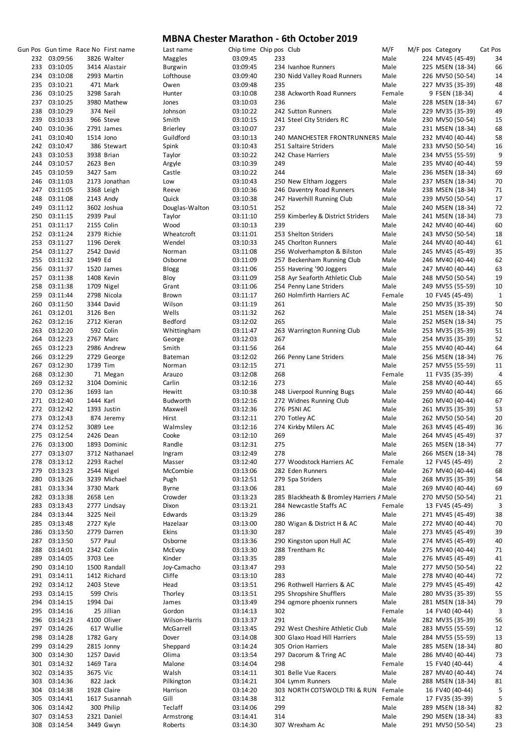# MBNA Chester Marathon - 6th October 2019

| Gun Pos | Gun time | Race No | First name | Last name | Chip time | Chip pos | Club | M/F | M/F pos | Category | Cat Pos |
|---|---|---|---|---|---|---|---|---|---|---|---|
| 232 | 03:09:56 | 3826 | Walter | Maggles | 03:09:45 | 233 | | Male | 224 | MV45 (45-49) | 34 |
| 233 | 03:10:05 | 3414 | Alastair | Burgwin | 03:09:45 | 234 | Ivanhoe Runners | Male | 225 | MSEN (18-34) | 66 |
| 234 | 03:10:08 | 2993 | Martin | Lofthouse | 03:09:40 | 230 | Nidd Valley Road Runners | Male | 226 | MV50 (50-54) | 14 |
| 235 | 03:10:21 | 471 | Mark | Owen | 03:09:48 | 235 | | Male | 227 | MV35 (35-39) | 48 |
| 236 | 03:10:25 | 3298 | Sarah | Hunter | 03:10:08 | 238 | Ackworth Road Runners | Female | 9 | FSEN (18-34) | 4 |
| 237 | 03:10:25 | 3980 | Mathew | Jones | 03:10:03 | 236 | | Male | 228 | MSEN (18-34) | 67 |
| 238 | 03:10:29 | 374 | Neil | Johnson | 03:10:22 | 242 | Sutton Runners | Male | 229 | MV35 (35-39) | 49 |
| 239 | 03:10:33 | 966 | Steve | Smith | 03:10:15 | 241 | Steel City Striders RC | Male | 230 | MV50 (50-54) | 15 |
| 240 | 03:10:36 | 2791 | James | Brierley | 03:10:07 | 237 | | Male | 231 | MSEN (18-34) | 68 |
| 241 | 03:10:40 | 1514 | Jono | Guildford | 03:10:13 | 240 | MANCHESTER FRONTRUNNERS | Male | 232 | MV40 (40-44) | 58 |
| 242 | 03:10:47 | 386 | Stewart | Spink | 03:10:43 | 251 | Saltaire Striders | Male | 233 | MV50 (50-54) | 16 |
| 243 | 03:10:53 | 3938 | Brian | Taylor | 03:10:22 | 242 | Chase Harriers | Male | 234 | MV55 (55-59) | 9 |
| 244 | 03:10:57 | 2623 | Ben | Argyle | 03:10:39 | 249 | | Male | 235 | MV40 (40-44) | 59 |
| 245 | 03:10:59 | 3427 | Sam | Castle | 03:10:22 | 244 | | Male | 236 | MSEN (18-34) | 69 |
| 246 | 03:11:03 | 2173 | Jonathan | Low | 03:10:43 | 250 | New Eltham Joggers | Male | 237 | MSEN (18-34) | 70 |
| 247 | 03:11:05 | 3368 | Leigh | Reeve | 03:10:36 | 246 | Daventry Road Runners | Male | 238 | MSEN (18-34) | 71 |
| 248 | 03:11:08 | 2143 | Andy | Quick | 03:10:38 | 247 | Haverhill Running Club | Male | 239 | MV50 (50-54) | 17 |
| 249 | 03:11:12 | 3602 | Joshua | Douglas-Walton | 03:10:51 | 252 | | Male | 240 | MSEN (18-34) | 72 |
| 250 | 03:11:15 | 2939 | Paul | Taylor | 03:11:10 | 259 | Kimberley & District Striders | Male | 241 | MSEN (18-34) | 73 |
| 251 | 03:11:17 | 2155 | Colin | Wood | 03:10:13 | 239 | | Male | 242 | MV40 (40-44) | 60 |
| 252 | 03:11:24 | 2379 | Richie | Wheatcroft | 03:11:01 | 253 | Shelton Striders | Male | 243 | MV50 (50-54) | 18 |
| 253 | 03:11:27 | 1196 | Derek | Wendel | 03:10:33 | 245 | Chorlton Runners | Male | 244 | MV40 (40-44) | 61 |
| 254 | 03:11:27 | 2542 | David | Norman | 03:11:08 | 256 | Wolverhampton & Bilston | Male | 245 | MV45 (45-49) | 35 |
| 255 | 03:11:32 | 1949 | Ed | Osborne | 03:11:09 | 257 | Beckenham Running Club | Male | 246 | MV40 (40-44) | 62 |
| 256 | 03:11:37 | 1520 | James | Blogg | 03:11:06 | 255 | Havering '90 Joggers | Male | 247 | MV40 (40-44) | 63 |
| 257 | 03:11:38 | 1408 | Kevin | Bloy | 03:11:09 | 258 | Ayr Seaforth Athletic Club | Male | 248 | MV50 (50-54) | 19 |
| 258 | 03:11:38 | 1709 | Nigel | Grant | 03:11:06 | 254 | Penny Lane Striders | Male | 249 | MV55 (55-59) | 10 |
| 259 | 03:11:44 | 2798 | Nicola | Brown | 03:11:17 | 260 | Holmfirth Harriers AC | Female | 10 | FV45 (45-49) | 1 |
| 260 | 03:11:50 | 3344 | David | Wilson | 03:11:19 | 261 | | Male | 250 | MV35 (35-39) | 50 |
| 261 | 03:12:01 | 3126 | Ben | Wells | 03:11:32 | 262 | | Male | 251 | MSEN (18-34) | 74 |
| 262 | 03:12:16 | 2712 | Kieran | Bedford | 03:12:02 | 265 | | Male | 252 | MSEN (18-34) | 75 |
| 263 | 03:12:20 | 592 | Colin | Whittingham | 03:11:47 | 263 | Warrington Running Club | Male | 253 | MV35 (35-39) | 51 |
| 264 | 03:12:23 | 2767 | Marc | George | 03:12:03 | 267 | | Male | 254 | MV35 (35-39) | 52 |
| 265 | 03:12:23 | 2986 | Andrew | Smith | 03:11:56 | 264 | | Male | 255 | MV40 (40-44) | 64 |
| 266 | 03:12:29 | 2729 | George | Bateman | 03:12:02 | 266 | Penny Lane Striders | Male | 256 | MSEN (18-34) | 76 |
| 267 | 03:12:30 | 1739 | Tim | Norman | 03:12:15 | 271 | | Male | 257 | MV55 (55-59) | 11 |
| 268 | 03:12:30 | 71 | Megan | Arauzo | 03:12:08 | 268 | | Female | 11 | FV35 (35-39) | 4 |
| 269 | 03:12:32 | 3104 | Dominic | Carlin | 03:12:16 | 273 | | Male | 258 | MV40 (40-44) | 65 |
| 270 | 03:12:36 | 1693 | Ian | Hewitt | 03:10:38 | 248 | Liverpool Running Bugs | Male | 259 | MV40 (40-44) | 66 |
| 271 | 03:12:40 | 1444 | Karl | Budworth | 03:12:16 | 272 | Widnes Running Club | Male | 260 | MV40 (40-44) | 67 |
| 272 | 03:12:42 | 1393 | Justin | Maxwell | 03:12:36 | 276 | PSNI AC | Male | 261 | MV35 (35-39) | 53 |
| 273 | 03:12:43 | 874 | Jeremy | Hirst | 03:12:11 | 270 | Totley AC | Male | 262 | MV50 (50-54) | 20 |
| 274 | 03:12:52 | 3089 | Lee | Walmsley | 03:12:16 | 274 | Kirkby Milers AC | Male | 263 | MV45 (45-49) | 36 |
| 275 | 03:12:54 | 2426 | Dean | Cooke | 03:12:10 | 269 | | Male | 264 | MV45 (45-49) | 37 |
| 276 | 03:13:00 | 1893 | Dominic | Randle | 03:12:31 | 275 | | Male | 265 | MSEN (18-34) | 77 |
| 277 | 03:13:07 | 3712 | Nathanael | Ingram | 03:12:49 | 278 | | Male | 266 | MSEN (18-34) | 78 |
| 278 | 03:13:12 | 2293 | Rachel | Masser | 03:12:40 | 277 | Woodstock Harriers AC | Female | 12 | FV45 (45-49) | 2 |
| 279 | 03:13:23 | 2544 | Nigel | McCombie | 03:13:06 | 282 | Eden Runners | Male | 267 | MV40 (40-44) | 68 |
| 280 | 03:13:26 | 3239 | Michael | Pugh | 03:12:51 | 279 | Spa Striders | Male | 268 | MV35 (35-39) | 54 |
| 281 | 03:13:34 | 3730 | Mark | Byrne | 03:13:06 | 281 | | Male | 269 | MV40 (40-44) | 69 |
| 282 | 03:13:38 | 2658 | Len | Crowder | 03:13:23 | 285 | Blackheath & Bromley Harriers A | Male | 270 | MV50 (50-54) | 21 |
| 283 | 03:13:43 | 2777 | Lindsay | Dixon | 03:13:21 | 284 | Newcastle Staffs AC | Female | 13 | FV45 (45-49) | 3 |
| 284 | 03:13:44 | 3225 | Neil | Edwards | 03:13:29 | 286 | | Male | 271 | MV45 (45-49) | 38 |
| 285 | 03:13:48 | 2727 | Kyle | Hazelaar | 03:13:00 | 280 | Wigan & District H & AC | Male | 272 | MV40 (40-44) | 70 |
| 286 | 03:13:50 | 2779 | Darren | Ekins | 03:13:30 | 287 | | Male | 273 | MV45 (45-49) | 39 |
| 287 | 03:13:50 | 577 | Paul | Osborne | 03:13:36 | 290 | Kingston upon Hull AC | Male | 274 | MV45 (45-49) | 40 |
| 288 | 03:14:01 | 2342 | Colin | McEvoy | 03:13:30 | 288 | Trentham Rc | Male | 275 | MV40 (40-44) | 71 |
| 289 | 03:14:05 | 3703 | Lee | Kinder | 03:13:35 | 289 | | Male | 276 | MV45 (45-49) | 41 |
| 290 | 03:14:10 | 1500 | Randall | Joy-Camacho | 03:13:47 | 293 | | Male | 277 | MV50 (50-54) | 22 |
| 291 | 03:14:11 | 1412 | Richard | Cliffe | 03:13:10 | 283 | | Male | 278 | MV40 (40-44) | 72 |
| 292 | 03:14:12 | 2403 | Steve | Head | 03:13:51 | 296 | Rothwell Harriers & AC | Male | 279 | MV45 (45-49) | 42 |
| 293 | 03:14:15 | 599 | Chris | Thorley | 03:13:51 | 295 | Shropshire Shufflers | Male | 280 | MV35 (35-39) | 55 |
| 294 | 03:14:15 | 1994 | Dai | James | 03:13:49 | 294 | ogmore phoenix runners | Male | 281 | MSEN (18-34) | 79 |
| 295 | 03:14:16 | 25 | Jillian | Gordon | 03:14:13 | 302 | | Female | 14 | FV40 (40-44) | 3 |
| 296 | 03:14:23 | 4100 | Oliver | Wilson-Harris | 03:13:37 | 291 | | Male | 282 | MV35 (35-39) | 56 |
| 297 | 03:14:26 | 617 | Wullie | McGarrell | 03:13:45 | 292 | West Cheshire Athletic Club | Male | 283 | MV55 (55-59) | 12 |
| 298 | 03:14:28 | 1782 | Gary | Dover | 03:14:08 | 300 | Glaxo Hoad Hill Harriers | Male | 284 | MV55 (55-59) | 13 |
| 299 | 03:14:29 | 2815 | Jonny | Sheppard | 03:14:24 | 305 | Orion Harriers | Male | 285 | MSEN (18-34) | 80 |
| 300 | 03:14:30 | 1257 | David | Olima | 03:13:54 | 297 | Dacorum & Tring AC | Male | 286 | MV40 (40-44) | 73 |
| 301 | 03:14:32 | 1469 | Tara | Malone | 03:14:04 | 298 | | Female | 15 | FV40 (40-44) | 4 |
| 302 | 03:14:35 | 3675 | Vic | Walsh | 03:14:11 | 301 | Belle Vue Racers | Male | 287 | MV40 (40-44) | 74 |
| 303 | 03:14:36 | 822 | Jack | Pilkington | 03:14:21 | 304 | Lymm Runners | Male | 288 | MSEN (18-34) | 81 |
| 304 | 03:14:38 | 1928 | Claire | Harrison | 03:14:20 | 303 | NORTH COTSWOLD TRI & RUN | Female | 16 | FV40 (40-44) | 5 |
| 305 | 03:14:41 | 1617 | Susannah | Gill | 03:14:38 | 312 | | Female | 17 | FV35 (35-39) | 5 |
| 306 | 03:14:42 | 300 | Philip | Teclaff | 03:14:06 | 299 | | Male | 289 | MSEN (18-34) | 82 |
| 307 | 03:14:53 | 2321 | Daniel | Armstrong | 03:14:41 | 314 | | Male | 290 | MSEN (18-34) | 83 |
| 308 | 03:14:54 | 3449 | Gwyn | Roberts | 03:14:30 | 307 | Wrexham Ac | Male | 291 | MV50 (50-54) | 23 |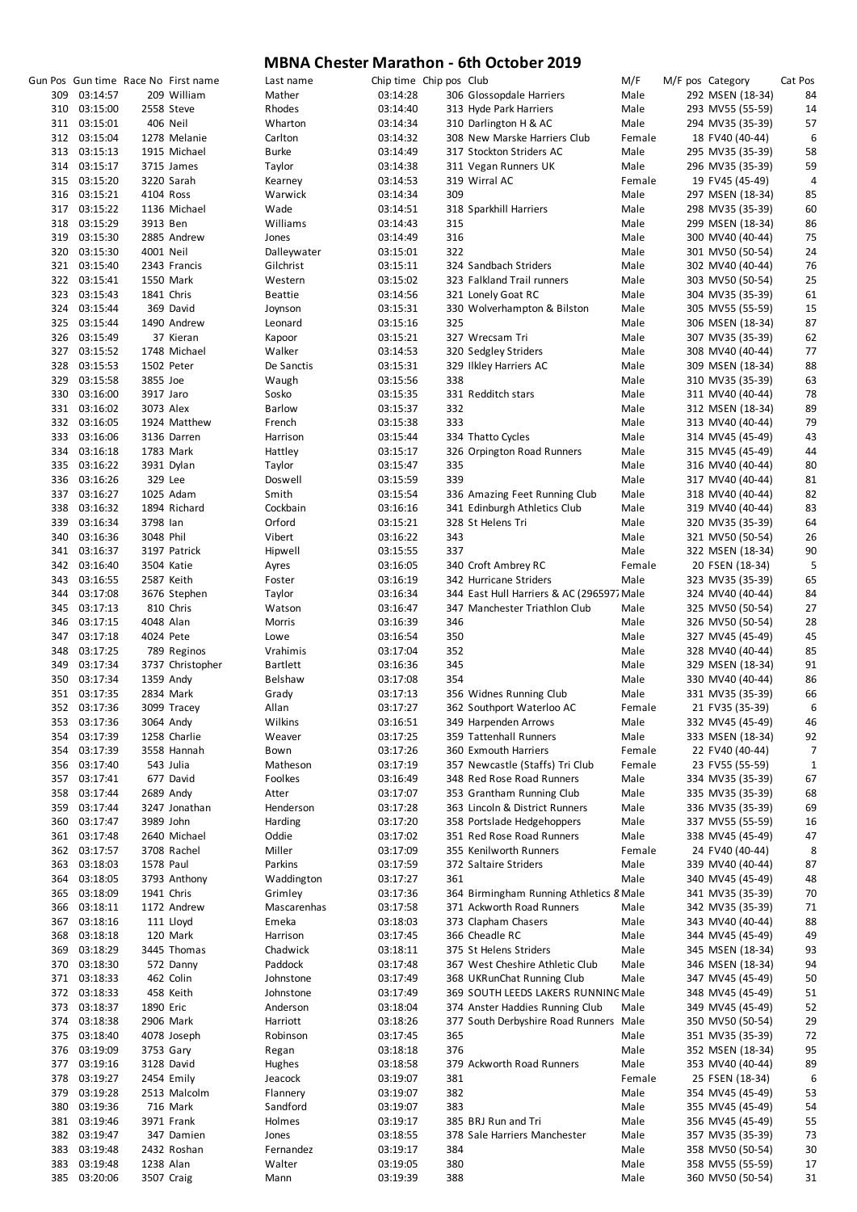# MBNA Chester Marathon - 6th October 2019

| Gun Pos | Gun time | Race No | First name | Last name | Chip time | Chip pos | Club | M/F | M/F pos | Category | Cat Pos |
|---|---|---|---|---|---|---|---|---|---|---|---|
| 309 | 03:14:57 | 209 | William | Mather | 03:14:28 | 306 | Glossopdale Harriers | Male | 292 | MSEN (18-34) | 84 |
| 310 | 03:15:00 | 2558 | Steve | Rhodes | 03:14:40 | 313 | Hyde Park Harriers | Male | 293 | MV55 (55-59) | 14 |
| 311 | 03:15:01 | 406 | Neil | Wharton | 03:14:34 | 310 | Darlington H & AC | Male | 294 | MV35 (35-39) | 57 |
| 312 | 03:15:04 | 1278 | Melanie | Carlton | 03:14:32 | 308 | New Marske Harriers Club | Female | 18 | FV40 (40-44) | 6 |
| 313 | 03:15:13 | 1915 | Michael | Burke | 03:14:49 | 317 | Stockton Striders AC | Male | 295 | MV35 (35-39) | 58 |
| 314 | 03:15:17 | 3715 | James | Taylor | 03:14:38 | 311 | Vegan Runners UK | Male | 296 | MV35 (35-39) | 59 |
| 315 | 03:15:20 | 3220 | Sarah | Kearney | 03:14:53 | 319 | Wirral AC | Female | 19 | FV45 (45-49) | 4 |
| 316 | 03:15:21 | 4104 | Ross | Warwick | 03:14:34 | 309 | | Male | 297 | MSEN (18-34) | 85 |
| 317 | 03:15:22 | 1136 | Michael | Wade | 03:14:51 | 318 | Sparkhill Harriers | Male | 298 | MV35 (35-39) | 60 |
| 318 | 03:15:29 | 3913 | Ben | Williams | 03:14:43 | 315 | | Male | 299 | MSEN (18-34) | 86 |
| 319 | 03:15:30 | 2885 | Andrew | Jones | 03:14:49 | 316 | | Male | 300 | MV40 (40-44) | 75 |
| 320 | 03:15:30 | 4001 | Neil | Dalleywater | 03:15:01 | 322 | | Male | 301 | MV50 (50-54) | 24 |
| 321 | 03:15:40 | 2343 | Francis | Gilchrist | 03:15:11 | 324 | Sandbach Striders | Male | 302 | MV40 (40-44) | 76 |
| 322 | 03:15:41 | 1550 | Mark | Western | 03:15:02 | 323 | Falkland Trail runners | Male | 303 | MV50 (50-54) | 25 |
| 323 | 03:15:43 | 1841 | Chris | Beattie | 03:14:56 | 321 | Lonely Goat RC | Male | 304 | MV35 (35-39) | 61 |
| 324 | 03:15:44 | 369 | David | Joynson | 03:15:31 | 330 | Wolverhampton & Bilston | Male | 305 | MV55 (55-59) | 15 |
| 325 | 03:15:44 | 1490 | Andrew | Leonard | 03:15:16 | 325 | | Male | 306 | MSEN (18-34) | 87 |
| 326 | 03:15:49 | 37 | Kieran | Kapoor | 03:15:21 | 327 | Wrecsam Tri | Male | 307 | MV35 (35-39) | 62 |
| 327 | 03:15:52 | 1748 | Michael | Walker | 03:14:53 | 320 | Sedgley Striders | Male | 308 | MV40 (40-44) | 77 |
| 328 | 03:15:53 | 1502 | Peter | De Sanctis | 03:15:31 | 329 | Ilkley Harriers AC | Male | 309 | MSEN (18-34) | 88 |
| 329 | 03:15:58 | 3855 | Joe | Waugh | 03:15:56 | 338 | | Male | 310 | MV35 (35-39) | 63 |
| 330 | 03:16:00 | 3917 | Jaro | Sosko | 03:15:35 | 331 | Redditch stars | Male | 311 | MV40 (40-44) | 78 |
| 331 | 03:16:02 | 3073 | Alex | Barlow | 03:15:37 | 332 | | Male | 312 | MSEN (18-34) | 89 |
| 332 | 03:16:05 | 1924 | Matthew | French | 03:15:38 | 333 | | Male | 313 | MV40 (40-44) | 79 |
| 333 | 03:16:06 | 3136 | Darren | Harrison | 03:15:44 | 334 | Thatto Cycles | Male | 314 | MV45 (45-49) | 43 |
| 334 | 03:16:18 | 1783 | Mark | Hattley | 03:15:17 | 326 | Orpington Road Runners | Male | 315 | MV45 (45-49) | 44 |
| 335 | 03:16:22 | 3931 | Dylan | Taylor | 03:15:47 | 335 | | Male | 316 | MV40 (40-44) | 80 |
| 336 | 03:16:26 | 329 | Lee | Doswell | 03:15:59 | 339 | | Male | 317 | MV40 (40-44) | 81 |
| 337 | 03:16:27 | 1025 | Adam | Smith | 03:15:54 | 336 | Amazing Feet Running Club | Male | 318 | MV40 (40-44) | 82 |
| 338 | 03:16:32 | 1894 | Richard | Cockbain | 03:16:16 | 341 | Edinburgh Athletics Club | Male | 319 | MV40 (40-44) | 83 |
| 339 | 03:16:34 | 3798 | Ian | Orford | 03:15:21 | 328 | St Helens Tri | Male | 320 | MV35 (35-39) | 64 |
| 340 | 03:16:36 | 3048 | Phil | Vibert | 03:16:22 | 343 | | Male | 321 | MV50 (50-54) | 26 |
| 341 | 03:16:37 | 3197 | Patrick | Hipwell | 03:15:55 | 337 | | Male | 322 | MSEN (18-34) | 90 |
| 342 | 03:16:40 | 3504 | Katie | Ayres | 03:16:05 | 340 | Croft Ambrey RC | Female | 20 | FSEN (18-34) | 5 |
| 343 | 03:16:55 | 2587 | Keith | Foster | 03:16:19 | 342 | Hurricane Striders | Male | 323 | MV35 (35-39) | 65 |
| 344 | 03:17:08 | 3676 | Stephen | Taylor | 03:16:34 | 344 | East Hull Harriers & AC (2965977 | Male | 324 | MV40 (40-44) | 84 |
| 345 | 03:17:13 | 810 | Chris | Watson | 03:16:47 | 347 | Manchester Triathlon Club | Male | 325 | MV50 (50-54) | 27 |
| 346 | 03:17:15 | 4048 | Alan | Morris | 03:16:39 | 346 | | Male | 326 | MV50 (50-54) | 28 |
| 347 | 03:17:18 | 4024 | Pete | Lowe | 03:16:54 | 350 | | Male | 327 | MV45 (45-49) | 45 |
| 348 | 03:17:25 | 789 | Reginos | Vrahimis | 03:17:04 | 352 | | Male | 328 | MV40 (40-44) | 85 |
| 349 | 03:17:34 | 3737 | Christopher | Bartlett | 03:16:36 | 345 | | Male | 329 | MSEN (18-34) | 91 |
| 350 | 03:17:34 | 1359 | Andy | Belshaw | 03:17:08 | 354 | | Male | 330 | MV40 (40-44) | 86 |
| 351 | 03:17:35 | 2834 | Mark | Grady | 03:17:13 | 356 | Widnes Running Club | Male | 331 | MV35 (35-39) | 66 |
| 352 | 03:17:36 | 3099 | Tracey | Allan | 03:17:27 | 362 | Southport Waterloo AC | Female | 21 | FV35 (35-39) | 6 |
| 353 | 03:17:36 | 3064 | Andy | Wilkins | 03:16:51 | 349 | Harpenden Arrows | Male | 332 | MV45 (45-49) | 46 |
| 354 | 03:17:39 | 1258 | Charlie | Weaver | 03:17:25 | 359 | Tattenhall Runners | Male | 333 | MSEN (18-34) | 92 |
| 354 | 03:17:39 | 3558 | Hannah | Bown | 03:17:26 | 360 | Exmouth Harriers | Female | 22 | FV40 (40-44) | 7 |
| 356 | 03:17:40 | 543 | Julia | Matheson | 03:17:19 | 357 | Newcastle (Staffs) Tri Club | Female | 23 | FV55 (55-59) | 1 |
| 357 | 03:17:41 | 677 | David | Foolkes | 03:16:49 | 348 | Red Rose Road Runners | Male | 334 | MV35 (35-39) | 67 |
| 358 | 03:17:44 | 2689 | Andy | Atter | 03:17:07 | 353 | Grantham Running Club | Male | 335 | MV35 (35-39) | 68 |
| 359 | 03:17:44 | 3247 | Jonathan | Henderson | 03:17:28 | 363 | Lincoln & District Runners | Male | 336 | MV35 (35-39) | 69 |
| 360 | 03:17:47 | 3989 | John | Harding | 03:17:20 | 358 | Portslade Hedgehoppers | Male | 337 | MV55 (55-59) | 16 |
| 361 | 03:17:48 | 2640 | Michael | Oddie | 03:17:02 | 351 | Red Rose Road Runners | Male | 338 | MV45 (45-49) | 47 |
| 362 | 03:17:57 | 3708 | Rachel | Miller | 03:17:09 | 355 | Kenilworth Runners | Female | 24 | FV40 (40-44) | 8 |
| 363 | 03:18:03 | 1578 | Paul | Parkins | 03:17:59 | 372 | Saltaire Striders | Male | 339 | MV40 (40-44) | 87 |
| 364 | 03:18:05 | 3793 | Anthony | Waddington | 03:17:27 | 361 | | Male | 340 | MV45 (45-49) | 48 |
| 365 | 03:18:09 | 1941 | Chris | Grimley | 03:17:36 | 364 | Birmingham Running Athletics 8 | Male | 341 | MV35 (35-39) | 70 |
| 366 | 03:18:11 | 1172 | Andrew | Mascarenhas | 03:17:58 | 371 | Ackworth Road Runners | Male | 342 | MV35 (35-39) | 71 |
| 367 | 03:18:16 | 111 | Lloyd | Emeka | 03:18:03 | 373 | Clapham Chasers | Male | 343 | MV40 (40-44) | 88 |
| 368 | 03:18:18 | 120 | Mark | Harrison | 03:17:45 | 366 | Cheadle RC | Male | 344 | MV45 (45-49) | 49 |
| 369 | 03:18:29 | 3445 | Thomas | Chadwick | 03:18:11 | 375 | St Helens Striders | Male | 345 | MSEN (18-34) | 93 |
| 370 | 03:18:30 | 572 | Danny | Paddock | 03:17:48 | 367 | West Cheshire Athletic Club | Male | 346 | MSEN (18-34) | 94 |
| 371 | 03:18:33 | 462 | Colin | Johnstone | 03:17:49 | 368 | UKRunChat Running Club | Male | 347 | MV45 (45-49) | 50 |
| 372 | 03:18:33 | 458 | Keith | Johnstone | 03:17:49 | 369 | SOUTH LEEDS LAKERS RUNNING | Male | 348 | MV45 (45-49) | 51 |
| 373 | 03:18:37 | 1890 | Eric | Anderson | 03:18:04 | 374 | Anster Haddies Running Club | Male | 349 | MV45 (45-49) | 52 |
| 374 | 03:18:38 | 2906 | Mark | Harriott | 03:18:26 | 377 | South Derbyshire Road Runners | Male | 350 | MV50 (50-54) | 29 |
| 375 | 03:18:40 | 4078 | Joseph | Robinson | 03:17:45 | 365 | | Male | 351 | MV35 (35-39) | 72 |
| 376 | 03:19:09 | 3753 | Gary | Regan | 03:18:18 | 376 | | Male | 352 | MSEN (18-34) | 95 |
| 377 | 03:19:16 | 3128 | David | Hughes | 03:18:58 | 379 | Ackworth Road Runners | Male | 353 | MV40 (40-44) | 89 |
| 378 | 03:19:27 | 2454 | Emily | Jeacock | 03:19:07 | 381 | | Female | 25 | FSEN (18-34) | 6 |
| 379 | 03:19:28 | 2513 | Malcolm | Flannery | 03:19:07 | 382 | | Male | 354 | MV45 (45-49) | 53 |
| 380 | 03:19:36 | 716 | Mark | Sandford | 03:19:07 | 383 | | Male | 355 | MV45 (45-49) | 54 |
| 381 | 03:19:46 | 3971 | Frank | Holmes | 03:19:17 | 385 | BRJ Run and Tri | Male | 356 | MV45 (45-49) | 55 |
| 382 | 03:19:47 | 347 | Damien | Jones | 03:18:55 | 378 | Sale Harriers Manchester | Male | 357 | MV35 (35-39) | 73 |
| 383 | 03:19:48 | 2432 | Roshan | Fernandez | 03:19:17 | 384 | | Male | 358 | MV50 (50-54) | 30 |
| 383 | 03:19:48 | 1238 | Alan | Walter | 03:19:05 | 380 | | Male | 358 | MV55 (55-59) | 17 |
| 385 | 03:20:06 | 3507 | Craig | Mann | 03:19:39 | 388 | | Male | 360 | MV50 (50-54) | 31 |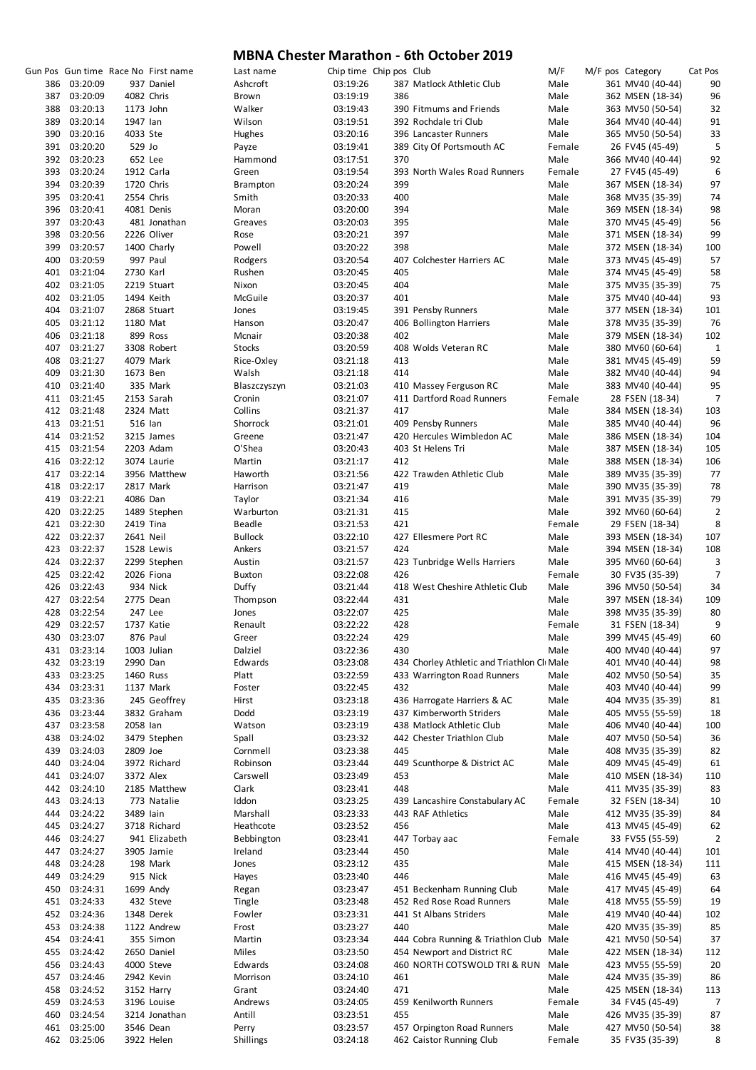# MBNA Chester Marathon - 6th October 2019

| Gun Pos | Gun time | Race No | First name | Last name | Chip time | Chip pos | Club | M/F | M/F pos | Category | Cat Pos |
|---|---|---|---|---|---|---|---|---|---|---|---|
| 386 | 03:20:09 | 937 | Daniel | Ashcroft | 03:19:26 | 387 | Matlock Athletic Club | Male | 361 | MV40 (40-44) | 90 |
| 387 | 03:20:09 | 4082 | Chris | Brown | 03:19:19 | 386 | | Male | 362 | MSEN (18-34) | 96 |
| 388 | 03:20:13 | 1173 | John | Walker | 03:19:43 | 390 | Fitmums and Friends | Male | 363 | MV50 (50-54) | 32 |
| 389 | 03:20:14 | 1947 | Ian | Wilson | 03:19:51 | 392 | Rochdale tri Club | Male | 364 | MV40 (40-44) | 91 |
| 390 | 03:20:16 | 4033 | Ste | Hughes | 03:20:16 | 396 | Lancaster Runners | Male | 365 | MV50 (50-54) | 33 |
| 391 | 03:20:20 | 529 | Jo | Payze | 03:19:41 | 389 | City Of Portsmouth AC | Female | 26 | FV45 (45-49) | 5 |
| 392 | 03:20:23 | 652 | Lee | Hammond | 03:17:51 | 370 | | Male | 366 | MV40 (40-44) | 92 |
| 393 | 03:20:24 | 1912 | Carla | Green | 03:19:54 | 393 | North Wales Road Runners | Female | 27 | FV45 (45-49) | 6 |
| 394 | 03:20:39 | 1720 | Chris | Brampton | 03:20:24 | 399 | | Male | 367 | MSEN (18-34) | 97 |
| 395 | 03:20:41 | 2554 | Chris | Smith | 03:20:33 | 400 | | Male | 368 | MV35 (35-39) | 74 |
| 396 | 03:20:41 | 4081 | Denis | Moran | 03:20:00 | 394 | | Male | 369 | MSEN (18-34) | 98 |
| 397 | 03:20:43 | 481 | Jonathan | Greaves | 03:20:03 | 395 | | Male | 370 | MV45 (45-49) | 56 |
| 398 | 03:20:56 | 2226 | Oliver | Rose | 03:20:21 | 397 | | Male | 371 | MSEN (18-34) | 99 |
| 399 | 03:20:57 | 1400 | Charly | Powell | 03:20:22 | 398 | | Male | 372 | MSEN (18-34) | 100 |
| 400 | 03:20:59 | 997 | Paul | Rodgers | 03:20:54 | 407 | Colchester Harriers AC | Male | 373 | MV45 (45-49) | 57 |
| 401 | 03:21:04 | 2730 | Karl | Rushen | 03:20:45 | 405 | | Male | 374 | MV45 (45-49) | 58 |
| 402 | 03:21:05 | 2219 | Stuart | Nixon | 03:20:45 | 404 | | Male | 375 | MV35 (35-39) | 75 |
| 402 | 03:21:05 | 1494 | Keith | McGuile | 03:20:37 | 401 | | Male | 375 | MV40 (40-44) | 93 |
| 404 | 03:21:07 | 2868 | Stuart | Jones | 03:19:45 | 391 | Pensby Runners | Male | 377 | MSEN (18-34) | 101 |
| 405 | 03:21:12 | 1180 | Mat | Hanson | 03:20:47 | 406 | Bollington Harriers | Male | 378 | MV35 (35-39) | 76 |
| 406 | 03:21:18 | 899 | Ross | Mcnair | 03:20:38 | 402 | | Male | 379 | MSEN (18-34) | 102 |
| 407 | 03:21:27 | 3308 | Robert | Stocks | 03:20:59 | 408 | Wolds Veteran RC | Male | 380 | MV60 (60-64) | 1 |
| 408 | 03:21:27 | 4079 | Mark | Rice-Oxley | 03:21:18 | 413 | | Male | 381 | MV45 (45-49) | 59 |
| 409 | 03:21:30 | 1673 | Ben | Walsh | 03:21:18 | 414 | | Male | 382 | MV40 (40-44) | 94 |
| 410 | 03:21:40 | 335 | Mark | Blaszczyszyn | 03:21:03 | 410 | Massey Ferguson RC | Male | 383 | MV40 (40-44) | 95 |
| 411 | 03:21:45 | 2153 | Sarah | Cronin | 03:21:07 | 411 | Dartford Road Runners | Female | 28 | FSEN (18-34) | 7 |
| 412 | 03:21:48 | 2324 | Matt | Collins | 03:21:37 | 417 | | Male | 384 | MSEN (18-34) | 103 |
| 413 | 03:21:51 | 516 | Ian | Shorrock | 03:21:01 | 409 | Pensby Runners | Male | 385 | MV40 (40-44) | 96 |
| 414 | 03:21:52 | 3215 | James | Greene | 03:21:47 | 420 | Hercules Wimbledon AC | Male | 386 | MSEN (18-34) | 104 |
| 415 | 03:21:54 | 2203 | Adam | O'Shea | 03:20:43 | 403 | St Helens Tri | Male | 387 | MSEN (18-34) | 105 |
| 416 | 03:22:12 | 3074 | Laurie | Martin | 03:21:17 | 412 | | Male | 388 | MSEN (18-34) | 106 |
| 417 | 03:22:14 | 3956 | Matthew | Haworth | 03:21:56 | 422 | Trawden Athletic Club | Male | 389 | MV35 (35-39) | 77 |
| 418 | 03:22:17 | 2817 | Mark | Harrison | 03:21:47 | 419 | | Male | 390 | MV35 (35-39) | 78 |
| 419 | 03:22:21 | 4086 | Dan | Taylor | 03:21:34 | 416 | | Male | 391 | MV35 (35-39) | 79 |
| 420 | 03:22:25 | 1489 | Stephen | Warburton | 03:21:31 | 415 | | Male | 392 | MV60 (60-64) | 2 |
| 421 | 03:22:30 | 2419 | Tina | Beadle | 03:21:53 | 421 | | Female | 29 | FSEN (18-34) | 8 |
| 422 | 03:22:37 | 2641 | Neil | Bullock | 03:22:10 | 427 | Ellesmere Port RC | Male | 393 | MSEN (18-34) | 107 |
| 423 | 03:22:37 | 1528 | Lewis | Ankers | 03:21:57 | 424 | | Male | 394 | MSEN (18-34) | 108 |
| 424 | 03:22:37 | 2299 | Stephen | Austin | 03:21:57 | 423 | Tunbridge Wells Harriers | Male | 395 | MV60 (60-64) | 3 |
| 425 | 03:22:42 | 2026 | Fiona | Buxton | 03:22:08 | 426 | | Female | 30 | FV35 (35-39) | 7 |
| 426 | 03:22:43 | 934 | Nick | Duffy | 03:21:44 | 418 | West Cheshire Athletic Club | Male | 396 | MV50 (50-54) | 34 |
| 427 | 03:22:54 | 2775 | Dean | Thompson | 03:22:44 | 431 | | Male | 397 | MSEN (18-34) | 109 |
| 428 | 03:22:54 | 247 | Lee | Jones | 03:22:07 | 425 | | Male | 398 | MV35 (35-39) | 80 |
| 429 | 03:22:57 | 1737 | Katie | Renault | 03:22:22 | 428 | | Female | 31 | FSEN (18-34) | 9 |
| 430 | 03:23:07 | 876 | Paul | Greer | 03:22:24 | 429 | | Male | 399 | MV45 (45-49) | 60 |
| 431 | 03:23:14 | 1003 | Julian | Dalziel | 03:22:36 | 430 | | Male | 400 | MV40 (40-44) | 97 |
| 432 | 03:23:19 | 2990 | Dan | Edwards | 03:23:08 | 434 | Chorley Athletic and Triathlon Cl | Male | 401 | MV40 (40-44) | 98 |
| 433 | 03:23:25 | 1460 | Russ | Platt | 03:22:59 | 433 | Warrington Road Runners | Male | 402 | MV50 (50-54) | 35 |
| 434 | 03:23:31 | 1137 | Mark | Foster | 03:22:45 | 432 | | Male | 403 | MV40 (40-44) | 99 |
| 435 | 03:23:36 | 245 | Geoffrey | Hirst | 03:23:18 | 436 | Harrogate Harriers & AC | Male | 404 | MV35 (35-39) | 81 |
| 436 | 03:23:44 | 3832 | Graham | Dodd | 03:23:19 | 437 | Kimberworth Striders | Male | 405 | MV55 (55-59) | 18 |
| 437 | 03:23:58 | 2058 | Ian | Watson | 03:23:19 | 438 | Matlock Athletic Club | Male | 406 | MV40 (40-44) | 100 |
| 438 | 03:24:02 | 3479 | Stephen | Spall | 03:23:32 | 442 | Chester Triathlon Club | Male | 407 | MV50 (50-54) | 36 |
| 439 | 03:24:03 | 2809 | Joe | Cornmell | 03:23:38 | 445 | | Male | 408 | MV35 (35-39) | 82 |
| 440 | 03:24:04 | 3972 | Richard | Robinson | 03:23:44 | 449 | Scunthorpe & District AC | Male | 409 | MV45 (45-49) | 61 |
| 441 | 03:24:07 | 3372 | Alex | Carswell | 03:23:49 | 453 | | Male | 410 | MSEN (18-34) | 110 |
| 442 | 03:24:10 | 2185 | Matthew | Clark | 03:23:41 | 448 | | Male | 411 | MV35 (35-39) | 83 |
| 443 | 03:24:13 | 773 | Natalie | Iddon | 03:23:25 | 439 | Lancashire Constabulary AC | Female | 32 | FSEN (18-34) | 10 |
| 444 | 03:24:22 | 3489 | Iain | Marshall | 03:23:33 | 443 | RAF Athletics | Male | 412 | MV35 (35-39) | 84 |
| 445 | 03:24:27 | 3718 | Richard | Heathcote | 03:23:52 | 456 | | Male | 413 | MV45 (45-49) | 62 |
| 446 | 03:24:27 | 941 | Elizabeth | Bebbington | 03:23:41 | 447 | Torbay aac | Female | 33 | FV55 (55-59) | 2 |
| 447 | 03:24:27 | 3905 | Jamie | Ireland | 03:23:44 | 450 | | Male | 414 | MV40 (40-44) | 101 |
| 448 | 03:24:28 | 198 | Mark | Jones | 03:23:12 | 435 | | Male | 415 | MSEN (18-34) | 111 |
| 449 | 03:24:29 | 915 | Nick | Hayes | 03:23:40 | 446 | | Male | 416 | MV45 (45-49) | 63 |
| 450 | 03:24:31 | 1699 | Andy | Regan | 03:23:47 | 451 | Beckenham Running Club | Male | 417 | MV45 (45-49) | 64 |
| 451 | 03:24:33 | 432 | Steve | Tingle | 03:23:48 | 452 | Red Rose Road Runners | Male | 418 | MV55 (55-59) | 19 |
| 452 | 03:24:36 | 1348 | Derek | Fowler | 03:23:31 | 441 | St Albans Striders | Male | 419 | MV40 (40-44) | 102 |
| 453 | 03:24:38 | 1122 | Andrew | Frost | 03:23:27 | 440 | | Male | 420 | MV35 (35-39) | 85 |
| 454 | 03:24:41 | 355 | Simon | Martin | 03:23:34 | 444 | Cobra Running & Triathlon Club | Male | 421 | MV50 (50-54) | 37 |
| 455 | 03:24:42 | 2650 | Daniel | Miles | 03:23:50 | 454 | Newport and District RC | Male | 422 | MSEN (18-34) | 112 |
| 456 | 03:24:43 | 4000 | Steve | Edwards | 03:24:08 | 460 | NORTH COTSWOLD TRI & RUN | Male | 423 | MV55 (55-59) | 20 |
| 457 | 03:24:46 | 2942 | Kevin | Morrison | 03:24:10 | 461 | | Male | 424 | MV35 (35-39) | 86 |
| 458 | 03:24:52 | 3152 | Harry | Grant | 03:24:40 | 471 | | Male | 425 | MSEN (18-34) | 113 |
| 459 | 03:24:53 | 3196 | Louise | Andrews | 03:24:05 | 459 | Kenilworth Runners | Female | 34 | FV45 (45-49) | 7 |
| 460 | 03:24:54 | 3214 | Jonathan | Antill | 03:23:51 | 455 | | Male | 426 | MV35 (35-39) | 87 |
| 461 | 03:25:00 | 3546 | Dean | Perry | 03:23:57 | 457 | Orpington Road Runners | Male | 427 | MV50 (50-54) | 38 |
| 462 | 03:25:06 | 3922 | Helen | Shillings | 03:24:18 | 462 | Caistor Running Club | Female | 35 | FV35 (35-39) | 8 |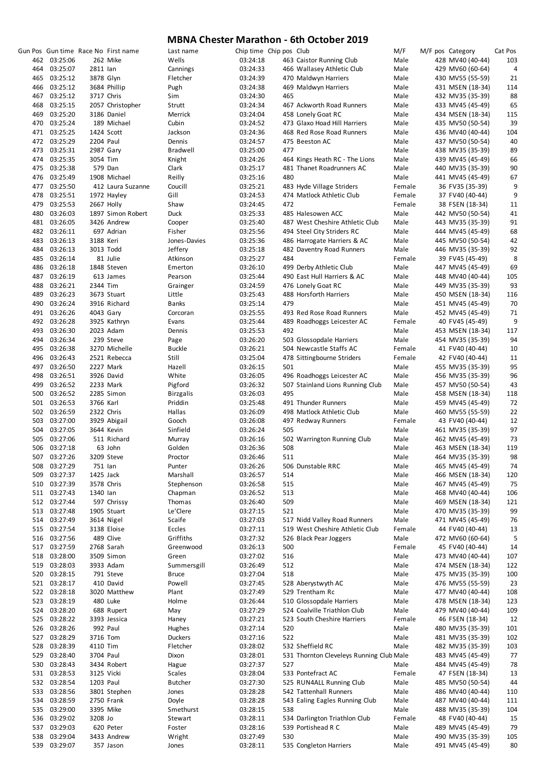# MBNA Chester Marathon - 6th October 2019

| Gun Pos | Gun time | Race No | First name | Last name | Chip time | Chip pos | Club | M/F | M/F pos | Category | Cat Pos |
|---|---|---|---|---|---|---|---|---|---|---|---|
| 462 | 03:25:06 | 262 | Mike | Wells | 03:24:18 | 463 | Caistor Running Club | Male | 428 | MV40 (40-44) | 103 |
| 464 | 03:25:07 | 2811 | Ian | Cannings | 03:24:33 | 466 | Wallasey Athletic Club | Male | 429 | MV60 (60-64) | 4 |
| 465 | 03:25:12 | 3878 | Glyn | Fletcher | 03:24:39 | 470 | Maldwyn Harriers | Male | 430 | MV55 (55-59) | 21 |
| 466 | 03:25:12 | 3684 | Phillip | Pugh | 03:24:38 | 469 | Maldwyn Harriers | Male | 431 | MSEN (18-34) | 114 |
| 467 | 03:25:12 | 3717 | Chris | Sim | 03:24:30 | 465 | | Male | 432 | MV35 (35-39) | 88 |
| 468 | 03:25:15 | 2057 | Christopher | Strutt | 03:24:34 | 467 | Ackworth Road Runners | Male | 433 | MV45 (45-49) | 65 |
| 469 | 03:25:20 | 3186 | Daniel | Merrick | 03:24:04 | 458 | Lonely Goat RC | Male | 434 | MSEN (18-34) | 115 |
| 470 | 03:25:24 | 189 | Michael | Cubin | 03:24:52 | 473 | Glaxo Hoad Hill Harriers | Male | 435 | MV50 (50-54) | 39 |
| 471 | 03:25:25 | 1424 | Scott | Jackson | 03:24:36 | 468 | Red Rose Road Runners | Male | 436 | MV40 (40-44) | 104 |
| 472 | 03:25:29 | 2204 | Paul | Dennis | 03:24:57 | 475 | Beeston AC | Male | 437 | MV50 (50-54) | 40 |
| 473 | 03:25:31 | 2987 | Gary | Bradwell | 03:25:00 | 477 | | Male | 438 | MV35 (35-39) | 89 |
| 474 | 03:25:35 | 3054 | Tim | Knight | 03:24:26 | 464 | Kings Heath RC - The Lions | Male | 439 | MV45 (45-49) | 66 |
| 475 | 03:25:38 | 579 | Dan | Clark | 03:25:17 | 481 | Thanet Roadrunners AC | Male | 440 | MV35 (35-39) | 90 |
| 476 | 03:25:49 | 1908 | Michael | Reilly | 03:25:16 | 480 | | Male | 441 | MV45 (45-49) | 67 |
| 477 | 03:25:50 | 412 | Laura Suzanne | Coucill | 03:25:21 | 483 | Hyde Village Striders | Female | 36 | FV35 (35-39) | 9 |
| 478 | 03:25:51 | 1972 | Hayley | Gill | 03:24:53 | 474 | Matlock Athletic Club | Female | 37 | FV40 (40-44) | 9 |
| 479 | 03:25:53 | 2667 | Holly | Shaw | 03:24:45 | 472 | | Female | 38 | FSEN (18-34) | 11 |
| 480 | 03:26:03 | 1897 | Simon Robert | Duck | 03:25:33 | 485 | Halesowen ACC | Male | 442 | MV50 (50-54) | 41 |
| 481 | 03:26:05 | 3426 | Andrew | Cooper | 03:25:40 | 487 | West Cheshire Athletic Club | Male | 443 | MV35 (35-39) | 91 |
| 482 | 03:26:11 | 697 | Adrian | Fisher | 03:25:56 | 494 | Steel City Striders RC | Male | 444 | MV45 (45-49) | 68 |
| 483 | 03:26:13 | 3188 | Keri | Jones-Davies | 03:25:36 | 486 | Harrogate Harriers & AC | Male | 445 | MV50 (50-54) | 42 |
| 484 | 03:26:13 | 3013 | Todd | Jeffery | 03:25:18 | 482 | Daventry Road Runners | Male | 446 | MV35 (35-39) | 92 |
| 485 | 03:26:14 | 81 | Julie | Atkinson | 03:25:27 | 484 | | Female | 39 | FV45 (45-49) | 8 |
| 486 | 03:26:18 | 1848 | Steven | Emerton | 03:26:10 | 499 | Derby Athletic Club | Male | 447 | MV45 (45-49) | 69 |
| 487 | 03:26:19 | 613 | James | Pearson | 03:25:44 | 490 | East Hull Harriers & AC | Male | 448 | MV40 (40-44) | 105 |
| 488 | 03:26:21 | 2344 | Tim | Grainger | 03:24:59 | 476 | Lonely Goat RC | Male | 449 | MV35 (35-39) | 93 |
| 489 | 03:26:23 | 3673 | Stuart | Little | 03:25:43 | 488 | Horsforth Harriers | Male | 450 | MSEN (18-34) | 116 |
| 490 | 03:26:24 | 3916 | Richard | Banks | 03:25:14 | 479 | | Male | 451 | MV45 (45-49) | 70 |
| 491 | 03:26:26 | 4043 | Gary | Corcoran | 03:25:55 | 493 | Red Rose Road Runners | Male | 452 | MV45 (45-49) | 71 |
| 492 | 03:26:28 | 3925 | Kathryn | Evans | 03:25:44 | 489 | Roadhoggs Leicester AC | Female | 40 | FV45 (45-49) | 9 |
| 493 | 03:26:30 | 2023 | Adam | Dennis | 03:25:53 | 492 | | Male | 453 | MSEN (18-34) | 117 |
| 494 | 03:26:34 | 239 | Steve | Page | 03:26:20 | 503 | Glossopdale Harriers | Male | 454 | MV35 (35-39) | 94 |
| 495 | 03:26:38 | 3270 | Michelle | Buckle | 03:26:21 | 504 | Newcastle Staffs AC | Female | 41 | FV40 (40-44) | 10 |
| 496 | 03:26:43 | 2521 | Rebecca | Still | 03:25:04 | 478 | Sittingbourne Striders | Female | 42 | FV40 (40-44) | 11 |
| 497 | 03:26:50 | 2227 | Mark | Hazell | 03:26:15 | 501 | | Male | 455 | MV35 (35-39) | 95 |
| 498 | 03:26:51 | 3926 | David | White | 03:26:05 | 496 | Roadhoggs Leicester AC | Male | 456 | MV35 (35-39) | 96 |
| 499 | 03:26:52 | 2233 | Mark | Pigford | 03:26:32 | 507 | Stainland Lions Running Club | Male | 457 | MV50 (50-54) | 43 |
| 500 | 03:26:52 | 2285 | Simon | Birzgalis | 03:26:03 | 495 | | Male | 458 | MSEN (18-34) | 118 |
| 501 | 03:26:53 | 3766 | Karl | Priddin | 03:25:48 | 491 | Thunder Runners | Male | 459 | MV45 (45-49) | 72 |
| 502 | 03:26:59 | 2322 | Chris | Hallas | 03:26:09 | 498 | Matlock Athletic Club | Male | 460 | MV55 (55-59) | 22 |
| 503 | 03:27:00 | 3929 | Abigail | Gooch | 03:26:08 | 497 | Redway Runners | Female | 43 | FV40 (40-44) | 12 |
| 504 | 03:27:05 | 3644 | Kevin | Sinfield | 03:26:24 | 505 | | Male | 461 | MV35 (35-39) | 97 |
| 505 | 03:27:06 | 511 | Richard | Murray | 03:26:16 | 502 | Warrington Running Club | Male | 462 | MV45 (45-49) | 73 |
| 506 | 03:27:18 | 63 | John | Golden | 03:26:36 | 508 | | Male | 463 | MSEN (18-34) | 119 |
| 507 | 03:27:26 | 3209 | Steve | Proctor | 03:26:46 | 511 | | Male | 464 | MV35 (35-39) | 98 |
| 508 | 03:27:29 | 751 | Ian | Punter | 03:26:26 | 506 | Dunstable RRC | Male | 465 | MV45 (45-49) | 74 |
| 509 | 03:27:37 | 1425 | Jack | Marshall | 03:26:57 | 514 | | Male | 466 | MSEN (18-34) | 120 |
| 510 | 03:27:39 | 3578 | Chris | Stephenson | 03:26:58 | 515 | | Male | 467 | MV45 (45-49) | 75 |
| 511 | 03:27:43 | 1340 | Ian | Chapman | 03:26:52 | 513 | | Male | 468 | MV40 (40-44) | 106 |
| 512 | 03:27:44 | 597 | Chrissy | Thomas | 03:26:40 | 509 | | Male | 469 | MSEN (18-34) | 121 |
| 513 | 03:27:48 | 1905 | Stuart | Le'Clere | 03:27:15 | 521 | | Male | 470 | MV35 (35-39) | 99 |
| 514 | 03:27:49 | 3614 | Nigel | Scaife | 03:27:03 | 517 | Nidd Valley Road Runners | Male | 471 | MV45 (45-49) | 76 |
| 515 | 03:27:54 | 3138 | Eloise | Eccles | 03:27:11 | 519 | West Cheshire Athletic Club | Female | 44 | FV40 (40-44) | 13 |
| 516 | 03:27:56 | 489 | Clive | Griffiths | 03:27:32 | 526 | Black Pear Joggers | Male | 472 | MV60 (60-64) | 5 |
| 517 | 03:27:59 | 2768 | Sarah | Greenwood | 03:26:13 | 500 | | Female | 45 | FV40 (40-44) | 14 |
| 518 | 03:28:00 | 3509 | Simon | Green | 03:27:02 | 516 | | Male | 473 | MV40 (40-44) | 107 |
| 519 | 03:28:03 | 3933 | Adam | Summersgill | 03:26:49 | 512 | | Male | 474 | MSEN (18-34) | 122 |
| 520 | 03:28:15 | 791 | Steve | Bruce | 03:27:04 | 518 | | Male | 475 | MV35 (35-39) | 100 |
| 521 | 03:28:17 | 410 | David | Powell | 03:27:45 | 528 | Aberystwyth AC | Male | 476 | MV55 (55-59) | 23 |
| 522 | 03:28:18 | 3020 | Matthew | Plant | 03:27:49 | 529 | Trentham Rc | Male | 477 | MV40 (40-44) | 108 |
| 523 | 03:28:19 | 480 | Luke | Holme | 03:26:44 | 510 | Glossopdale Harriers | Male | 478 | MSEN (18-34) | 123 |
| 524 | 03:28:20 | 688 | Rupert | May | 03:27:29 | 524 | Coalville Triathlon Club | Male | 479 | MV40 (40-44) | 109 |
| 525 | 03:28:22 | 3393 | Jessica | Haney | 03:27:21 | 523 | South Cheshire Harriers | Female | 46 | FSEN (18-34) | 12 |
| 526 | 03:28:26 | 992 | Paul | Hughes | 03:27:14 | 520 | | Male | 480 | MV35 (35-39) | 101 |
| 527 | 03:28:29 | 3716 | Tom | Duckers | 03:27:16 | 522 | | Male | 481 | MV35 (35-39) | 102 |
| 528 | 03:28:39 | 4110 | Tim | Fletcher | 03:28:02 | 532 | Sheffield RC | Male | 482 | MV35 (35-39) | 103 |
| 529 | 03:28:40 | 3704 | Paul | Dixon | 03:28:01 | 531 | Thornton Cleveleys Running Club | Male | 483 | MV45 (45-49) | 77 |
| 530 | 03:28:43 | 3434 | Robert | Hague | 03:27:37 | 527 | | Male | 484 | MV45 (45-49) | 78 |
| 531 | 03:28:53 | 3125 | Vicki | Scales | 03:28:04 | 533 | Pontefract AC | Female | 47 | FSEN (18-34) | 13 |
| 532 | 03:28:54 | 1203 | Paul | Butcher | 03:27:30 | 525 | RUN4ALL Running Club | Male | 485 | MV50 (50-54) | 44 |
| 533 | 03:28:56 | 3801 | Stephen | Jones | 03:28:28 | 542 | Tattenhall Runners | Male | 486 | MV40 (40-44) | 110 |
| 534 | 03:28:59 | 2750 | Frank | Doyle | 03:28:28 | 543 | Ealing Eagles Running Club | Male | 487 | MV40 (40-44) | 111 |
| 535 | 03:29:00 | 3395 | Mike | Smethurst | 03:28:15 | 538 | | Male | 488 | MV35 (35-39) | 104 |
| 536 | 03:29:02 | 3208 | Jo | Stewart | 03:28:11 | 534 | Darlington Triathlon Club | Female | 48 | FV40 (40-44) | 15 |
| 537 | 03:29:03 | 620 | Peter | Foster | 03:28:16 | 539 | Portishead R C | Male | 489 | MV45 (45-49) | 79 |
| 538 | 03:29:04 | 3433 | Andrew | Wright | 03:27:49 | 530 | | Male | 490 | MV35 (35-39) | 105 |
| 539 | 03:29:07 | 357 | Jason | Jones | 03:28:11 | 535 | Congleton Harriers | Male | 491 | MV45 (45-49) | 80 |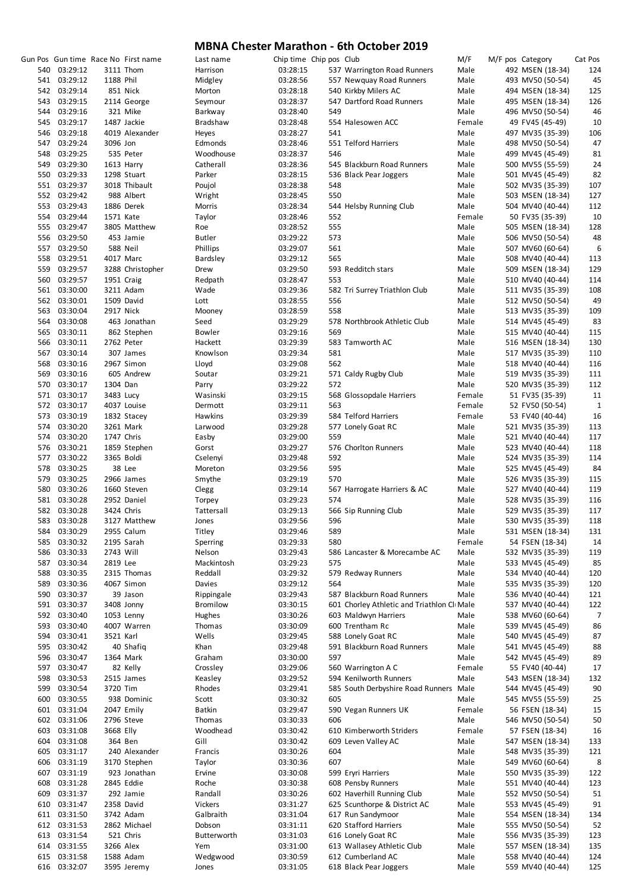# MBNA Chester Marathon - 6th October 2019

| Gun Pos | Gun time | Race No | First name | Last name | Chip time | Chip pos | Club | M/F | M/F pos | Category | Cat Pos |
|---|---|---|---|---|---|---|---|---|---|---|---|
| 540 | 03:29:12 | 3111 | Thom | Harrison | 03:28:15 | 537 | Warrington Road Runners | Male | 492 | MSEN (18-34) | 124 |
| 541 | 03:29:12 | 1188 | Phil | Midgley | 03:28:56 | 557 | Newquay Road Runners | Male | 493 | MV50 (50-54) | 45 |
| 542 | 03:29:14 | 851 | Nick | Morton | 03:28:18 | 540 | Kirkby Milers AC | Male | 494 | MSEN (18-34) | 125 |
| 543 | 03:29:15 | 2114 | George | Seymour | 03:28:37 | 547 | Dartford Road Runners | Male | 495 | MSEN (18-34) | 126 |
| 544 | 03:29:16 | 321 | Mike | Barkway | 03:28:40 | 549 | | Male | 496 | MV50 (50-54) | 46 |
| 545 | 03:29:17 | 1487 | Jackie | Bradshaw | 03:28:48 | 554 | Halesowen ACC | Female | 49 | FV45 (45-49) | 10 |
| 546 | 03:29:18 | 4019 | Alexander | Heyes | 03:28:27 | 541 | | Male | 497 | MV35 (35-39) | 106 |
| 547 | 03:29:24 | 3096 | Jon | Edmonds | 03:28:46 | 551 | Telford Harriers | Male | 498 | MV50 (50-54) | 47 |
| 548 | 03:29:25 | 535 | Peter | Woodhouse | 03:28:37 | 546 | | Male | 499 | MV45 (45-49) | 81 |
| 549 | 03:29:30 | 1613 | Harry | Catherall | 03:28:36 | 545 | Blackburn Road Runners | Male | 500 | MV55 (55-59) | 24 |
| 550 | 03:29:33 | 1298 | Stuart | Parker | 03:28:15 | 536 | Black Pear Joggers | Male | 501 | MV45 (45-49) | 82 |
| 551 | 03:29:37 | 3018 | Thibault | Poujol | 03:28:38 | 548 | | Male | 502 | MV35 (35-39) | 107 |
| 552 | 03:29:42 | 988 | Albert | Wright | 03:28:45 | 550 | | Male | 503 | MSEN (18-34) | 127 |
| 553 | 03:29:43 | 1886 | Derek | Morris | 03:28:34 | 544 | Helsby Running Club | Male | 504 | MV40 (40-44) | 112 |
| 554 | 03:29:44 | 1571 | Kate | Taylor | 03:28:46 | 552 | | Female | 50 | FV35 (35-39) | 10 |
| 555 | 03:29:47 | 3805 | Matthew | Roe | 03:28:52 | 555 | | Male | 505 | MSEN (18-34) | 128 |
| 556 | 03:29:50 | 453 | Jamie | Butler | 03:29:22 | 573 | | Male | 506 | MV50 (50-54) | 48 |
| 557 | 03:29:50 | 588 | Neil | Phillips | 03:29:07 | 561 | | Male | 507 | MV60 (60-64) | 6 |
| 558 | 03:29:51 | 4017 | Marc | Bardsley | 03:29:12 | 565 | | Male | 508 | MV40 (40-44) | 113 |
| 559 | 03:29:57 | 3288 | Christopher | Drew | 03:29:50 | 593 | Redditch stars | Male | 509 | MSEN (18-34) | 129 |
| 560 | 03:29:57 | 1951 | Craig | Redpath | 03:28:47 | 553 | | Male | 510 | MV40 (40-44) | 114 |
| 561 | 03:30:00 | 3211 | Adam | Wade | 03:29:36 | 582 | Tri Surrey Triathlon Club | Male | 511 | MV35 (35-39) | 108 |
| 562 | 03:30:01 | 1509 | David | Lott | 03:28:55 | 556 | | Male | 512 | MV50 (50-54) | 49 |
| 563 | 03:30:04 | 2917 | Nick | Mooney | 03:28:59 | 558 | | Male | 513 | MV35 (35-39) | 109 |
| 564 | 03:30:08 | 463 | Jonathan | Seed | 03:29:29 | 578 | Northbrook Athletic Club | Male | 514 | MV45 (45-49) | 83 |
| 565 | 03:30:11 | 862 | Stephen | Bowler | 03:29:16 | 569 | | Male | 515 | MV40 (40-44) | 115 |
| 566 | 03:30:11 | 2762 | Peter | Hackett | 03:29:39 | 583 | Tamworth AC | Male | 516 | MSEN (18-34) | 130 |
| 567 | 03:30:14 | 307 | James | Knowlson | 03:29:34 | 581 | | Male | 517 | MV35 (35-39) | 110 |
| 568 | 03:30:16 | 2967 | Simon | Lloyd | 03:29:08 | 562 | | Male | 518 | MV40 (40-44) | 116 |
| 569 | 03:30:16 | 605 | Andrew | Soutar | 03:29:21 | 571 | Caldy Rugby Club | Male | 519 | MV35 (35-39) | 111 |
| 570 | 03:30:17 | 1304 | Dan | Parry | 03:29:22 | 572 | | Male | 520 | MV35 (35-39) | 112 |
| 571 | 03:30:17 | 3483 | Lucy | Wasinski | 03:29:15 | 568 | Glossopdale Harriers | Female | 51 | FV35 (35-39) | 11 |
| 572 | 03:30:17 | 4037 | Louise | Dermott | 03:29:11 | 563 | | Female | 52 | FV50 (50-54) | 1 |
| 573 | 03:30:19 | 1832 | Stacey | Hawkins | 03:29:39 | 584 | Telford Harriers | Female | 53 | FV40 (40-44) | 16 |
| 574 | 03:30:20 | 3261 | Mark | Larwood | 03:29:28 | 577 | Lonely Goat RC | Male | 521 | MV35 (35-39) | 113 |
| 574 | 03:30:20 | 1747 | Chris | Easby | 03:29:00 | 559 | | Male | 521 | MV40 (40-44) | 117 |
| 576 | 03:30:21 | 1859 | Stephen | Gorst | 03:29:27 | 576 | Chorlton Runners | Male | 523 | MV40 (40-44) | 118 |
| 577 | 03:30:22 | 3365 | Boldi | Cselenyi | 03:29:48 | 592 | | Male | 524 | MV35 (35-39) | 114 |
| 578 | 03:30:25 | 38 | Lee | Moreton | 03:29:56 | 595 | | Male | 525 | MV45 (45-49) | 84 |
| 579 | 03:30:25 | 2966 | James | Smythe | 03:29:19 | 570 | | Male | 526 | MV35 (35-39) | 115 |
| 580 | 03:30:26 | 1660 | Steven | Clegg | 03:29:14 | 567 | Harrogate Harriers & AC | Male | 527 | MV40 (40-44) | 119 |
| 581 | 03:30:28 | 2952 | Daniel | Torpey | 03:29:23 | 574 | | Male | 528 | MV35 (35-39) | 116 |
| 582 | 03:30:28 | 3424 | Chris | Tattersall | 03:29:13 | 566 | Sip Running Club | Male | 529 | MV35 (35-39) | 117 |
| 583 | 03:30:28 | 3127 | Matthew | Jones | 03:29:56 | 596 | | Male | 530 | MV35 (35-39) | 118 |
| 584 | 03:30:29 | 2955 | Calum | Titley | 03:29:46 | 589 | | Male | 531 | MSEN (18-34) | 131 |
| 585 | 03:30:32 | 2195 | Sarah | Sperring | 03:29:33 | 580 | | Female | 54 | FSEN (18-34) | 14 |
| 586 | 03:30:33 | 2743 | Will | Nelson | 03:29:43 | 586 | Lancaster & Morecambe AC | Male | 532 | MV35 (35-39) | 119 |
| 587 | 03:30:34 | 2819 | Lee | Mackintosh | 03:29:23 | 575 | | Male | 533 | MV45 (45-49) | 85 |
| 588 | 03:30:35 | 2315 | Thomas | Reddall | 03:29:32 | 579 | Redway Runners | Male | 534 | MV40 (40-44) | 120 |
| 589 | 03:30:36 | 4067 | Simon | Davies | 03:29:12 | 564 | | Male | 535 | MV35 (35-39) | 120 |
| 590 | 03:30:37 | 39 | Jason | Rippingale | 03:29:43 | 587 | Blackburn Road Runners | Male | 536 | MV40 (40-44) | 121 |
| 591 | 03:30:37 | 3408 | Jonny | Bromilow | 03:30:15 | 601 | Chorley Athletic and Triathlon Cl | Male | 537 | MV40 (40-44) | 122 |
| 592 | 03:30:40 | 1053 | Lenny | Hughes | 03:30:26 | 603 | Maldwyn Harriers | Male | 538 | MV60 (60-64) | 7 |
| 593 | 03:30:40 | 4007 | Warren | Thomas | 03:30:09 | 600 | Trentham Rc | Male | 539 | MV45 (45-49) | 86 |
| 594 | 03:30:41 | 3521 | Karl | Wells | 03:29:45 | 588 | Lonely Goat RC | Male | 540 | MV45 (45-49) | 87 |
| 595 | 03:30:42 | 40 | Shafiq | Khan | 03:29:48 | 591 | Blackburn Road Runners | Male | 541 | MV45 (45-49) | 88 |
| 596 | 03:30:47 | 1364 | Mark | Graham | 03:30:00 | 597 | | Male | 542 | MV45 (45-49) | 89 |
| 597 | 03:30:47 | 82 | Kelly | Crossley | 03:29:06 | 560 | Warrington A C | Female | 55 | FV40 (40-44) | 17 |
| 598 | 03:30:53 | 2515 | James | Keasley | 03:29:52 | 594 | Kenilworth Runners | Male | 543 | MSEN (18-34) | 132 |
| 599 | 03:30:54 | 3720 | Tim | Rhodes | 03:29:41 | 585 | South Derbyshire Road Runners | Male | 544 | MV45 (45-49) | 90 |
| 600 | 03:30:55 | 938 | Dominic | Scott | 03:30:32 | 605 | | Male | 545 | MV55 (55-59) | 25 |
| 601 | 03:31:04 | 2047 | Emily | Batkin | 03:29:47 | 590 | Vegan Runners UK | Female | 56 | FSEN (18-34) | 15 |
| 602 | 03:31:06 | 2796 | Steve | Thomas | 03:30:33 | 606 | | Male | 546 | MV50 (50-54) | 50 |
| 603 | 03:31:08 | 3668 | Elly | Woodhead | 03:30:42 | 610 | Kimberworth Striders | Female | 57 | FSEN (18-34) | 16 |
| 604 | 03:31:08 | 364 | Ben | Gill | 03:30:42 | 609 | Leven Valley AC | Male | 547 | MSEN (18-34) | 133 |
| 605 | 03:31:17 | 240 | Alexander | Francis | 03:30:26 | 604 | | Male | 548 | MV35 (35-39) | 121 |
| 606 | 03:31:19 | 3170 | Stephen | Taylor | 03:30:36 | 607 | | Male | 549 | MV60 (60-64) | 8 |
| 607 | 03:31:19 | 923 | Jonathan | Ervine | 03:30:08 | 599 | Eryri Harriers | Male | 550 | MV35 (35-39) | 122 |
| 608 | 03:31:28 | 2845 | Eddie | Roche | 03:30:38 | 608 | Pensby Runners | Male | 551 | MV40 (40-44) | 123 |
| 609 | 03:31:37 | 292 | Jamie | Randall | 03:30:26 | 602 | Haverhill Running Club | Male | 552 | MV50 (50-54) | 51 |
| 610 | 03:31:47 | 2358 | David | Vickers | 03:31:27 | 625 | Scunthorpe & District AC | Male | 553 | MV45 (45-49) | 91 |
| 611 | 03:31:50 | 3742 | Adam | Galbraith | 03:31:04 | 617 | Run Sandymoor | Male | 554 | MSEN (18-34) | 134 |
| 612 | 03:31:53 | 2862 | Michael | Dobson | 03:31:11 | 620 | Stafford Harriers | Male | 555 | MV50 (50-54) | 52 |
| 613 | 03:31:54 | 521 | Chris | Butterworth | 03:31:03 | 616 | Lonely Goat RC | Male | 556 | MV35 (35-39) | 123 |
| 614 | 03:31:55 | 3266 | Alex | Yem | 03:31:00 | 613 | Wallasey Athletic Club | Male | 557 | MSEN (18-34) | 135 |
| 615 | 03:31:58 | 1588 | Adam | Wedgwood | 03:30:59 | 612 | Cumberland AC | Male | 558 | MV40 (40-44) | 124 |
| 616 | 03:32:07 | 3595 | Jeremy | Jones | 03:31:05 | 618 | Black Pear Joggers | Male | 559 | MV40 (40-44) | 125 |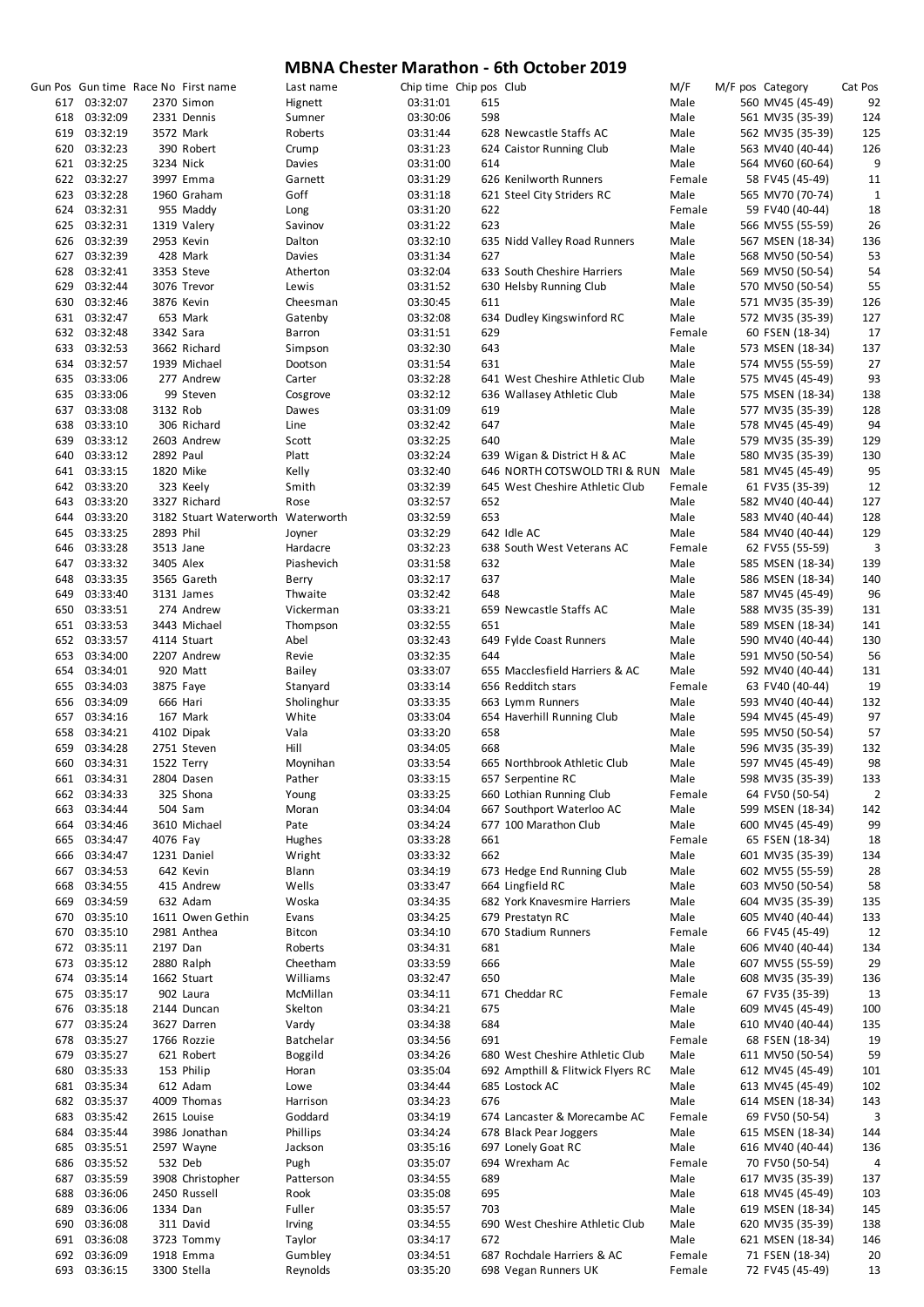# MBNA Chester Marathon - 6th October 2019

| Gun Pos | Gun time | Race No | First name | Last name | Chip time | Chip pos | Club | M/F | M/F pos | Category | Cat Pos |
|---|---|---|---|---|---|---|---|---|---|---|---|
| 617 | 03:32:07 | 2370 | Simon | Hignett | 03:31:01 | 615 | | Male | 560 | MV45 (45-49) | 92 |
| 618 | 03:32:09 | 2331 | Dennis | Sumner | 03:30:06 | 598 | | Male | 561 | MV35 (35-39) | 124 |
| 619 | 03:32:19 | 3572 | Mark | Roberts | 03:31:44 | 628 | Newcastle Staffs AC | Male | 562 | MV35 (35-39) | 125 |
| 620 | 03:32:23 | 390 | Robert | Crump | 03:31:23 | 624 | Caistor Running Club | Male | 563 | MV40 (40-44) | 126 |
| 621 | 03:32:25 | 3234 | Nick | Davies | 03:31:00 | 614 | | Male | 564 | MV60 (60-64) | 9 |
| 622 | 03:32:27 | 3997 | Emma | Garnett | 03:31:29 | 626 | Kenilworth Runners | Female | 58 | FV45 (45-49) | 11 |
| 623 | 03:32:28 | 1960 | Graham | Goff | 03:31:18 | 621 | Steel City Striders RC | Male | 565 | MV70 (70-74) | 1 |
| 624 | 03:32:31 | 955 | Maddy | Long | 03:31:20 | 622 | | Female | 59 | FV40 (40-44) | 18 |
| 625 | 03:32:31 | 1319 | Valery | Savinov | 03:31:22 | 623 | | Male | 566 | MV55 (55-59) | 26 |
| 626 | 03:32:39 | 2953 | Kevin | Dalton | 03:32:10 | 635 | Nidd Valley Road Runners | Male | 567 | MSEN (18-34) | 136 |
| 627 | 03:32:39 | 428 | Mark | Davies | 03:31:34 | 627 | | Male | 568 | MV50 (50-54) | 53 |
| 628 | 03:32:41 | 3353 | Steve | Atherton | 03:32:04 | 633 | South Cheshire Harriers | Male | 569 | MV50 (50-54) | 54 |
| 629 | 03:32:44 | 3076 | Trevor | Lewis | 03:31:52 | 630 | Helsby Running Club | Male | 570 | MV50 (50-54) | 55 |
| 630 | 03:32:46 | 3876 | Kevin | Cheesman | 03:30:45 | 611 | | Male | 571 | MV35 (35-39) | 126 |
| 631 | 03:32:47 | 653 | Mark | Gatenby | 03:32:08 | 634 | Dudley Kingswinford RC | Male | 572 | MV35 (35-39) | 127 |
| 632 | 03:32:48 | 3342 | Sara | Barron | 03:31:51 | 629 | | Female | 60 | FSEN (18-34) | 17 |
| 633 | 03:32:53 | 3662 | Richard | Simpson | 03:32:30 | 643 | | Male | 573 | MSEN (18-34) | 137 |
| 634 | 03:32:57 | 1939 | Michael | Dootson | 03:31:54 | 631 | | Male | 574 | MV55 (55-59) | 27 |
| 635 | 03:33:06 | 277 | Andrew | Carter | 03:32:28 | 641 | West Cheshire Athletic Club | Male | 575 | MV45 (45-49) | 93 |
| 635 | 03:33:06 | 99 | Steven | Cosgrove | 03:32:12 | 636 | Wallasey Athletic Club | Male | 575 | MSEN (18-34) | 138 |
| 637 | 03:33:08 | 3132 | Rob | Dawes | 03:31:09 | 619 | | Male | 577 | MV35 (35-39) | 128 |
| 638 | 03:33:10 | 306 | Richard | Line | 03:32:42 | 647 | | Male | 578 | MV45 (45-49) | 94 |
| 639 | 03:33:12 | 2603 | Andrew | Scott | 03:32:25 | 640 | | Male | 579 | MV35 (35-39) | 129 |
| 640 | 03:33:12 | 2892 | Paul | Platt | 03:32:24 | 639 | Wigan & District H & AC | Male | 580 | MV35 (35-39) | 130 |
| 641 | 03:33:15 | 1820 | Mike | Kelly | 03:32:40 | 646 | NORTH COTSWOLD TRI & RUN | Male | 581 | MV45 (45-49) | 95 |
| 642 | 03:33:20 | 323 | Keely | Smith | 03:32:39 | 645 | West Cheshire Athletic Club | Female | 61 | FV35 (35-39) | 12 |
| 643 | 03:33:20 | 3327 | Richard | Rose | 03:32:57 | 652 | | Male | 582 | MV40 (40-44) | 127 |
| 644 | 03:33:20 | 3182 | Stuart Waterworth | Waterworth | 03:32:59 | 653 | | Male | 583 | MV40 (40-44) | 128 |
| 645 | 03:33:25 | 2893 | Phil | Joyner | 03:32:29 | 642 | Idle AC | Male | 584 | MV40 (40-44) | 129 |
| 646 | 03:33:28 | 3513 | Jane | Hardacre | 03:32:23 | 638 | South West Veterans AC | Female | 62 | FV55 (55-59) | 3 |
| 647 | 03:33:32 | 3405 | Alex | Piashevich | 03:31:58 | 632 | | Male | 585 | MSEN (18-34) | 139 |
| 648 | 03:33:35 | 3565 | Gareth | Berry | 03:32:17 | 637 | | Male | 586 | MSEN (18-34) | 140 |
| 649 | 03:33:40 | 3131 | James | Thwaite | 03:32:42 | 648 | | Male | 587 | MV45 (45-49) | 96 |
| 650 | 03:33:51 | 274 | Andrew | Vickerman | 03:33:21 | 659 | Newcastle Staffs AC | Male | 588 | MV35 (35-39) | 131 |
| 651 | 03:33:53 | 3443 | Michael | Thompson | 03:32:55 | 651 | | Male | 589 | MSEN (18-34) | 141 |
| 652 | 03:33:57 | 4114 | Stuart | Abel | 03:32:43 | 649 | Fylde Coast Runners | Male | 590 | MV40 (40-44) | 130 |
| 653 | 03:34:00 | 2207 | Andrew | Revie | 03:32:35 | 644 | | Male | 591 | MV50 (50-54) | 56 |
| 654 | 03:34:01 | 920 | Matt | Bailey | 03:33:07 | 655 | Macclesfield Harriers & AC | Male | 592 | MV40 (40-44) | 131 |
| 655 | 03:34:03 | 3875 | Faye | Stanyard | 03:33:14 | 656 | Redditch stars | Female | 63 | FV40 (40-44) | 19 |
| 656 | 03:34:09 | 666 | Hari | Sholinghur | 03:33:35 | 663 | Lymm Runners | Male | 593 | MV40 (40-44) | 132 |
| 657 | 03:34:16 | 167 | Mark | White | 03:33:04 | 654 | Haverhill Running Club | Male | 594 | MV45 (45-49) | 97 |
| 658 | 03:34:21 | 4102 | Dipak | Vala | 03:33:20 | 658 | | Male | 595 | MV50 (50-54) | 57 |
| 659 | 03:34:28 | 2751 | Steven | Hill | 03:34:05 | 668 | | Male | 596 | MV35 (35-39) | 132 |
| 660 | 03:34:31 | 1522 | Terry | Moynihan | 03:33:54 | 665 | Northbrook Athletic Club | Male | 597 | MV45 (45-49) | 98 |
| 661 | 03:34:31 | 2804 | Dasen | Pather | 03:33:15 | 657 | Serpentine RC | Male | 598 | MV35 (35-39) | 133 |
| 662 | 03:34:33 | 325 | Shona | Young | 03:33:25 | 660 | Lothian Running Club | Female | 64 | FV50 (50-54) | 2 |
| 663 | 03:34:44 | 504 | Sam | Moran | 03:34:04 | 667 | Southport Waterloo AC | Male | 599 | MSEN (18-34) | 142 |
| 664 | 03:34:46 | 3610 | Michael | Pate | 03:34:24 | 677 | 100 Marathon Club | Male | 600 | MV45 (45-49) | 99 |
| 665 | 03:34:47 | 4076 | Fay | Hughes | 03:33:28 | 661 | | Female | 65 | FSEN (18-34) | 18 |
| 666 | 03:34:47 | 1231 | Daniel | Wright | 03:33:32 | 662 | | Male | 601 | MV35 (35-39) | 134 |
| 667 | 03:34:53 | 642 | Kevin | Blann | 03:34:19 | 673 | Hedge End Running Club | Male | 602 | MV55 (55-59) | 28 |
| 668 | 03:34:55 | 415 | Andrew | Wells | 03:33:47 | 664 | Lingfield RC | Male | 603 | MV50 (50-54) | 58 |
| 669 | 03:34:59 | 632 | Adam | Woska | 03:34:35 | 682 | York Knavesmire Harriers | Male | 604 | MV35 (35-39) | 135 |
| 670 | 03:35:10 | 1611 | Owen Gethin | Evans | 03:34:25 | 679 | Prestatyn RC | Male | 605 | MV40 (40-44) | 133 |
| 670 | 03:35:10 | 2981 | Anthea | Bitcon | 03:34:10 | 670 | Stadium Runners | Female | 66 | FV45 (45-49) | 12 |
| 672 | 03:35:11 | 2197 | Dan | Roberts | 03:34:31 | 681 | | Male | 606 | MV40 (40-44) | 134 |
| 673 | 03:35:12 | 2880 | Ralph | Cheetham | 03:33:59 | 666 | | Male | 607 | MV55 (55-59) | 29 |
| 674 | 03:35:14 | 1662 | Stuart | Williams | 03:32:47 | 650 | | Male | 608 | MV35 (35-39) | 136 |
| 675 | 03:35:17 | 902 | Laura | McMillan | 03:34:11 | 671 | Cheddar RC | Female | 67 | FV35 (35-39) | 13 |
| 676 | 03:35:18 | 2144 | Duncan | Skelton | 03:34:21 | 675 | | Male | 609 | MV45 (45-49) | 100 |
| 677 | 03:35:24 | 3627 | Darren | Vardy | 03:34:38 | 684 | | Male | 610 | MV40 (40-44) | 135 |
| 678 | 03:35:27 | 1766 | Rozzie | Batchelar | 03:34:56 | 691 | | Female | 68 | FSEN (18-34) | 19 |
| 679 | 03:35:27 | 621 | Robert | Boggild | 03:34:26 | 680 | West Cheshire Athletic Club | Male | 611 | MV50 (50-54) | 59 |
| 680 | 03:35:33 | 153 | Philip | Horan | 03:35:04 | 692 | Ampthill & Flitwick Flyers RC | Male | 612 | MV45 (45-49) | 101 |
| 681 | 03:35:34 | 612 | Adam | Lowe | 03:34:44 | 685 | Lostock AC | Male | 613 | MV45 (45-49) | 102 |
| 682 | 03:35:37 | 4009 | Thomas | Harrison | 03:34:23 | 676 | | Male | 614 | MSEN (18-34) | 143 |
| 683 | 03:35:42 | 2615 | Louise | Goddard | 03:34:19 | 674 | Lancaster & Morecambe AC | Female | 69 | FV50 (50-54) | 3 |
| 684 | 03:35:44 | 3986 | Jonathan | Phillips | 03:34:24 | 678 | Black Pear Joggers | Male | 615 | MSEN (18-34) | 144 |
| 685 | 03:35:51 | 2597 | Wayne | Jackson | 03:35:16 | 697 | Lonely Goat RC | Male | 616 | MV40 (40-44) | 136 |
| 686 | 03:35:52 | 532 | Deb | Pugh | 03:35:07 | 694 | Wrexham Ac | Female | 70 | FV50 (50-54) | 4 |
| 687 | 03:35:59 | 3908 | Christopher | Patterson | 03:34:55 | 689 | | Male | 617 | MV35 (35-39) | 137 |
| 688 | 03:36:06 | 2450 | Russell | Rook | 03:35:08 | 695 | | Male | 618 | MV45 (45-49) | 103 |
| 689 | 03:36:06 | 1334 | Dan | Fuller | 03:35:57 | 703 | | Male | 619 | MSEN (18-34) | 145 |
| 690 | 03:36:08 | 311 | David | Irving | 03:34:55 | 690 | West Cheshire Athletic Club | Male | 620 | MV35 (35-39) | 138 |
| 691 | 03:36:08 | 3723 | Tommy | Taylor | 03:34:17 | 672 | | Male | 621 | MSEN (18-34) | 146 |
| 692 | 03:36:09 | 1918 | Emma | Gumbley | 03:34:51 | 687 | Rochdale Harriers & AC | Female | 71 | FSEN (18-34) | 20 |
| 693 | 03:36:15 | 3300 | Stella | Reynolds | 03:35:20 | 698 | Vegan Runners UK | Female | 72 | FV45 (45-49) | 13 |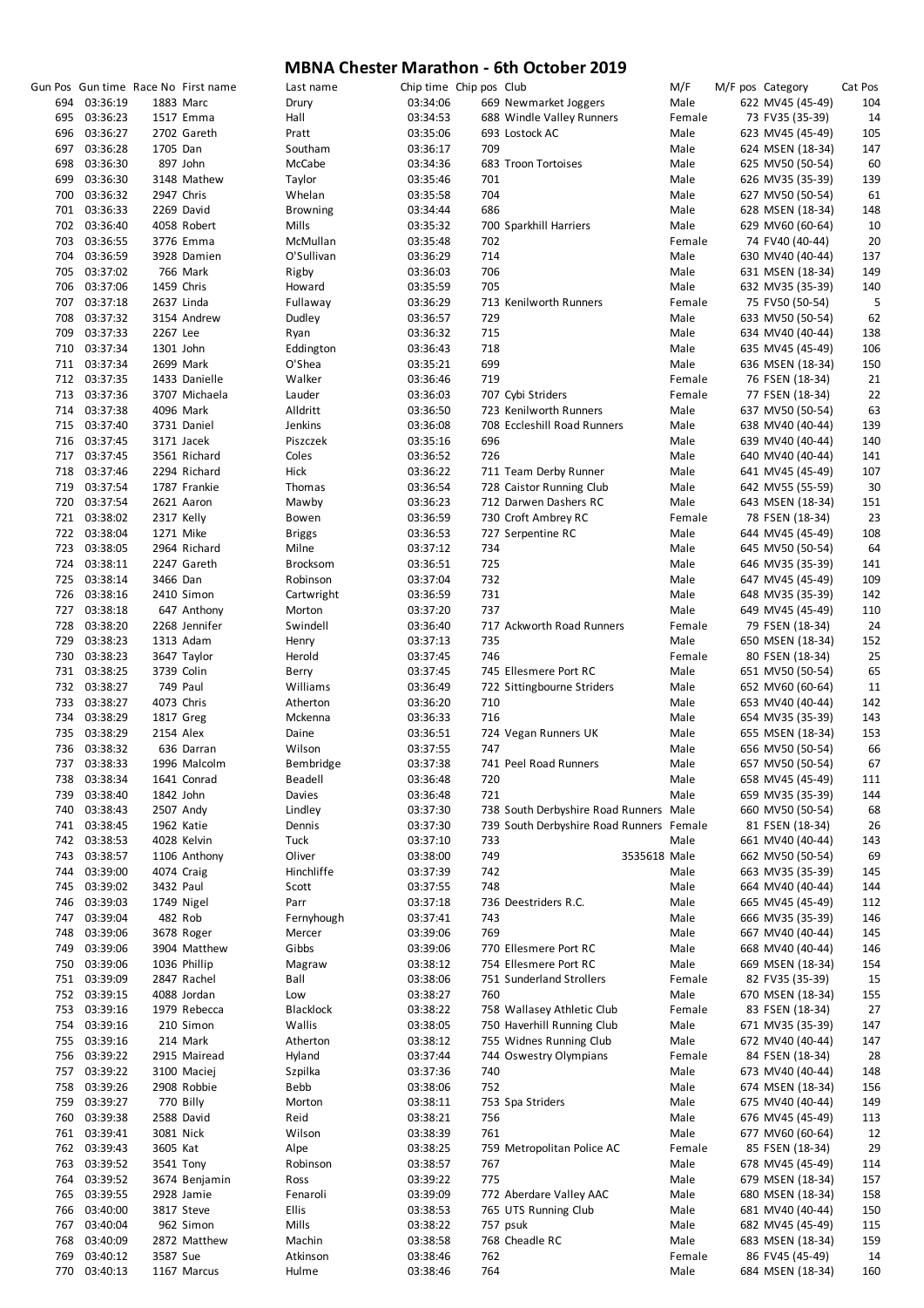# MBNA Chester Marathon - 6th October 2019

| Gun Pos | Gun time | Race No | First name | Last name | Chip time | Chip pos | Club | M/F | M/F pos | Category | Cat Pos |
|---|---|---|---|---|---|---|---|---|---|---|---|
| 694 | 03:36:19 | 1883 | Marc | Drury | 03:34:06 | 669 | Newmarket Joggers | Male | 622 | MV45 (45-49) | 104 |
| 695 | 03:36:23 | 1517 | Emma | Hall | 03:34:53 | 688 | Windle Valley Runners | Female | 73 | FV35 (35-39) | 14 |
| 696 | 03:36:27 | 2702 | Gareth | Pratt | 03:35:06 | 693 | Lostock AC | Male | 623 | MV45 (45-49) | 105 |
| 697 | 03:36:28 | 1705 | Dan | Southam | 03:36:17 | 709 | | Male | 624 | MSEN (18-34) | 147 |
| 698 | 03:36:30 | 897 | John | McCabe | 03:34:36 | 683 | Troon Tortoises | Male | 625 | MV50 (50-54) | 60 |
| 699 | 03:36:30 | 3148 | Mathew | Taylor | 03:35:46 | 701 | | Male | 626 | MV35 (35-39) | 139 |
| 700 | 03:36:32 | 2947 | Chris | Whelan | 03:35:58 | 704 | | Male | 627 | MV50 (50-54) | 61 |
| 701 | 03:36:33 | 2269 | David | Browning | 03:34:44 | 686 | | Male | 628 | MSEN (18-34) | 148 |
| 702 | 03:36:40 | 4058 | Robert | Mills | 03:35:32 | 700 | Sparkhill Harriers | Male | 629 | MV60 (60-64) | 10 |
| 703 | 03:36:55 | 3776 | Emma | McMullan | 03:35:48 | 702 | | Female | 74 | FV40 (40-44) | 20 |
| 704 | 03:36:59 | 3928 | Damien | O'Sullivan | 03:36:29 | 714 | | Male | 630 | MV40 (40-44) | 137 |
| 705 | 03:37:02 | 766 | Mark | Rigby | 03:36:03 | 706 | | Male | 631 | MSEN (18-34) | 149 |
| 706 | 03:37:06 | 1459 | Chris | Howard | 03:35:59 | 705 | | Male | 632 | MV35 (35-39) | 140 |
| 707 | 03:37:18 | 2637 | Linda | Fullaway | 03:36:29 | 713 | Kenilworth Runners | Female | 75 | FV50 (50-54) | 5 |
| 708 | 03:37:32 | 3154 | Andrew | Dudley | 03:36:57 | 729 | | Male | 633 | MV50 (50-54) | 62 |
| 709 | 03:37:33 | 2267 | Lee | Ryan | 03:36:32 | 715 | | Male | 634 | MV40 (40-44) | 138 |
| 710 | 03:37:34 | 1301 | John | Eddington | 03:36:43 | 718 | | Male | 635 | MV45 (45-49) | 106 |
| 711 | 03:37:34 | 2699 | Mark | O'Shea | 03:35:21 | 699 | | Male | 636 | MSEN (18-34) | 150 |
| 712 | 03:37:35 | 1433 | Danielle | Walker | 03:36:46 | 719 | | Female | 76 | FSEN (18-34) | 21 |
| 713 | 03:37:36 | 3707 | Michaela | Lauder | 03:36:03 | 707 | Cybi Striders | Female | 77 | FSEN (18-34) | 22 |
| 714 | 03:37:38 | 4096 | Mark | Alldritt | 03:36:50 | 723 | Kenilworth Runners | Male | 637 | MV50 (50-54) | 63 |
| 715 | 03:37:40 | 3731 | Daniel | Jenkins | 03:36:08 | 708 | Eccleshill Road Runners | Male | 638 | MV40 (40-44) | 139 |
| 716 | 03:37:45 | 3171 | Jacek | Piszczek | 03:35:16 | 696 | | Male | 639 | MV40 (40-44) | 140 |
| 717 | 03:37:45 | 3561 | Richard | Coles | 03:36:52 | 726 | | Male | 640 | MV40 (40-44) | 141 |
| 718 | 03:37:46 | 2294 | Richard | Hick | 03:36:22 | 711 | Team Derby Runner | Male | 641 | MV45 (45-49) | 107 |
| 719 | 03:37:54 | 1787 | Frankie | Thomas | 03:36:54 | 728 | Caistor Running Club | Male | 642 | MV55 (55-59) | 30 |
| 720 | 03:37:54 | 2621 | Aaron | Mawby | 03:36:23 | 712 | Darwen Dashers RC | Male | 643 | MSEN (18-34) | 151 |
| 721 | 03:38:02 | 2317 | Kelly | Bowen | 03:36:59 | 730 | Croft Ambrey RC | Female | 78 | FSEN (18-34) | 23 |
| 722 | 03:38:04 | 1271 | Mike | Briggs | 03:36:53 | 727 | Serpentine RC | Male | 644 | MV45 (45-49) | 108 |
| 723 | 03:38:05 | 2964 | Richard | Milne | 03:37:12 | 734 | | Male | 645 | MV50 (50-54) | 64 |
| 724 | 03:38:11 | 2247 | Gareth | Brocksom | 03:36:51 | 725 | | Male | 646 | MV35 (35-39) | 141 |
| 725 | 03:38:14 | 3466 | Dan | Robinson | 03:37:04 | 732 | | Male | 647 | MV45 (45-49) | 109 |
| 726 | 03:38:16 | 2410 | Simon | Cartwright | 03:36:59 | 731 | | Male | 648 | MV35 (35-39) | 142 |
| 727 | 03:38:18 | 647 | Anthony | Morton | 03:37:20 | 737 | | Male | 649 | MV45 (45-49) | 110 |
| 728 | 03:38:20 | 2268 | Jennifer | Swindell | 03:36:40 | 717 | Ackworth Road Runners | Female | 79 | FSEN (18-34) | 24 |
| 729 | 03:38:23 | 1313 | Adam | Henry | 03:37:13 | 735 | | Male | 650 | MSEN (18-34) | 152 |
| 730 | 03:38:23 | 3647 | Taylor | Herold | 03:37:45 | 746 | | Female | 80 | FSEN (18-34) | 25 |
| 731 | 03:38:25 | 3739 | Colin | Berry | 03:37:45 | 745 | Ellesmere Port RC | Male | 651 | MV50 (50-54) | 65 |
| 732 | 03:38:27 | 749 | Paul | Williams | 03:36:49 | 722 | Sittingbourne Striders | Male | 652 | MV60 (60-64) | 11 |
| 733 | 03:38:27 | 4073 | Chris | Atherton | 03:36:20 | 710 | | Male | 653 | MV40 (40-44) | 142 |
| 734 | 03:38:29 | 1817 | Greg | Mckenna | 03:36:33 | 716 | | Male | 654 | MV35 (35-39) | 143 |
| 735 | 03:38:29 | 2154 | Alex | Daine | 03:36:51 | 724 | Vegan Runners UK | Male | 655 | MSEN (18-34) | 153 |
| 736 | 03:38:32 | 636 | Darran | Wilson | 03:37:55 | 747 | | Male | 656 | MV50 (50-54) | 66 |
| 737 | 03:38:33 | 1996 | Malcolm | Bembridge | 03:37:38 | 741 | Peel Road Runners | Male | 657 | MV50 (50-54) | 67 |
| 738 | 03:38:34 | 1641 | Conrad | Beadell | 03:36:48 | 720 | | Male | 658 | MV45 (45-49) | 111 |
| 739 | 03:38:40 | 1842 | John | Davies | 03:36:48 | 721 | | Male | 659 | MV35 (35-39) | 144 |
| 740 | 03:38:43 | 2507 | Andy | Lindley | 03:37:30 | 738 | South Derbyshire Road Runners | Male | 660 | MV50 (50-54) | 68 |
| 741 | 03:38:45 | 1962 | Katie | Dennis | 03:37:30 | 739 | South Derbyshire Road Runners | Female | 81 | FSEN (18-34) | 26 |
| 742 | 03:38:53 | 4028 | Kelvin | Tuck | 03:37:10 | 733 | | Male | 661 | MV40 (40-44) | 143 |
| 743 | 03:38:57 | 1106 | Anthony | Oliver | 03:38:00 | 749 | 3535618 | Male | 662 | MV50 (50-54) | 69 |
| 744 | 03:39:00 | 4074 | Craig | Hinchliffe | 03:37:39 | 742 | | Male | 663 | MV35 (35-39) | 145 |
| 745 | 03:39:02 | 3432 | Paul | Scott | 03:37:55 | 748 | | Male | 664 | MV40 (40-44) | 144 |
| 746 | 03:39:03 | 1749 | Nigel | Parr | 03:37:18 | 736 | Deestriders R.C. | Male | 665 | MV45 (45-49) | 112 |
| 747 | 03:39:04 | 482 | Rob | Fernyhough | 03:37:41 | 743 | | Male | 666 | MV35 (35-39) | 146 |
| 748 | 03:39:06 | 3678 | Roger | Mercer | 03:39:06 | 769 | | Male | 667 | MV40 (40-44) | 145 |
| 749 | 03:39:06 | 3904 | Matthew | Gibbs | 03:39:06 | 770 | Ellesmere Port RC | Male | 668 | MV40 (40-44) | 146 |
| 750 | 03:39:06 | 1036 | Phillip | Magraw | 03:38:12 | 754 | Ellesmere Port RC | Male | 669 | MSEN (18-34) | 154 |
| 751 | 03:39:09 | 2847 | Rachel | Ball | 03:38:06 | 751 | Sunderland Strollers | Female | 82 | FV35 (35-39) | 15 |
| 752 | 03:39:15 | 4088 | Jordan | Low | 03:38:27 | 760 | | Male | 670 | MSEN (18-34) | 155 |
| 753 | 03:39:16 | 1979 | Rebecca | Blacklock | 03:38:22 | 758 | Wallasey Athletic Club | Female | 83 | FSEN (18-34) | 27 |
| 754 | 03:39:16 | 210 | Simon | Wallis | 03:38:05 | 750 | Haverhill Running Club | Male | 671 | MV35 (35-39) | 147 |
| 755 | 03:39:16 | 214 | Mark | Atherton | 03:38:12 | 755 | Widnes Running Club | Male | 672 | MV40 (40-44) | 147 |
| 756 | 03:39:22 | 2915 | Mairead | Hyland | 03:37:44 | 744 | Oswestry Olympians | Female | 84 | FSEN (18-34) | 28 |
| 757 | 03:39:22 | 3100 | Maciej | Szpilka | 03:37:36 | 740 | | Male | 673 | MV40 (40-44) | 148 |
| 758 | 03:39:26 | 2908 | Robbie | Bebb | 03:38:06 | 752 | | Male | 674 | MSEN (18-34) | 156 |
| 759 | 03:39:27 | 770 | Billy | Morton | 03:38:11 | 753 | Spa Striders | Male | 675 | MV40 (40-44) | 149 |
| 760 | 03:39:38 | 2588 | David | Reid | 03:38:21 | 756 | | Male | 676 | MV45 (45-49) | 113 |
| 761 | 03:39:41 | 3081 | Nick | Wilson | 03:38:39 | 761 | | Male | 677 | MV60 (60-64) | 12 |
| 762 | 03:39:43 | 3605 | Kat | Alpe | 03:38:25 | 759 | Metropolitan Police AC | Female | 85 | FSEN (18-34) | 29 |
| 763 | 03:39:52 | 3541 | Tony | Robinson | 03:38:57 | 767 | | Male | 678 | MV45 (45-49) | 114 |
| 764 | 03:39:52 | 3674 | Benjamin | Ross | 03:39:22 | 775 | | Male | 679 | MSEN (18-34) | 157 |
| 765 | 03:39:55 | 2928 | Jamie | Fenaroli | 03:39:09 | 772 | Aberdare Valley AAC | Male | 680 | MSEN (18-34) | 158 |
| 766 | 03:40:00 | 3817 | Steve | Ellis | 03:38:53 | 765 | UTS Running Club | Male | 681 | MV40 (40-44) | 150 |
| 767 | 03:40:04 | 962 | Simon | Mills | 03:38:22 | 757 | psuk | Male | 682 | MV45 (45-49) | 115 |
| 768 | 03:40:09 | 2872 | Matthew | Machin | 03:38:58 | 768 | Cheadle RC | Male | 683 | MSEN (18-34) | 159 |
| 769 | 03:40:12 | 3587 | Sue | Atkinson | 03:38:46 | 762 | | Female | 86 | FV45 (45-49) | 14 |
| 770 | 03:40:13 | 1167 | Marcus | Hulme | 03:38:46 | 764 | | Male | 684 | MSEN (18-34) | 160 |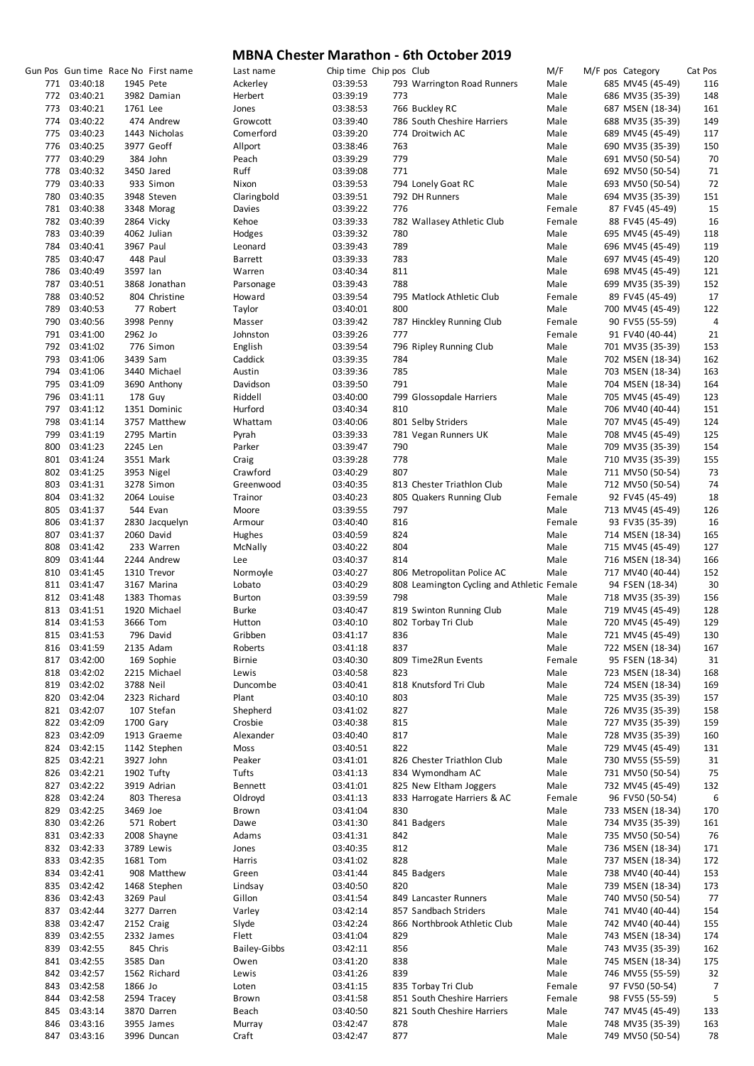# MBNA Chester Marathon - 6th October 2019

| Gun Pos | Gun time | Race No | First name | Last name | Chip time | Chip pos | Club | M/F | M/F pos | Category | Cat Pos |
|---|---|---|---|---|---|---|---|---|---|---|---|
| 771 | 03:40:18 | 1945 | Pete | Ackerley | 03:39:53 | 793 | Warrington Road Runners | Male | 685 | MV45 (45-49) | 116 |
| 772 | 03:40:21 | 3982 | Damian | Herbert | 03:39:19 | 773 | | Male | 686 | MV35 (35-39) | 148 |
| 773 | 03:40:21 | 1761 | Lee | Jones | 03:38:53 | 766 | Buckley RC | Male | 687 | MSEN (18-34) | 161 |
| 774 | 03:40:22 | 474 | Andrew | Growcott | 03:39:40 | 786 | South Cheshire Harriers | Male | 688 | MV35 (35-39) | 149 |
| 775 | 03:40:23 | 1443 | Nicholas | Comerford | 03:39:20 | 774 | Droitwich AC | Male | 689 | MV45 (45-49) | 117 |
| 776 | 03:40:25 | 3977 | Geoff | Allport | 03:38:46 | 763 | | Male | 690 | MV35 (35-39) | 150 |
| 777 | 03:40:29 | 384 | John | Peach | 03:39:29 | 779 | | Male | 691 | MV50 (50-54) | 70 |
| 778 | 03:40:32 | 3450 | Jared | Ruff | 03:39:08 | 771 | | Male | 692 | MV50 (50-54) | 71 |
| 779 | 03:40:33 | 933 | Simon | Nixon | 03:39:53 | 794 | Lonely Goat RC | Male | 693 | MV50 (50-54) | 72 |
| 780 | 03:40:35 | 3948 | Steven | Claringbold | 03:39:51 | 792 | DH Runners | Male | 694 | MV35 (35-39) | 151 |
| 781 | 03:40:38 | 3348 | Morag | Davies | 03:39:22 | 776 | | Female | 87 | FV45 (45-49) | 15 |
| 782 | 03:40:39 | 2864 | Vicky | Kehoe | 03:39:33 | 782 | Wallasey Athletic Club | Female | 88 | FV45 (45-49) | 16 |
| 783 | 03:40:39 | 4062 | Julian | Hodges | 03:39:32 | 780 | | Male | 695 | MV45 (45-49) | 118 |
| 784 | 03:40:41 | 3967 | Paul | Leonard | 03:39:43 | 789 | | Male | 696 | MV45 (45-49) | 119 |
| 785 | 03:40:47 | 448 | Paul | Barrett | 03:39:33 | 783 | | Male | 697 | MV45 (45-49) | 120 |
| 786 | 03:40:49 | 3597 | Ian | Warren | 03:40:34 | 811 | | Male | 698 | MV45 (45-49) | 121 |
| 787 | 03:40:51 | 3868 | Jonathan | Parsonage | 03:39:43 | 788 | | Male | 699 | MV35 (35-39) | 152 |
| 788 | 03:40:52 | 804 | Christine | Howard | 03:39:54 | 795 | Matlock Athletic Club | Female | 89 | FV45 (45-49) | 17 |
| 789 | 03:40:53 | 77 | Robert | Taylor | 03:40:01 | 800 | | Male | 700 | MV45 (45-49) | 122 |
| 790 | 03:40:56 | 3998 | Penny | Masser | 03:39:42 | 787 | Hinckley Running Club | Female | 90 | FV55 (55-59) | 4 |
| 791 | 03:41:00 | 2962 | Jo | Johnston | 03:39:26 | 777 | | Female | 91 | FV40 (40-44) | 21 |
| 792 | 03:41:02 | 776 | Simon | English | 03:39:54 | 796 | Ripley Running Club | Male | 701 | MV35 (35-39) | 153 |
| 793 | 03:41:06 | 3439 | Sam | Caddick | 03:39:35 | 784 | | Male | 702 | MSEN (18-34) | 162 |
| 794 | 03:41:06 | 3440 | Michael | Austin | 03:39:36 | 785 | | Male | 703 | MSEN (18-34) | 163 |
| 795 | 03:41:09 | 3690 | Anthony | Davidson | 03:39:50 | 791 | | Male | 704 | MSEN (18-34) | 164 |
| 796 | 03:41:11 | 178 | Guy | Riddell | 03:40:00 | 799 | Glossopdale Harriers | Male | 705 | MV45 (45-49) | 123 |
| 797 | 03:41:12 | 1351 | Dominic | Hurford | 03:40:34 | 810 | | Male | 706 | MV40 (40-44) | 151 |
| 798 | 03:41:14 | 3757 | Matthew | Whattam | 03:40:06 | 801 | Selby Striders | Male | 707 | MV45 (45-49) | 124 |
| 799 | 03:41:19 | 2795 | Martin | Pyrah | 03:39:33 | 781 | Vegan Runners UK | Male | 708 | MV45 (45-49) | 125 |
| 800 | 03:41:23 | 2245 | Len | Parker | 03:39:47 | 790 | | Male | 709 | MV35 (35-39) | 154 |
| 801 | 03:41:24 | 3551 | Mark | Craig | 03:39:28 | 778 | | Male | 710 | MV35 (35-39) | 155 |
| 802 | 03:41:25 | 3953 | Nigel | Crawford | 03:40:29 | 807 | | Male | 711 | MV50 (50-54) | 73 |
| 803 | 03:41:31 | 3278 | Simon | Greenwood | 03:40:35 | 813 | Chester Triathlon Club | Male | 712 | MV50 (50-54) | 74 |
| 804 | 03:41:32 | 2064 | Louise | Trainor | 03:40:23 | 805 | Quakers Running Club | Female | 92 | FV45 (45-49) | 18 |
| 805 | 03:41:37 | 544 | Evan | Moore | 03:39:55 | 797 | | Male | 713 | MV45 (45-49) | 126 |
| 806 | 03:41:37 | 2830 | Jacquelyn | Armour | 03:40:40 | 816 | | Female | 93 | FV35 (35-39) | 16 |
| 807 | 03:41:37 | 2060 | David | Hughes | 03:40:59 | 824 | | Male | 714 | MSEN (18-34) | 165 |
| 808 | 03:41:42 | 233 | Warren | McNally | 03:40:22 | 804 | | Male | 715 | MV45 (45-49) | 127 |
| 809 | 03:41:44 | 2244 | Andrew | Lee | 03:40:37 | 814 | | Male | 716 | MSEN (18-34) | 166 |
| 810 | 03:41:45 | 1310 | Trevor | Normoyle | 03:40:27 | 806 | Metropolitan Police AC | Male | 717 | MV40 (40-44) | 152 |
| 811 | 03:41:47 | 3167 | Marina | Lobato | 03:40:29 | 808 | Leamington Cycling and Athletic | Female | 94 | FSEN (18-34) | 30 |
| 812 | 03:41:48 | 1383 | Thomas | Burton | 03:39:59 | 798 | | Male | 718 | MV35 (35-39) | 156 |
| 813 | 03:41:51 | 1920 | Michael | Burke | 03:40:47 | 819 | Swinton Running Club | Male | 719 | MV45 (45-49) | 128 |
| 814 | 03:41:53 | 3666 | Tom | Hutton | 03:40:10 | 802 | Torbay Tri Club | Male | 720 | MV45 (45-49) | 129 |
| 815 | 03:41:53 | 796 | David | Gribben | 03:41:17 | 836 | | Male | 721 | MV45 (45-49) | 130 |
| 816 | 03:41:59 | 2135 | Adam | Roberts | 03:41:18 | 837 | | Male | 722 | MSEN (18-34) | 167 |
| 817 | 03:42:00 | 169 | Sophie | Birnie | 03:40:30 | 809 | Time2Run Events | Female | 95 | FSEN (18-34) | 31 |
| 818 | 03:42:02 | 2215 | Michael | Lewis | 03:40:58 | 823 | | Male | 723 | MSEN (18-34) | 168 |
| 819 | 03:42:02 | 3788 | Neil | Duncombe | 03:40:41 | 818 | Knutsford Tri Club | Male | 724 | MSEN (18-34) | 169 |
| 820 | 03:42:04 | 2323 | Richard | Plant | 03:40:10 | 803 | | Male | 725 | MV35 (35-39) | 157 |
| 821 | 03:42:07 | 107 | Stefan | Shepherd | 03:41:02 | 827 | | Male | 726 | MV35 (35-39) | 158 |
| 822 | 03:42:09 | 1700 | Gary | Crosbie | 03:40:38 | 815 | | Male | 727 | MV35 (35-39) | 159 |
| 823 | 03:42:09 | 1913 | Graeme | Alexander | 03:40:40 | 817 | | Male | 728 | MV35 (35-39) | 160 |
| 824 | 03:42:15 | 1142 | Stephen | Moss | 03:40:51 | 822 | | Male | 729 | MV45 (45-49) | 131 |
| 825 | 03:42:21 | 3927 | John | Peaker | 03:41:01 | 826 | Chester Triathlon Club | Male | 730 | MV55 (55-59) | 31 |
| 826 | 03:42:21 | 1902 | Tufty | Tufts | 03:41:13 | 834 | Wymondham AC | Male | 731 | MV50 (50-54) | 75 |
| 827 | 03:42:22 | 3919 | Adrian | Bennett | 03:41:01 | 825 | New Eltham Joggers | Male | 732 | MV45 (45-49) | 132 |
| 828 | 03:42:24 | 803 | Theresa | Oldroyd | 03:41:13 | 833 | Harrogate Harriers & AC | Female | 96 | FV50 (50-54) | 6 |
| 829 | 03:42:25 | 3469 | Joe | Brown | 03:41:04 | 830 | | Male | 733 | MSEN (18-34) | 170 |
| 830 | 03:42:26 | 571 | Robert | Dawe | 03:41:30 | 841 | Badgers | Male | 734 | MV35 (35-39) | 161 |
| 831 | 03:42:33 | 2008 | Shayne | Adams | 03:41:31 | 842 | | Male | 735 | MV50 (50-54) | 76 |
| 832 | 03:42:33 | 3789 | Lewis | Jones | 03:40:35 | 812 | | Male | 736 | MSEN (18-34) | 171 |
| 833 | 03:42:35 | 1681 | Tom | Harris | 03:41:02 | 828 | | Male | 737 | MSEN (18-34) | 172 |
| 834 | 03:42:41 | 908 | Matthew | Green | 03:41:44 | 845 | Badgers | Male | 738 | MV40 (40-44) | 153 |
| 835 | 03:42:42 | 1468 | Stephen | Lindsay | 03:40:50 | 820 | | Male | 739 | MSEN (18-34) | 173 |
| 836 | 03:42:43 | 3269 | Paul | Gillon | 03:41:54 | 849 | Lancaster Runners | Male | 740 | MV50 (50-54) | 77 |
| 837 | 03:42:44 | 3277 | Darren | Varley | 03:42:14 | 857 | Sandbach Striders | Male | 741 | MV40 (40-44) | 154 |
| 838 | 03:42:47 | 2152 | Craig | Slyde | 03:42:24 | 866 | Northbrook Athletic Club | Male | 742 | MV40 (40-44) | 155 |
| 839 | 03:42:55 | 2332 | James | Flett | 03:41:04 | 829 | | Male | 743 | MSEN (18-34) | 174 |
| 839 | 03:42:55 | 845 | Chris | Bailey-Gibbs | 03:42:11 | 856 | | Male | 743 | MV35 (35-39) | 162 |
| 841 | 03:42:55 | 3585 | Dan | Owen | 03:41:20 | 838 | | Male | 745 | MSEN (18-34) | 175 |
| 842 | 03:42:57 | 1562 | Richard | Lewis | 03:41:26 | 839 | | Male | 746 | MV55 (55-59) | 32 |
| 843 | 03:42:58 | 1866 | Jo | Loten | 03:41:15 | 835 | Torbay Tri Club | Female | 97 | FV50 (50-54) | 7 |
| 844 | 03:42:58 | 2594 | Tracey | Brown | 03:41:58 | 851 | South Cheshire Harriers | Female | 98 | FV55 (55-59) | 5 |
| 845 | 03:43:14 | 3870 | Darren | Beach | 03:40:50 | 821 | South Cheshire Harriers | Male | 747 | MV45 (45-49) | 133 |
| 846 | 03:43:16 | 3955 | James | Murray | 03:42:47 | 878 | | Male | 748 | MV35 (35-39) | 163 |
| 847 | 03:43:16 | 3996 | Duncan | Craft | 03:42:47 | 877 | | Male | 749 | MV50 (50-54) | 78 |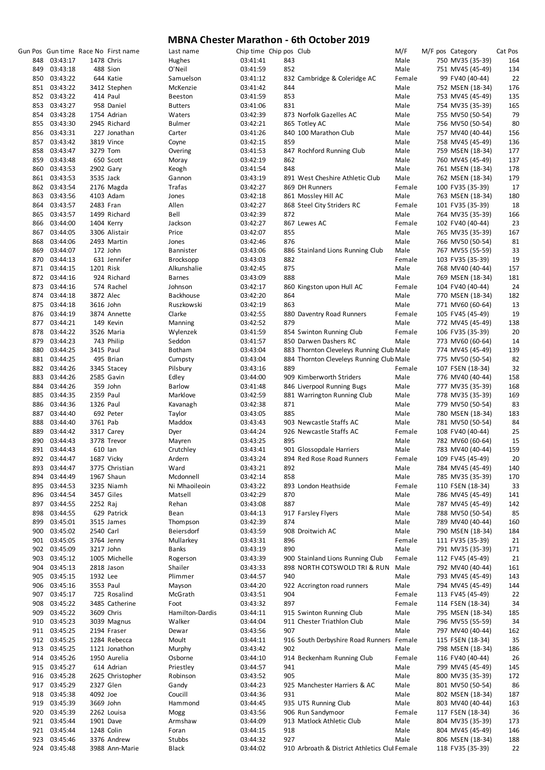# MBNA Chester Marathon - 6th October 2019

| Gun Pos | Gun time | Race No | First name | Last name | Chip time | Chip pos | Club | M/F | M/F pos | Category | Cat Pos |
|---|---|---|---|---|---|---|---|---|---|---|---|
| 848 | 03:43:17 | 1478 | Chris | Hughes | 03:41:41 | 843 | | Male | 750 | MV35 (35-39) | 164 |
| 849 | 03:43:18 | 488 | Sion | O'Neil | 03:41:59 | 852 | | Male | 751 | MV45 (45-49) | 134 |
| 850 | 03:43:22 | 644 | Katie | Samuelson | 03:41:12 | 832 | Cambridge & Coleridge AC | Female | 99 | FV40 (40-44) | 22 |
| 851 | 03:43:22 | 3412 | Stephen | McKenzie | 03:41:42 | 844 | | Male | 752 | MSEN (18-34) | 176 |
| 852 | 03:43:22 | 414 | Paul | Beeston | 03:41:59 | 853 | | Male | 753 | MV45 (45-49) | 135 |
| 853 | 03:43:27 | 958 | Daniel | Butters | 03:41:06 | 831 | | Male | 754 | MV35 (35-39) | 165 |
| 854 | 03:43:28 | 1754 | Adrian | Waters | 03:42:39 | 873 | Norfolk Gazelles AC | Male | 755 | MV50 (50-54) | 79 |
| 855 | 03:43:30 | 2945 | Richard | Bulmer | 03:42:21 | 865 | Totley AC | Male | 756 | MV50 (50-54) | 80 |
| 856 | 03:43:31 | 227 | Jonathan | Carter | 03:41:26 | 840 | 100 Marathon Club | Male | 757 | MV40 (40-44) | 156 |
| 857 | 03:43:42 | 3819 | Vince | Coyne | 03:42:15 | 859 | | Male | 758 | MV45 (45-49) | 136 |
| 858 | 03:43:47 | 3279 | Tom | Overing | 03:41:53 | 847 | Rochford Running Club | Male | 759 | MSEN (18-34) | 177 |
| 859 | 03:43:48 | 650 | Scott | Moray | 03:42:19 | 862 | | Male | 760 | MV45 (45-49) | 137 |
| 860 | 03:43:53 | 2902 | Gary | Keogh | 03:41:54 | 848 | | Male | 761 | MSEN (18-34) | 178 |
| 861 | 03:43:53 | 3535 | Jack | Gannon | 03:43:19 | 891 | West Cheshire Athletic Club | Male | 762 | MSEN (18-34) | 179 |
| 862 | 03:43:54 | 2176 | Magda | Trafas | 03:42:27 | 869 | DH Runners | Female | 100 | FV35 (35-39) | 17 |
| 863 | 03:43:56 | 4103 | Adam | Jones | 03:42:18 | 861 | Mossley Hill AC | Male | 763 | MSEN (18-34) | 180 |
| 864 | 03:43:57 | 2483 | Fran | Allen | 03:42:27 | 868 | Steel City Striders RC | Female | 101 | FV35 (35-39) | 18 |
| 865 | 03:43:57 | 1499 | Richard | Bell | 03:42:39 | 872 | | Male | 764 | MV35 (35-39) | 166 |
| 866 | 03:44:00 | 1404 | Kerry | Jackson | 03:42:27 | 867 | Lewes AC | Female | 102 | FV40 (40-44) | 23 |
| 867 | 03:44:05 | 3306 | Alistair | Price | 03:42:07 | 855 | | Male | 765 | MV35 (35-39) | 167 |
| 868 | 03:44:06 | 2493 | Martin | Jones | 03:42:46 | 876 | | Male | 766 | MV50 (50-54) | 81 |
| 869 | 03:44:07 | 172 | John | Bannister | 03:43:06 | 886 | Stainland Lions Running Club | Male | 767 | MV55 (55-59) | 33 |
| 870 | 03:44:13 | 631 | Jennifer | Brocksopp | 03:43:03 | 882 | | Female | 103 | FV35 (35-39) | 19 |
| 871 | 03:44:15 | 1201 | Risk | Alkunshalie | 03:42:45 | 875 | | Male | 768 | MV40 (40-44) | 157 |
| 872 | 03:44:16 | 924 | Richard | Barnes | 03:43:09 | 888 | | Male | 769 | MSEN (18-34) | 181 |
| 873 | 03:44:16 | 574 | Rachel | Johnson | 03:42:17 | 860 | Kingston upon Hull AC | Female | 104 | FV40 (40-44) | 24 |
| 874 | 03:44:18 | 3872 | Alec | Backhouse | 03:42:20 | 864 | | Male | 770 | MSEN (18-34) | 182 |
| 875 | 03:44:18 | 3616 | John | Ruszkowski | 03:42:19 | 863 | | Male | 771 | MV60 (60-64) | 13 |
| 876 | 03:44:19 | 3874 | Annette | Clarke | 03:42:55 | 880 | Daventry Road Runners | Female | 105 | FV45 (45-49) | 19 |
| 877 | 03:44:21 | 149 | Kevin | Manning | 03:42:52 | 879 | | Male | 772 | MV45 (45-49) | 138 |
| 878 | 03:44:22 | 3526 | Maria | Wylenzek | 03:41:59 | 854 | Swinton Running Club | Female | 106 | FV35 (35-39) | 20 |
| 879 | 03:44:23 | 743 | Philip | Seddon | 03:41:57 | 850 | Darwen Dashers RC | Male | 773 | MV60 (60-64) | 14 |
| 880 | 03:44:25 | 3415 | Paul | Botham | 03:43:04 | 883 | Thornton Cleveleys Running Club | Male | 774 | MV45 (45-49) | 139 |
| 881 | 03:44:25 | 495 | Brian | Cumpsty | 03:43:04 | 884 | Thornton Cleveleys Running Club | Male | 775 | MV50 (50-54) | 82 |
| 882 | 03:44:26 | 3345 | Stacey | Pilsbury | 03:43:16 | 889 | | Female | 107 | FSEN (18-34) | 32 |
| 883 | 03:44:26 | 2585 | Gavin | Edley | 03:44:00 | 909 | Kimberworth Striders | Male | 776 | MV40 (40-44) | 158 |
| 884 | 03:44:26 | 359 | John | Barlow | 03:41:48 | 846 | Liverpool Running Bugs | Male | 777 | MV35 (35-39) | 168 |
| 885 | 03:44:35 | 2359 | Paul | Marklove | 03:42:59 | 881 | Warrington Running Club | Male | 778 | MV35 (35-39) | 169 |
| 886 | 03:44:36 | 1326 | Paul | Kavanagh | 03:42:38 | 871 | | Male | 779 | MV50 (50-54) | 83 |
| 887 | 03:44:40 | 692 | Peter | Taylor | 03:43:05 | 885 | | Male | 780 | MSEN (18-34) | 183 |
| 888 | 03:44:40 | 3761 | Pab | Maddox | 03:43:43 | 903 | Newcastle Staffs AC | Male | 781 | MV50 (50-54) | 84 |
| 889 | 03:44:42 | 3317 | Carey | Dyer | 03:44:24 | 926 | Newcastle Staffs AC | Female | 108 | FV40 (40-44) | 25 |
| 890 | 03:44:43 | 3778 | Trevor | Mayren | 03:43:25 | 895 | | Male | 782 | MV60 (60-64) | 15 |
| 891 | 03:44:43 | 610 | Ian | Crutchley | 03:43:41 | 901 | Glossopdale Harriers | Male | 783 | MV40 (40-44) | 159 |
| 892 | 03:44:47 | 1687 | Vicky | Ardern | 03:43:24 | 894 | Red Rose Road Runners | Female | 109 | FV45 (45-49) | 20 |
| 893 | 03:44:47 | 3775 | Christian | Ward | 03:43:21 | 892 | | Male | 784 | MV45 (45-49) | 140 |
| 894 | 03:44:49 | 1967 | Shaun | Mcdonnell | 03:42:14 | 858 | | Male | 785 | MV35 (35-39) | 170 |
| 895 | 03:44:53 | 3235 | Niamh | Ni Mhaoileoin | 03:43:22 | 893 | London Heathside | Female | 110 | FSEN (18-34) | 33 |
| 896 | 03:44:54 | 3457 | Giles | Matsell | 03:42:29 | 870 | | Male | 786 | MV45 (45-49) | 141 |
| 897 | 03:44:55 | 2252 | Raj | Rehan | 03:43:08 | 887 | | Male | 787 | MV45 (45-49) | 142 |
| 898 | 03:44:55 | 629 | Patrick | Bean | 03:44:13 | 917 | Farsley Flyers | Male | 788 | MV50 (50-54) | 85 |
| 899 | 03:45:01 | 3515 | James | Thompson | 03:42:39 | 874 | | Male | 789 | MV40 (40-44) | 160 |
| 900 | 03:45:02 | 2540 | Carl | Beiersdorf | 03:43:59 | 908 | Droitwich AC | Male | 790 | MSEN (18-34) | 184 |
| 901 | 03:45:05 | 3764 | Jenny | Mullarkey | 03:43:31 | 896 | | Female | 111 | FV35 (35-39) | 21 |
| 902 | 03:45:09 | 3217 | John | Banks | 03:43:19 | 890 | | Male | 791 | MV35 (35-39) | 171 |
| 903 | 03:45:12 | 1005 | Michelle | Rogerson | 03:43:39 | 900 | Stainland Lions Running Club | Female | 112 | FV45 (45-49) | 21 |
| 904 | 03:45:13 | 2818 | Jason | Shailer | 03:43:33 | 898 | NORTH COTSWOLD TRI & RUN | Male | 792 | MV40 (40-44) | 161 |
| 905 | 03:45:15 | 1932 | Lee | Plimmer | 03:44:57 | 940 | | Male | 793 | MV45 (45-49) | 143 |
| 906 | 03:45:16 | 3553 | Paul | Mayson | 03:44:20 | 922 | Accrington road runners | Male | 794 | MV45 (45-49) | 144 |
| 907 | 03:45:17 | 725 | Rosalind | McGrath | 03:43:51 | 904 | | Female | 113 | FV45 (45-49) | 22 |
| 908 | 03:45:22 | 3485 | Catherine | Foot | 03:43:32 | 897 | | Female | 114 | FSEN (18-34) | 34 |
| 909 | 03:45:22 | 3609 | Chris | Hamilton-Dardis | 03:44:11 | 915 | Swinton Running Club | Male | 795 | MSEN (18-34) | 185 |
| 910 | 03:45:23 | 3039 | Magnus | Walker | 03:44:04 | 911 | Chester Triathlon Club | Male | 796 | MV55 (55-59) | 34 |
| 911 | 03:45:25 | 2194 | Fraser | Dewar | 03:43:56 | 907 | | Male | 797 | MV40 (40-44) | 162 |
| 912 | 03:45:25 | 1284 | Rebecca | Moult | 03:44:11 | 916 | South Derbyshire Road Runners | Female | 115 | FSEN (18-34) | 35 |
| 913 | 03:45:25 | 1121 | Jonathon | Murphy | 03:43:42 | 902 | | Male | 798 | MSEN (18-34) | 186 |
| 914 | 03:45:26 | 1950 | Aurelia | Osborne | 03:44:10 | 914 | Beckenham Running Club | Female | 116 | FV40 (40-44) | 26 |
| 915 | 03:45:27 | 614 | Adrian | Priestley | 03:44:57 | 941 | | Male | 799 | MV45 (45-49) | 145 |
| 916 | 03:45:28 | 2625 | Christopher | Robinson | 03:43:52 | 905 | | Male | 800 | MV35 (35-39) | 172 |
| 917 | 03:45:29 | 2327 | Glen | Gandy | 03:44:23 | 925 | Manchester Harriers & AC | Male | 801 | MV50 (50-54) | 86 |
| 918 | 03:45:38 | 4092 | Joe | Coucill | 03:44:36 | 931 | | Male | 802 | MSEN (18-34) | 187 |
| 919 | 03:45:39 | 3669 | John | Hammond | 03:44:45 | 935 | UTS Running Club | Male | 803 | MV40 (40-44) | 163 |
| 920 | 03:45:39 | 2262 | Louisa | Mogg | 03:43:56 | 906 | Run Sandymoor | Female | 117 | FSEN (18-34) | 36 |
| 921 | 03:45:44 | 1901 | Dave | Armshaw | 03:44:09 | 913 | Matlock Athletic Club | Male | 804 | MV35 (35-39) | 173 |
| 921 | 03:45:44 | 1248 | Colin | Foran | 03:44:15 | 918 | | Male | 804 | MV45 (45-49) | 146 |
| 923 | 03:45:46 | 3376 | Andrew | Stubbs | 03:44:32 | 927 | | Male | 806 | MSEN (18-34) | 188 |
| 924 | 03:45:48 | 3988 | Ann-Marie | Black | 03:44:02 | 910 | Arbroath & District Athletics Clul | Female | 118 | FV35 (35-39) | 22 |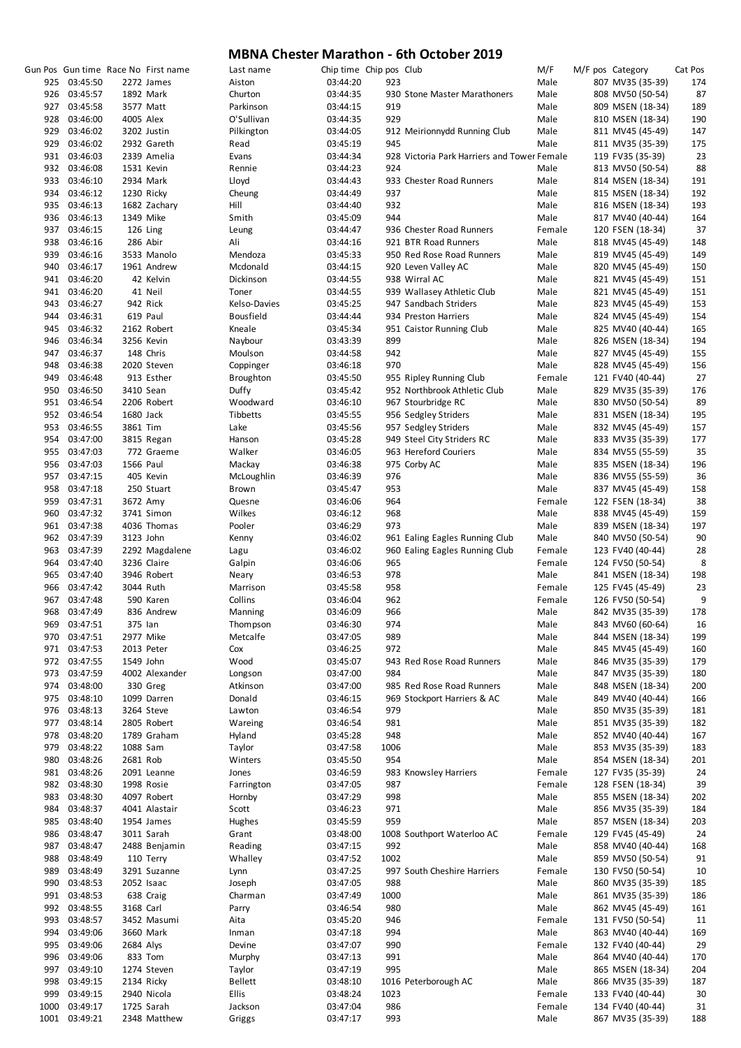# MBNA Chester Marathon - 6th October 2019

| Gun Pos | Gun time | Race No | First name | Last name | Chip time | Chip pos | Club | M/F | M/F pos | Category | Cat Pos |
|---|---|---|---|---|---|---|---|---|---|---|---|
| 925 | 03:45:50 | 2272 | James | Aiston | 03:44:20 | 923 | | Male | 807 | MV35 (35-39) | 174 |
| 926 | 03:45:57 | 1892 | Mark | Churton | 03:44:35 | 930 | Stone Master Marathoners | Male | 808 | MV50 (50-54) | 87 |
| 927 | 03:45:58 | 3577 | Matt | Parkinson | 03:44:15 | 919 | | Male | 809 | MSEN (18-34) | 189 |
| 928 | 03:46:00 | 4005 | Alex | O'Sullivan | 03:44:35 | 929 | | Male | 810 | MSEN (18-34) | 190 |
| 929 | 03:46:02 | 3202 | Justin | Pilkington | 03:44:05 | 912 | Meirionnydd Running Club | Male | 811 | MV45 (45-49) | 147 |
| 929 | 03:46:02 | 2932 | Gareth | Read | 03:45:19 | 945 | | Male | 811 | MV35 (35-39) | 175 |
| 931 | 03:46:03 | 2339 | Amelia | Evans | 03:44:34 | 928 | Victoria Park Harriers and Tower | Female | 119 | FV35 (35-39) | 23 |
| 932 | 03:46:08 | 1531 | Kevin | Rennie | 03:44:23 | 924 | | Male | 813 | MV50 (50-54) | 88 |
| 933 | 03:46:10 | 2934 | Mark | Lloyd | 03:44:43 | 933 | Chester Road Runners | Male | 814 | MSEN (18-34) | 191 |
| 934 | 03:46:12 | 1230 | Ricky | Cheung | 03:44:49 | 937 | | Male | 815 | MSEN (18-34) | 192 |
| 935 | 03:46:13 | 1682 | Zachary | Hill | 03:44:40 | 932 | | Male | 816 | MSEN (18-34) | 193 |
| 936 | 03:46:13 | 1349 | Mike | Smith | 03:45:09 | 944 | | Male | 817 | MV40 (40-44) | 164 |
| 937 | 03:46:15 | 126 | Ling | Leung | 03:44:47 | 936 | Chester Road Runners | Female | 120 | FSEN (18-34) | 37 |
| 938 | 03:46:16 | 286 | Abir | Ali | 03:44:16 | 921 | BTR Road Runners | Male | 818 | MV45 (45-49) | 148 |
| 939 | 03:46:16 | 3533 | Manolo | Mendoza | 03:45:33 | 950 | Red Rose Road Runners | Male | 819 | MV45 (45-49) | 149 |
| 940 | 03:46:17 | 1961 | Andrew | Mcdonald | 03:44:15 | 920 | Leven Valley AC | Male | 820 | MV45 (45-49) | 150 |
| 941 | 03:46:20 | 42 | Kelvin | Dickinson | 03:44:55 | 938 | Wirral AC | Male | 821 | MV45 (45-49) | 151 |
| 941 | 03:46:20 | 41 | Neil | Toner | 03:44:55 | 939 | Wallasey Athletic Club | Male | 821 | MV45 (45-49) | 151 |
| 943 | 03:46:27 | 942 | Rick | Kelso-Davies | 03:45:25 | 947 | Sandbach Striders | Male | 823 | MV45 (45-49) | 153 |
| 944 | 03:46:31 | 619 | Paul | Bousfield | 03:44:44 | 934 | Preston Harriers | Male | 824 | MV45 (45-49) | 154 |
| 945 | 03:46:32 | 2162 | Robert | Kneale | 03:45:34 | 951 | Caistor Running Club | Male | 825 | MV40 (40-44) | 165 |
| 946 | 03:46:34 | 3256 | Kevin | Naybour | 03:43:39 | 899 | | Male | 826 | MSEN (18-34) | 194 |
| 947 | 03:46:37 | 148 | Chris | Moulson | 03:44:58 | 942 | | Male | 827 | MV45 (45-49) | 155 |
| 948 | 03:46:38 | 2020 | Steven | Coppinger | 03:46:18 | 970 | | Male | 828 | MV45 (45-49) | 156 |
| 949 | 03:46:48 | 913 | Esther | Broughton | 03:45:50 | 955 | Ripley Running Club | Female | 121 | FV40 (40-44) | 27 |
| 950 | 03:46:50 | 3410 | Sean | Duffy | 03:45:42 | 952 | Northbrook Athletic Club | Male | 829 | MV35 (35-39) | 176 |
| 951 | 03:46:54 | 2206 | Robert | Woodward | 03:46:10 | 967 | Stourbridge RC | Male | 830 | MV50 (50-54) | 89 |
| 952 | 03:46:54 | 1680 | Jack | Tibbetts | 03:45:55 | 956 | Sedgley Striders | Male | 831 | MSEN (18-34) | 195 |
| 953 | 03:46:55 | 3861 | Tim | Lake | 03:45:56 | 957 | Sedgley Striders | Male | 832 | MV45 (45-49) | 157 |
| 954 | 03:47:00 | 3815 | Regan | Hanson | 03:45:28 | 949 | Steel City Striders RC | Male | 833 | MV35 (35-39) | 177 |
| 955 | 03:47:03 | 772 | Graeme | Walker | 03:46:05 | 963 | Hereford Couriers | Male | 834 | MV55 (55-59) | 35 |
| 956 | 03:47:03 | 1566 | Paul | Mackay | 03:46:38 | 975 | Corby AC | Male | 835 | MSEN (18-34) | 196 |
| 957 | 03:47:15 | 405 | Kevin | McLoughlin | 03:46:39 | 976 | | Male | 836 | MV55 (55-59) | 36 |
| 958 | 03:47:18 | 250 | Stuart | Brown | 03:45:47 | 953 | | Male | 837 | MV45 (45-49) | 158 |
| 959 | 03:47:31 | 3672 | Amy | Quesne | 03:46:06 | 964 | | Female | 122 | FSEN (18-34) | 38 |
| 960 | 03:47:32 | 3741 | Simon | Wilkes | 03:46:12 | 968 | | Male | 838 | MV45 (45-49) | 159 |
| 961 | 03:47:38 | 4036 | Thomas | Pooler | 03:46:29 | 973 | | Male | 839 | MSEN (18-34) | 197 |
| 962 | 03:47:39 | 3123 | John | Kenny | 03:46:02 | 961 | Ealing Eagles Running Club | Male | 840 | MV50 (50-54) | 90 |
| 963 | 03:47:39 | 2292 | Magdalene | Lagu | 03:46:02 | 960 | Ealing Eagles Running Club | Female | 123 | FV40 (40-44) | 28 |
| 964 | 03:47:40 | 3236 | Claire | Galpin | 03:46:06 | 965 | | Female | 124 | FV50 (50-54) | 8 |
| 965 | 03:47:40 | 3946 | Robert | Neary | 03:46:53 | 978 | | Male | 841 | MSEN (18-34) | 198 |
| 966 | 03:47:42 | 3044 | Ruth | Marrison | 03:45:58 | 958 | | Female | 125 | FV45 (45-49) | 23 |
| 967 | 03:47:48 | 590 | Karen | Collins | 03:46:04 | 962 | | Female | 126 | FV50 (50-54) | 9 |
| 968 | 03:47:49 | 836 | Andrew | Manning | 03:46:09 | 966 | | Male | 842 | MV35 (35-39) | 178 |
| 969 | 03:47:51 | 375 | Ian | Thompson | 03:46:30 | 974 | | Male | 843 | MV60 (60-64) | 16 |
| 970 | 03:47:51 | 2977 | Mike | Metcalfe | 03:47:05 | 989 | | Male | 844 | MSEN (18-34) | 199 |
| 971 | 03:47:53 | 2013 | Peter | Cox | 03:46:25 | 972 | | Male | 845 | MV45 (45-49) | 160 |
| 972 | 03:47:55 | 1549 | John | Wood | 03:45:07 | 943 | Red Rose Road Runners | Male | 846 | MV35 (35-39) | 179 |
| 973 | 03:47:59 | 4002 | Alexander | Longson | 03:47:00 | 984 | | Male | 847 | MV35 (35-39) | 180 |
| 974 | 03:48:00 | 330 | Greg | Atkinson | 03:47:00 | 985 | Red Rose Road Runners | Male | 848 | MSEN (18-34) | 200 |
| 975 | 03:48:10 | 1099 | Darren | Donald | 03:46:15 | 969 | Stockport Harriers & AC | Male | 849 | MV40 (40-44) | 166 |
| 976 | 03:48:13 | 3264 | Steve | Lawton | 03:46:54 | 979 | | Male | 850 | MV35 (35-39) | 181 |
| 977 | 03:48:14 | 2805 | Robert | Wareing | 03:46:54 | 981 | | Male | 851 | MV35 (35-39) | 182 |
| 978 | 03:48:20 | 1789 | Graham | Hyland | 03:45:28 | 948 | | Male | 852 | MV40 (40-44) | 167 |
| 979 | 03:48:22 | 1088 | Sam | Taylor | 03:47:58 | 1006 | | Male | 853 | MV35 (35-39) | 183 |
| 980 | 03:48:26 | 2681 | Rob | Winters | 03:45:50 | 954 | | Male | 854 | MSEN (18-34) | 201 |
| 981 | 03:48:26 | 2091 | Leanne | Jones | 03:46:59 | 983 | Knowsley Harriers | Female | 127 | FV35 (35-39) | 24 |
| 982 | 03:48:30 | 1998 | Rosie | Farrington | 03:47:05 | 987 | | Female | 128 | FSEN (18-34) | 39 |
| 983 | 03:48:30 | 4097 | Robert | Hornby | 03:47:29 | 998 | | Male | 855 | MSEN (18-34) | 202 |
| 984 | 03:48:37 | 4041 | Alastair | Scott | 03:46:23 | 971 | | Male | 856 | MV35 (35-39) | 184 |
| 985 | 03:48:40 | 1954 | James | Hughes | 03:45:59 | 959 | | Male | 857 | MSEN (18-34) | 203 |
| 986 | 03:48:47 | 3011 | Sarah | Grant | 03:48:00 | 1008 | Southport Waterloo AC | Female | 129 | FV45 (45-49) | 24 |
| 987 | 03:48:47 | 2488 | Benjamin | Reading | 03:47:15 | 992 | | Male | 858 | MV40 (40-44) | 168 |
| 988 | 03:48:49 | 110 | Terry | Whalley | 03:47:52 | 1002 | | Male | 859 | MV50 (50-54) | 91 |
| 989 | 03:48:49 | 3291 | Suzanne | Lynn | 03:47:25 | 997 | South Cheshire Harriers | Female | 130 | FV50 (50-54) | 10 |
| 990 | 03:48:53 | 2052 | Isaac | Joseph | 03:47:05 | 988 | | Male | 860 | MV35 (35-39) | 185 |
| 991 | 03:48:53 | 638 | Craig | Charman | 03:47:49 | 1000 | | Male | 861 | MV35 (35-39) | 186 |
| 992 | 03:48:55 | 3168 | Carl | Parry | 03:46:54 | 980 | | Male | 862 | MV45 (45-49) | 161 |
| 993 | 03:48:57 | 3452 | Masumi | Aita | 03:45:20 | 946 | | Female | 131 | FV50 (50-54) | 11 |
| 994 | 03:49:06 | 3660 | Mark | Inman | 03:47:18 | 994 | | Male | 863 | MV40 (40-44) | 169 |
| 995 | 03:49:06 | 2684 | Alys | Devine | 03:47:07 | 990 | | Female | 132 | FV40 (40-44) | 29 |
| 996 | 03:49:06 | 833 | Tom | Murphy | 03:47:13 | 991 | | Male | 864 | MV40 (40-44) | 170 |
| 997 | 03:49:10 | 1274 | Steven | Taylor | 03:47:19 | 995 | | Male | 865 | MSEN (18-34) | 204 |
| 998 | 03:49:15 | 2134 | Ricky | Bellett | 03:48:10 | 1016 | Peterborough AC | Male | 866 | MV35 (35-39) | 187 |
| 999 | 03:49:15 | 2940 | Nicola | Ellis | 03:48:24 | 1023 | | Female | 133 | FV40 (40-44) | 30 |
| 1000 | 03:49:17 | 1725 | Sarah | Jackson | 03:47:04 | 986 | | Female | 134 | FV40 (40-44) | 31 |
| 1001 | 03:49:21 | 2348 | Matthew | Griggs | 03:47:17 | 993 | | Male | 867 | MV35 (35-39) | 188 |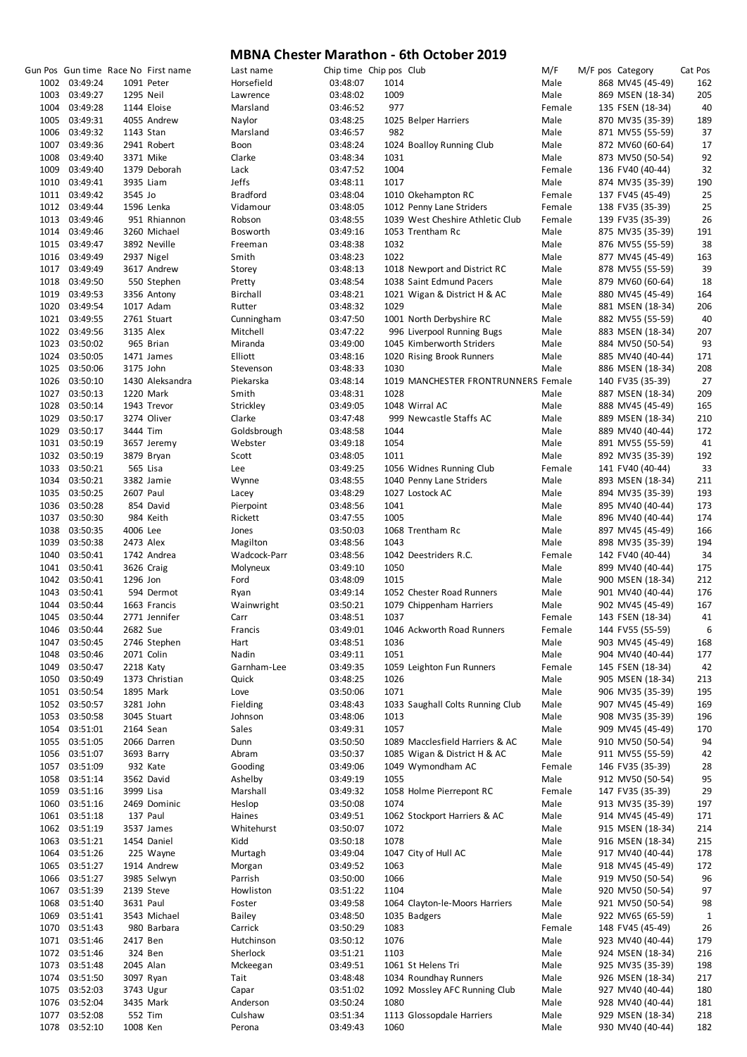# MBNA Chester Marathon - 6th October 2019

| Gun Pos | Gun time | Race No | First name | Last name | Chip time | Chip pos | Club | M/F | M/F pos | Category | Cat Pos |
|---|---|---|---|---|---|---|---|---|---|---|---|
| 1002 | 03:49:24 | 1091 | Peter | Horsefield | 03:48:07 | 1014 | | Male | 868 | MV45 (45-49) | 162 |
| 1003 | 03:49:27 | 1295 | Neil | Lawrence | 03:48:02 | 1009 | | Male | 869 | MSEN (18-34) | 205 |
| 1004 | 03:49:28 | 1144 | Eloise | Marsland | 03:46:52 | 977 | | Female | 135 | FSEN (18-34) | 40 |
| 1005 | 03:49:31 | 4055 | Andrew | Naylor | 03:48:25 | 1025 | Belper Harriers | Male | 870 | MV35 (35-39) | 189 |
| 1006 | 03:49:32 | 1143 | Stan | Marsland | 03:46:57 | 982 | | Male | 871 | MV55 (55-59) | 37 |
| 1007 | 03:49:36 | 2941 | Robert | Boon | 03:48:24 | 1024 | Boalloy Running Club | Male | 872 | MV60 (60-64) | 17 |
| 1008 | 03:49:40 | 3371 | Mike | Clarke | 03:48:34 | 1031 | | Male | 873 | MV50 (50-54) | 92 |
| 1009 | 03:49:40 | 1379 | Deborah | Lack | 03:47:52 | 1004 | | Female | 136 | FV40 (40-44) | 32 |
| 1010 | 03:49:41 | 3935 | Liam | Jeffs | 03:48:11 | 1017 | | Male | 874 | MV35 (35-39) | 190 |
| 1011 | 03:49:42 | 3545 | Jo | Bradford | 03:48:04 | 1010 | Okehampton RC | Female | 137 | FV45 (45-49) | 25 |
| 1012 | 03:49:44 | 1596 | Lenka | Vidamour | 03:48:05 | 1012 | Penny Lane Striders | Female | 138 | FV35 (35-39) | 25 |
| 1013 | 03:49:46 | 951 | Rhiannon | Robson | 03:48:55 | 1039 | West Cheshire Athletic Club | Female | 139 | FV35 (35-39) | 26 |
| 1014 | 03:49:46 | 3260 | Michael | Bosworth | 03:49:16 | 1053 | Trentham Rc | Male | 875 | MV35 (35-39) | 191 |
| 1015 | 03:49:47 | 3892 | Neville | Freeman | 03:48:38 | 1032 | | Male | 876 | MV55 (55-59) | 38 |
| 1016 | 03:49:49 | 2937 | Nigel | Smith | 03:48:23 | 1022 | | Male | 877 | MV45 (45-49) | 163 |
| 1017 | 03:49:49 | 3617 | Andrew | Storey | 03:48:13 | 1018 | Newport and District RC | Male | 878 | MV55 (55-59) | 39 |
| 1018 | 03:49:50 | 550 | Stephen | Pretty | 03:48:54 | 1038 | Saint Edmund Pacers | Male | 879 | MV60 (60-64) | 18 |
| 1019 | 03:49:53 | 3356 | Antony | Birchall | 03:48:21 | 1021 | Wigan & District H & AC | Male | 880 | MV45 (45-49) | 164 |
| 1020 | 03:49:54 | 1017 | Adam | Rutter | 03:48:32 | 1029 | | Male | 881 | MSEN (18-34) | 206 |
| 1021 | 03:49:55 | 2761 | Stuart | Cunningham | 03:47:50 | 1001 | North Derbyshire RC | Male | 882 | MV55 (55-59) | 40 |
| 1022 | 03:49:56 | 3135 | Alex | Mitchell | 03:47:22 | 996 | Liverpool Running Bugs | Male | 883 | MSEN (18-34) | 207 |
| 1023 | 03:50:02 | 965 | Brian | Miranda | 03:49:00 | 1045 | Kimberworth Striders | Male | 884 | MV50 (50-54) | 93 |
| 1024 | 03:50:05 | 1471 | James | Elliott | 03:48:16 | 1020 | Rising Brook Runners | Male | 885 | MV40 (40-44) | 171 |
| 1025 | 03:50:06 | 3175 | John | Stevenson | 03:48:33 | 1030 | | Male | 886 | MSEN (18-34) | 208 |
| 1026 | 03:50:10 | 1430 | Aleksandra | Piekarska | 03:48:14 | 1019 | MANCHESTER FRONTRUNNERS | Female | 140 | FV35 (35-39) | 27 |
| 1027 | 03:50:13 | 1220 | Mark | Smith | 03:48:31 | 1028 | | Male | 887 | MSEN (18-34) | 209 |
| 1028 | 03:50:14 | 1943 | Trevor | Strickley | 03:49:05 | 1048 | Wirral AC | Male | 888 | MV45 (45-49) | 165 |
| 1029 | 03:50:17 | 3274 | Oliver | Clarke | 03:47:48 | 999 | Newcastle Staffs AC | Male | 889 | MSEN (18-34) | 210 |
| 1029 | 03:50:17 | 3444 | Tim | Goldsbrough | 03:48:58 | 1044 | | Male | 889 | MV40 (40-44) | 172 |
| 1031 | 03:50:19 | 3657 | Jeremy | Webster | 03:49:18 | 1054 | | Male | 891 | MV55 (55-59) | 41 |
| 1032 | 03:50:19 | 3879 | Bryan | Scott | 03:48:05 | 1011 | | Male | 892 | MV35 (35-39) | 192 |
| 1033 | 03:50:21 | 565 | Lisa | Lee | 03:49:25 | 1056 | Widnes Running Club | Female | 141 | FV40 (40-44) | 33 |
| 1034 | 03:50:21 | 3382 | Jamie | Wynne | 03:48:55 | 1040 | Penny Lane Striders | Male | 893 | MSEN (18-34) | 211 |
| 1035 | 03:50:25 | 2607 | Paul | Lacey | 03:48:29 | 1027 | Lostock AC | Male | 894 | MV35 (35-39) | 193 |
| 1036 | 03:50:28 | 854 | David | Pierpoint | 03:48:56 | 1041 | | Male | 895 | MV40 (40-44) | 173 |
| 1037 | 03:50:30 | 984 | Keith | Rickett | 03:47:55 | 1005 | | Male | 896 | MV40 (40-44) | 174 |
| 1038 | 03:50:35 | 4006 | Lee | Jones | 03:50:03 | 1068 | Trentham Rc | Male | 897 | MV45 (45-49) | 166 |
| 1039 | 03:50:38 | 2473 | Alex | Magilton | 03:48:56 | 1043 | | Male | 898 | MV35 (35-39) | 194 |
| 1040 | 03:50:41 | 1742 | Andrea | Wadcock-Parr | 03:48:56 | 1042 | Deestriders R.C. | Female | 142 | FV40 (40-44) | 34 |
| 1041 | 03:50:41 | 3626 | Craig | Molyneux | 03:49:10 | 1050 | | Male | 899 | MV40 (40-44) | 175 |
| 1042 | 03:50:41 | 1296 | Jon | Ford | 03:48:09 | 1015 | | Male | 900 | MSEN (18-34) | 212 |
| 1043 | 03:50:41 | 594 | Dermot | Ryan | 03:49:14 | 1052 | Chester Road Runners | Male | 901 | MV40 (40-44) | 176 |
| 1044 | 03:50:44 | 1663 | Francis | Wainwright | 03:50:21 | 1079 | Chippenham Harriers | Male | 902 | MV45 (45-49) | 167 |
| 1045 | 03:50:44 | 2771 | Jennifer | Carr | 03:48:51 | 1037 | | Female | 143 | FSEN (18-34) | 41 |
| 1046 | 03:50:44 | 2682 | Sue | Francis | 03:49:01 | 1046 | Ackworth Road Runners | Female | 144 | FV55 (55-59) | 6 |
| 1047 | 03:50:45 | 2746 | Stephen | Hart | 03:48:51 | 1036 | | Male | 903 | MV45 (45-49) | 168 |
| 1048 | 03:50:46 | 2071 | Colin | Nadin | 03:49:11 | 1051 | | Male | 904 | MV40 (40-44) | 177 |
| 1049 | 03:50:47 | 2218 | Katy | Garnham-Lee | 03:49:35 | 1059 | Leighton Fun Runners | Female | 145 | FSEN (18-34) | 42 |
| 1050 | 03:50:49 | 1373 | Christian | Quick | 03:48:25 | 1026 | | Male | 905 | MSEN (18-34) | 213 |
| 1051 | 03:50:54 | 1895 | Mark | Love | 03:50:06 | 1071 | | Male | 906 | MV35 (35-39) | 195 |
| 1052 | 03:50:57 | 3281 | John | Fielding | 03:48:43 | 1033 | Saughall Colts Running Club | Male | 907 | MV45 (45-49) | 169 |
| 1053 | 03:50:58 | 3045 | Stuart | Johnson | 03:48:06 | 1013 | | Male | 908 | MV35 (35-39) | 196 |
| 1054 | 03:51:01 | 2164 | Sean | Sales | 03:49:31 | 1057 | | Male | 909 | MV45 (45-49) | 170 |
| 1055 | 03:51:05 | 2066 | Darren | Dunn | 03:50:50 | 1089 | Macclesfield Harriers & AC | Male | 910 | MV50 (50-54) | 94 |
| 1056 | 03:51:07 | 3693 | Barry | Abram | 03:50:37 | 1085 | Wigan & District H & AC | Male | 911 | MV55 (55-59) | 42 |
| 1057 | 03:51:09 | 932 | Kate | Gooding | 03:49:06 | 1049 | Wymondham AC | Female | 146 | FV35 (35-39) | 28 |
| 1058 | 03:51:14 | 3562 | David | Ashelby | 03:49:19 | 1055 | | Male | 912 | MV50 (50-54) | 95 |
| 1059 | 03:51:16 | 3999 | Lisa | Marshall | 03:49:32 | 1058 | Holme Pierrepont RC | Female | 147 | FV35 (35-39) | 29 |
| 1060 | 03:51:16 | 2469 | Dominic | Heslop | 03:50:08 | 1074 | | Male | 913 | MV35 (35-39) | 197 |
| 1061 | 03:51:18 | 137 | Paul | Haines | 03:49:51 | 1062 | Stockport Harriers & AC | Male | 914 | MV45 (45-49) | 171 |
| 1062 | 03:51:19 | 3537 | James | Whitehurst | 03:50:07 | 1072 | | Male | 915 | MSEN (18-34) | 214 |
| 1063 | 03:51:21 | 1454 | Daniel | Kidd | 03:50:18 | 1078 | | Male | 916 | MSEN (18-34) | 215 |
| 1064 | 03:51:26 | 225 | Wayne | Murtagh | 03:49:04 | 1047 | City of Hull AC | Male | 917 | MV40 (40-44) | 178 |
| 1065 | 03:51:27 | 1914 | Andrew | Morgan | 03:49:52 | 1063 | | Male | 918 | MV45 (45-49) | 172 |
| 1066 | 03:51:27 | 3985 | Selwyn | Parrish | 03:50:00 | 1066 | | Male | 919 | MV50 (50-54) | 96 |
| 1067 | 03:51:39 | 2139 | Steve | Howliston | 03:51:22 | 1104 | | Male | 920 | MV50 (50-54) | 97 |
| 1068 | 03:51:40 | 3631 | Paul | Foster | 03:49:58 | 1064 | Clayton-le-Moors Harriers | Male | 921 | MV50 (50-54) | 98 |
| 1069 | 03:51:41 | 3543 | Michael | Bailey | 03:48:50 | 1035 | Badgers | Male | 922 | MV65 (65-59) | 1 |
| 1070 | 03:51:43 | 980 | Barbara | Carrick | 03:50:29 | 1083 | | Female | 148 | FV45 (45-49) | 26 |
| 1071 | 03:51:46 | 2417 | Ben | Hutchinson | 03:50:12 | 1076 | | Male | 923 | MV40 (40-44) | 179 |
| 1072 | 03:51:46 | 324 | Ben | Sherlock | 03:51:21 | 1103 | | Male | 924 | MSEN (18-34) | 216 |
| 1073 | 03:51:48 | 2045 | Alan | Mckeegan | 03:49:51 | 1061 | St Helens Tri | Male | 925 | MV35 (35-39) | 198 |
| 1074 | 03:51:50 | 3097 | Ryan | Tait | 03:48:48 | 1034 | Roundhay Runners | Male | 926 | MSEN (18-34) | 217 |
| 1075 | 03:52:03 | 3743 | Ugur | Capar | 03:51:02 | 1092 | Mossley AFC Running Club | Male | 927 | MV40 (40-44) | 180 |
| 1076 | 03:52:04 | 3435 | Mark | Anderson | 03:50:24 | 1080 | | Male | 928 | MV40 (40-44) | 181 |
| 1077 | 03:52:08 | 552 | Tim | Culshaw | 03:51:34 | 1113 | Glossopdale Harriers | Male | 929 | MSEN (18-34) | 218 |
| 1078 | 03:52:10 | 1008 | Ken | Perona | 03:49:43 | 1060 | | Male | 930 | MV40 (40-44) | 182 |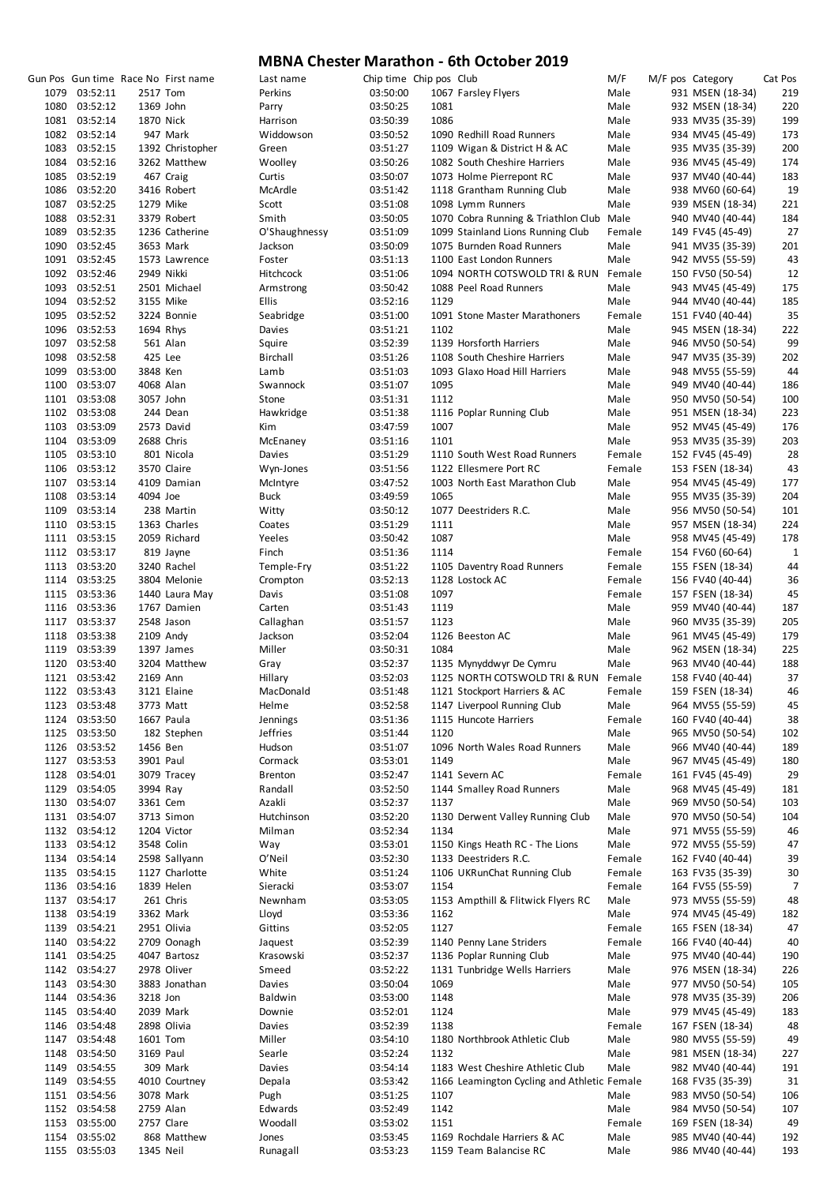# MBNA Chester Marathon - 6th October 2019

| Gun Pos | Gun time | Race No | First name | Last name | Chip time | Chip pos | Club | M/F | M/F pos | Category | Cat Pos |
|---|---|---|---|---|---|---|---|---|---|---|---|
| 1079 | 03:52:11 | 2517 | Tom | Perkins | 03:50:00 | 1067 | Farsley Flyers | Male | 931 | MSEN (18-34) | 219 |
| 1080 | 03:52:12 | 1369 | John | Parry | 03:50:25 | 1081 | | Male | 932 | MSEN (18-34) | 220 |
| 1081 | 03:52:14 | 1870 | Nick | Harrison | 03:50:39 | 1086 | | Male | 933 | MV35 (35-39) | 199 |
| 1082 | 03:52:14 | 947 | Mark | Widdowson | 03:50:52 | 1090 | Redhill Road Runners | Male | 934 | MV45 (45-49) | 173 |
| 1083 | 03:52:15 | 1392 | Christopher | Green | 03:51:27 | 1109 | Wigan & District H & AC | Male | 935 | MV35 (35-39) | 200 |
| 1084 | 03:52:16 | 3262 | Matthew | Woolley | 03:50:26 | 1082 | South Cheshire Harriers | Male | 936 | MV45 (45-49) | 174 |
| 1085 | 03:52:19 | 467 | Craig | Curtis | 03:50:07 | 1073 | Holme Pierrepont RC | Male | 937 | MV40 (40-44) | 183 |
| 1086 | 03:52:20 | 3416 | Robert | McArdle | 03:51:42 | 1118 | Grantham Running Club | Male | 938 | MV60 (60-64) | 19 |
| 1087 | 03:52:25 | 1279 | Mike | Scott | 03:51:08 | 1098 | Lymm Runners | Male | 939 | MSEN (18-34) | 221 |
| 1088 | 03:52:31 | 3379 | Robert | Smith | 03:50:05 | 1070 | Cobra Running & Triathlon Club | Male | 940 | MV40 (40-44) | 184 |
| 1089 | 03:52:35 | 1236 | Catherine | O'Shaughnessy | 03:51:09 | 1099 | Stainland Lions Running Club | Female | 149 | FV45 (45-49) | 27 |
| 1090 | 03:52:45 | 3653 | Mark | Jackson | 03:50:09 | 1075 | Burnden Road Runners | Male | 941 | MV35 (35-39) | 201 |
| 1091 | 03:52:45 | 1573 | Lawrence | Foster | 03:51:13 | 1100 | East London Runners | Male | 942 | MV55 (55-59) | 43 |
| 1092 | 03:52:46 | 2949 | Nikki | Hitchcock | 03:51:06 | 1094 | NORTH COTSWOLD TRI & RUN | Female | 150 | FV50 (50-54) | 12 |
| 1093 | 03:52:51 | 2501 | Michael | Armstrong | 03:50:42 | 1088 | Peel Road Runners | Male | 943 | MV45 (45-49) | 175 |
| 1094 | 03:52:52 | 3155 | Mike | Ellis | 03:52:16 | 1129 | | Male | 944 | MV40 (40-44) | 185 |
| 1095 | 03:52:52 | 3224 | Bonnie | Seabridge | 03:51:00 | 1091 | Stone Master Marathoners | Female | 151 | FV40 (40-44) | 35 |
| 1096 | 03:52:53 | 1694 | Rhys | Davies | 03:51:21 | 1102 | | Male | 945 | MSEN (18-34) | 222 |
| 1097 | 03:52:58 | 561 | Alan | Squire | 03:52:39 | 1139 | Horsforth Harriers | Male | 946 | MV50 (50-54) | 99 |
| 1098 | 03:52:58 | 425 | Lee | Birchall | 03:51:26 | 1108 | South Cheshire Harriers | Male | 947 | MV35 (35-39) | 202 |
| 1099 | 03:53:00 | 3848 | Ken | Lamb | 03:51:03 | 1093 | Glaxo Hoad Hill Harriers | Male | 948 | MV55 (55-59) | 44 |
| 1100 | 03:53:07 | 4068 | Alan | Swannock | 03:51:07 | 1095 | | Male | 949 | MV40 (40-44) | 186 |
| 1101 | 03:53:08 | 3057 | John | Stone | 03:51:31 | 1112 | | Male | 950 | MV50 (50-54) | 100 |
| 1102 | 03:53:08 | 244 | Dean | Hawkridge | 03:51:38 | 1116 | Poplar Running Club | Male | 951 | MSEN (18-34) | 223 |
| 1103 | 03:53:09 | 2573 | David | Kim | 03:47:59 | 1007 | | Male | 952 | MV45 (45-49) | 176 |
| 1104 | 03:53:09 | 2688 | Chris | McEnaney | 03:51:16 | 1101 | | Male | 953 | MV35 (35-39) | 203 |
| 1105 | 03:53:10 | 801 | Nicola | Davies | 03:51:29 | 1110 | South West Road Runners | Female | 152 | FV45 (45-49) | 28 |
| 1106 | 03:53:12 | 3570 | Claire | Wyn-Jones | 03:51:56 | 1122 | Ellesmere Port RC | Female | 153 | FSEN (18-34) | 43 |
| 1107 | 03:53:14 | 4109 | Damian | McIntyre | 03:47:52 | 1003 | North East Marathon Club | Male | 954 | MV45 (45-49) | 177 |
| 1108 | 03:53:14 | 4094 | Joe | Buck | 03:49:59 | 1065 | | Male | 955 | MV35 (35-39) | 204 |
| 1109 | 03:53:14 | 238 | Martin | Witty | 03:50:12 | 1077 | Deestriders R.C. | Male | 956 | MV50 (50-54) | 101 |
| 1110 | 03:53:15 | 1363 | Charles | Coates | 03:51:29 | 1111 | | Male | 957 | MSEN (18-34) | 224 |
| 1111 | 03:53:15 | 2059 | Richard | Yeeles | 03:50:42 | 1087 | | Male | 958 | MV45 (45-49) | 178 |
| 1112 | 03:53:17 | 819 | Jayne | Finch | 03:51:36 | 1114 | | Female | 154 | FV60 (60-64) | 1 |
| 1113 | 03:53:20 | 3240 | Rachel | Temple-Fry | 03:51:22 | 1105 | Daventry Road Runners | Female | 155 | FSEN (18-34) | 44 |
| 1114 | 03:53:25 | 3804 | Melonie | Crompton | 03:52:13 | 1128 | Lostock AC | Female | 156 | FV40 (40-44) | 36 |
| 1115 | 03:53:36 | 1440 | Laura May | Davis | 03:51:08 | 1097 | | Female | 157 | FSEN (18-34) | 45 |
| 1116 | 03:53:36 | 1767 | Damien | Carten | 03:51:43 | 1119 | | Male | 959 | MV40 (40-44) | 187 |
| 1117 | 03:53:37 | 2548 | Jason | Callaghan | 03:51:57 | 1123 | | Male | 960 | MV35 (35-39) | 205 |
| 1118 | 03:53:38 | 2109 | Andy | Jackson | 03:52:04 | 1126 | Beeston AC | Male | 961 | MV45 (45-49) | 179 |
| 1119 | 03:53:39 | 1397 | James | Miller | 03:50:31 | 1084 | | Male | 962 | MSEN (18-34) | 225 |
| 1120 | 03:53:40 | 3204 | Matthew | Gray | 03:52:37 | 1135 | Mynyddwyr De Cymru | Male | 963 | MV40 (40-44) | 188 |
| 1121 | 03:53:42 | 2169 | Ann | Hillary | 03:52:03 | 1125 | NORTH COTSWOLD TRI & RUN | Female | 158 | FV40 (40-44) | 37 |
| 1122 | 03:53:43 | 3121 | Elaine | MacDonald | 03:51:48 | 1121 | Stockport Harriers & AC | Female | 159 | FSEN (18-34) | 46 |
| 1123 | 03:53:48 | 3773 | Matt | Helme | 03:52:58 | 1147 | Liverpool Running Club | Male | 964 | MV55 (55-59) | 45 |
| 1124 | 03:53:50 | 1667 | Paula | Jennings | 03:51:36 | 1115 | Huncote Harriers | Female | 160 | FV40 (40-44) | 38 |
| 1125 | 03:53:50 | 182 | Stephen | Jeffries | 03:51:44 | 1120 | | Male | 965 | MV50 (50-54) | 102 |
| 1126 | 03:53:52 | 1456 | Ben | Hudson | 03:51:07 | 1096 | North Wales Road Runners | Male | 966 | MV40 (40-44) | 189 |
| 1127 | 03:53:53 | 3901 | Paul | Cormack | 03:53:01 | 1149 | | Male | 967 | MV45 (45-49) | 180 |
| 1128 | 03:54:01 | 3079 | Tracey | Brenton | 03:52:47 | 1141 | Severn AC | Female | 161 | FV45 (45-49) | 29 |
| 1129 | 03:54:05 | 3994 | Ray | Randall | 03:52:50 | 1144 | Smalley Road Runners | Male | 968 | MV45 (45-49) | 181 |
| 1130 | 03:54:07 | 3361 | Cem | Azakli | 03:52:37 | 1137 | | Male | 969 | MV50 (50-54) | 103 |
| 1131 | 03:54:07 | 3713 | Simon | Hutchinson | 03:52:20 | 1130 | Derwent Valley Running Club | Male | 970 | MV50 (50-54) | 104 |
| 1132 | 03:54:12 | 1204 | Victor | Milman | 03:52:34 | 1134 | | Male | 971 | MV55 (55-59) | 46 |
| 1133 | 03:54:12 | 3548 | Colin | Way | 03:53:01 | 1150 | Kings Heath RC - The Lions | Male | 972 | MV55 (55-59) | 47 |
| 1134 | 03:54:14 | 2598 | Sallyann | O'Neil | 03:52:30 | 1133 | Deestriders R.C. | Female | 162 | FV40 (40-44) | 39 |
| 1135 | 03:54:15 | 1127 | Charlotte | White | 03:51:24 | 1106 | UKRunChat Running Club | Female | 163 | FV35 (35-39) | 30 |
| 1136 | 03:54:16 | 1839 | Helen | Sieracki | 03:53:07 | 1154 | | Female | 164 | FV55 (55-59) | 7 |
| 1137 | 03:54:17 | 261 | Chris | Newnham | 03:53:05 | 1153 | Ampthill & Flitwick Flyers RC | Male | 973 | MV55 (55-59) | 48 |
| 1138 | 03:54:19 | 3362 | Mark | Lloyd | 03:53:36 | 1162 | | Male | 974 | MV45 (45-49) | 182 |
| 1139 | 03:54:21 | 2951 | Olivia | Gittins | 03:52:05 | 1127 | | Female | 165 | FSEN (18-34) | 47 |
| 1140 | 03:54:22 | 2709 | Oonagh | Jaquest | 03:52:39 | 1140 | Penny Lane Striders | Female | 166 | FV40 (40-44) | 40 |
| 1141 | 03:54:25 | 4047 | Bartosz | Krasowski | 03:52:37 | 1136 | Poplar Running Club | Male | 975 | MV40 (40-44) | 190 |
| 1142 | 03:54:27 | 2978 | Oliver | Smeed | 03:52:22 | 1131 | Tunbridge Wells Harriers | Male | 976 | MSEN (18-34) | 226 |
| 1143 | 03:54:30 | 3883 | Jonathan | Davies | 03:50:04 | 1069 | | Male | 977 | MV50 (50-54) | 105 |
| 1144 | 03:54:36 | 3218 | Jon | Baldwin | 03:53:00 | 1148 | | Male | 978 | MV35 (35-39) | 206 |
| 1145 | 03:54:40 | 2039 | Mark | Downie | 03:52:01 | 1124 | | Male | 979 | MV45 (45-49) | 183 |
| 1146 | 03:54:48 | 2898 | Olivia | Davies | 03:52:39 | 1138 | | Female | 167 | FSEN (18-34) | 48 |
| 1147 | 03:54:48 | 1601 | Tom | Miller | 03:54:10 | 1180 | Northbrook Athletic Club | Male | 980 | MV55 (55-59) | 49 |
| 1148 | 03:54:50 | 3169 | Paul | Searle | 03:52:24 | 1132 | | Male | 981 | MSEN (18-34) | 227 |
| 1149 | 03:54:55 | 309 | Mark | Davies | 03:54:14 | 1183 | West Cheshire Athletic Club | Male | 982 | MV40 (40-44) | 191 |
| 1149 | 03:54:55 | 4010 | Courtney | Depala | 03:53:42 | 1166 | Leamington Cycling and Athletic | Female | 168 | FV35 (35-39) | 31 |
| 1151 | 03:54:56 | 3078 | Mark | Pugh | 03:51:25 | 1107 | | Male | 983 | MV50 (50-54) | 106 |
| 1152 | 03:54:58 | 2759 | Alan | Edwards | 03:52:49 | 1142 | | Male | 984 | MV50 (50-54) | 107 |
| 1153 | 03:55:00 | 2757 | Clare | Woodall | 03:53:02 | 1151 | | Female | 169 | FSEN (18-34) | 49 |
| 1154 | 03:55:02 | 868 | Matthew | Jones | 03:53:45 | 1169 | Rochdale Harriers & AC | Male | 985 | MV40 (40-44) | 192 |
| 1155 | 03:55:03 | 1345 | Neil | Runagall | 03:53:23 | 1159 | Team Balancise RC | Male | 986 | MV40 (40-44) | 193 |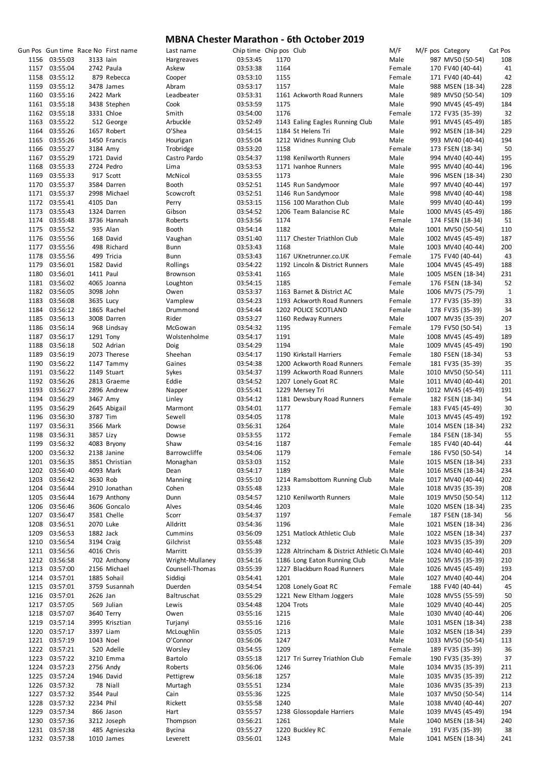# MBNA Chester Marathon - 6th October 2019

| Gun Pos | Gun time | Race No | First name | Last name | Chip time | Chip pos | Club | M/F | M/F pos | Category | Cat Pos |
|---|---|---|---|---|---|---|---|---|---|---|---|
| 1156 | 03:55:03 | 3133 | Iain | Hargreaves | 03:53:45 | 1170 | | Male | 987 | MV50 (50-54) | 108 |
| 1157 | 03:55:04 | 2742 | Paula | Askew | 03:53:38 | 1164 | | Female | 170 | FV40 (40-44) | 41 |
| 1158 | 03:55:12 | 879 | Rebecca | Cooper | 03:53:10 | 1155 | | Female | 171 | FV40 (40-44) | 42 |
| 1159 | 03:55:12 | 3478 | James | Abram | 03:53:17 | 1157 | | Male | 988 | MSEN (18-34) | 228 |
| 1160 | 03:55:16 | 2422 | Mark | Leadbeater | 03:53:31 | 1161 | Ackworth Road Runners | Male | 989 | MV50 (50-54) | 109 |
| 1161 | 03:55:18 | 3438 | Stephen | Cook | 03:53:59 | 1175 | | Male | 990 | MV45 (45-49) | 184 |
| 1162 | 03:55:18 | 3331 | Chloe | Smith | 03:54:00 | 1176 | | Female | 172 | FV35 (35-39) | 32 |
| 1163 | 03:55:22 | 512 | George | Arbuckle | 03:52:49 | 1143 | Ealing Eagles Running Club | Male | 991 | MV45 (45-49) | 185 |
| 1164 | 03:55:26 | 1657 | Robert | O'Shea | 03:54:15 | 1184 | St Helens Tri | Male | 992 | MSEN (18-34) | 229 |
| 1165 | 03:55:26 | 1450 | Francis | Hourigan | 03:55:04 | 1212 | Widnes Running Club | Male | 993 | MV40 (40-44) | 194 |
| 1166 | 03:55:27 | 3184 | Amy | Trobridge | 03:53:20 | 1158 | | Female | 173 | FSEN (18-34) | 50 |
| 1167 | 03:55:29 | 1721 | David | Castro Pardo | 03:54:37 | 1198 | Kenilworth Runners | Male | 994 | MV40 (40-44) | 195 |
| 1168 | 03:55:33 | 2724 | Pedro | Lima | 03:53:53 | 1171 | Ivanhoe Runners | Male | 995 | MV40 (40-44) | 196 |
| 1169 | 03:55:33 | 917 | Scott | McNicol | 03:53:55 | 1173 | | Male | 996 | MSEN (18-34) | 230 |
| 1170 | 03:55:37 | 3584 | Darren | Booth | 03:52:51 | 1145 | Run Sandymoor | Male | 997 | MV40 (40-44) | 197 |
| 1171 | 03:55:37 | 2998 | Michael | Scowcroft | 03:52:51 | 1146 | Run Sandymoor | Male | 998 | MV40 (40-44) | 198 |
| 1172 | 03:55:41 | 4105 | Dan | Perry | 03:53:15 | 1156 | 100 Marathon Club | Male | 999 | MV40 (40-44) | 199 |
| 1173 | 03:55:43 | 1324 | Darren | Gibson | 03:54:52 | 1206 | Team Balancise RC | Male | 1000 | MV45 (45-49) | 186 |
| 1174 | 03:55:48 | 3736 | Hannah | Roberts | 03:53:56 | 1174 | | Female | 174 | FSEN (18-34) | 51 |
| 1175 | 03:55:52 | 935 | Alan | Booth | 03:54:14 | 1182 | | Male | 1001 | MV50 (50-54) | 110 |
| 1176 | 03:55:56 | 168 | David | Vaughan | 03:51:40 | 1117 | Chester Triathlon Club | Male | 1002 | MV45 (45-49) | 187 |
| 1177 | 03:55:56 | 498 | Richard | Bunn | 03:53:43 | 1168 | | Male | 1003 | MV40 (40-44) | 200 |
| 1178 | 03:55:56 | 499 | Tricia | Bunn | 03:53:43 | 1167 | UKnetrunner.co.UK | Female | 175 | FV40 (40-44) | 43 |
| 1179 | 03:56:01 | 1582 | David | Rollings | 03:54:22 | 1192 | Lincoln & District Runners | Male | 1004 | MV45 (45-49) | 188 |
| 1180 | 03:56:01 | 1411 | Paul | Brownson | 03:53:41 | 1165 | | Male | 1005 | MSEN (18-34) | 231 |
| 1181 | 03:56:02 | 4065 | Joanna | Loughton | 03:54:15 | 1185 | | Female | 176 | FSEN (18-34) | 52 |
| 1182 | 03:56:05 | 3098 | John | Owen | 03:53:37 | 1163 | Barnet & District AC | Male | 1006 | MV75 (75-79) | 1 |
| 1183 | 03:56:08 | 3635 | Lucy | Vamplew | 03:54:23 | 1193 | Ackworth Road Runners | Female | 177 | FV35 (35-39) | 33 |
| 1184 | 03:56:12 | 1865 | Rachel | Drummond | 03:54:44 | 1202 | POLICE SCOTLAND | Female | 178 | FV35 (35-39) | 34 |
| 1185 | 03:56:13 | 3008 | Darren | Rider | 03:53:27 | 1160 | Redway Runners | Male | 1007 | MV35 (35-39) | 207 |
| 1186 | 03:56:14 | 968 | Lindsay | McGowan | 03:54:32 | 1195 | | Female | 179 | FV50 (50-54) | 13 |
| 1187 | 03:56:17 | 1291 | Tony | Wolstenholme | 03:54:17 | 1191 | | Male | 1008 | MV45 (45-49) | 189 |
| 1188 | 03:56:18 | 502 | Adrian | Doig | 03:54:29 | 1194 | | Male | 1009 | MV45 (45-49) | 190 |
| 1189 | 03:56:19 | 2073 | Therese | Sheehan | 03:54:17 | 1190 | Kirkstall Harriers | Female | 180 | FSEN (18-34) | 53 |
| 1190 | 03:56:22 | 1147 | Tammy | Gaines | 03:54:38 | 1200 | Ackworth Road Runners | Female | 181 | FV35 (35-39) | 35 |
| 1191 | 03:56:22 | 1149 | Stuart | Sykes | 03:54:37 | 1199 | Ackworth Road Runners | Male | 1010 | MV50 (50-54) | 111 |
| 1192 | 03:56:26 | 2813 | Graeme | Eddie | 03:54:52 | 1207 | Lonely Goat RC | Male | 1011 | MV40 (40-44) | 201 |
| 1193 | 03:56:27 | 2896 | Andrew | Napper | 03:55:41 | 1229 | Mersey Tri | Male | 1012 | MV45 (45-49) | 191 |
| 1194 | 03:56:29 | 3467 | Amy | Linley | 03:54:12 | 1181 | Dewsbury Road Runners | Female | 182 | FSEN (18-34) | 54 |
| 1195 | 03:56:29 | 2645 | Abigail | Marmont | 03:54:01 | 1177 | | Female | 183 | FV45 (45-49) | 30 |
| 1196 | 03:56:30 | 3787 | Tim | Sewell | 03:54:05 | 1178 | | Male | 1013 | MV45 (45-49) | 192 |
| 1197 | 03:56:31 | 3566 | Mark | Dowse | 03:56:31 | 1264 | | Male | 1014 | MSEN (18-34) | 232 |
| 1198 | 03:56:31 | 3857 | Lizy | Dowse | 03:53:55 | 1172 | | Female | 184 | FSEN (18-34) | 55 |
| 1199 | 03:56:32 | 4083 | Bryony | Shaw | 03:54:16 | 1187 | | Female | 185 | FV40 (40-44) | 44 |
| 1200 | 03:56:32 | 2138 | Janine | Barrowcliffe | 03:54:06 | 1179 | | Female | 186 | FV50 (50-54) | 14 |
| 1201 | 03:56:35 | 3851 | Christian | Monaghan | 03:53:03 | 1152 | | Male | 1015 | MSEN (18-34) | 233 |
| 1202 | 03:56:40 | 4093 | Mark | Dean | 03:54:17 | 1189 | | Male | 1016 | MSEN (18-34) | 234 |
| 1203 | 03:56:42 | 3630 | Rob | Manning | 03:55:10 | 1214 | Ramsbottom Running Club | Male | 1017 | MV40 (40-44) | 202 |
| 1204 | 03:56:44 | 2910 | Jonathan | Cohen | 03:55:48 | 1233 | | Male | 1018 | MV35 (35-39) | 208 |
| 1205 | 03:56:44 | 1679 | Anthony | Dunn | 03:54:57 | 1210 | Kenilworth Runners | Male | 1019 | MV50 (50-54) | 112 |
| 1206 | 03:56:46 | 3606 | Goncalo | Alves | 03:54:46 | 1203 | | Male | 1020 | MSEN (18-34) | 235 |
| 1207 | 03:56:47 | 3581 | Chelle | Scorr | 03:54:37 | 1197 | | Female | 187 | FSEN (18-34) | 56 |
| 1208 | 03:56:51 | 2070 | Luke | Alldritt | 03:54:36 | 1196 | | Male | 1021 | MSEN (18-34) | 236 |
| 1209 | 03:56:53 | 1882 | Jack | Cummins | 03:56:09 | 1251 | Matlock Athletic Club | Male | 1022 | MSEN (18-34) | 237 |
| 1210 | 03:56:54 | 3194 | Craig | Gilchrist | 03:55:48 | 1232 | | Male | 1023 | MV35 (35-39) | 209 |
| 1211 | 03:56:56 | 4016 | Chris | Marritt | 03:55:39 | 1228 | Altrincham & District Athletic Clu | Male | 1024 | MV40 (40-44) | 203 |
| 1212 | 03:56:58 | 702 | Anthony | Wright-Mullaney | 03:54:16 | 1186 | Long Eaton Running Club | Male | 1025 | MV35 (35-39) | 210 |
| 1213 | 03:57:00 | 2156 | Michael | Counsell-Thomas | 03:55:39 | 1227 | Blackburn Road Runners | Male | 1026 | MV45 (45-49) | 193 |
| 1214 | 03:57:01 | 1885 | Sohail | Siddiqi | 03:54:41 | 1201 | | Male | 1027 | MV40 (40-44) | 204 |
| 1215 | 03:57:01 | 3759 | Susannah | Duerden | 03:54:54 | 1208 | Lonely Goat RC | Female | 188 | FV40 (40-44) | 45 |
| 1216 | 03:57:01 | 2626 | Jan | Baltruschat | 03:55:29 | 1221 | New Eltham Joggers | Male | 1028 | MV55 (55-59) | 50 |
| 1217 | 03:57:05 | 569 | Julian | Lewis | 03:54:48 | 1204 | Trots | Male | 1029 | MV40 (40-44) | 205 |
| 1218 | 03:57:07 | 3640 | Terry | Owen | 03:55:16 | 1215 | | Male | 1030 | MV40 (40-44) | 206 |
| 1219 | 03:57:14 | 3995 | Krisztian | Turjanyi | 03:55:16 | 1216 | | Male | 1031 | MSEN (18-34) | 238 |
| 1220 | 03:57:17 | 3397 | Liam | McLoughlin | 03:55:05 | 1213 | | Male | 1032 | MSEN (18-34) | 239 |
| 1221 | 03:57:19 | 1043 | Noel | O'Connor | 03:56:06 | 1247 | | Male | 1033 | MV50 (50-54) | 113 |
| 1222 | 03:57:21 | 520 | Adelle | Worsley | 03:54:55 | 1209 | | Female | 189 | FV35 (35-39) | 36 |
| 1223 | 03:57:22 | 3210 | Emma | Bartolo | 03:55:18 | 1217 | Tri Surrey Triathlon Club | Female | 190 | FV35 (35-39) | 37 |
| 1224 | 03:57:23 | 2756 | Andy | Roberts | 03:56:06 | 1246 | | Male | 1034 | MV35 (35-39) | 211 |
| 1225 | 03:57:24 | 1946 | David | Pettigrew | 03:56:18 | 1257 | | Male | 1035 | MV35 (35-39) | 212 |
| 1226 | 03:57:32 | 78 | Niall | Murtagh | 03:55:51 | 1234 | | Male | 1036 | MV35 (35-39) | 213 |
| 1227 | 03:57:32 | 3544 | Paul | Cain | 03:55:36 | 1225 | | Male | 1037 | MV50 (50-54) | 114 |
| 1228 | 03:57:32 | 2234 | Phil | Rickett | 03:55:58 | 1240 | | Male | 1038 | MV40 (40-44) | 207 |
| 1229 | 03:57:34 | 866 | Jason | Hart | 03:55:57 | 1238 | Glossopdale Harriers | Male | 1039 | MV45 (45-49) | 194 |
| 1230 | 03:57:36 | 3212 | Joseph | Thompson | 03:56:21 | 1261 | | Male | 1040 | MSEN (18-34) | 240 |
| 1231 | 03:57:38 | 485 | Agnieszka | Bycina | 03:55:27 | 1220 | Buckley RC | Female | 191 | FV35 (35-39) | 38 |
| 1232 | 03:57:38 | 1010 | James | Leverett | 03:56:01 | 1243 | | Male | 1041 | MSEN (18-34) | 241 |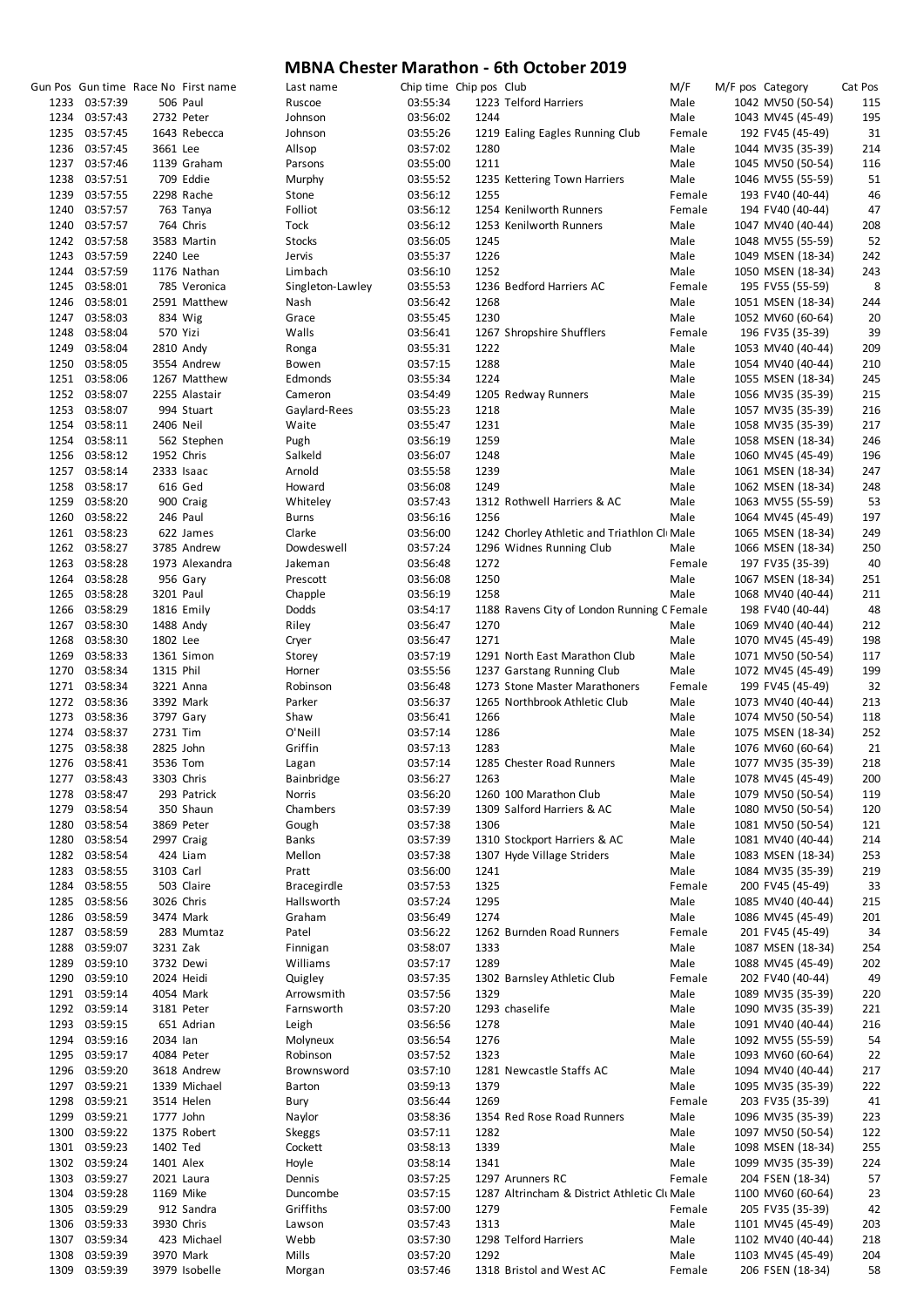# MBNA Chester Marathon - 6th October 2019

| Gun Pos | Gun time | Race No | First name | Last name | Chip time | Chip pos | Club | M/F | M/F pos | Category | Cat Pos |
|---|---|---|---|---|---|---|---|---|---|---|---|
| 1233 | 03:57:39 | 506 | Paul | Ruscoe | 03:55:34 | 1223 | Telford Harriers | Male | 1042 | MV50 (50-54) | 115 |
| 1234 | 03:57:43 | 2732 | Peter | Johnson | 03:56:02 | 1244 | | Male | 1043 | MV45 (45-49) | 195 |
| 1235 | 03:57:45 | 1643 | Rebecca | Johnson | 03:55:26 | 1219 | Ealing Eagles Running Club | Female | 192 | FV45 (45-49) | 31 |
| 1236 | 03:57:45 | 3661 | Lee | Allsop | 03:57:02 | 1280 | | Male | 1044 | MV35 (35-39) | 214 |
| 1237 | 03:57:46 | 1139 | Graham | Parsons | 03:55:00 | 1211 | | Male | 1045 | MV50 (50-54) | 116 |
| 1238 | 03:57:51 | 709 | Eddie | Murphy | 03:55:52 | 1235 | Kettering Town Harriers | Male | 1046 | MV55 (55-59) | 51 |
| 1239 | 03:57:55 | 2298 | Rache | Stone | 03:56:12 | 1255 | | Female | 193 | FV40 (40-44) | 46 |
| 1240 | 03:57:57 | 763 | Tanya | Folliot | 03:56:12 | 1254 | Kenilworth Runners | Female | 194 | FV40 (40-44) | 47 |
| 1240 | 03:57:57 | 764 | Chris | Tock | 03:56:12 | 1253 | Kenilworth Runners | Male | 1047 | MV40 (40-44) | 208 |
| 1242 | 03:57:58 | 3583 | Martin | Stocks | 03:56:05 | 1245 | | Male | 1048 | MV55 (55-59) | 52 |
| 1243 | 03:57:59 | 2240 | Lee | Jervis | 03:55:37 | 1226 | | Male | 1049 | MSEN (18-34) | 242 |
| 1244 | 03:57:59 | 1176 | Nathan | Limbach | 03:56:10 | 1252 | | Male | 1050 | MSEN (18-34) | 243 |
| 1245 | 03:58:01 | 785 | Veronica | Singleton-Lawley | 03:55:53 | 1236 | Bedford Harriers AC | Female | 195 | FV55 (55-59) | 8 |
| 1246 | 03:58:01 | 2591 | Matthew | Nash | 03:56:42 | 1268 | | Male | 1051 | MSEN (18-34) | 244 |
| 1247 | 03:58:03 | 834 | Wig | Grace | 03:55:45 | 1230 | | Male | 1052 | MV60 (60-64) | 20 |
| 1248 | 03:58:04 | 570 | Yizi | Walls | 03:56:41 | 1267 | Shropshire Shufflers | Female | 196 | FV35 (35-39) | 39 |
| 1249 | 03:58:04 | 2810 | Andy | Ronga | 03:55:31 | 1222 | | Male | 1053 | MV40 (40-44) | 209 |
| 1250 | 03:58:05 | 3554 | Andrew | Bowen | 03:57:15 | 1288 | | Male | 1054 | MV40 (40-44) | 210 |
| 1251 | 03:58:06 | 1267 | Matthew | Edmonds | 03:55:34 | 1224 | | Male | 1055 | MSEN (18-34) | 245 |
| 1252 | 03:58:07 | 2255 | Alastair | Cameron | 03:54:49 | 1205 | Redway Runners | Male | 1056 | MV35 (35-39) | 215 |
| 1253 | 03:58:07 | 994 | Stuart | Gaylard-Rees | 03:55:23 | 1218 | | Male | 1057 | MV35 (35-39) | 216 |
| 1254 | 03:58:11 | 2406 | Neil | Waite | 03:55:47 | 1231 | | Male | 1058 | MV35 (35-39) | 217 |
| 1254 | 03:58:11 | 562 | Stephen | Pugh | 03:56:19 | 1259 | | Male | 1058 | MSEN (18-34) | 246 |
| 1256 | 03:58:12 | 1952 | Chris | Salkeld | 03:56:07 | 1248 | | Male | 1060 | MV45 (45-49) | 196 |
| 1257 | 03:58:14 | 2333 | Isaac | Arnold | 03:55:58 | 1239 | | Male | 1061 | MSEN (18-34) | 247 |
| 1258 | 03:58:17 | 616 | Ged | Howard | 03:56:08 | 1249 | | Male | 1062 | MSEN (18-34) | 248 |
| 1259 | 03:58:20 | 900 | Craig | Whiteley | 03:57:43 | 1312 | Rothwell Harriers & AC | Male | 1063 | MV55 (55-59) | 53 |
| 1260 | 03:58:22 | 246 | Paul | Burns | 03:56:16 | 1256 | | Male | 1064 | MV45 (45-49) | 197 |
| 1261 | 03:58:23 | 622 | James | Clarke | 03:56:00 | 1242 | Chorley Athletic and Triathlon Cl | Male | 1065 | MSEN (18-34) | 249 |
| 1262 | 03:58:27 | 3785 | Andrew | Dowdeswell | 03:57:24 | 1296 | Widnes Running Club | Male | 1066 | MSEN (18-34) | 250 |
| 1263 | 03:58:28 | 1973 | Alexandra | Jakeman | 03:56:48 | 1272 | | Female | 197 | FV35 (35-39) | 40 |
| 1264 | 03:58:28 | 956 | Gary | Prescott | 03:56:08 | 1250 | | Male | 1067 | MSEN (18-34) | 251 |
| 1265 | 03:58:28 | 3201 | Paul | Chapple | 03:56:19 | 1258 | | Male | 1068 | MV40 (40-44) | 211 |
| 1266 | 03:58:29 | 1816 | Emily | Dodds | 03:54:17 | 1188 | Ravens City of London Running C | Female | 198 | FV40 (40-44) | 48 |
| 1267 | 03:58:30 | 1488 | Andy | Riley | 03:56:47 | 1270 | | Male | 1069 | MV40 (40-44) | 212 |
| 1268 | 03:58:30 | 1802 | Lee | Cryer | 03:56:47 | 1271 | | Male | 1070 | MV45 (45-49) | 198 |
| 1269 | 03:58:33 | 1361 | Simon | Storey | 03:57:19 | 1291 | North East Marathon Club | Male | 1071 | MV50 (50-54) | 117 |
| 1270 | 03:58:34 | 1315 | Phil | Horner | 03:55:56 | 1237 | Garstang Running Club | Male | 1072 | MV45 (45-49) | 199 |
| 1271 | 03:58:34 | 3221 | Anna | Robinson | 03:56:48 | 1273 | Stone Master Marathoners | Female | 199 | FV45 (45-49) | 32 |
| 1272 | 03:58:36 | 3392 | Mark | Parker | 03:56:37 | 1265 | Northbrook Athletic Club | Male | 1073 | MV40 (40-44) | 213 |
| 1273 | 03:58:36 | 3797 | Gary | Shaw | 03:56:41 | 1266 | | Male | 1074 | MV50 (50-54) | 118 |
| 1274 | 03:58:37 | 2731 | Tim | O'Neill | 03:57:14 | 1286 | | Male | 1075 | MSEN (18-34) | 252 |
| 1275 | 03:58:38 | 2825 | John | Griffin | 03:57:13 | 1283 | | Male | 1076 | MV60 (60-64) | 21 |
| 1276 | 03:58:41 | 3536 | Tom | Lagan | 03:57:14 | 1285 | Chester Road Runners | Male | 1077 | MV35 (35-39) | 218 |
| 1277 | 03:58:43 | 3303 | Chris | Bainbridge | 03:56:27 | 1263 | | Male | 1078 | MV45 (45-49) | 200 |
| 1278 | 03:58:47 | 293 | Patrick | Norris | 03:56:20 | 1260 | 100 Marathon Club | Male | 1079 | MV50 (50-54) | 119 |
| 1279 | 03:58:54 | 350 | Shaun | Chambers | 03:57:39 | 1309 | Salford Harriers & AC | Male | 1080 | MV50 (50-54) | 120 |
| 1280 | 03:58:54 | 3869 | Peter | Gough | 03:57:38 | 1306 | | Male | 1081 | MV50 (50-54) | 121 |
| 1280 | 03:58:54 | 2997 | Craig | Banks | 03:57:39 | 1310 | Stockport Harriers & AC | Male | 1081 | MV40 (40-44) | 214 |
| 1282 | 03:58:54 | 424 | Liam | Mellon | 03:57:38 | 1307 | Hyde Village Striders | Male | 1083 | MSEN (18-34) | 253 |
| 1283 | 03:58:55 | 3103 | Carl | Pratt | 03:56:00 | 1241 | | Male | 1084 | MV35 (35-39) | 219 |
| 1284 | 03:58:55 | 503 | Claire | Bracegirdle | 03:57:53 | 1325 | | Female | 200 | FV45 (45-49) | 33 |
| 1285 | 03:58:56 | 3026 | Chris | Hallsworth | 03:57:24 | 1295 | | Male | 1085 | MV40 (40-44) | 215 |
| 1286 | 03:58:59 | 3474 | Mark | Graham | 03:56:49 | 1274 | | Male | 1086 | MV45 (45-49) | 201 |
| 1287 | 03:58:59 | 283 | Mumtaz | Patel | 03:56:22 | 1262 | Burnden Road Runners | Female | 201 | FV45 (45-49) | 34 |
| 1288 | 03:59:07 | 3231 | Zak | Finnigan | 03:58:07 | 1333 | | Male | 1087 | MSEN (18-34) | 254 |
| 1289 | 03:59:10 | 3732 | Dewi | Williams | 03:57:17 | 1289 | | Male | 1088 | MV45 (45-49) | 202 |
| 1290 | 03:59:10 | 2024 | Heidi | Quigley | 03:57:35 | 1302 | Barnsley Athletic Club | Female | 202 | FV40 (40-44) | 49 |
| 1291 | 03:59:14 | 4054 | Mark | Arrowsmith | 03:57:56 | 1329 | | Male | 1089 | MV35 (35-39) | 220 |
| 1292 | 03:59:14 | 3181 | Peter | Farnsworth | 03:57:20 | 1293 | chaselife | Male | 1090 | MV35 (35-39) | 221 |
| 1293 | 03:59:15 | 651 | Adrian | Leigh | 03:56:56 | 1278 | | Male | 1091 | MV40 (40-44) | 216 |
| 1294 | 03:59:16 | 2034 | Ian | Molyneux | 03:56:54 | 1276 | | Male | 1092 | MV55 (55-59) | 54 |
| 1295 | 03:59:17 | 4084 | Peter | Robinson | 03:57:52 | 1323 | | Male | 1093 | MV60 (60-64) | 22 |
| 1296 | 03:59:20 | 3618 | Andrew | Brownsword | 03:57:10 | 1281 | Newcastle Staffs AC | Male | 1094 | MV40 (40-44) | 217 |
| 1297 | 03:59:21 | 1339 | Michael | Barton | 03:59:13 | 1379 | | Male | 1095 | MV35 (35-39) | 222 |
| 1298 | 03:59:21 | 3514 | Helen | Bury | 03:56:44 | 1269 | | Female | 203 | FV35 (35-39) | 41 |
| 1299 | 03:59:21 | 1777 | John | Naylor | 03:58:36 | 1354 | Red Rose Road Runners | Male | 1096 | MV35 (35-39) | 223 |
| 1300 | 03:59:22 | 1375 | Robert | Skeggs | 03:57:11 | 1282 | | Male | 1097 | MV50 (50-54) | 122 |
| 1301 | 03:59:23 | 1402 | Ted | Cockett | 03:58:13 | 1339 | | Male | 1098 | MSEN (18-34) | 255 |
| 1302 | 03:59:24 | 1401 | Alex | Hoyle | 03:58:14 | 1341 | | Male | 1099 | MV35 (35-39) | 224 |
| 1303 | 03:59:27 | 2021 | Laura | Dennis | 03:57:25 | 1297 | Arunners RC | Female | 204 | FSEN (18-34) | 57 |
| 1304 | 03:59:28 | 1169 | Mike | Duncombe | 03:57:15 | 1287 | Altrincham & District Athletic Cl | Male | 1100 | MV60 (60-64) | 23 |
| 1305 | 03:59:29 | 912 | Sandra | Griffiths | 03:57:00 | 1279 | | Female | 205 | FV35 (35-39) | 42 |
| 1306 | 03:59:33 | 3930 | Chris | Lawson | 03:57:43 | 1313 | | Male | 1101 | MV45 (45-49) | 203 |
| 1307 | 03:59:34 | 423 | Michael | Webb | 03:57:30 | 1298 | Telford Harriers | Male | 1102 | MV40 (40-44) | 218 |
| 1308 | 03:59:39 | 3970 | Mark | Mills | 03:57:20 | 1292 | | Male | 1103 | MV45 (45-49) | 204 |
| 1309 | 03:59:39 | 3979 | Isobelle | Morgan | 03:57:46 | 1318 | Bristol and West AC | Female | 206 | FSEN (18-34) | 58 |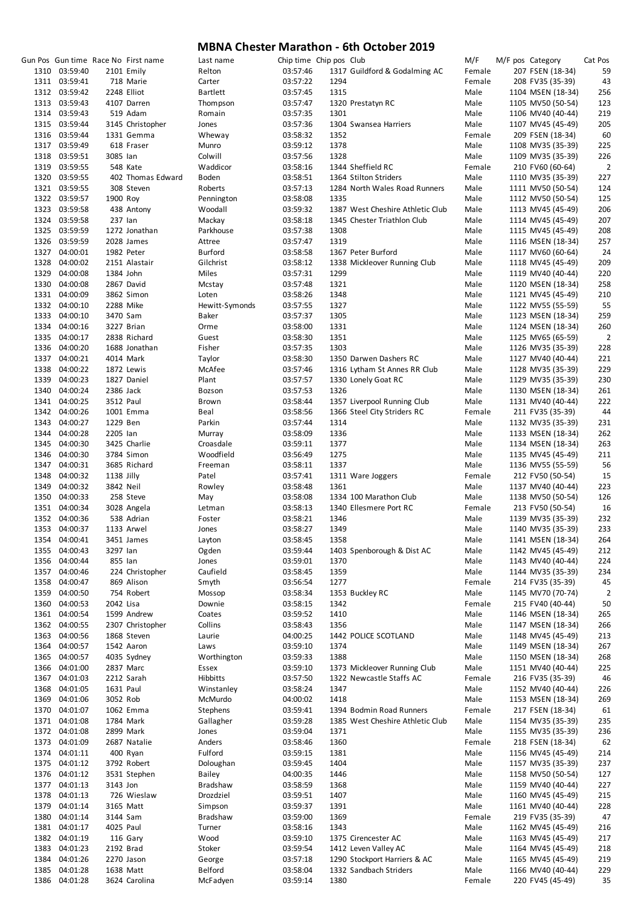# MBNA Chester Marathon - 6th October 2019

| Gun Pos | Gun time | Race No | First name | Last name | Chip time | Chip pos | Club | M/F | M/F pos | Category | Cat Pos |
|---|---|---|---|---|---|---|---|---|---|---|---|
| 1310 | 03:59:40 | 2101 | Emily | Relton | 03:57:46 | 1317 | Guildford & Godalming AC | Female | 207 | FSEN (18-34) | 59 |
| 1311 | 03:59:41 | 718 | Marie | Carter | 03:57:22 | 1294 | | Female | 208 | FV35 (35-39) | 43 |
| 1312 | 03:59:42 | 2248 | Elliot | Bartlett | 03:57:45 | 1315 | | Male | 1104 | MSEN (18-34) | 256 |
| 1313 | 03:59:43 | 4107 | Darren | Thompson | 03:57:47 | 1320 | Prestatyn RC | Male | 1105 | MV50 (50-54) | 123 |
| 1314 | 03:59:43 | 519 | Adam | Romain | 03:57:35 | 1301 | | Male | 1106 | MV40 (40-44) | 219 |
| 1315 | 03:59:44 | 3145 | Christopher | Jones | 03:57:36 | 1304 | Swansea Harriers | Male | 1107 | MV45 (45-49) | 205 |
| 1316 | 03:59:44 | 1331 | Gemma | Wheway | 03:58:32 | 1352 | | Female | 209 | FSEN (18-34) | 60 |
| 1317 | 03:59:49 | 618 | Fraser | Munro | 03:59:12 | 1378 | | Male | 1108 | MV35 (35-39) | 225 |
| 1318 | 03:59:51 | 3085 | Ian | Colwill | 03:57:56 | 1328 | | Male | 1109 | MV35 (35-39) | 226 |
| 1319 | 03:59:55 | 548 | Kate | Waddicor | 03:58:16 | 1344 | Sheffield RC | Female | 210 | FV60 (60-64) | 2 |
| 1320 | 03:59:55 | 402 | Thomas Edward | Boden | 03:58:51 | 1364 | Stilton Striders | Male | 1110 | MV35 (35-39) | 227 |
| 1321 | 03:59:55 | 308 | Steven | Roberts | 03:57:13 | 1284 | North Wales Road Runners | Male | 1111 | MV50 (50-54) | 124 |
| 1322 | 03:59:57 | 1900 | Roy | Pennington | 03:58:08 | 1335 | | Male | 1112 | MV50 (50-54) | 125 |
| 1323 | 03:59:58 | 438 | Antony | Woodall | 03:59:32 | 1387 | West Cheshire Athletic Club | Male | 1113 | MV45 (45-49) | 206 |
| 1324 | 03:59:58 | 237 | Ian | Mackay | 03:58:18 | 1345 | Chester Triathlon Club | Male | 1114 | MV45 (45-49) | 207 |
| 1325 | 03:59:59 | 1272 | Jonathan | Parkhouse | 03:57:38 | 1308 | | Male | 1115 | MV45 (45-49) | 208 |
| 1326 | 03:59:59 | 2028 | James | Attree | 03:57:47 | 1319 | | Male | 1116 | MSEN (18-34) | 257 |
| 1327 | 04:00:01 | 1982 | Peter | Burford | 03:58:58 | 1367 | Peter Burford | Male | 1117 | MV60 (60-64) | 24 |
| 1328 | 04:00:02 | 2151 | Alastair | Gilchrist | 03:58:12 | 1338 | Mickleover Running Club | Male | 1118 | MV45 (45-49) | 209 |
| 1329 | 04:00:08 | 1384 | John | Miles | 03:57:31 | 1299 | | Male | 1119 | MV40 (40-44) | 220 |
| 1330 | 04:00:08 | 2867 | David | Mcstay | 03:57:48 | 1321 | | Male | 1120 | MSEN (18-34) | 258 |
| 1331 | 04:00:09 | 3862 | Simon | Loten | 03:58:26 | 1348 | | Male | 1121 | MV45 (45-49) | 210 |
| 1332 | 04:00:10 | 2288 | Mike | Hewitt-Symonds | 03:57:55 | 1327 | | Male | 1122 | MV55 (55-59) | 55 |
| 1333 | 04:00:10 | 3470 | Sam | Baker | 03:57:37 | 1305 | | Male | 1123 | MSEN (18-34) | 259 |
| 1334 | 04:00:16 | 3227 | Brian | Orme | 03:58:00 | 1331 | | Male | 1124 | MSEN (18-34) | 260 |
| 1335 | 04:00:17 | 2838 | Richard | Guest | 03:58:30 | 1351 | | Male | 1125 | MV65 (65-59) | 2 |
| 1336 | 04:00:20 | 1688 | Jonathan | Fisher | 03:57:35 | 1303 | | Male | 1126 | MV35 (35-39) | 228 |
| 1337 | 04:00:21 | 4014 | Mark | Taylor | 03:58:30 | 1350 | Darwen Dashers RC | Male | 1127 | MV40 (40-44) | 221 |
| 1338 | 04:00:22 | 1872 | Lewis | McAfee | 03:57:46 | 1316 | Lytham St Annes RR Club | Male | 1128 | MV35 (35-39) | 229 |
| 1339 | 04:00:23 | 1827 | Daniel | Plant | 03:57:57 | 1330 | Lonely Goat RC | Male | 1129 | MV35 (35-39) | 230 |
| 1340 | 04:00:24 | 2386 | Jack | Bozson | 03:57:53 | 1326 | | Male | 1130 | MSEN (18-34) | 261 |
| 1341 | 04:00:25 | 3512 | Paul | Brown | 03:58:44 | 1357 | Liverpool Running Club | Male | 1131 | MV40 (40-44) | 222 |
| 1342 | 04:00:26 | 1001 | Emma | Beal | 03:58:56 | 1366 | Steel City Striders RC | Female | 211 | FV35 (35-39) | 44 |
| 1343 | 04:00:27 | 1229 | Ben | Parkin | 03:57:44 | 1314 | | Male | 1132 | MV35 (35-39) | 231 |
| 1344 | 04:00:28 | 2205 | Ian | Murray | 03:58:09 | 1336 | | Male | 1133 | MSEN (18-34) | 262 |
| 1345 | 04:00:30 | 3425 | Charlie | Croasdale | 03:59:11 | 1377 | | Male | 1134 | MSEN (18-34) | 263 |
| 1346 | 04:00:30 | 3784 | Simon | Woodfield | 03:56:49 | 1275 | | Male | 1135 | MV45 (45-49) | 211 |
| 1347 | 04:00:31 | 3685 | Richard | Freeman | 03:58:11 | 1337 | | Male | 1136 | MV55 (55-59) | 56 |
| 1348 | 04:00:32 | 1138 | Jilly | Patel | 03:57:41 | 1311 | Ware Joggers | Female | 212 | FV50 (50-54) | 15 |
| 1349 | 04:00:32 | 3842 | Neil | Rowley | 03:58:48 | 1361 | | Male | 1137 | MV40 (40-44) | 223 |
| 1350 | 04:00:33 | 258 | Steve | May | 03:58:08 | 1334 | 100 Marathon Club | Male | 1138 | MV50 (50-54) | 126 |
| 1351 | 04:00:34 | 3028 | Angela | Letman | 03:58:13 | 1340 | Ellesmere Port RC | Female | 213 | FV50 (50-54) | 16 |
| 1352 | 04:00:36 | 538 | Adrian | Foster | 03:58:21 | 1346 | | Male | 1139 | MV35 (35-39) | 232 |
| 1353 | 04:00:37 | 1133 | Arwel | Jones | 03:58:27 | 1349 | | Male | 1140 | MV35 (35-39) | 233 |
| 1354 | 04:00:41 | 3451 | James | Layton | 03:58:45 | 1358 | | Male | 1141 | MSEN (18-34) | 264 |
| 1355 | 04:00:43 | 3297 | Ian | Ogden | 03:59:44 | 1403 | Spenborough & Dist AC | Male | 1142 | MV45 (45-49) | 212 |
| 1356 | 04:00:44 | 855 | Ian | Jones | 03:59:01 | 1370 | | Male | 1143 | MV40 (40-44) | 224 |
| 1357 | 04:00:46 | 224 | Christopher | Caufield | 03:58:45 | 1359 | | Male | 1144 | MV35 (35-39) | 234 |
| 1358 | 04:00:47 | 869 | Alison | Smyth | 03:56:54 | 1277 | | Female | 214 | FV35 (35-39) | 45 |
| 1359 | 04:00:50 | 754 | Robert | Mossop | 03:58:34 | 1353 | Buckley RC | Male | 1145 | MV70 (70-74) | 2 |
| 1360 | 04:00:53 | 2042 | Lisa | Downie | 03:58:15 | 1342 | | Female | 215 | FV40 (40-44) | 50 |
| 1361 | 04:00:54 | 1599 | Andrew | Coates | 03:59:52 | 1410 | | Male | 1146 | MSEN (18-34) | 265 |
| 1362 | 04:00:55 | 2307 | Christopher | Collins | 03:58:43 | 1356 | | Male | 1147 | MSEN (18-34) | 266 |
| 1363 | 04:00:56 | 1868 | Steven | Laurie | 04:00:25 | 1442 | POLICE SCOTLAND | Male | 1148 | MV45 (45-49) | 213 |
| 1364 | 04:00:57 | 1542 | Aaron | Laws | 03:59:10 | 1374 | | Male | 1149 | MSEN (18-34) | 267 |
| 1365 | 04:00:57 | 4035 | Sydney | Worthington | 03:59:33 | 1388 | | Male | 1150 | MSEN (18-34) | 268 |
| 1366 | 04:01:00 | 2837 | Marc | Essex | 03:59:10 | 1373 | Mickleover Running Club | Male | 1151 | MV40 (40-44) | 225 |
| 1367 | 04:01:03 | 2212 | Sarah | Hibbitts | 03:57:50 | 1322 | Newcastle Staffs AC | Female | 216 | FV35 (35-39) | 46 |
| 1368 | 04:01:05 | 1631 | Paul | Winstanley | 03:58:24 | 1347 | | Male | 1152 | MV40 (40-44) | 226 |
| 1369 | 04:01:06 | 3052 | Rob | McMurdo | 04:00:02 | 1418 | | Male | 1153 | MSEN (18-34) | 269 |
| 1370 | 04:01:07 | 1062 | Emma | Stephens | 03:59:41 | 1394 | Bodmin Road Runners | Female | 217 | FSEN (18-34) | 61 |
| 1371 | 04:01:08 | 1784 | Mark | Gallagher | 03:59:28 | 1385 | West Cheshire Athletic Club | Male | 1154 | MV35 (35-39) | 235 |
| 1372 | 04:01:08 | 2899 | Mark | Jones | 03:59:04 | 1371 | | Male | 1155 | MV35 (35-39) | 236 |
| 1373 | 04:01:09 | 2687 | Natalie | Anders | 03:58:46 | 1360 | | Female | 218 | FSEN (18-34) | 62 |
| 1374 | 04:01:11 | 400 | Ryan | Fulford | 03:59:15 | 1381 | | Male | 1156 | MV45 (45-49) | 214 |
| 1375 | 04:01:12 | 3792 | Robert | Doloughan | 03:59:45 | 1404 | | Male | 1157 | MV35 (35-39) | 237 |
| 1376 | 04:01:12 | 3531 | Stephen | Bailey | 04:00:35 | 1446 | | Male | 1158 | MV50 (50-54) | 127 |
| 1377 | 04:01:13 | 3143 | Jon | Bradshaw | 03:58:59 | 1368 | | Male | 1159 | MV40 (40-44) | 227 |
| 1378 | 04:01:13 | 726 | Wieslaw | Drozdziel | 03:59:51 | 1407 | | Male | 1160 | MV45 (45-49) | 215 |
| 1379 | 04:01:14 | 3165 | Matt | Simpson | 03:59:37 | 1391 | | Male | 1161 | MV40 (40-44) | 228 |
| 1380 | 04:01:14 | 3144 | Sam | Bradshaw | 03:59:00 | 1369 | | Female | 219 | FV35 (35-39) | 47 |
| 1381 | 04:01:17 | 4025 | Paul | Turner | 03:58:16 | 1343 | | Male | 1162 | MV45 (45-49) | 216 |
| 1382 | 04:01:19 | 116 | Gary | Wood | 03:59:10 | 1375 | Cirencester AC | Male | 1163 | MV45 (45-49) | 217 |
| 1383 | 04:01:23 | 2192 | Brad | Stoker | 03:59:54 | 1412 | Leven Valley AC | Male | 1164 | MV45 (45-49) | 218 |
| 1384 | 04:01:26 | 2270 | Jason | George | 03:57:18 | 1290 | Stockport Harriers & AC | Male | 1165 | MV45 (45-49) | 219 |
| 1385 | 04:01:28 | 1638 | Matt | Belford | 03:58:04 | 1332 | Sandbach Striders | Male | 1166 | MV40 (40-44) | 229 |
| 1386 | 04:01:28 | 3624 | Carolina | McFadyen | 03:59:14 | 1380 | | Female | 220 | FV45 (45-49) | 35 |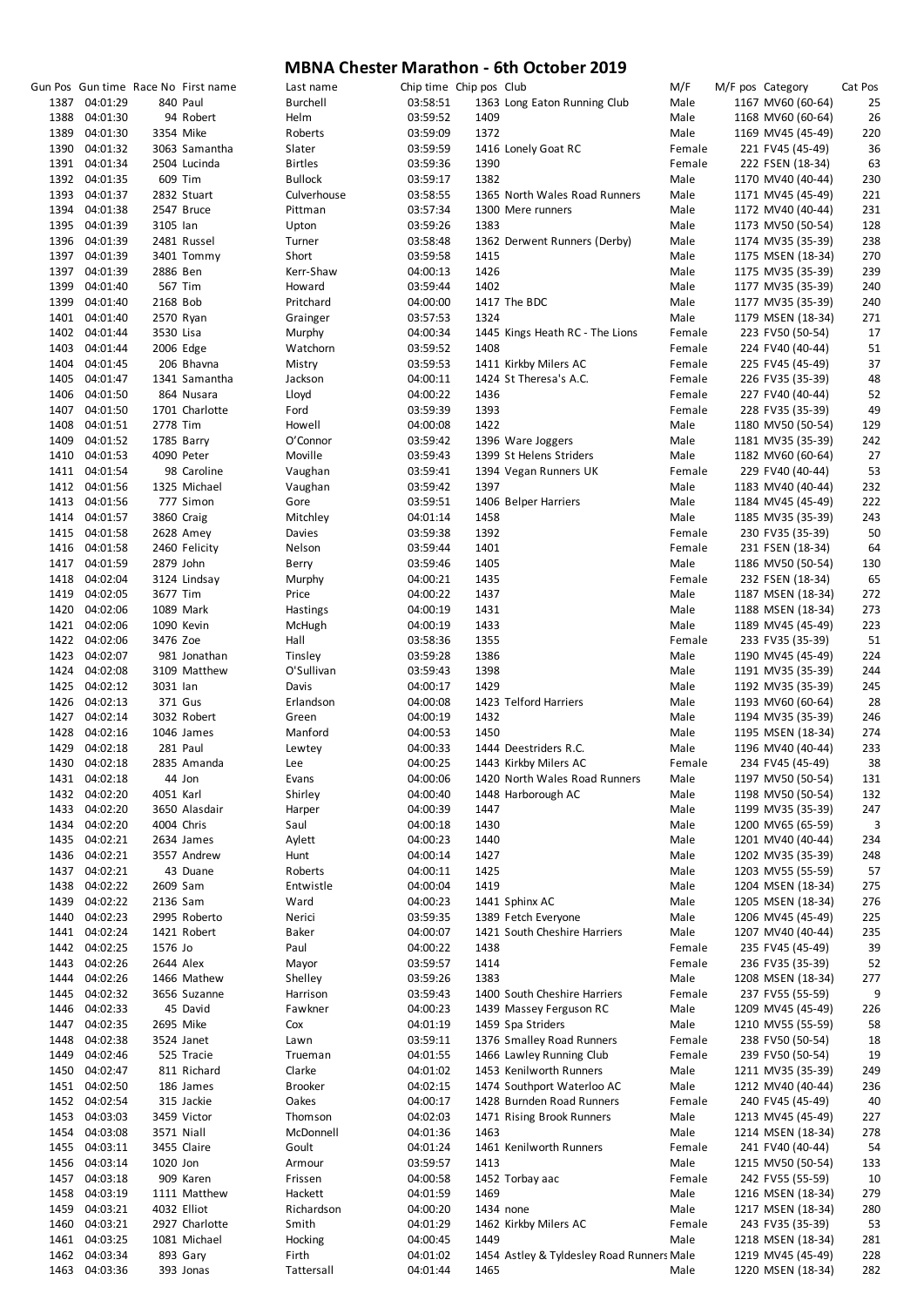# MBNA Chester Marathon - 6th October 2019

| Gun Pos | Gun time | Race No | First name | Last name | Chip time | Chip pos | Club | M/F | M/F pos | Category | Cat Pos |
|---|---|---|---|---|---|---|---|---|---|---|---|
| 1387 | 04:01:29 | 840 | Paul | Burchell | 03:58:51 | 1363 | Long Eaton Running Club | Male | 1167 | MV60 (60-64) | 25 |
| 1388 | 04:01:30 | 94 | Robert | Helm | 03:59:52 | 1409 | | Male | 1168 | MV60 (60-64) | 26 |
| 1389 | 04:01:30 | 3354 | Mike | Roberts | 03:59:09 | 1372 | | Male | 1169 | MV45 (45-49) | 220 |
| 1390 | 04:01:32 | 3063 | Samantha | Slater | 03:59:59 | 1416 | Lonely Goat RC | Female | 221 | FV45 (45-49) | 36 |
| 1391 | 04:01:34 | 2504 | Lucinda | Birtles | 03:59:36 | 1390 | | Female | 222 | FSEN (18-34) | 63 |
| 1392 | 04:01:35 | 609 | Tim | Bullock | 03:59:17 | 1382 | | Male | 1170 | MV40 (40-44) | 230 |
| 1393 | 04:01:37 | 2832 | Stuart | Culverhouse | 03:58:55 | 1365 | North Wales Road Runners | Male | 1171 | MV45 (45-49) | 221 |
| 1394 | 04:01:38 | 2547 | Bruce | Pittman | 03:57:34 | 1300 | Mere runners | Male | 1172 | MV40 (40-44) | 231 |
| 1395 | 04:01:39 | 3105 | Ian | Upton | 03:59:26 | 1383 | | Male | 1173 | MV50 (50-54) | 128 |
| 1396 | 04:01:39 | 2481 | Russel | Turner | 03:58:48 | 1362 | Derwent Runners (Derby) | Male | 1174 | MV35 (35-39) | 238 |
| 1397 | 04:01:39 | 3401 | Tommy | Short | 03:59:58 | 1415 | | Male | 1175 | MSEN (18-34) | 270 |
| 1397 | 04:01:39 | 2886 | Ben | Kerr-Shaw | 04:00:13 | 1426 | | Male | 1175 | MV35 (35-39) | 239 |
| 1399 | 04:01:40 | 567 | Tim | Howard | 03:59:44 | 1402 | | Male | 1177 | MV35 (35-39) | 240 |
| 1399 | 04:01:40 | 2168 | Bob | Pritchard | 04:00:00 | 1417 | The BDC | Male | 1177 | MV35 (35-39) | 240 |
| 1401 | 04:01:40 | 2570 | Ryan | Grainger | 03:57:53 | 1324 | | Male | 1179 | MSEN (18-34) | 271 |
| 1402 | 04:01:44 | 3530 | Lisa | Murphy | 04:00:34 | 1445 | Kings Heath RC - The Lions | Female | 223 | FV50 (50-54) | 17 |
| 1403 | 04:01:44 | 2006 | Edge | Watchorn | 03:59:52 | 1408 | | Female | 224 | FV40 (40-44) | 51 |
| 1404 | 04:01:45 | 206 | Bhavna | Mistry | 03:59:53 | 1411 | Kirkby Milers AC | Female | 225 | FV45 (45-49) | 37 |
| 1405 | 04:01:47 | 1341 | Samantha | Jackson | 04:00:11 | 1424 | St Theresa's A.C. | Female | 226 | FV35 (35-39) | 48 |
| 1406 | 04:01:50 | 864 | Nusara | Lloyd | 04:00:22 | 1436 | | Female | 227 | FV40 (40-44) | 52 |
| 1407 | 04:01:50 | 1701 | Charlotte | Ford | 03:59:39 | 1393 | | Female | 228 | FV35 (35-39) | 49 |
| 1408 | 04:01:51 | 2778 | Tim | Howell | 04:00:08 | 1422 | | Male | 1180 | MV50 (50-54) | 129 |
| 1409 | 04:01:52 | 1785 | Barry | O'Connor | 03:59:42 | 1396 | Ware Joggers | Male | 1181 | MV35 (35-39) | 242 |
| 1410 | 04:01:53 | 4090 | Peter | Moville | 03:59:43 | 1399 | St Helens Striders | Male | 1182 | MV60 (60-64) | 27 |
| 1411 | 04:01:54 | 98 | Caroline | Vaughan | 03:59:41 | 1394 | Vegan Runners UK | Female | 229 | FV40 (40-44) | 53 |
| 1412 | 04:01:56 | 1325 | Michael | Vaughan | 03:59:42 | 1397 | | Male | 1183 | MV40 (40-44) | 232 |
| 1413 | 04:01:56 | 777 | Simon | Gore | 03:59:51 | 1406 | Belper Harriers | Male | 1184 | MV45 (45-49) | 222 |
| 1414 | 04:01:57 | 3860 | Craig | Mitchley | 04:01:14 | 1458 | | Male | 1185 | MV35 (35-39) | 243 |
| 1415 | 04:01:58 | 2628 | Amey | Davies | 03:59:38 | 1392 | | Female | 230 | FV35 (35-39) | 50 |
| 1416 | 04:01:58 | 2460 | Felicity | Nelson | 03:59:44 | 1401 | | Female | 231 | FSEN (18-34) | 64 |
| 1417 | 04:01:59 | 2879 | John | Berry | 03:59:46 | 1405 | | Male | 1186 | MV50 (50-54) | 130 |
| 1418 | 04:02:04 | 3124 | Lindsay | Murphy | 04:00:21 | 1435 | | Female | 232 | FSEN (18-34) | 65 |
| 1419 | 04:02:05 | 3677 | Tim | Price | 04:00:22 | 1437 | | Male | 1187 | MSEN (18-34) | 272 |
| 1420 | 04:02:06 | 1089 | Mark | Hastings | 04:00:19 | 1431 | | Male | 1188 | MSEN (18-34) | 273 |
| 1421 | 04:02:06 | 1090 | Kevin | McHugh | 04:00:19 | 1433 | | Male | 1189 | MV45 (45-49) | 223 |
| 1422 | 04:02:06 | 3476 | Zoe | Hall | 03:58:36 | 1355 | | Female | 233 | FV35 (35-39) | 51 |
| 1423 | 04:02:07 | 981 | Jonathan | Tinsley | 03:59:28 | 1386 | | Male | 1190 | MV45 (45-49) | 224 |
| 1424 | 04:02:08 | 3109 | Matthew | O'Sullivan | 03:59:43 | 1398 | | Male | 1191 | MV35 (35-39) | 244 |
| 1425 | 04:02:12 | 3031 | Ian | Davis | 04:00:17 | 1429 | | Male | 1192 | MV35 (35-39) | 245 |
| 1426 | 04:02:13 | 371 | Gus | Erlandson | 04:00:08 | 1423 | Telford Harriers | Male | 1193 | MV60 (60-64) | 28 |
| 1427 | 04:02:14 | 3032 | Robert | Green | 04:00:19 | 1432 | | Male | 1194 | MV35 (35-39) | 246 |
| 1428 | 04:02:16 | 1046 | James | Manford | 04:00:53 | 1450 | | Male | 1195 | MSEN (18-34) | 274 |
| 1429 | 04:02:18 | 281 | Paul | Lewtey | 04:00:33 | 1444 | Deestriders R.C. | Male | 1196 | MV40 (40-44) | 233 |
| 1430 | 04:02:18 | 2835 | Amanda | Lee | 04:00:25 | 1443 | Kirkby Milers AC | Female | 234 | FV45 (45-49) | 38 |
| 1431 | 04:02:18 | 44 | Jon | Evans | 04:00:06 | 1420 | North Wales Road Runners | Male | 1197 | MV50 (50-54) | 131 |
| 1432 | 04:02:20 | 4051 | Karl | Shirley | 04:00:40 | 1448 | Harborough AC | Male | 1198 | MV50 (50-54) | 132 |
| 1433 | 04:02:20 | 3650 | Alasdair | Harper | 04:00:39 | 1447 | | Male | 1199 | MV35 (35-39) | 247 |
| 1434 | 04:02:20 | 4004 | Chris | Saul | 04:00:18 | 1430 | | Male | 1200 | MV65 (65-59) | 3 |
| 1435 | 04:02:21 | 2634 | James | Aylett | 04:00:23 | 1440 | | Male | 1201 | MV40 (40-44) | 234 |
| 1436 | 04:02:21 | 3557 | Andrew | Hunt | 04:00:14 | 1427 | | Male | 1202 | MV35 (35-39) | 248 |
| 1437 | 04:02:21 | 43 | Duane | Roberts | 04:00:11 | 1425 | | Male | 1203 | MV55 (55-59) | 57 |
| 1438 | 04:02:22 | 2609 | Sam | Entwistle | 04:00:04 | 1419 | | Male | 1204 | MSEN (18-34) | 275 |
| 1439 | 04:02:22 | 2136 | Sam | Ward | 04:00:23 | 1441 | Sphinx AC | Male | 1205 | MSEN (18-34) | 276 |
| 1440 | 04:02:23 | 2995 | Roberto | Nerici | 03:59:35 | 1389 | Fetch Everyone | Male | 1206 | MV45 (45-49) | 225 |
| 1441 | 04:02:24 | 1421 | Robert | Baker | 04:00:07 | 1421 | South Cheshire Harriers | Male | 1207 | MV40 (40-44) | 235 |
| 1442 | 04:02:25 | 1576 | Jo | Paul | 04:00:22 | 1438 | | Female | 235 | FV45 (45-49) | 39 |
| 1443 | 04:02:26 | 2644 | Alex | Mayor | 03:59:57 | 1414 | | Female | 236 | FV35 (35-39) | 52 |
| 1444 | 04:02:26 | 1466 | Mathew | Shelley | 03:59:26 | 1383 | | Male | 1208 | MSEN (18-34) | 277 |
| 1445 | 04:02:32 | 3656 | Suzanne | Harrison | 03:59:43 | 1400 | South Cheshire Harriers | Female | 237 | FV55 (55-59) | 9 |
| 1446 | 04:02:33 | 45 | David | Fawkner | 04:00:23 | 1439 | Massey Ferguson RC | Male | 1209 | MV45 (45-49) | 226 |
| 1447 | 04:02:35 | 2695 | Mike | Cox | 04:01:19 | 1459 | Spa Striders | Male | 1210 | MV55 (55-59) | 58 |
| 1448 | 04:02:38 | 3524 | Janet | Lawn | 03:59:11 | 1376 | Smalley Road Runners | Female | 238 | FV50 (50-54) | 18 |
| 1449 | 04:02:46 | 525 | Tracie | Trueman | 04:01:55 | 1466 | Lawley Running Club | Female | 239 | FV50 (50-54) | 19 |
| 1450 | 04:02:47 | 811 | Richard | Clarke | 04:01:02 | 1453 | Kenilworth Runners | Male | 1211 | MV35 (35-39) | 249 |
| 1451 | 04:02:50 | 186 | James | Brooker | 04:02:15 | 1474 | Southport Waterloo AC | Male | 1212 | MV40 (40-44) | 236 |
| 1452 | 04:02:54 | 315 | Jackie | Oakes | 04:00:17 | 1428 | Burnden Road Runners | Female | 240 | FV45 (45-49) | 40 |
| 1453 | 04:03:03 | 3459 | Victor | Thomson | 04:02:03 | 1471 | Rising Brook Runners | Male | 1213 | MV45 (45-49) | 227 |
| 1454 | 04:03:08 | 3571 | Niall | McDonnell | 04:01:36 | 1463 | | Male | 1214 | MSEN (18-34) | 278 |
| 1455 | 04:03:11 | 3455 | Claire | Goult | 04:01:24 | 1461 | Kenilworth Runners | Female | 241 | FV40 (40-44) | 54 |
| 1456 | 04:03:14 | 1020 | Jon | Armour | 03:59:57 | 1413 | | Male | 1215 | MV50 (50-54) | 133 |
| 1457 | 04:03:18 | 909 | Karen | Frissen | 04:00:58 | 1452 | Torbay aac | Female | 242 | FV55 (55-59) | 10 |
| 1458 | 04:03:19 | 1111 | Matthew | Hackett | 04:01:59 | 1469 | | Male | 1216 | MSEN (18-34) | 279 |
| 1459 | 04:03:21 | 4032 | Elliot | Richardson | 04:00:20 | 1434 | none | Male | 1217 | MSEN (18-34) | 280 |
| 1460 | 04:03:21 | 2927 | Charlotte | Smith | 04:01:29 | 1462 | Kirkby Milers AC | Female | 243 | FV35 (35-39) | 53 |
| 1461 | 04:03:25 | 1081 | Michael | Hocking | 04:00:45 | 1449 | | Male | 1218 | MSEN (18-34) | 281 |
| 1462 | 04:03:34 | 893 | Gary | Firth | 04:01:02 | 1454 | Astley & Tyldesley Road Runners | Male | 1219 | MV45 (45-49) | 228 |
| 1463 | 04:03:36 | 393 | Jonas | Tattersall | 04:01:44 | 1465 | | Male | 1220 | MSEN (18-34) | 282 |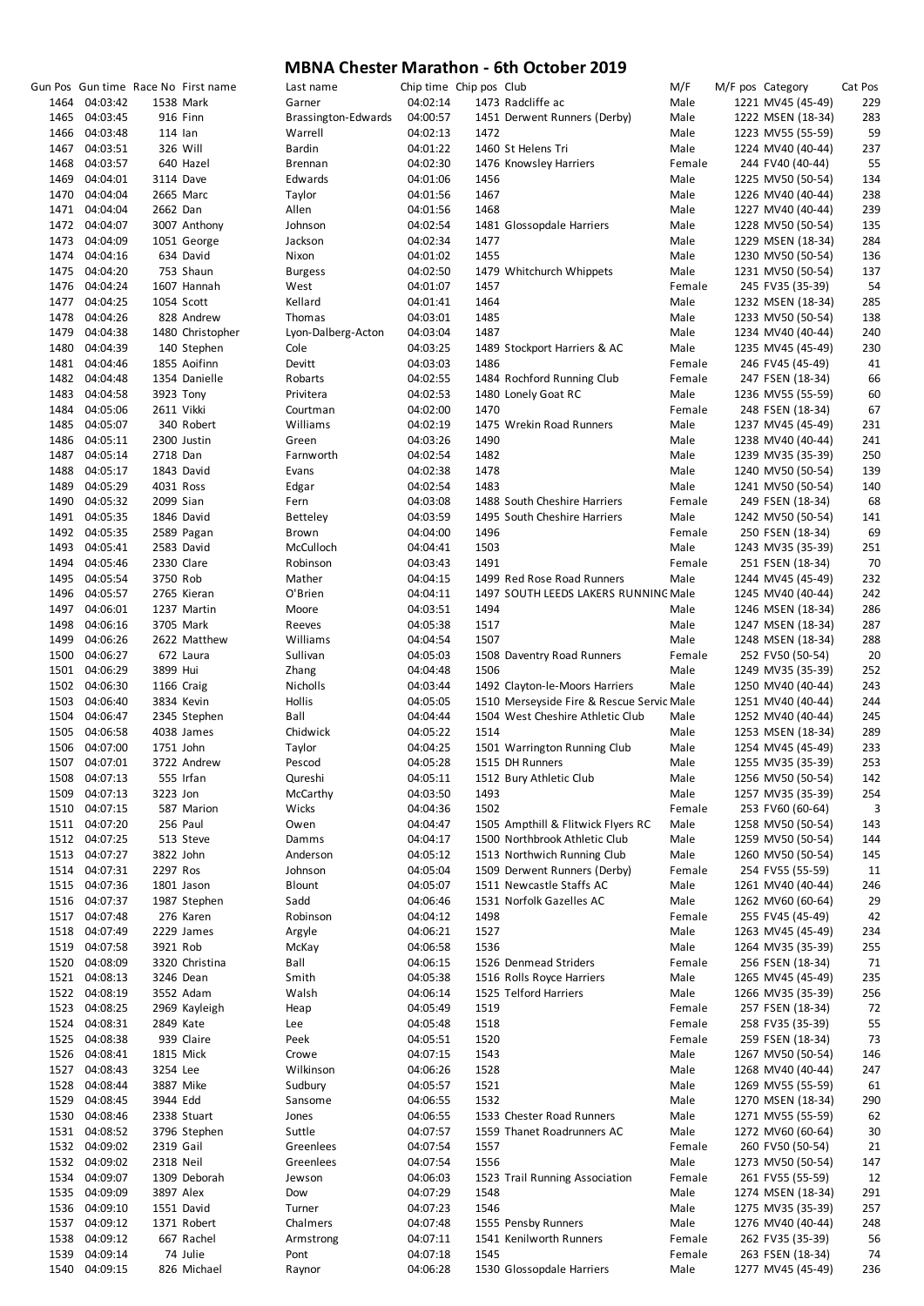# MBNA Chester Marathon - 6th October 2019

| Gun Pos | Gun time | Race No | First name | Last name | Chip time | Chip pos | Club | M/F | M/F pos | Category | Cat Pos |
|---|---|---|---|---|---|---|---|---|---|---|---|
| 1464 | 04:03:42 | 1538 | Mark | Garner | 04:02:14 | 1473 | Radcliffe ac | Male | 1221 | MV45 (45-49) | 229 |
| 1465 | 04:03:45 | 916 | Finn | Brassington-Edwards | 04:00:57 | 1451 | Derwent Runners (Derby) | Male | 1222 | MSEN (18-34) | 283 |
| 1466 | 04:03:48 | 114 | Ian | Warrell | 04:02:13 | 1472 | | Male | 1223 | MV55 (55-59) | 59 |
| 1467 | 04:03:51 | 326 | Will | Bardin | 04:01:22 | 1460 | St Helens Tri | Male | 1224 | MV40 (40-44) | 237 |
| 1468 | 04:03:57 | 640 | Hazel | Brennan | 04:02:30 | 1476 | Knowsley Harriers | Female | 244 | FV40 (40-44) | 55 |
| 1469 | 04:04:01 | 3114 | Dave | Edwards | 04:01:06 | 1456 | | Male | 1225 | MV50 (50-54) | 134 |
| 1470 | 04:04:04 | 2665 | Marc | Taylor | 04:01:56 | 1467 | | Male | 1226 | MV40 (40-44) | 238 |
| 1471 | 04:04:04 | 2662 | Dan | Allen | 04:01:56 | 1468 | | Male | 1227 | MV40 (40-44) | 239 |
| 1472 | 04:04:07 | 3007 | Anthony | Johnson | 04:02:54 | 1481 | Glossopdale Harriers | Male | 1228 | MV50 (50-54) | 135 |
| 1473 | 04:04:09 | 1051 | George | Jackson | 04:02:34 | 1477 | | Male | 1229 | MSEN (18-34) | 284 |
| 1474 | 04:04:16 | 634 | David | Nixon | 04:01:02 | 1455 | | Male | 1230 | MV50 (50-54) | 136 |
| 1475 | 04:04:20 | 753 | Shaun | Burgess | 04:02:50 | 1479 | Whitchurch Whippets | Male | 1231 | MV50 (50-54) | 137 |
| 1476 | 04:04:24 | 1607 | Hannah | West | 04:01:07 | 1457 | | Female | 245 | FV35 (35-39) | 54 |
| 1477 | 04:04:25 | 1054 | Scott | Kellard | 04:01:41 | 1464 | | Male | 1232 | MSEN (18-34) | 285 |
| 1478 | 04:04:26 | 828 | Andrew | Thomas | 04:03:01 | 1485 | | Male | 1233 | MV50 (50-54) | 138 |
| 1479 | 04:04:38 | 1480 | Christopher | Lyon-Dalberg-Acton | 04:03:04 | 1487 | | Male | 1234 | MV40 (40-44) | 240 |
| 1480 | 04:04:39 | 140 | Stephen | Cole | 04:03:25 | 1489 | Stockport Harriers & AC | Male | 1235 | MV45 (45-49) | 230 |
| 1481 | 04:04:46 | 1855 | Aoifinn | Devitt | 04:03:03 | 1486 | | Female | 246 | FV45 (45-49) | 41 |
| 1482 | 04:04:48 | 1354 | Danielle | Robarts | 04:02:55 | 1484 | Rochford Running Club | Female | 247 | FSEN (18-34) | 66 |
| 1483 | 04:04:58 | 3923 | Tony | Privitera | 04:02:53 | 1480 | Lonely Goat RC | Male | 1236 | MV55 (55-59) | 60 |
| 1484 | 04:05:06 | 2611 | Vikki | Courtman | 04:02:00 | 1470 | | Female | 248 | FSEN (18-34) | 67 |
| 1485 | 04:05:07 | 340 | Robert | Williams | 04:02:19 | 1475 | Wrekin Road Runners | Male | 1237 | MV45 (45-49) | 231 |
| 1486 | 04:05:11 | 2300 | Justin | Green | 04:03:26 | 1490 | | Male | 1238 | MV40 (40-44) | 241 |
| 1487 | 04:05:14 | 2718 | Dan | Farnworth | 04:02:54 | 1482 | | Male | 1239 | MV35 (35-39) | 250 |
| 1488 | 04:05:17 | 1843 | David | Evans | 04:02:38 | 1478 | | Male | 1240 | MV50 (50-54) | 139 |
| 1489 | 04:05:29 | 4031 | Ross | Edgar | 04:02:54 | 1483 | | Male | 1241 | MV50 (50-54) | 140 |
| 1490 | 04:05:32 | 2099 | Sian | Fern | 04:03:08 | 1488 | South Cheshire Harriers | Female | 249 | FSEN (18-34) | 68 |
| 1491 | 04:05:35 | 1846 | David | Betteley | 04:03:59 | 1495 | South Cheshire Harriers | Male | 1242 | MV50 (50-54) | 141 |
| 1492 | 04:05:35 | 2589 | Pagan | Brown | 04:04:00 | 1496 | | Female | 250 | FSEN (18-34) | 69 |
| 1493 | 04:05:41 | 2583 | David | McCulloch | 04:04:41 | 1503 | | Male | 1243 | MV35 (35-39) | 251 |
| 1494 | 04:05:46 | 2330 | Clare | Robinson | 04:03:43 | 1491 | | Female | 251 | FSEN (18-34) | 70 |
| 1495 | 04:05:54 | 3750 | Rob | Mather | 04:04:15 | 1499 | Red Rose Road Runners | Male | 1244 | MV45 (45-49) | 232 |
| 1496 | 04:05:57 | 2765 | Kieran | O'Brien | 04:04:11 | 1497 | SOUTH LEEDS LAKERS RUNNING | Male | 1245 | MV40 (40-44) | 242 |
| 1497 | 04:06:01 | 1237 | Martin | Moore | 04:03:51 | 1494 | | Male | 1246 | MSEN (18-34) | 286 |
| 1498 | 04:06:16 | 3705 | Mark | Reeves | 04:05:38 | 1517 | | Male | 1247 | MSEN (18-34) | 287 |
| 1499 | 04:06:26 | 2622 | Matthew | Williams | 04:04:54 | 1507 | | Male | 1248 | MSEN (18-34) | 288 |
| 1500 | 04:06:27 | 672 | Laura | Sullivan | 04:05:03 | 1508 | Daventry Road Runners | Female | 252 | FV50 (50-54) | 20 |
| 1501 | 04:06:29 | 3899 | Hui | Zhang | 04:04:48 | 1506 | | Male | 1249 | MV35 (35-39) | 252 |
| 1502 | 04:06:30 | 1166 | Craig | Nicholls | 04:03:44 | 1492 | Clayton-le-Moors Harriers | Male | 1250 | MV40 (40-44) | 243 |
| 1503 | 04:06:40 | 3834 | Kevin | Hollis | 04:05:05 | 1510 | Merseyside Fire & Rescue Servic | Male | 1251 | MV40 (40-44) | 244 |
| 1504 | 04:06:47 | 2345 | Stephen | Ball | 04:04:44 | 1504 | West Cheshire Athletic Club | Male | 1252 | MV40 (40-44) | 245 |
| 1505 | 04:06:58 | 4038 | James | Chidwick | 04:05:22 | 1514 | | Male | 1253 | MSEN (18-34) | 289 |
| 1506 | 04:07:00 | 1751 | John | Taylor | 04:04:25 | 1501 | Warrington Running Club | Male | 1254 | MV45 (45-49) | 233 |
| 1507 | 04:07:01 | 3722 | Andrew | Pescod | 04:05:28 | 1515 | DH Runners | Male | 1255 | MV35 (35-39) | 253 |
| 1508 | 04:07:13 | 555 | Irfan | Qureshi | 04:05:11 | 1512 | Bury Athletic Club | Male | 1256 | MV50 (50-54) | 142 |
| 1509 | 04:07:13 | 3223 | Jon | McCarthy | 04:03:50 | 1493 | | Male | 1257 | MV35 (35-39) | 254 |
| 1510 | 04:07:15 | 587 | Marion | Wicks | 04:04:36 | 1502 | | Female | 253 | FV60 (60-64) | 3 |
| 1511 | 04:07:20 | 256 | Paul | Owen | 04:04:47 | 1505 | Ampthill & Flitwick Flyers RC | Male | 1258 | MV50 (50-54) | 143 |
| 1512 | 04:07:25 | 513 | Steve | Damms | 04:04:17 | 1500 | Northbrook Athletic Club | Male | 1259 | MV50 (50-54) | 144 |
| 1513 | 04:07:27 | 3822 | John | Anderson | 04:05:12 | 1513 | Northwich Running Club | Male | 1260 | MV50 (50-54) | 145 |
| 1514 | 04:07:31 | 2297 | Ros | Johnson | 04:05:04 | 1509 | Derwent Runners (Derby) | Female | 254 | FV55 (55-59) | 11 |
| 1515 | 04:07:36 | 1801 | Jason | Blount | 04:05:07 | 1511 | Newcastle Staffs AC | Male | 1261 | MV40 (40-44) | 246 |
| 1516 | 04:07:37 | 1987 | Stephen | Sadd | 04:06:46 | 1531 | Norfolk Gazelles AC | Male | 1262 | MV60 (60-64) | 29 |
| 1517 | 04:07:48 | 276 | Karen | Robinson | 04:04:12 | 1498 | | Female | 255 | FV45 (45-49) | 42 |
| 1518 | 04:07:49 | 2229 | James | Argyle | 04:06:21 | 1527 | | Male | 1263 | MV45 (45-49) | 234 |
| 1519 | 04:07:58 | 3921 | Rob | McKay | 04:06:58 | 1536 | | Male | 1264 | MV35 (35-39) | 255 |
| 1520 | 04:08:09 | 3320 | Christina | Ball | 04:06:15 | 1526 | Denmead Striders | Female | 256 | FSEN (18-34) | 71 |
| 1521 | 04:08:13 | 3246 | Dean | Smith | 04:05:38 | 1516 | Rolls Royce Harriers | Male | 1265 | MV45 (45-49) | 235 |
| 1522 | 04:08:19 | 3552 | Adam | Walsh | 04:06:14 | 1525 | Telford Harriers | Male | 1266 | MV35 (35-39) | 256 |
| 1523 | 04:08:25 | 2969 | Kayleigh | Heap | 04:05:49 | 1519 | | Female | 257 | FSEN (18-34) | 72 |
| 1524 | 04:08:31 | 2849 | Kate | Lee | 04:05:48 | 1518 | | Female | 258 | FV35 (35-39) | 55 |
| 1525 | 04:08:38 | 939 | Claire | Peek | 04:05:51 | 1520 | | Female | 259 | FSEN (18-34) | 73 |
| 1526 | 04:08:41 | 1815 | Mick | Crowe | 04:07:15 | 1543 | | Male | 1267 | MV50 (50-54) | 146 |
| 1527 | 04:08:43 | 3254 | Lee | Wilkinson | 04:06:26 | 1528 | | Male | 1268 | MV40 (40-44) | 247 |
| 1528 | 04:08:44 | 3887 | Mike | Sudbury | 04:05:57 | 1521 | | Male | 1269 | MV55 (55-59) | 61 |
| 1529 | 04:08:45 | 3944 | Edd | Sansome | 04:06:55 | 1532 | | Male | 1270 | MSEN (18-34) | 290 |
| 1530 | 04:08:46 | 2338 | Stuart | Jones | 04:06:55 | 1533 | Chester Road Runners | Male | 1271 | MV55 (55-59) | 62 |
| 1531 | 04:08:52 | 3796 | Stephen | Suttle | 04:07:57 | 1559 | Thanet Roadrunners AC | Male | 1272 | MV60 (60-64) | 30 |
| 1532 | 04:09:02 | 2319 | Gail | Greenlees | 04:07:54 | 1557 | | Female | 260 | FV50 (50-54) | 21 |
| 1532 | 04:09:02 | 2318 | Neil | Greenlees | 04:07:54 | 1556 | | Male | 1273 | MV50 (50-54) | 147 |
| 1534 | 04:09:07 | 1309 | Deborah | Jewson | 04:06:03 | 1523 | Trail Running Association | Female | 261 | FV55 (55-59) | 12 |
| 1535 | 04:09:09 | 3897 | Alex | Dow | 04:07:29 | 1548 | | Male | 1274 | MSEN (18-34) | 291 |
| 1536 | 04:09:10 | 1551 | David | Turner | 04:07:23 | 1546 | | Male | 1275 | MV35 (35-39) | 257 |
| 1537 | 04:09:12 | 1371 | Robert | Chalmers | 04:07:48 | 1555 | Pensby Runners | Male | 1276 | MV40 (40-44) | 248 |
| 1538 | 04:09:12 | 667 | Rachel | Armstrong | 04:07:11 | 1541 | Kenilworth Runners | Female | 262 | FV35 (35-39) | 56 |
| 1539 | 04:09:14 | 74 | Julie | Pont | 04:07:18 | 1545 | | Female | 263 | FSEN (18-34) | 74 |
| 1540 | 04:09:15 | 826 | Michael | Raynor | 04:06:28 | 1530 | Glossopdale Harriers | Male | 1277 | MV45 (45-49) | 236 |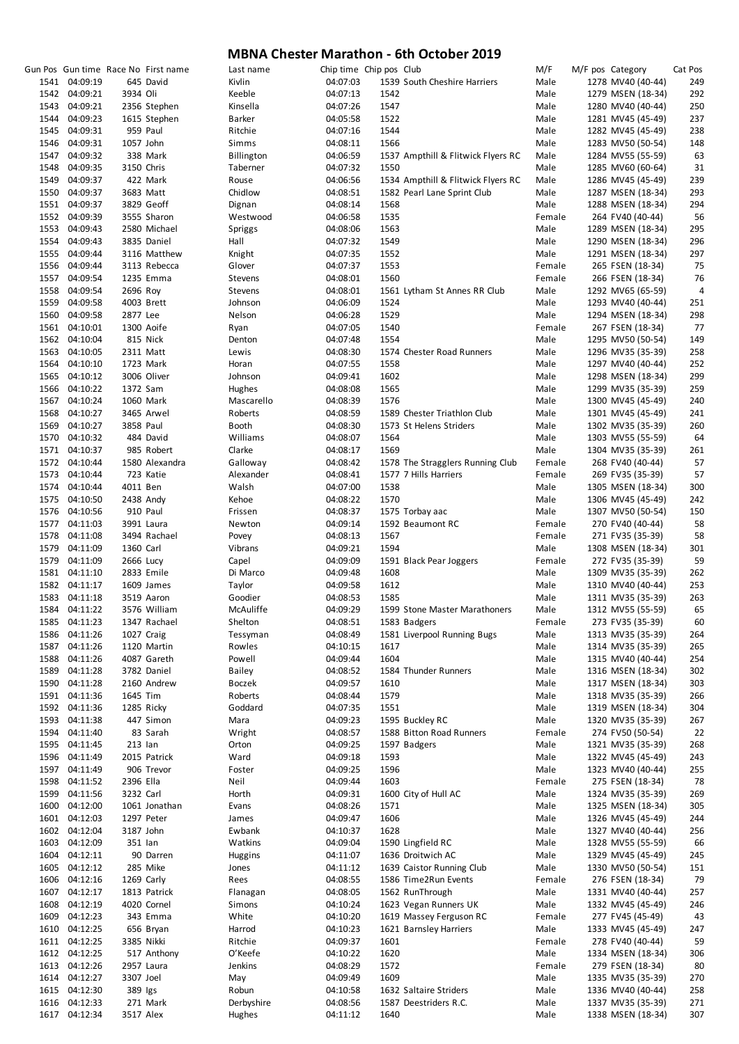# MBNA Chester Marathon - 6th October 2019

| Gun Pos | Gun time | Race No | First name | Last name | Chip time | Chip pos | Club | M/F | M/F pos | Category | Cat Pos |
|---|---|---|---|---|---|---|---|---|---|---|---|
| 1541 | 04:09:19 | 645 | David | Kivlin | 04:07:03 | 1539 | South Cheshire Harriers | Male | 1278 | MV40 (40-44) | 249 |
| 1542 | 04:09:21 | 3934 | Oli | Keeble | 04:07:13 | 1542 | | Male | 1279 | MSEN (18-34) | 292 |
| 1543 | 04:09:21 | 2356 | Stephen | Kinsella | 04:07:26 | 1547 | | Male | 1280 | MV40 (40-44) | 250 |
| 1544 | 04:09:23 | 1615 | Stephen | Barker | 04:05:58 | 1522 | | Male | 1281 | MV45 (45-49) | 237 |
| 1545 | 04:09:31 | 959 | Paul | Ritchie | 04:07:16 | 1544 | | Male | 1282 | MV45 (45-49) | 238 |
| 1546 | 04:09:31 | 1057 | John | Simms | 04:08:11 | 1566 | | Male | 1283 | MV50 (50-54) | 148 |
| 1547 | 04:09:32 | 338 | Mark | Billington | 04:06:59 | 1537 | Ampthill & Flitwick Flyers RC | Male | 1284 | MV55 (55-59) | 63 |
| 1548 | 04:09:35 | 3150 | Chris | Taberner | 04:07:32 | 1550 | | Male | 1285 | MV60 (60-64) | 31 |
| 1549 | 04:09:37 | 422 | Mark | Rouse | 04:06:56 | 1534 | Ampthill & Flitwick Flyers RC | Male | 1286 | MV45 (45-49) | 239 |
| 1550 | 04:09:37 | 3683 | Matt | Chidlow | 04:08:51 | 1582 | Pearl Lane Sprint Club | Male | 1287 | MSEN (18-34) | 293 |
| 1551 | 04:09:37 | 3829 | Geoff | Dignan | 04:08:14 | 1568 | | Male | 1288 | MSEN (18-34) | 294 |
| 1552 | 04:09:39 | 3555 | Sharon | Westwood | 04:06:58 | 1535 | | Female | 264 | FV40 (40-44) | 56 |
| 1553 | 04:09:43 | 2580 | Michael | Spriggs | 04:08:06 | 1563 | | Male | 1289 | MSEN (18-34) | 295 |
| 1554 | 04:09:43 | 3835 | Daniel | Hall | 04:07:32 | 1549 | | Male | 1290 | MSEN (18-34) | 296 |
| 1555 | 04:09:44 | 3116 | Matthew | Knight | 04:07:35 | 1552 | | Male | 1291 | MSEN (18-34) | 297 |
| 1556 | 04:09:44 | 3113 | Rebecca | Glover | 04:07:37 | 1553 | | Female | 265 | FSEN (18-34) | 75 |
| 1557 | 04:09:54 | 1235 | Emma | Stevens | 04:08:01 | 1560 | | Female | 266 | FSEN (18-34) | 76 |
| 1558 | 04:09:54 | 2696 | Roy | Stevens | 04:08:01 | 1561 | Lytham St Annes RR Club | Male | 1292 | MV65 (65-59) | 4 |
| 1559 | 04:09:58 | 4003 | Brett | Johnson | 04:06:09 | 1524 | | Male | 1293 | MV40 (40-44) | 251 |
| 1560 | 04:09:58 | 2877 | Lee | Nelson | 04:06:28 | 1529 | | Male | 1294 | MSEN (18-34) | 298 |
| 1561 | 04:10:01 | 1300 | Aoife | Ryan | 04:07:05 | 1540 | | Female | 267 | FSEN (18-34) | 77 |
| 1562 | 04:10:04 | 815 | Nick | Denton | 04:07:48 | 1554 | | Male | 1295 | MV50 (50-54) | 149 |
| 1563 | 04:10:05 | 2311 | Matt | Lewis | 04:08:30 | 1574 | Chester Road Runners | Male | 1296 | MV35 (35-39) | 258 |
| 1564 | 04:10:10 | 1723 | Mark | Horan | 04:07:55 | 1558 | | Male | 1297 | MV40 (40-44) | 252 |
| 1565 | 04:10:12 | 3006 | Oliver | Johnson | 04:09:41 | 1602 | | Male | 1298 | MSEN (18-34) | 299 |
| 1566 | 04:10:22 | 1372 | Sam | Hughes | 04:08:08 | 1565 | | Male | 1299 | MV35 (35-39) | 259 |
| 1567 | 04:10:24 | 1060 | Mark | Mascarello | 04:08:39 | 1576 | | Male | 1300 | MV45 (45-49) | 240 |
| 1568 | 04:10:27 | 3465 | Arwel | Roberts | 04:08:59 | 1589 | Chester Triathlon Club | Male | 1301 | MV45 (45-49) | 241 |
| 1569 | 04:10:27 | 3858 | Paul | Booth | 04:08:30 | 1573 | St Helens Striders | Male | 1302 | MV35 (35-39) | 260 |
| 1570 | 04:10:32 | 484 | David | Williams | 04:08:07 | 1564 | | Male | 1303 | MV55 (55-59) | 64 |
| 1571 | 04:10:37 | 985 | Robert | Clarke | 04:08:17 | 1569 | | Male | 1304 | MV35 (35-39) | 261 |
| 1572 | 04:10:44 | 1580 | Alexandra | Galloway | 04:08:42 | 1578 | The Stragglers Running Club | Female | 268 | FV40 (40-44) | 57 |
| 1573 | 04:10:44 | 723 | Katie | Alexander | 04:08:41 | 1577 | 7 Hills Harriers | Female | 269 | FV35 (35-39) | 57 |
| 1574 | 04:10:44 | 4011 | Ben | Walsh | 04:07:00 | 1538 | | Male | 1305 | MSEN (18-34) | 300 |
| 1575 | 04:10:50 | 2438 | Andy | Kehoe | 04:08:22 | 1570 | | Male | 1306 | MV45 (45-49) | 242 |
| 1576 | 04:10:56 | 910 | Paul | Frissen | 04:08:37 | 1575 | Torbay aac | Male | 1307 | MV50 (50-54) | 150 |
| 1577 | 04:11:03 | 3991 | Laura | Newton | 04:09:14 | 1592 | Beaumont RC | Female | 270 | FV40 (40-44) | 58 |
| 1578 | 04:11:08 | 3494 | Rachael | Povey | 04:08:13 | 1567 | | Female | 271 | FV35 (35-39) | 58 |
| 1579 | 04:11:09 | 1360 | Carl | Vibrans | 04:09:21 | 1594 | | Male | 1308 | MSEN (18-34) | 301 |
| 1579 | 04:11:09 | 2666 | Lucy | Capel | 04:09:09 | 1591 | Black Pear Joggers | Female | 272 | FV35 (35-39) | 59 |
| 1581 | 04:11:10 | 2833 | Emile | Di Marco | 04:09:48 | 1608 | | Male | 1309 | MV35 (35-39) | 262 |
| 1582 | 04:11:17 | 1609 | James | Taylor | 04:09:58 | 1612 | | Male | 1310 | MV40 (40-44) | 253 |
| 1583 | 04:11:18 | 3519 | Aaron | Goodier | 04:08:53 | 1585 | | Male | 1311 | MV35 (35-39) | 263 |
| 1584 | 04:11:22 | 3576 | William | McAuliffe | 04:09:29 | 1599 | Stone Master Marathoners | Male | 1312 | MV55 (55-59) | 65 |
| 1585 | 04:11:23 | 1347 | Rachael | Shelton | 04:08:51 | 1583 | Badgers | Female | 273 | FV35 (35-39) | 60 |
| 1586 | 04:11:26 | 1027 | Craig | Tessyman | 04:08:49 | 1581 | Liverpool Running Bugs | Male | 1313 | MV35 (35-39) | 264 |
| 1587 | 04:11:26 | 1120 | Martin | Rowles | 04:10:15 | 1617 | | Male | 1314 | MV35 (35-39) | 265 |
| 1588 | 04:11:26 | 4087 | Gareth | Powell | 04:09:44 | 1604 | | Male | 1315 | MV40 (40-44) | 254 |
| 1589 | 04:11:28 | 3782 | Daniel | Bailey | 04:08:52 | 1584 | Thunder Runners | Male | 1316 | MSEN (18-34) | 302 |
| 1590 | 04:11:28 | 2160 | Andrew | Boczek | 04:09:57 | 1610 | | Male | 1317 | MSEN (18-34) | 303 |
| 1591 | 04:11:36 | 1645 | Tim | Roberts | 04:08:44 | 1579 | | Male | 1318 | MV35 (35-39) | 266 |
| 1592 | 04:11:36 | 1285 | Ricky | Goddard | 04:07:35 | 1551 | | Male | 1319 | MSEN (18-34) | 304 |
| 1593 | 04:11:38 | 447 | Simon | Mara | 04:09:23 | 1595 | Buckley RC | Male | 1320 | MV35 (35-39) | 267 |
| 1594 | 04:11:40 | 83 | Sarah | Wright | 04:08:57 | 1588 | Bitton Road Runners | Female | 274 | FV50 (50-54) | 22 |
| 1595 | 04:11:45 | 213 | Ian | Orton | 04:09:25 | 1597 | Badgers | Male | 1321 | MV35 (35-39) | 268 |
| 1596 | 04:11:49 | 2015 | Patrick | Ward | 04:09:18 | 1593 | | Male | 1322 | MV45 (45-49) | 243 |
| 1597 | 04:11:49 | 906 | Trevor | Foster | 04:09:25 | 1596 | | Male | 1323 | MV40 (40-44) | 255 |
| 1598 | 04:11:52 | 2396 | Ella | Neil | 04:09:44 | 1603 | | Female | 275 | FSEN (18-34) | 78 |
| 1599 | 04:11:56 | 3232 | Carl | Horth | 04:09:31 | 1600 | City of Hull AC | Male | 1324 | MV35 (35-39) | 269 |
| 1600 | 04:12:00 | 1061 | Jonathan | Evans | 04:08:26 | 1571 | | Male | 1325 | MSEN (18-34) | 305 |
| 1601 | 04:12:03 | 1297 | Peter | James | 04:09:47 | 1606 | | Male | 1326 | MV45 (45-49) | 244 |
| 1602 | 04:12:04 | 3187 | John | Ewbank | 04:10:37 | 1628 | | Male | 1327 | MV40 (40-44) | 256 |
| 1603 | 04:12:09 | 351 | Ian | Watkins | 04:09:04 | 1590 | Lingfield RC | Male | 1328 | MV55 (55-59) | 66 |
| 1604 | 04:12:11 | 90 | Darren | Huggins | 04:11:07 | 1636 | Droitwich AC | Male | 1329 | MV45 (45-49) | 245 |
| 1605 | 04:12:12 | 285 | Mike | Jones | 04:11:12 | 1639 | Caistor Running Club | Male | 1330 | MV50 (50-54) | 151 |
| 1606 | 04:12:16 | 1269 | Carly | Rees | 04:08:55 | 1586 | Time2Run Events | Female | 276 | FSEN (18-34) | 79 |
| 1607 | 04:12:17 | 1813 | Patrick | Flanagan | 04:08:05 | 1562 | RunThrough | Male | 1331 | MV40 (40-44) | 257 |
| 1608 | 04:12:19 | 4020 | Cornel | Simons | 04:10:24 | 1623 | Vegan Runners UK | Male | 1332 | MV45 (45-49) | 246 |
| 1609 | 04:12:23 | 343 | Emma | White | 04:10:20 | 1619 | Massey Ferguson RC | Female | 277 | FV45 (45-49) | 43 |
| 1610 | 04:12:25 | 656 | Bryan | Harrod | 04:10:23 | 1621 | Barnsley Harriers | Male | 1333 | MV45 (45-49) | 247 |
| 1611 | 04:12:25 | 3385 | Nikki | Ritchie | 04:09:37 | 1601 | | Female | 278 | FV40 (40-44) | 59 |
| 1612 | 04:12:25 | 517 | Anthony | O'Keefe | 04:10:22 | 1620 | | Male | 1334 | MSEN (18-34) | 306 |
| 1613 | 04:12:26 | 2957 | Laura | Jenkins | 04:08:29 | 1572 | | Female | 279 | FSEN (18-34) | 80 |
| 1614 | 04:12:27 | 3307 | Joel | May | 04:09:49 | 1609 | | Male | 1335 | MV35 (35-39) | 270 |
| 1615 | 04:12:30 | 389 | Igs | Robun | 04:10:58 | 1632 | Saltaire Striders | Male | 1336 | MV40 (40-44) | 258 |
| 1616 | 04:12:33 | 271 | Mark | Derbyshire | 04:08:56 | 1587 | Deestriders R.C. | Male | 1337 | MV35 (35-39) | 271 |
| 1617 | 04:12:34 | 3517 | Alex | Hughes | 04:11:12 | 1640 | | Male | 1338 | MSEN (18-34) | 307 |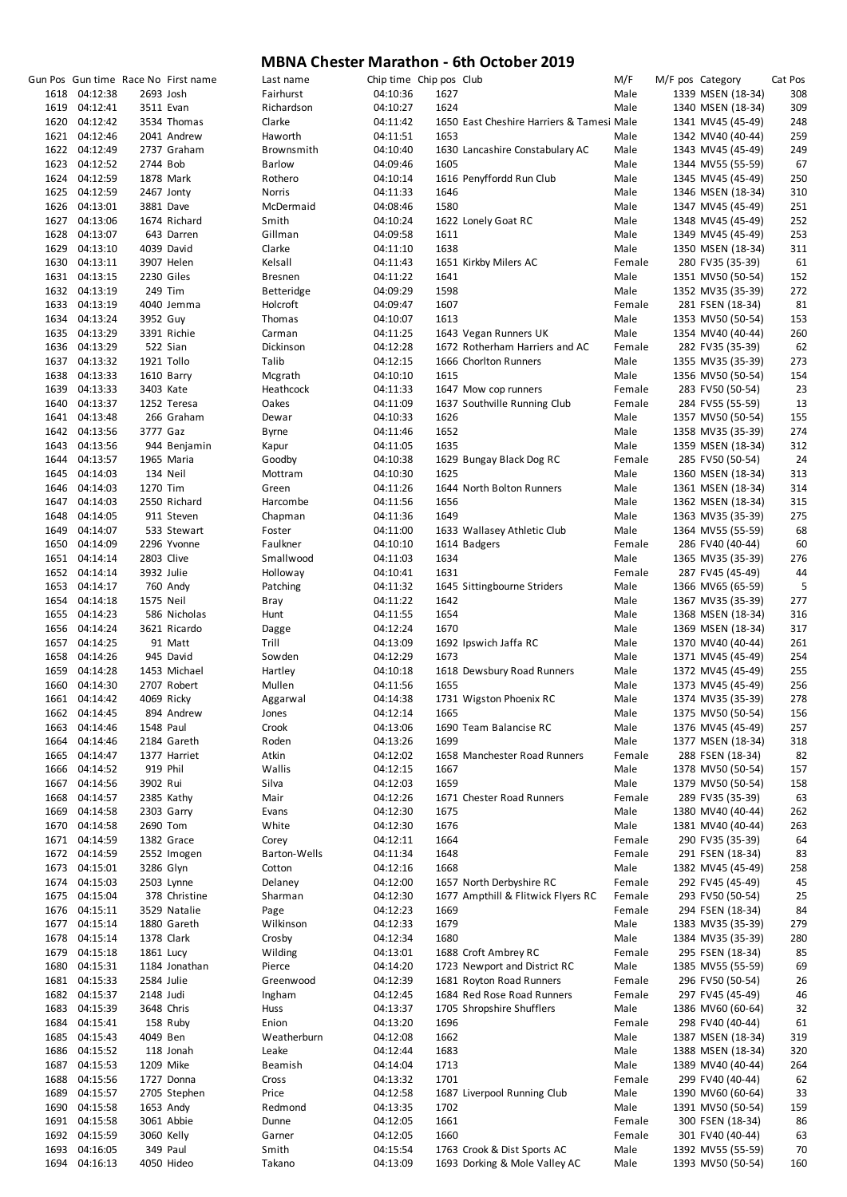# MBNA Chester Marathon - 6th October 2019

| Gun Pos | Gun time | Race No | First name | Last name | Chip time | Chip pos | Club | M/F | M/F pos | Category | Cat Pos |
|---|---|---|---|---|---|---|---|---|---|---|---|
| 1618 | 04:12:38 | 2693 | Josh | Fairhurst | 04:10:36 | 1627 | | Male | 1339 | MSEN (18-34) | 308 |
| 1619 | 04:12:41 | 3511 | Evan | Richardson | 04:10:27 | 1624 | | Male | 1340 | MSEN (18-34) | 309 |
| 1620 | 04:12:42 | 3534 | Thomas | Clarke | 04:11:42 | 1650 | East Cheshire Harriers & Tamesi | Male | 1341 | MV45 (45-49) | 248 |
| 1621 | 04:12:46 | 2041 | Andrew | Haworth | 04:11:51 | 1653 | | Male | 1342 | MV40 (40-44) | 259 |
| 1622 | 04:12:49 | 2737 | Graham | Brownsmith | 04:10:40 | 1630 | Lancashire Constabulary AC | Male | 1343 | MV45 (45-49) | 249 |
| 1623 | 04:12:52 | 2744 | Bob | Barlow | 04:09:46 | 1605 | | Male | 1344 | MV55 (55-59) | 67 |
| 1624 | 04:12:59 | 1878 | Mark | Rothero | 04:10:14 | 1616 | Penyffordd Run Club | Male | 1345 | MV45 (45-49) | 250 |
| 1625 | 04:12:59 | 2467 | Jonty | Norris | 04:11:33 | 1646 | | Male | 1346 | MSEN (18-34) | 310 |
| 1626 | 04:13:01 | 3881 | Dave | McDermaid | 04:08:46 | 1580 | | Male | 1347 | MV45 (45-49) | 251 |
| 1627 | 04:13:06 | 1674 | Richard | Smith | 04:10:24 | 1622 | Lonely Goat RC | Male | 1348 | MV45 (45-49) | 252 |
| 1628 | 04:13:07 | 643 | Darren | Gillman | 04:09:58 | 1611 | | Male | 1349 | MV45 (45-49) | 253 |
| 1629 | 04:13:10 | 4039 | David | Clarke | 04:11:10 | 1638 | | Male | 1350 | MSEN (18-34) | 311 |
| 1630 | 04:13:11 | 3907 | Helen | Kelsall | 04:11:43 | 1651 | Kirkby Milers AC | Female | 280 | FV35 (35-39) | 61 |
| 1631 | 04:13:15 | 2230 | Giles | Bresnen | 04:11:22 | 1641 | | Male | 1351 | MV50 (50-54) | 152 |
| 1632 | 04:13:19 | 249 | Tim | Betteridge | 04:09:29 | 1598 | | Male | 1352 | MV35 (35-39) | 272 |
| 1633 | 04:13:19 | 4040 | Jemma | Holcroft | 04:09:47 | 1607 | | Female | 281 | FSEN (18-34) | 81 |
| 1634 | 04:13:24 | 3952 | Guy | Thomas | 04:10:07 | 1613 | | Male | 1353 | MV50 (50-54) | 153 |
| 1635 | 04:13:29 | 3391 | Richie | Carman | 04:11:25 | 1643 | Vegan Runners UK | Male | 1354 | MV40 (40-44) | 260 |
| 1636 | 04:13:29 | 522 | Sian | Dickinson | 04:12:28 | 1672 | Rotherham Harriers and AC | Female | 282 | FV35 (35-39) | 62 |
| 1637 | 04:13:32 | 1921 | Tollo | Talib | 04:12:15 | 1666 | Chorlton Runners | Male | 1355 | MV35 (35-39) | 273 |
| 1638 | 04:13:33 | 1610 | Barry | Mcgrath | 04:10:10 | 1615 | | Male | 1356 | MV50 (50-54) | 154 |
| 1639 | 04:13:33 | 3403 | Kate | Heathcock | 04:11:33 | 1647 | Mow cop runners | Female | 283 | FV50 (50-54) | 23 |
| 1640 | 04:13:37 | 1252 | Teresa | Oakes | 04:11:09 | 1637 | Southville Running Club | Female | 284 | FV55 (55-59) | 13 |
| 1641 | 04:13:48 | 266 | Graham | Dewar | 04:10:33 | 1626 | | Male | 1357 | MV50 (50-54) | 155 |
| 1642 | 04:13:56 | 3777 | Gaz | Byrne | 04:11:46 | 1652 | | Male | 1358 | MV35 (35-39) | 274 |
| 1643 | 04:13:56 | 944 | Benjamin | Kapur | 04:11:05 | 1635 | | Male | 1359 | MSEN (18-34) | 312 |
| 1644 | 04:13:57 | 1965 | Maria | Goodby | 04:10:38 | 1629 | Bungay Black Dog RC | Female | 285 | FV50 (50-54) | 24 |
| 1645 | 04:14:03 | 134 | Neil | Mottram | 04:10:30 | 1625 | | Male | 1360 | MSEN (18-34) | 313 |
| 1646 | 04:14:03 | 1270 | Tim | Green | 04:11:26 | 1644 | North Bolton Runners | Male | 1361 | MSEN (18-34) | 314 |
| 1647 | 04:14:03 | 2550 | Richard | Harcombe | 04:11:56 | 1656 | | Male | 1362 | MSEN (18-34) | 315 |
| 1648 | 04:14:05 | 911 | Steven | Chapman | 04:11:36 | 1649 | | Male | 1363 | MV35 (35-39) | 275 |
| 1649 | 04:14:07 | 533 | Stewart | Foster | 04:11:00 | 1633 | Wallasey Athletic Club | Male | 1364 | MV55 (55-59) | 68 |
| 1650 | 04:14:09 | 2296 | Yvonne | Faulkner | 04:10:10 | 1614 | Badgers | Female | 286 | FV40 (40-44) | 60 |
| 1651 | 04:14:14 | 2803 | Clive | Smallwood | 04:11:03 | 1634 | | Male | 1365 | MV35 (35-39) | 276 |
| 1652 | 04:14:14 | 3932 | Julie | Holloway | 04:10:41 | 1631 | | Female | 287 | FV45 (45-49) | 44 |
| 1653 | 04:14:17 | 760 | Andy | Patching | 04:11:32 | 1645 | Sittingbourne Striders | Male | 1366 | MV65 (65-59) | 5 |
| 1654 | 04:14:18 | 1575 | Neil | Bray | 04:11:22 | 1642 | | Male | 1367 | MV35 (35-39) | 277 |
| 1655 | 04:14:23 | 586 | Nicholas | Hunt | 04:11:55 | 1654 | | Male | 1368 | MSEN (18-34) | 316 |
| 1656 | 04:14:24 | 3621 | Ricardo | Dagge | 04:12:24 | 1670 | | Male | 1369 | MSEN (18-34) | 317 |
| 1657 | 04:14:25 | 91 | Matt | Trill | 04:13:09 | 1692 | Ipswich Jaffa RC | Male | 1370 | MV40 (40-44) | 261 |
| 1658 | 04:14:26 | 945 | David | Sowden | 04:12:29 | 1673 | | Male | 1371 | MV45 (45-49) | 254 |
| 1659 | 04:14:28 | 1453 | Michael | Hartley | 04:10:18 | 1618 | Dewsbury Road Runners | Male | 1372 | MV45 (45-49) | 255 |
| 1660 | 04:14:30 | 2707 | Robert | Mullen | 04:11:56 | 1655 | | Male | 1373 | MV45 (45-49) | 256 |
| 1661 | 04:14:42 | 4069 | Ricky | Aggarwal | 04:14:38 | 1731 | Wigston Phoenix RC | Male | 1374 | MV35 (35-39) | 278 |
| 1662 | 04:14:45 | 894 | Andrew | Jones | 04:12:14 | 1665 | | Male | 1375 | MV50 (50-54) | 156 |
| 1663 | 04:14:46 | 1548 | Paul | Crook | 04:13:06 | 1690 | Team Balancise RC | Male | 1376 | MV45 (45-49) | 257 |
| 1664 | 04:14:46 | 2184 | Gareth | Roden | 04:13:26 | 1699 | | Male | 1377 | MSEN (18-34) | 318 |
| 1665 | 04:14:47 | 1377 | Harriet | Atkin | 04:12:02 | 1658 | Manchester Road Runners | Female | 288 | FSEN (18-34) | 82 |
| 1666 | 04:14:52 | 919 | Phil | Wallis | 04:12:15 | 1667 | | Male | 1378 | MV50 (50-54) | 157 |
| 1667 | 04:14:56 | 3902 | Rui | Silva | 04:12:03 | 1659 | | Male | 1379 | MV50 (50-54) | 158 |
| 1668 | 04:14:57 | 2385 | Kathy | Mair | 04:12:26 | 1671 | Chester Road Runners | Female | 289 | FV35 (35-39) | 63 |
| 1669 | 04:14:58 | 2303 | Garry | Evans | 04:12:30 | 1675 | | Male | 1380 | MV40 (40-44) | 262 |
| 1670 | 04:14:58 | 2690 | Tom | White | 04:12:30 | 1676 | | Male | 1381 | MV40 (40-44) | 263 |
| 1671 | 04:14:59 | 1382 | Grace | Corey | 04:12:11 | 1664 | | Female | 290 | FV35 (35-39) | 64 |
| 1672 | 04:14:59 | 2552 | Imogen | Barton-Wells | 04:11:34 | 1648 | | Female | 291 | FSEN (18-34) | 83 |
| 1673 | 04:15:01 | 3286 | Glyn | Cotton | 04:12:16 | 1668 | | Male | 1382 | MV45 (45-49) | 258 |
| 1674 | 04:15:03 | 2503 | Lynne | Delaney | 04:12:00 | 1657 | North Derbyshire RC | Female | 292 | FV45 (45-49) | 45 |
| 1675 | 04:15:04 | 378 | Christine | Sharman | 04:12:30 | 1677 | Ampthill & Flitwick Flyers RC | Female | 293 | FV50 (50-54) | 25 |
| 1676 | 04:15:11 | 3529 | Natalie | Page | 04:12:23 | 1669 | | Female | 294 | FSEN (18-34) | 84 |
| 1677 | 04:15:14 | 1880 | Gareth | Wilkinson | 04:12:33 | 1679 | | Male | 1383 | MV35 (35-39) | 279 |
| 1678 | 04:15:14 | 1378 | Clark | Crosby | 04:12:34 | 1680 | | Male | 1384 | MV35 (35-39) | 280 |
| 1679 | 04:15:18 | 1861 | Lucy | Wilding | 04:13:01 | 1688 | Croft Ambrey RC | Female | 295 | FSEN (18-34) | 85 |
| 1680 | 04:15:31 | 1184 | Jonathan | Pierce | 04:14:20 | 1723 | Newport and District RC | Male | 1385 | MV55 (55-59) | 69 |
| 1681 | 04:15:33 | 2584 | Julie | Greenwood | 04:12:39 | 1681 | Royton Road Runners | Female | 296 | FV50 (50-54) | 26 |
| 1682 | 04:15:37 | 2148 | Judi | Ingham | 04:12:45 | 1684 | Red Rose Road Runners | Female | 297 | FV45 (45-49) | 46 |
| 1683 | 04:15:39 | 3648 | Chris | Huss | 04:13:37 | 1705 | Shropshire Shufflers | Male | 1386 | MV60 (60-64) | 32 |
| 1684 | 04:15:41 | 158 | Ruby | Enion | 04:13:20 | 1696 | | Female | 298 | FV40 (40-44) | 61 |
| 1685 | 04:15:43 | 4049 | Ben | Weatherburn | 04:12:08 | 1662 | | Male | 1387 | MSEN (18-34) | 319 |
| 1686 | 04:15:52 | 118 | Jonah | Leake | 04:12:44 | 1683 | | Male | 1388 | MSEN (18-34) | 320 |
| 1687 | 04:15:53 | 1209 | Mike | Beamish | 04:14:04 | 1713 | | Male | 1389 | MV40 (40-44) | 264 |
| 1688 | 04:15:56 | 1727 | Donna | Cross | 04:13:32 | 1701 | | Female | 299 | FV40 (40-44) | 62 |
| 1689 | 04:15:57 | 2705 | Stephen | Price | 04:12:58 | 1687 | Liverpool Running Club | Male | 1390 | MV60 (60-64) | 33 |
| 1690 | 04:15:58 | 1653 | Andy | Redmond | 04:13:35 | 1702 | | Male | 1391 | MV50 (50-54) | 159 |
| 1691 | 04:15:58 | 3061 | Abbie | Dunne | 04:12:05 | 1661 | | Female | 300 | FSEN (18-34) | 86 |
| 1692 | 04:15:59 | 3060 | Kelly | Garner | 04:12:05 | 1660 | | Female | 301 | FV40 (40-44) | 63 |
| 1693 | 04:16:05 | 349 | Paul | Smith | 04:15:54 | 1763 | Crook & Dist Sports AC | Male | 1392 | MV55 (55-59) | 70 |
| 1694 | 04:16:13 | 4050 | Hideo | Takano | 04:13:09 | 1693 | Dorking & Mole Valley AC | Male | 1393 | MV50 (50-54) | 160 |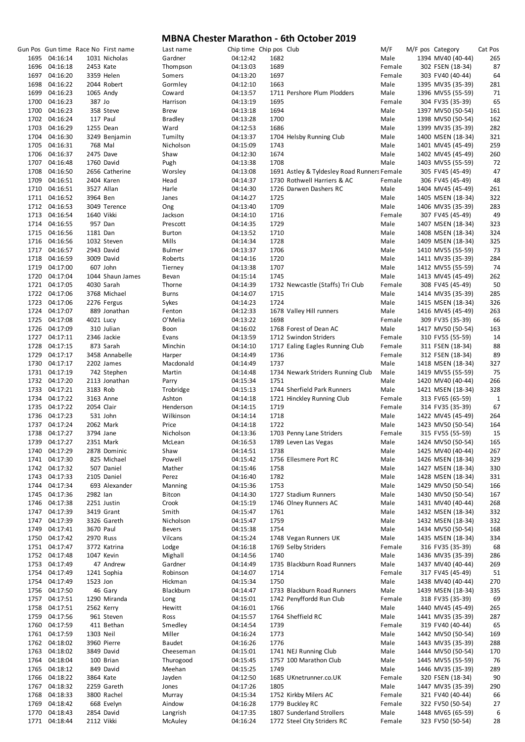# MBNA Chester Marathon - 6th October 2019

| Gun Pos | Gun time | Race No | First name | Last name | Chip time | Chip pos | Club | M/F | M/F pos | Category | Cat Pos |
|---|---|---|---|---|---|---|---|---|---|---|---|
| 1695 | 04:16:14 | 1031 | Nicholas | Gardner | 04:12:42 | 1682 | | Male | 1394 | MV40 (40-44) | 265 |
| 1696 | 04:16:18 | 2453 | Kate | Thompson | 04:13:03 | 1689 | | Female | 302 | FSEN (18-34) | 87 |
| 1697 | 04:16:20 | 3359 | Helen | Somers | 04:13:20 | 1697 | | Female | 303 | FV40 (40-44) | 64 |
| 1698 | 04:16:22 | 2044 | Robert | Gormley | 04:12:10 | 1663 | | Male | 1395 | MV35 (35-39) | 281 |
| 1699 | 04:16:23 | 1065 | Andy | Coward | 04:13:57 | 1711 | Pershore Plum Plodders | Male | 1396 | MV55 (55-59) | 71 |
| 1700 | 04:16:23 | 387 | Jo | Harrison | 04:13:19 | 1695 | | Female | 304 | FV35 (35-39) | 65 |
| 1700 | 04:16:23 | 358 | Steve | Brew | 04:13:18 | 1694 | | Male | 1397 | MV50 (50-54) | 161 |
| 1702 | 04:16:24 | 117 | Paul | Bradley | 04:13:28 | 1700 | | Male | 1398 | MV50 (50-54) | 162 |
| 1703 | 04:16:29 | 1255 | Dean | Ward | 04:12:53 | 1686 | | Male | 1399 | MV35 (35-39) | 282 |
| 1704 | 04:16:30 | 3249 | Benjamin | Tumilty | 04:13:37 | 1704 | Helsby Running Club | Male | 1400 | MSEN (18-34) | 321 |
| 1705 | 04:16:31 | 768 | Mal | Nicholson | 04:15:09 | 1743 | | Male | 1401 | MV45 (45-49) | 259 |
| 1706 | 04:16:37 | 2475 | Dave | Shaw | 04:12:30 | 1674 | | Male | 1402 | MV45 (45-49) | 260 |
| 1707 | 04:16:48 | 1760 | David | Pugh | 04:13:38 | 1708 | | Male | 1403 | MV55 (55-59) | 72 |
| 1708 | 04:16:50 | 2656 | Catherine | Worsley | 04:13:08 | 1691 | Astley & Tyldesley Road Runners | Female | 305 | FV45 (45-49) | 47 |
| 1709 | 04:16:51 | 2404 | Karen | Head | 04:14:37 | 1730 | Rothwell Harriers & AC | Female | 306 | FV45 (45-49) | 48 |
| 1710 | 04:16:51 | 3527 | Allan | Harle | 04:14:30 | 1726 | Darwen Dashers RC | Male | 1404 | MV45 (45-49) | 261 |
| 1711 | 04:16:52 | 3964 | Ben | Janes | 04:14:27 | 1725 | | Male | 1405 | MSEN (18-34) | 322 |
| 1712 | 04:16:53 | 3049 | Terence | Ong | 04:13:40 | 1709 | | Male | 1406 | MV35 (35-39) | 283 |
| 1713 | 04:16:54 | 1640 | Vikki | Jackson | 04:14:10 | 1716 | | Female | 307 | FV45 (45-49) | 49 |
| 1714 | 04:16:55 | 957 | Dan | Prescott | 04:14:35 | 1729 | | Male | 1407 | MSEN (18-34) | 323 |
| 1715 | 04:16:56 | 1181 | Dan | Burton | 04:13:52 | 1710 | | Male | 1408 | MSEN (18-34) | 324 |
| 1716 | 04:16:56 | 1032 | Steven | Mills | 04:14:34 | 1728 | | Male | 1409 | MSEN (18-34) | 325 |
| 1717 | 04:16:57 | 2943 | David | Bulmer | 04:13:37 | 1706 | | Male | 1410 | MV55 (55-59) | 73 |
| 1718 | 04:16:59 | 3009 | David | Roberts | 04:14:16 | 1720 | | Male | 1411 | MV35 (35-39) | 284 |
| 1719 | 04:17:00 | 607 | John | Tierney | 04:13:38 | 1707 | | Male | 1412 | MV55 (55-59) | 74 |
| 1720 | 04:17:04 | 1044 | Shaun James | Bevan | 04:15:14 | 1745 | | Male | 1413 | MV45 (45-49) | 262 |
| 1721 | 04:17:05 | 4030 | Sarah | Thorne | 04:14:39 | 1732 | Newcastle (Staffs) Tri Club | Female | 308 | FV45 (45-49) | 50 |
| 1722 | 04:17:06 | 3768 | Michael | Burns | 04:14:07 | 1715 | | Male | 1414 | MV35 (35-39) | 285 |
| 1723 | 04:17:06 | 2276 | Fergus | Sykes | 04:14:23 | 1724 | | Male | 1415 | MSEN (18-34) | 326 |
| 1724 | 04:17:07 | 889 | Jonathan | Fenton | 04:12:33 | 1678 | Valley Hill runners | Male | 1416 | MV45 (45-49) | 263 |
| 1725 | 04:17:08 | 4021 | Lucy | O'Melia | 04:13:22 | 1698 | | Female | 309 | FV35 (35-39) | 66 |
| 1726 | 04:17:09 | 310 | Julian | Boon | 04:16:02 | 1768 | Forest of Dean AC | Male | 1417 | MV50 (50-54) | 163 |
| 1727 | 04:17:11 | 2346 | Jackie | Evans | 04:13:59 | 1712 | Swindon Striders | Female | 310 | FV55 (55-59) | 14 |
| 1728 | 04:17:15 | 873 | Sarah | Minchin | 04:14:10 | 1717 | Ealing Eagles Running Club | Female | 311 | FSEN (18-34) | 88 |
| 1729 | 04:17:17 | 3458 | Annabelle | Harper | 04:14:49 | 1736 | | Female | 312 | FSEN (18-34) | 89 |
| 1730 | 04:17:17 | 2202 | James | Macdonald | 04:14:49 | 1737 | | Male | 1418 | MSEN (18-34) | 327 |
| 1731 | 04:17:19 | 742 | Stephen | Martin | 04:14:48 | 1734 | Newark Striders Running Club | Male | 1419 | MV55 (55-59) | 75 |
| 1732 | 04:17:20 | 2113 | Jonathan | Parry | 04:15:34 | 1751 | | Male | 1420 | MV40 (40-44) | 266 |
| 1733 | 04:17:21 | 3183 | Rob | Trobridge | 04:15:13 | 1744 | Sherfield Park Runners | Male | 1421 | MSEN (18-34) | 328 |
| 1734 | 04:17:22 | 3163 | Anne | Ashton | 04:14:18 | 1721 | Hinckley Running Club | Female | 313 | FV65 (65-59) | 1 |
| 1735 | 04:17:22 | 2054 | Clair | Henderson | 04:14:15 | 1719 | | Female | 314 | FV35 (35-39) | 67 |
| 1736 | 04:17:23 | 531 | John | Wilkinson | 04:14:14 | 1718 | | Male | 1422 | MV45 (45-49) | 264 |
| 1737 | 04:17:24 | 2062 | Mark | Price | 04:14:18 | 1722 | | Male | 1423 | MV50 (50-54) | 164 |
| 1738 | 04:17:27 | 3794 | Jane | Nicholson | 04:13:36 | 1703 | Penny Lane Striders | Female | 315 | FV55 (55-59) | 15 |
| 1739 | 04:17:27 | 2351 | Mark | McLean | 04:16:53 | 1789 | Leven Las Vegas | Male | 1424 | MV50 (50-54) | 165 |
| 1740 | 04:17:29 | 2878 | Dominic | Shaw | 04:14:51 | 1738 | | Male | 1425 | MV40 (40-44) | 267 |
| 1741 | 04:17:30 | 825 | Michael | Powell | 04:15:42 | 1756 | Ellesmere Port RC | Male | 1426 | MSEN (18-34) | 329 |
| 1742 | 04:17:32 | 507 | Daniel | Mather | 04:15:46 | 1758 | | Male | 1427 | MSEN (18-34) | 330 |
| 1743 | 04:17:33 | 2105 | Daniel | Perez | 04:16:40 | 1782 | | Male | 1428 | MSEN (18-34) | 331 |
| 1744 | 04:17:34 | 693 | Alexander | Manning | 04:15:36 | 1753 | | Male | 1429 | MV50 (50-54) | 166 |
| 1745 | 04:17:36 | 2982 | Ian | Bitcon | 04:14:30 | 1727 | Stadium Runners | Male | 1430 | MV50 (50-54) | 167 |
| 1746 | 04:17:38 | 2251 | Justin | Crook | 04:15:19 | 1746 | Olney Runners AC | Male | 1431 | MV40 (40-44) | 268 |
| 1747 | 04:17:39 | 3419 | Grant | Smith | 04:15:47 | 1761 | | Male | 1432 | MSEN (18-34) | 332 |
| 1747 | 04:17:39 | 3326 | Gareth | Nicholson | 04:15:47 | 1759 | | Male | 1432 | MSEN (18-34) | 332 |
| 1749 | 04:17:41 | 3670 | Paul | Bevers | 04:15:38 | 1754 | | Male | 1434 | MV50 (50-54) | 168 |
| 1750 | 04:17:42 | 2970 | Russ | Vilcans | 04:15:24 | 1748 | Vegan Runners UK | Male | 1435 | MSEN (18-34) | 334 |
| 1751 | 04:17:47 | 3772 | Katrina | Lodge | 04:16:18 | 1769 | Selby Striders | Female | 316 | FV35 (35-39) | 68 |
| 1752 | 04:17:48 | 1047 | Kevin | Mighall | 04:14:56 | 1740 | | Male | 1436 | MV35 (35-39) | 286 |
| 1753 | 04:17:49 | 47 | Andrew | Gardner | 04:14:49 | 1735 | Blackburn Road Runners | Male | 1437 | MV40 (40-44) | 269 |
| 1754 | 04:17:49 | 1241 | Sophia | Robinson | 04:14:07 | 1714 | | Female | 317 | FV45 (45-49) | 51 |
| 1754 | 04:17:49 | 1523 | Jon | Hickman | 04:15:34 | 1750 | | Male | 1438 | MV40 (40-44) | 270 |
| 1756 | 04:17:50 | 46 | Gary | Blackburn | 04:14:47 | 1733 | Blackburn Road Runners | Male | 1439 | MSEN (18-34) | 335 |
| 1757 | 04:17:51 | 1290 | Miranda | Long | 04:15:01 | 1742 | Penyffordd Run Club | Female | 318 | FV35 (35-39) | 69 |
| 1758 | 04:17:51 | 2562 | Kerry | Hewitt | 04:16:01 | 1766 | | Male | 1440 | MV45 (45-49) | 265 |
| 1759 | 04:17:56 | 961 | Steven | Ross | 04:15:57 | 1764 | Sheffield RC | Male | 1441 | MV35 (35-39) | 287 |
| 1760 | 04:17:59 | 411 | Bethan | Smedley | 04:14:54 | 1739 | | Female | 319 | FV40 (40-44) | 65 |
| 1761 | 04:17:59 | 1303 | Neil | Miller | 04:16:24 | 1773 | | Male | 1442 | MV50 (50-54) | 169 |
| 1762 | 04:18:02 | 3960 | Pierre | Baudet | 04:16:26 | 1776 | | Male | 1443 | MV35 (35-39) | 288 |
| 1763 | 04:18:02 | 3849 | David | Cheeseman | 04:15:01 | 1741 | NEJ Running Club | Male | 1444 | MV50 (50-54) | 170 |
| 1764 | 04:18:04 | 100 | Brian | Thurogood | 04:15:45 | 1757 | 100 Marathon Club | Male | 1445 | MV55 (55-59) | 76 |
| 1765 | 04:18:12 | 849 | David | Meehan | 04:15:25 | 1749 | | Male | 1446 | MV35 (35-39) | 289 |
| 1766 | 04:18:22 | 3864 | Kate | Jayden | 04:12:50 | 1685 | UKnetrunner.co.UK | Female | 320 | FSEN (18-34) | 90 |
| 1767 | 04:18:32 | 2259 | Gareth | Jones | 04:17:26 | 1805 | | Male | 1447 | MV35 (35-39) | 290 |
| 1768 | 04:18:33 | 3800 | Rachel | Murray | 04:15:34 | 1752 | Kirkby Milers AC | Female | 321 | FV40 (40-44) | 66 |
| 1769 | 04:18:42 | 668 | Evelyn | Aindow | 04:16:28 | 1779 | Buckley RC | Female | 322 | FV50 (50-54) | 27 |
| 1770 | 04:18:43 | 2854 | David | Langrish | 04:17:35 | 1807 | Sunderland Strollers | Male | 1448 | MV65 (65-59) | 6 |
| 1771 | 04:18:44 | 2112 | Vikki | McAuley | 04:16:24 | 1772 | Steel City Striders RC | Female | 323 | FV50 (50-54) | 28 |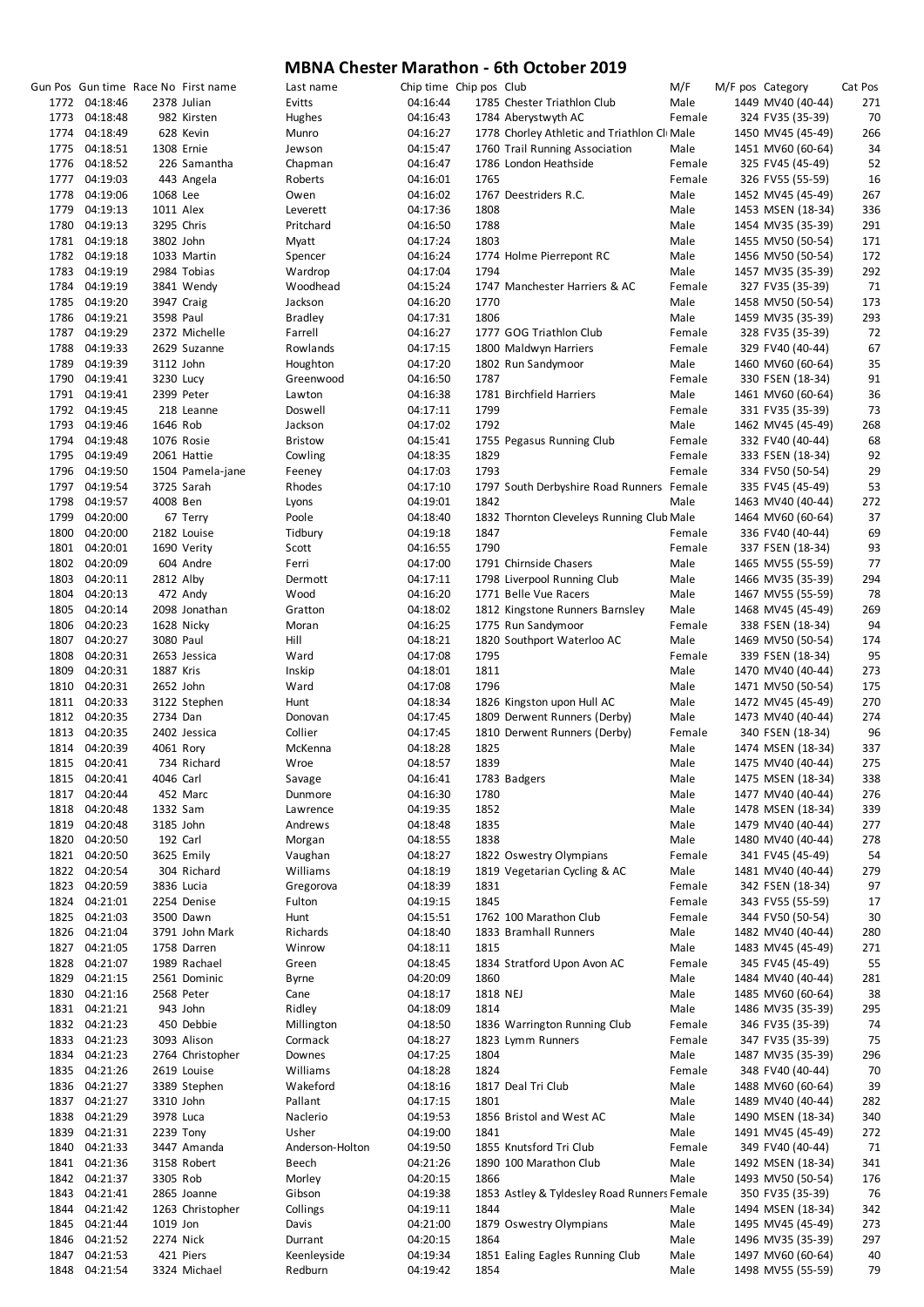# MBNA Chester Marathon - 6th October 2019

| Gun Pos | Gun time | Race No | First name | Last name | Chip time | Chip pos | Club | M/F | M/F pos | Category | Cat Pos |
|---|---|---|---|---|---|---|---|---|---|---|---|
| 1772 | 04:18:46 | 2378 | Julian | Evitts | 04:16:44 | 1785 | Chester Triathlon Club | Male | 1449 | MV40 (40-44) | 271 |
| 1773 | 04:18:48 | 982 | Kirsten | Hughes | 04:16:43 | 1784 | Aberystwyth AC | Female | 324 | FV35 (35-39) | 70 |
| 1774 | 04:18:49 | 628 | Kevin | Munro | 04:16:27 | 1778 | Chorley Athletic and Triathlon Cl | Male | 1450 | MV45 (45-49) | 266 |
| 1775 | 04:18:51 | 1308 | Ernie | Jewson | 04:15:47 | 1760 | Trail Running Association | Male | 1451 | MV60 (60-64) | 34 |
| 1776 | 04:18:52 | 226 | Samantha | Chapman | 04:16:47 | 1786 | London Heathside | Female | 325 | FV45 (45-49) | 52 |
| 1777 | 04:19:03 | 443 | Angela | Roberts | 04:16:01 | 1765 | | Female | 326 | FV55 (55-59) | 16 |
| 1778 | 04:19:06 | 1068 | Lee | Owen | 04:16:02 | 1767 | Deestriders R.C. | Male | 1452 | MV45 (45-49) | 267 |
| 1779 | 04:19:13 | 1011 | Alex | Leverett | 04:17:36 | 1808 | | Male | 1453 | MSEN (18-34) | 336 |
| 1780 | 04:19:13 | 3295 | Chris | Pritchard | 04:16:50 | 1788 | | Male | 1454 | MV35 (35-39) | 291 |
| 1781 | 04:19:18 | 3802 | John | Myatt | 04:17:24 | 1803 | | Male | 1455 | MV50 (50-54) | 171 |
| 1782 | 04:19:18 | 1033 | Martin | Spencer | 04:16:24 | 1774 | Holme Pierrepont RC | Male | 1456 | MV50 (50-54) | 172 |
| 1783 | 04:19:19 | 2984 | Tobias | Wardrop | 04:17:04 | 1794 | | Male | 1457 | MV35 (35-39) | 292 |
| 1784 | 04:19:19 | 3841 | Wendy | Woodhead | 04:15:24 | 1747 | Manchester Harriers & AC | Female | 327 | FV35 (35-39) | 71 |
| 1785 | 04:19:20 | 3947 | Craig | Jackson | 04:16:20 | 1770 | | Male | 1458 | MV50 (50-54) | 173 |
| 1786 | 04:19:21 | 3598 | Paul | Bradley | 04:17:31 | 1806 | | Male | 1459 | MV35 (35-39) | 293 |
| 1787 | 04:19:29 | 2372 | Michelle | Farrell | 04:16:27 | 1777 | GOG Triathlon Club | Female | 328 | FV35 (35-39) | 72 |
| 1788 | 04:19:33 | 2629 | Suzanne | Rowlands | 04:17:15 | 1800 | Maldwyn Harriers | Female | 329 | FV40 (40-44) | 67 |
| 1789 | 04:19:39 | 3112 | John | Houghton | 04:17:20 | 1802 | Run Sandymoor | Male | 1460 | MV60 (60-64) | 35 |
| 1790 | 04:19:41 | 3230 | Lucy | Greenwood | 04:16:50 | 1787 | | Female | 330 | FSEN (18-34) | 91 |
| 1791 | 04:19:41 | 2399 | Peter | Lawton | 04:16:38 | 1781 | Birchfield Harriers | Male | 1461 | MV60 (60-64) | 36 |
| 1792 | 04:19:45 | 218 | Leanne | Doswell | 04:17:11 | 1799 | | Female | 331 | FV35 (35-39) | 73 |
| 1793 | 04:19:46 | 1646 | Rob | Jackson | 04:17:02 | 1792 | | Male | 1462 | MV45 (45-49) | 268 |
| 1794 | 04:19:48 | 1076 | Rosie | Bristow | 04:15:41 | 1755 | Pegasus Running Club | Female | 332 | FV40 (40-44) | 68 |
| 1795 | 04:19:49 | 2061 | Hattie | Cowling | 04:18:35 | 1829 | | Female | 333 | FSEN (18-34) | 92 |
| 1796 | 04:19:50 | 1504 | Pamela-jane | Feeney | 04:17:03 | 1793 | | Female | 334 | FV50 (50-54) | 29 |
| 1797 | 04:19:54 | 3725 | Sarah | Rhodes | 04:17:10 | 1797 | South Derbyshire Road Runners | Female | 335 | FV45 (45-49) | 53 |
| 1798 | 04:19:57 | 4008 | Ben | Lyons | 04:19:01 | 1842 | | Male | 1463 | MV40 (40-44) | 272 |
| 1799 | 04:20:00 | 67 | Terry | Poole | 04:18:40 | 1832 | Thornton Cleveleys Running Club | Male | 1464 | MV60 (60-64) | 37 |
| 1800 | 04:20:00 | 2182 | Louise | Tidbury | 04:19:18 | 1847 | | Female | 336 | FV40 (40-44) | 69 |
| 1801 | 04:20:01 | 1690 | Verity | Scott | 04:16:55 | 1790 | | Female | 337 | FSEN (18-34) | 93 |
| 1802 | 04:20:09 | 604 | Andre | Ferri | 04:17:00 | 1791 | Chirnside Chasers | Male | 1465 | MV55 (55-59) | 77 |
| 1803 | 04:20:11 | 2812 | Alby | Dermott | 04:17:11 | 1798 | Liverpool Running Club | Male | 1466 | MV35 (35-39) | 294 |
| 1804 | 04:20:13 | 472 | Andy | Wood | 04:16:20 | 1771 | Belle Vue Racers | Male | 1467 | MV55 (55-59) | 78 |
| 1805 | 04:20:14 | 2098 | Jonathan | Gratton | 04:18:02 | 1812 | Kingstone Runners Barnsley | Male | 1468 | MV45 (45-49) | 269 |
| 1806 | 04:20:23 | 1628 | Nicky | Moran | 04:16:25 | 1775 | Run Sandymoor | Female | 338 | FSEN (18-34) | 94 |
| 1807 | 04:20:27 | 3080 | Paul | Hill | 04:18:21 | 1820 | Southport Waterloo AC | Male | 1469 | MV50 (50-54) | 174 |
| 1808 | 04:20:31 | 2653 | Jessica | Ward | 04:17:08 | 1795 | | Female | 339 | FSEN (18-34) | 95 |
| 1809 | 04:20:31 | 1887 | Kris | Inskip | 04:18:01 | 1811 | | Male | 1470 | MV40 (40-44) | 273 |
| 1810 | 04:20:31 | 2652 | John | Ward | 04:17:08 | 1796 | | Male | 1471 | MV50 (50-54) | 175 |
| 1811 | 04:20:33 | 3122 | Stephen | Hunt | 04:18:34 | 1826 | Kingston upon Hull AC | Male | 1472 | MV45 (45-49) | 270 |
| 1812 | 04:20:35 | 2734 | Dan | Donovan | 04:17:45 | 1809 | Derwent Runners (Derby) | Male | 1473 | MV40 (40-44) | 274 |
| 1813 | 04:20:35 | 2402 | Jessica | Collier | 04:17:45 | 1810 | Derwent Runners (Derby) | Female | 340 | FSEN (18-34) | 96 |
| 1814 | 04:20:39 | 4061 | Rory | McKenna | 04:18:28 | 1825 | | Male | 1474 | MSEN (18-34) | 337 |
| 1815 | 04:20:41 | 734 | Richard | Wroe | 04:18:57 | 1839 | | Male | 1475 | MV40 (40-44) | 275 |
| 1815 | 04:20:41 | 4046 | Carl | Savage | 04:16:41 | 1783 | Badgers | Male | 1475 | MSEN (18-34) | 338 |
| 1817 | 04:20:44 | 452 | Marc | Dunmore | 04:16:30 | 1780 | | Male | 1477 | MV40 (40-44) | 276 |
| 1818 | 04:20:48 | 1332 | Sam | Lawrence | 04:19:35 | 1852 | | Male | 1478 | MSEN (18-34) | 339 |
| 1819 | 04:20:48 | 3185 | John | Andrews | 04:18:48 | 1835 | | Male | 1479 | MV40 (40-44) | 277 |
| 1820 | 04:20:50 | 192 | Carl | Morgan | 04:18:55 | 1838 | | Male | 1480 | MV40 (40-44) | 278 |
| 1821 | 04:20:50 | 3625 | Emily | Vaughan | 04:18:27 | 1822 | Oswestry Olympians | Female | 341 | FV45 (45-49) | 54 |
| 1822 | 04:20:54 | 304 | Richard | Williams | 04:18:19 | 1819 | Vegetarian Cycling & AC | Male | 1481 | MV40 (40-44) | 279 |
| 1823 | 04:20:59 | 3836 | Lucia | Gregorova | 04:18:39 | 1831 | | Female | 342 | FSEN (18-34) | 97 |
| 1824 | 04:21:01 | 2254 | Denise | Fulton | 04:19:15 | 1845 | | Female | 343 | FV55 (55-59) | 17 |
| 1825 | 04:21:03 | 3500 | Dawn | Hunt | 04:15:51 | 1762 | 100 Marathon Club | Female | 344 | FV50 (50-54) | 30 |
| 1826 | 04:21:04 | 3791 | John Mark | Richards | 04:18:40 | 1833 | Bramhall Runners | Male | 1482 | MV40 (40-44) | 280 |
| 1827 | 04:21:05 | 1758 | Darren | Winrow | 04:18:11 | 1815 | | Male | 1483 | MV45 (45-49) | 271 |
| 1828 | 04:21:07 | 1989 | Rachael | Green | 04:18:45 | 1834 | Stratford Upon Avon AC | Female | 345 | FV45 (45-49) | 55 |
| 1829 | 04:21:15 | 2561 | Dominic | Byrne | 04:20:09 | 1860 | | Male | 1484 | MV40 (40-44) | 281 |
| 1830 | 04:21:16 | 2568 | Peter | Cane | 04:18:17 | 1818 | NEJ | Male | 1485 | MV60 (60-64) | 38 |
| 1831 | 04:21:21 | 943 | John | Ridley | 04:18:09 | 1814 | | Male | 1486 | MV35 (35-39) | 295 |
| 1832 | 04:21:23 | 450 | Debbie | Millington | 04:18:50 | 1836 | Warrington Running Club | Female | 346 | FV35 (35-39) | 74 |
| 1833 | 04:21:23 | 3093 | Alison | Cormack | 04:18:27 | 1823 | Lymm Runners | Female | 347 | FV35 (35-39) | 75 |
| 1834 | 04:21:23 | 2764 | Christopher | Downes | 04:17:25 | 1804 | | Male | 1487 | MV35 (35-39) | 296 |
| 1835 | 04:21:26 | 2619 | Louise | Williams | 04:18:28 | 1824 | | Female | 348 | FV40 (40-44) | 70 |
| 1836 | 04:21:27 | 3389 | Stephen | Wakeford | 04:18:16 | 1817 | Deal Tri Club | Male | 1488 | MV60 (60-64) | 39 |
| 1837 | 04:21:27 | 3310 | John | Pallant | 04:17:15 | 1801 | | Male | 1489 | MV40 (40-44) | 282 |
| 1838 | 04:21:29 | 3978 | Luca | Naclerio | 04:19:53 | 1856 | Bristol and West AC | Male | 1490 | MSEN (18-34) | 340 |
| 1839 | 04:21:31 | 2239 | Tony | Usher | 04:19:00 | 1841 | | Male | 1491 | MV45 (45-49) | 272 |
| 1840 | 04:21:33 | 3447 | Amanda | Anderson-Holton | 04:19:50 | 1855 | Knutsford Tri Club | Female | 349 | FV40 (40-44) | 71 |
| 1841 | 04:21:36 | 3158 | Robert | Beech | 04:21:26 | 1890 | 100 Marathon Club | Male | 1492 | MSEN (18-34) | 341 |
| 1842 | 04:21:37 | 3305 | Rob | Morley | 04:20:15 | 1866 | | Male | 1493 | MV50 (50-54) | 176 |
| 1843 | 04:21:41 | 2865 | Joanne | Gibson | 04:19:38 | 1853 | Astley & Tyldesley Road Runners | Female | 350 | FV35 (35-39) | 76 |
| 1844 | 04:21:42 | 1263 | Christopher | Collings | 04:19:11 | 1844 | | Male | 1494 | MSEN (18-34) | 342 |
| 1845 | 04:21:44 | 1019 | Jon | Davis | 04:21:00 | 1879 | Oswestry Olympians | Male | 1495 | MV45 (45-49) | 273 |
| 1846 | 04:21:52 | 2274 | Nick | Durrant | 04:20:15 | 1864 | | Male | 1496 | MV35 (35-39) | 297 |
| 1847 | 04:21:53 | 421 | Piers | Keenleyside | 04:19:34 | 1851 | Ealing Eagles Running Club | Male | 1497 | MV60 (60-64) | 40 |
| 1848 | 04:21:54 | 3324 | Michael | Redburn | 04:19:42 | 1854 | | Male | 1498 | MV55 (55-59) | 79 |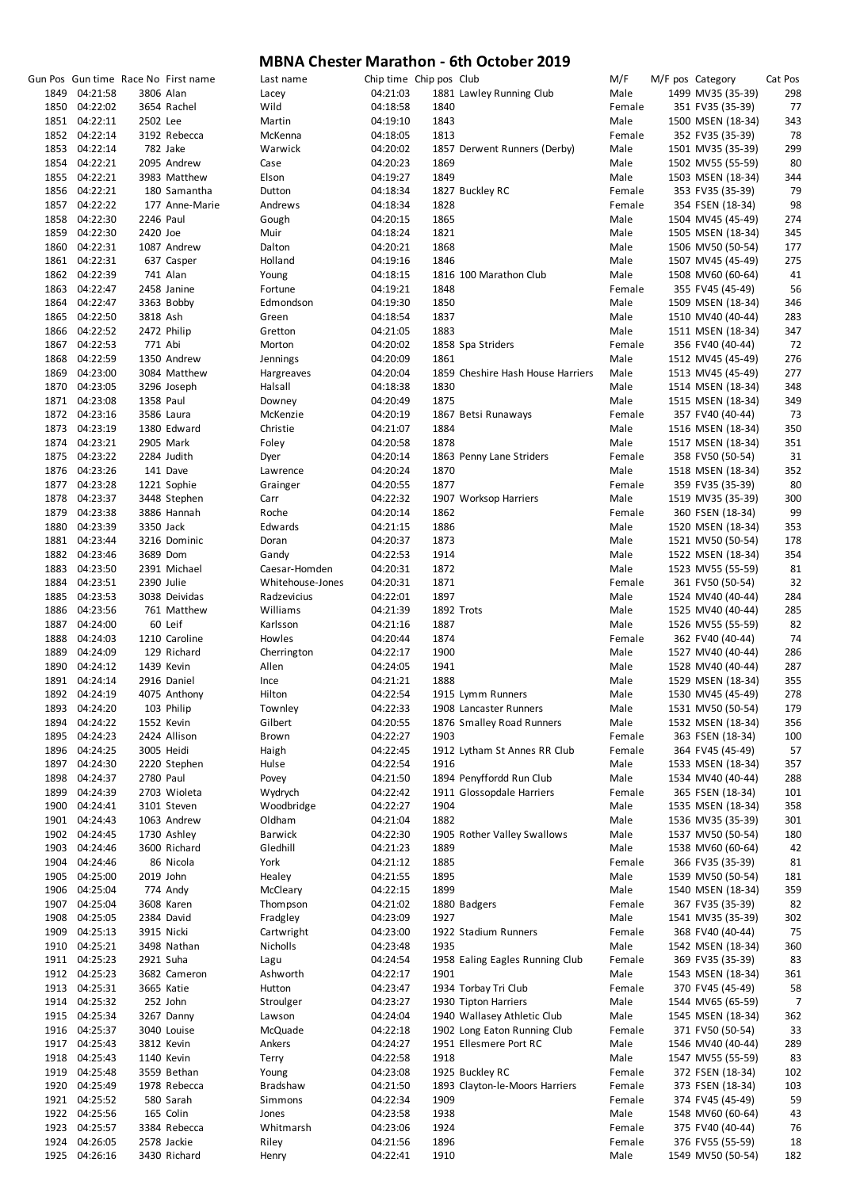# MBNA Chester Marathon - 6th October 2019

| Gun Pos | Gun time | Race No | First name | Last name | Chip time | Chip pos | Club | M/F | M/F pos | Category | Cat Pos |
|---|---|---|---|---|---|---|---|---|---|---|---|
| 1849 | 04:21:58 | 3806 | Alan | Lacey | 04:21:03 | 1881 | Lawley Running Club | Male | 1499 | MV35 (35-39) | 298 |
| 1850 | 04:22:02 | 3654 | Rachel | Wild | 04:18:58 | 1840 | | Female | 351 | FV35 (35-39) | 77 |
| 1851 | 04:22:11 | 2502 | Lee | Martin | 04:19:10 | 1843 | | Male | 1500 | MSEN (18-34) | 343 |
| 1852 | 04:22:14 | 3192 | Rebecca | McKenna | 04:18:05 | 1813 | | Female | 352 | FV35 (35-39) | 78 |
| 1853 | 04:22:14 | 782 | Jake | Warwick | 04:20:02 | 1857 | Derwent Runners (Derby) | Male | 1501 | MV35 (35-39) | 299 |
| 1854 | 04:22:21 | 2095 | Andrew | Case | 04:20:23 | 1869 | | Male | 1502 | MV55 (55-59) | 80 |
| 1855 | 04:22:21 | 3983 | Matthew | Elson | 04:19:27 | 1849 | | Male | 1503 | MSEN (18-34) | 344 |
| 1856 | 04:22:21 | 180 | Samantha | Dutton | 04:18:34 | 1827 | Buckley RC | Female | 353 | FV35 (35-39) | 79 |
| 1857 | 04:22:22 | 177 | Anne-Marie | Andrews | 04:18:34 | 1828 | | Female | 354 | FSEN (18-34) | 98 |
| 1858 | 04:22:30 | 2246 | Paul | Gough | 04:20:15 | 1865 | | Male | 1504 | MV45 (45-49) | 274 |
| 1859 | 04:22:30 | 2420 | Joe | Muir | 04:18:24 | 1821 | | Male | 1505 | MSEN (18-34) | 345 |
| 1860 | 04:22:31 | 1087 | Andrew | Dalton | 04:20:21 | 1868 | | Male | 1506 | MV50 (50-54) | 177 |
| 1861 | 04:22:31 | 637 | Casper | Holland | 04:19:16 | 1846 | | Male | 1507 | MV45 (45-49) | 275 |
| 1862 | 04:22:39 | 741 | Alan | Young | 04:18:15 | 1816 | 100 Marathon Club | Male | 1508 | MV60 (60-64) | 41 |
| 1863 | 04:22:47 | 2458 | Janine | Fortune | 04:19:21 | 1848 | | Female | 355 | FV45 (45-49) | 56 |
| 1864 | 04:22:47 | 3363 | Bobby | Edmondson | 04:19:30 | 1850 | | Male | 1509 | MSEN (18-34) | 346 |
| 1865 | 04:22:50 | 3818 | Ash | Green | 04:18:54 | 1837 | | Male | 1510 | MV40 (40-44) | 283 |
| 1866 | 04:22:52 | 2472 | Philip | Gretton | 04:21:05 | 1883 | | Male | 1511 | MSEN (18-34) | 347 |
| 1867 | 04:22:53 | 771 | Abi | Morton | 04:20:02 | 1858 | Spa Striders | Female | 356 | FV40 (40-44) | 72 |
| 1868 | 04:22:59 | 1350 | Andrew | Jennings | 04:20:09 | 1861 | | Male | 1512 | MV45 (45-49) | 276 |
| 1869 | 04:23:00 | 3084 | Matthew | Hargreaves | 04:20:04 | 1859 | Cheshire Hash House Harriers | Male | 1513 | MV45 (45-49) | 277 |
| 1870 | 04:23:05 | 3296 | Joseph | Halsall | 04:18:38 | 1830 | | Male | 1514 | MSEN (18-34) | 348 |
| 1871 | 04:23:08 | 1358 | Paul | Downey | 04:20:49 | 1875 | | Male | 1515 | MSEN (18-34) | 349 |
| 1872 | 04:23:16 | 3586 | Laura | McKenzie | 04:20:19 | 1867 | Betsi Runaways | Female | 357 | FV40 (40-44) | 73 |
| 1873 | 04:23:19 | 1380 | Edward | Christie | 04:21:07 | 1884 | | Male | 1516 | MSEN (18-34) | 350 |
| 1874 | 04:23:21 | 2905 | Mark | Foley | 04:20:58 | 1878 | | Male | 1517 | MSEN (18-34) | 351 |
| 1875 | 04:23:22 | 2284 | Judith | Dyer | 04:20:14 | 1863 | Penny Lane Striders | Female | 358 | FV50 (50-54) | 31 |
| 1876 | 04:23:26 | 141 | Dave | Lawrence | 04:20:24 | 1870 | | Male | 1518 | MSEN (18-34) | 352 |
| 1877 | 04:23:28 | 1221 | Sophie | Grainger | 04:20:55 | 1877 | | Female | 359 | FV35 (35-39) | 80 |
| 1878 | 04:23:37 | 3448 | Stephen | Carr | 04:22:32 | 1907 | Worksop Harriers | Male | 1519 | MV35 (35-39) | 300 |
| 1879 | 04:23:38 | 3886 | Hannah | Roche | 04:20:14 | 1862 | | Female | 360 | FSEN (18-34) | 99 |
| 1880 | 04:23:39 | 3350 | Jack | Edwards | 04:21:15 | 1886 | | Male | 1520 | MSEN (18-34) | 353 |
| 1881 | 04:23:44 | 3216 | Dominic | Doran | 04:20:37 | 1873 | | Male | 1521 | MV50 (50-54) | 178 |
| 1882 | 04:23:46 | 3689 | Dom | Gandy | 04:22:53 | 1914 | | Male | 1522 | MSEN (18-34) | 354 |
| 1883 | 04:23:50 | 2391 | Michael | Caesar-Homden | 04:20:31 | 1872 | | Male | 1523 | MV55 (55-59) | 81 |
| 1884 | 04:23:51 | 2390 | Julie | Whitehouse-Jones | 04:20:31 | 1871 | | Female | 361 | FV50 (50-54) | 32 |
| 1885 | 04:23:53 | 3038 | Deividas | Radzevicius | 04:22:01 | 1897 | | Male | 1524 | MV40 (40-44) | 284 |
| 1886 | 04:23:56 | 761 | Matthew | Williams | 04:21:39 | 1892 | Trots | Male | 1525 | MV40 (40-44) | 285 |
| 1887 | 04:24:00 | 60 | Leif | Karlsson | 04:21:16 | 1887 | | Male | 1526 | MV55 (55-59) | 82 |
| 1888 | 04:24:03 | 1210 | Caroline | Howles | 04:20:44 | 1874 | | Female | 362 | FV40 (40-44) | 74 |
| 1889 | 04:24:09 | 129 | Richard | Cherrington | 04:22:17 | 1900 | | Male | 1527 | MV40 (40-44) | 286 |
| 1890 | 04:24:12 | 1439 | Kevin | Allen | 04:24:05 | 1941 | | Male | 1528 | MV40 (40-44) | 287 |
| 1891 | 04:24:14 | 2916 | Daniel | Ince | 04:21:21 | 1888 | | Male | 1529 | MSEN (18-34) | 355 |
| 1892 | 04:24:19 | 4075 | Anthony | Hilton | 04:22:54 | 1915 | Lymm Runners | Male | 1530 | MV45 (45-49) | 278 |
| 1893 | 04:24:20 | 103 | Philip | Townley | 04:22:33 | 1908 | Lancaster Runners | Male | 1531 | MV50 (50-54) | 179 |
| 1894 | 04:24:22 | 1552 | Kevin | Gilbert | 04:20:55 | 1876 | Smalley Road Runners | Male | 1532 | MSEN (18-34) | 356 |
| 1895 | 04:24:23 | 2424 | Allison | Brown | 04:22:27 | 1903 | | Female | 363 | FSEN (18-34) | 100 |
| 1896 | 04:24:25 | 3005 | Heidi | Haigh | 04:22:45 | 1912 | Lytham St Annes RR Club | Female | 364 | FV45 (45-49) | 57 |
| 1897 | 04:24:30 | 2220 | Stephen | Hulse | 04:22:54 | 1916 | | Male | 1533 | MSEN (18-34) | 357 |
| 1898 | 04:24:37 | 2780 | Paul | Povey | 04:21:50 | 1894 | Penyffordd Run Club | Male | 1534 | MV40 (40-44) | 288 |
| 1899 | 04:24:39 | 2703 | Wioleta | Wydrych | 04:22:42 | 1911 | Glossopdale Harriers | Female | 365 | FSEN (18-34) | 101 |
| 1900 | 04:24:41 | 3101 | Steven | Woodbridge | 04:22:27 | 1904 | | Male | 1535 | MSEN (18-34) | 358 |
| 1901 | 04:24:43 | 1063 | Andrew | Oldham | 04:21:04 | 1882 | | Male | 1536 | MV35 (35-39) | 301 |
| 1902 | 04:24:45 | 1730 | Ashley | Barwick | 04:22:30 | 1905 | Rother Valley Swallows | Male | 1537 | MV50 (50-54) | 180 |
| 1903 | 04:24:46 | 3600 | Richard | Gledhill | 04:21:23 | 1889 | | Male | 1538 | MV60 (60-64) | 42 |
| 1904 | 04:24:46 | 86 | Nicola | York | 04:21:12 | 1885 | | Female | 366 | FV35 (35-39) | 81 |
| 1905 | 04:25:00 | 2019 | John | Healey | 04:21:55 | 1895 | | Male | 1539 | MV50 (50-54) | 181 |
| 1906 | 04:25:04 | 774 | Andy | McCleary | 04:22:15 | 1899 | | Male | 1540 | MSEN (18-34) | 359 |
| 1907 | 04:25:04 | 3608 | Karen | Thompson | 04:21:02 | 1880 | Badgers | Female | 367 | FV35 (35-39) | 82 |
| 1908 | 04:25:05 | 2384 | David | Fradgley | 04:23:09 | 1927 | | Male | 1541 | MV35 (35-39) | 302 |
| 1909 | 04:25:13 | 3915 | Nicki | Cartwright | 04:23:00 | 1922 | Stadium Runners | Female | 368 | FV40 (40-44) | 75 |
| 1910 | 04:25:21 | 3498 | Nathan | Nicholls | 04:23:48 | 1935 | | Male | 1542 | MSEN (18-34) | 360 |
| 1911 | 04:25:23 | 2921 | Suha | Lagu | 04:24:54 | 1958 | Ealing Eagles Running Club | Female | 369 | FV35 (35-39) | 83 |
| 1912 | 04:25:23 | 3682 | Cameron | Ashworth | 04:22:17 | 1901 | | Male | 1543 | MSEN (18-34) | 361 |
| 1913 | 04:25:31 | 3665 | Katie | Hutton | 04:23:47 | 1934 | Torbay Tri Club | Female | 370 | FV45 (45-49) | 58 |
| 1914 | 04:25:32 | 252 | John | Stroulger | 04:23:27 | 1930 | Tipton Harriers | Male | 1544 | MV65 (65-59) | 7 |
| 1915 | 04:25:34 | 3267 | Danny | Lawson | 04:24:04 | 1940 | Wallasey Athletic Club | Male | 1545 | MSEN (18-34) | 362 |
| 1916 | 04:25:37 | 3040 | Louise | McQuade | 04:22:18 | 1902 | Long Eaton Running Club | Female | 371 | FV50 (50-54) | 33 |
| 1917 | 04:25:43 | 3812 | Kevin | Ankers | 04:24:27 | 1951 | Ellesmere Port RC | Male | 1546 | MV40 (40-44) | 289 |
| 1918 | 04:25:43 | 1140 | Kevin | Terry | 04:22:58 | 1918 | | Male | 1547 | MV55 (55-59) | 83 |
| 1919 | 04:25:48 | 3559 | Bethan | Young | 04:23:08 | 1925 | Buckley RC | Female | 372 | FSEN (18-34) | 102 |
| 1920 | 04:25:49 | 1978 | Rebecca | Bradshaw | 04:21:50 | 1893 | Clayton-le-Moors Harriers | Female | 373 | FSEN (18-34) | 103 |
| 1921 | 04:25:52 | 580 | Sarah | Simmons | 04:22:34 | 1909 | | Female | 374 | FV45 (45-49) | 59 |
| 1922 | 04:25:56 | 165 | Colin | Jones | 04:23:58 | 1938 | | Male | 1548 | MV60 (60-64) | 43 |
| 1923 | 04:25:57 | 3384 | Rebecca | Whitmarsh | 04:23:06 | 1924 | | Female | 375 | FV40 (40-44) | 76 |
| 1924 | 04:26:05 | 2578 | Jackie | Riley | 04:21:56 | 1896 | | Female | 376 | FV55 (55-59) | 18 |
| 1925 | 04:26:16 | 3430 | Richard | Henry | 04:22:41 | 1910 | | Male | 1549 | MV50 (50-54) | 182 |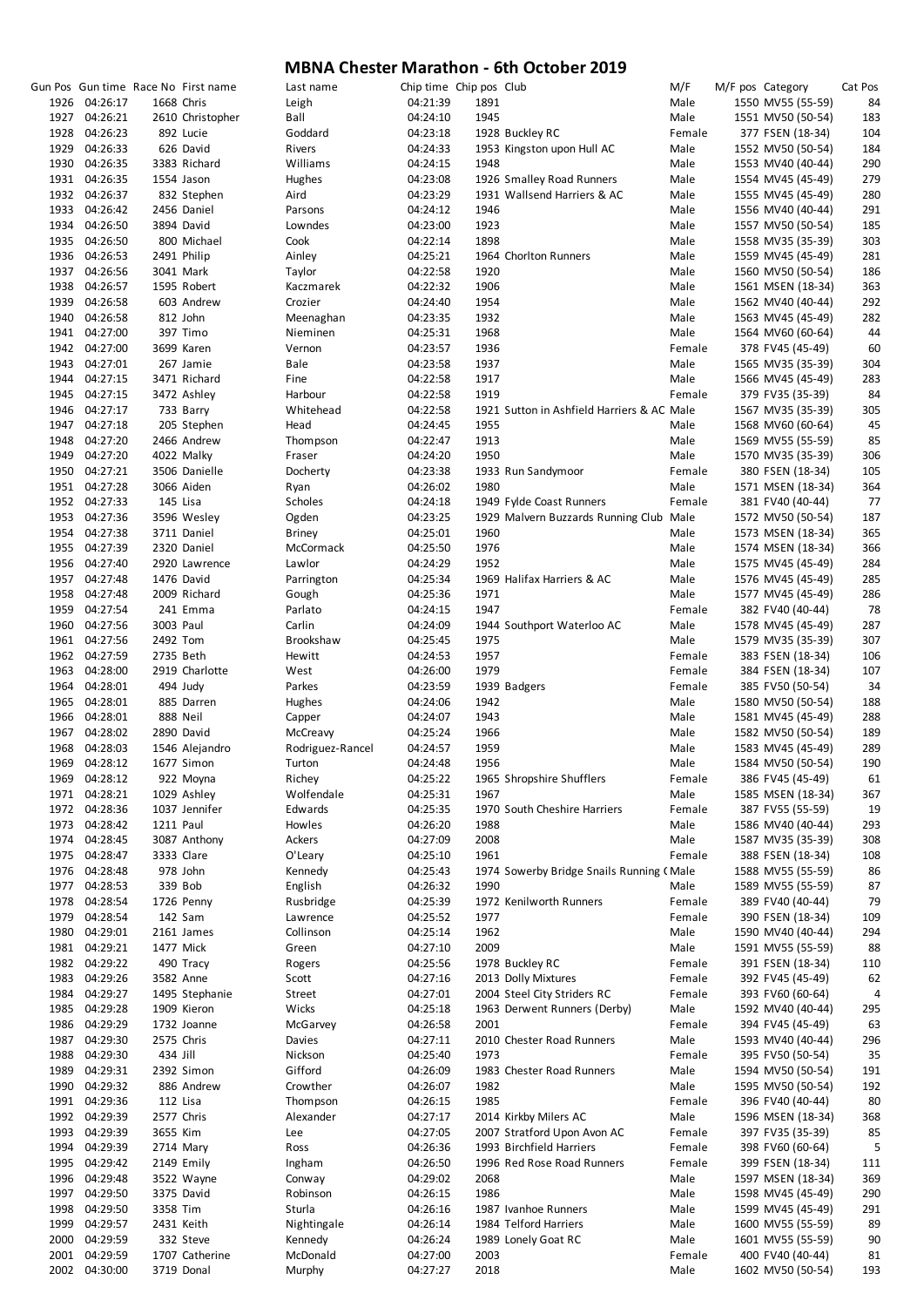# MBNA Chester Marathon - 6th October 2019

| Gun Pos | Gun time | Race No | First name | Last name | Chip time | Chip pos | Club | M/F | M/F pos | Category | Cat Pos |
|---|---|---|---|---|---|---|---|---|---|---|---|
| 1926 | 04:26:17 | 1668 | Chris | Leigh | 04:21:39 | 1891 | | Male | 1550 | MV55 (55-59) | 84 |
| 1927 | 04:26:21 | 2610 | Christopher | Ball | 04:24:10 | 1945 | | Male | 1551 | MV50 (50-54) | 183 |
| 1928 | 04:26:23 | 892 | Lucie | Goddard | 04:23:18 | 1928 | Buckley RC | Female | 377 | FSEN (18-34) | 104 |
| 1929 | 04:26:33 | 626 | David | Rivers | 04:24:33 | 1953 | Kingston upon Hull AC | Male | 1552 | MV50 (50-54) | 184 |
| 1930 | 04:26:35 | 3383 | Richard | Williams | 04:24:15 | 1948 | | Male | 1553 | MV40 (40-44) | 290 |
| 1931 | 04:26:35 | 1554 | Jason | Hughes | 04:23:08 | 1926 | Smalley Road Runners | Male | 1554 | MV45 (45-49) | 279 |
| 1932 | 04:26:37 | 832 | Stephen | Aird | 04:23:29 | 1931 | Wallsend Harriers & AC | Male | 1555 | MV45 (45-49) | 280 |
| 1933 | 04:26:42 | 2456 | Daniel | Parsons | 04:24:12 | 1946 | | Male | 1556 | MV40 (40-44) | 291 |
| 1934 | 04:26:50 | 3894 | David | Lowndes | 04:23:00 | 1923 | | Male | 1557 | MV50 (50-54) | 185 |
| 1935 | 04:26:50 | 800 | Michael | Cook | 04:22:14 | 1898 | | Male | 1558 | MV35 (35-39) | 303 |
| 1936 | 04:26:53 | 2491 | Philip | Ainley | 04:25:21 | 1964 | Chorlton Runners | Male | 1559 | MV45 (45-49) | 281 |
| 1937 | 04:26:56 | 3041 | Mark | Taylor | 04:22:58 | 1920 | | Male | 1560 | MV50 (50-54) | 186 |
| 1938 | 04:26:57 | 1595 | Robert | Kaczmarek | 04:22:32 | 1906 | | Male | 1561 | MSEN (18-34) | 363 |
| 1939 | 04:26:58 | 603 | Andrew | Crozier | 04:24:40 | 1954 | | Male | 1562 | MV40 (40-44) | 292 |
| 1940 | 04:26:58 | 812 | John | Meenaghan | 04:23:35 | 1932 | | Male | 1563 | MV45 (45-49) | 282 |
| 1941 | 04:27:00 | 397 | Timo | Nieminen | 04:25:31 | 1968 | | Male | 1564 | MV60 (60-64) | 44 |
| 1942 | 04:27:00 | 3699 | Karen | Vernon | 04:23:57 | 1936 | | Female | 378 | FV45 (45-49) | 60 |
| 1943 | 04:27:01 | 267 | Jamie | Bale | 04:23:58 | 1937 | | Male | 1565 | MV35 (35-39) | 304 |
| 1944 | 04:27:15 | 3471 | Richard | Fine | 04:22:58 | 1917 | | Male | 1566 | MV45 (45-49) | 283 |
| 1945 | 04:27:15 | 3472 | Ashley | Harbour | 04:22:58 | 1919 | | Female | 379 | FV35 (35-39) | 84 |
| 1946 | 04:27:17 | 733 | Barry | Whitehead | 04:22:58 | 1921 | Sutton in Ashfield Harriers & AC | Male | 1567 | MV35 (35-39) | 305 |
| 1947 | 04:27:18 | 205 | Stephen | Head | 04:24:45 | 1955 | | Male | 1568 | MV60 (60-64) | 45 |
| 1948 | 04:27:20 | 2466 | Andrew | Thompson | 04:22:47 | 1913 | | Male | 1569 | MV55 (55-59) | 85 |
| 1949 | 04:27:20 | 4022 | Malky | Fraser | 04:24:20 | 1950 | | Male | 1570 | MV35 (35-39) | 306 |
| 1950 | 04:27:21 | 3506 | Danielle | Docherty | 04:23:38 | 1933 | Run Sandymoor | Female | 380 | FSEN (18-34) | 105 |
| 1951 | 04:27:28 | 3066 | Aiden | Ryan | 04:26:02 | 1980 | | Male | 1571 | MSEN (18-34) | 364 |
| 1952 | 04:27:33 | 145 | Lisa | Scholes | 04:24:18 | 1949 | Fylde Coast Runners | Female | 381 | FV40 (40-44) | 77 |
| 1953 | 04:27:36 | 3596 | Wesley | Ogden | 04:23:25 | 1929 | Malvern Buzzards Running Club | Male | 1572 | MV50 (50-54) | 187 |
| 1954 | 04:27:38 | 3711 | Daniel | Briney | 04:25:01 | 1960 | | Male | 1573 | MSEN (18-34) | 365 |
| 1955 | 04:27:39 | 2320 | Daniel | McCormack | 04:25:50 | 1976 | | Male | 1574 | MSEN (18-34) | 366 |
| 1956 | 04:27:40 | 2920 | Lawrence | Lawlor | 04:24:29 | 1952 | | Male | 1575 | MV45 (45-49) | 284 |
| 1957 | 04:27:48 | 1476 | David | Parrington | 04:25:34 | 1969 | Halifax Harriers & AC | Male | 1576 | MV45 (45-49) | 285 |
| 1958 | 04:27:48 | 2009 | Richard | Gough | 04:25:36 | 1971 | | Male | 1577 | MV45 (45-49) | 286 |
| 1959 | 04:27:54 | 241 | Emma | Parlato | 04:24:15 | 1947 | | Female | 382 | FV40 (40-44) | 78 |
| 1960 | 04:27:56 | 3003 | Paul | Carlin | 04:24:09 | 1944 | Southport Waterloo AC | Male | 1578 | MV45 (45-49) | 287 |
| 1961 | 04:27:56 | 2492 | Tom | Brookshaw | 04:25:45 | 1975 | | Male | 1579 | MV35 (35-39) | 307 |
| 1962 | 04:27:59 | 2735 | Beth | Hewitt | 04:24:53 | 1957 | | Female | 383 | FSEN (18-34) | 106 |
| 1963 | 04:28:00 | 2919 | Charlotte | West | 04:26:00 | 1979 | | Female | 384 | FSEN (18-34) | 107 |
| 1964 | 04:28:01 | 494 | Judy | Parkes | 04:23:59 | 1939 | Badgers | Female | 385 | FV50 (50-54) | 34 |
| 1965 | 04:28:01 | 885 | Darren | Hughes | 04:24:06 | 1942 | | Male | 1580 | MV50 (50-54) | 188 |
| 1966 | 04:28:01 | 888 | Neil | Capper | 04:24:07 | 1943 | | Male | 1581 | MV45 (45-49) | 288 |
| 1967 | 04:28:02 | 2890 | David | McCreavy | 04:25:24 | 1966 | | Male | 1582 | MV50 (50-54) | 189 |
| 1968 | 04:28:03 | 1546 | Alejandro | Rodriguez-Rancel | 04:24:57 | 1959 | | Male | 1583 | MV45 (45-49) | 289 |
| 1969 | 04:28:12 | 1677 | Simon | Turton | 04:24:48 | 1956 | | Male | 1584 | MV50 (50-54) | 190 |
| 1969 | 04:28:12 | 922 | Moyna | Richey | 04:25:22 | 1965 | Shropshire Shufflers | Female | 386 | FV45 (45-49) | 61 |
| 1971 | 04:28:21 | 1029 | Ashley | Wolfendale | 04:25:31 | 1967 | | Male | 1585 | MSEN (18-34) | 367 |
| 1972 | 04:28:36 | 1037 | Jennifer | Edwards | 04:25:35 | 1970 | South Cheshire Harriers | Female | 387 | FV55 (55-59) | 19 |
| 1973 | 04:28:42 | 1211 | Paul | Howles | 04:26:20 | 1988 | | Male | 1586 | MV40 (40-44) | 293 |
| 1974 | 04:28:45 | 3087 | Anthony | Ackers | 04:27:09 | 2008 | | Male | 1587 | MV35 (35-39) | 308 |
| 1975 | 04:28:47 | 3333 | Clare | O'Leary | 04:25:10 | 1961 | | Female | 388 | FSEN (18-34) | 108 |
| 1976 | 04:28:48 | 978 | John | Kennedy | 04:25:43 | 1974 | Sowerby Bridge Snails Running ( | Male | 1588 | MV55 (55-59) | 86 |
| 1977 | 04:28:53 | 339 | Bob | English | 04:26:32 | 1990 | | Male | 1589 | MV55 (55-59) | 87 |
| 1978 | 04:28:54 | 1726 | Penny | Rusbridge | 04:25:39 | 1972 | Kenilworth Runners | Female | 389 | FV40 (40-44) | 79 |
| 1979 | 04:28:54 | 142 | Sam | Lawrence | 04:25:52 | 1977 | | Female | 390 | FSEN (18-34) | 109 |
| 1980 | 04:29:01 | 2161 | James | Collinson | 04:25:14 | 1962 | | Male | 1590 | MV40 (40-44) | 294 |
| 1981 | 04:29:21 | 1477 | Mick | Green | 04:27:10 | 2009 | | Male | 1591 | MV55 (55-59) | 88 |
| 1982 | 04:29:22 | 490 | Tracy | Rogers | 04:25:56 | 1978 | Buckley RC | Female | 391 | FSEN (18-34) | 110 |
| 1983 | 04:29:26 | 3582 | Anne | Scott | 04:27:16 | 2013 | Dolly Mixtures | Female | 392 | FV45 (45-49) | 62 |
| 1984 | 04:29:27 | 1495 | Stephanie | Street | 04:27:01 | 2004 | Steel City Striders RC | Female | 393 | FV60 (60-64) | 4 |
| 1985 | 04:29:28 | 1909 | Kieron | Wicks | 04:25:18 | 1963 | Derwent Runners (Derby) | Male | 1592 | MV40 (40-44) | 295 |
| 1986 | 04:29:29 | 1732 | Joanne | McGarvey | 04:26:58 | 2001 | | Female | 394 | FV45 (45-49) | 63 |
| 1987 | 04:29:30 | 2575 | Chris | Davies | 04:27:11 | 2010 | Chester Road Runners | Male | 1593 | MV40 (40-44) | 296 |
| 1988 | 04:29:30 | 434 | Jill | Nickson | 04:25:40 | 1973 | | Female | 395 | FV50 (50-54) | 35 |
| 1989 | 04:29:31 | 2392 | Simon | Gifford | 04:26:09 | 1983 | Chester Road Runners | Male | 1594 | MV50 (50-54) | 191 |
| 1990 | 04:29:32 | 886 | Andrew | Crowther | 04:26:07 | 1982 | | Male | 1595 | MV50 (50-54) | 192 |
| 1991 | 04:29:36 | 112 | Lisa | Thompson | 04:26:15 | 1985 | | Female | 396 | FV40 (40-44) | 80 |
| 1992 | 04:29:39 | 2577 | Chris | Alexander | 04:27:17 | 2014 | Kirkby Milers AC | Male | 1596 | MSEN (18-34) | 368 |
| 1993 | 04:29:39 | 3655 | Kim | Lee | 04:27:05 | 2007 | Stratford Upon Avon AC | Female | 397 | FV35 (35-39) | 85 |
| 1994 | 04:29:39 | 2714 | Mary | Ross | 04:26:36 | 1993 | Birchfield Harriers | Female | 398 | FV60 (60-64) | 5 |
| 1995 | 04:29:42 | 2149 | Emily | Ingham | 04:26:50 | 1996 | Red Rose Road Runners | Female | 399 | FSEN (18-34) | 111 |
| 1996 | 04:29:48 | 3522 | Wayne | Conway | 04:29:02 | 2068 | | Male | 1597 | MSEN (18-34) | 369 |
| 1997 | 04:29:50 | 3375 | David | Robinson | 04:26:15 | 1986 | | Male | 1598 | MV45 (45-49) | 290 |
| 1998 | 04:29:50 | 3358 | Tim | Sturla | 04:26:16 | 1987 | Ivanhoe Runners | Male | 1599 | MV45 (45-49) | 291 |
| 1999 | 04:29:57 | 2431 | Keith | Nightingale | 04:26:14 | 1984 | Telford Harriers | Male | 1600 | MV55 (55-59) | 89 |
| 2000 | 04:29:59 | 332 | Steve | Kennedy | 04:26:24 | 1989 | Lonely Goat RC | Male | 1601 | MV55 (55-59) | 90 |
| 2001 | 04:29:59 | 1707 | Catherine | McDonald | 04:27:00 | 2003 | | Female | 400 | FV40 (40-44) | 81 |
| 2002 | 04:30:00 | 3719 | Donal | Murphy | 04:27:27 | 2018 | | Male | 1602 | MV50 (50-54) | 193 |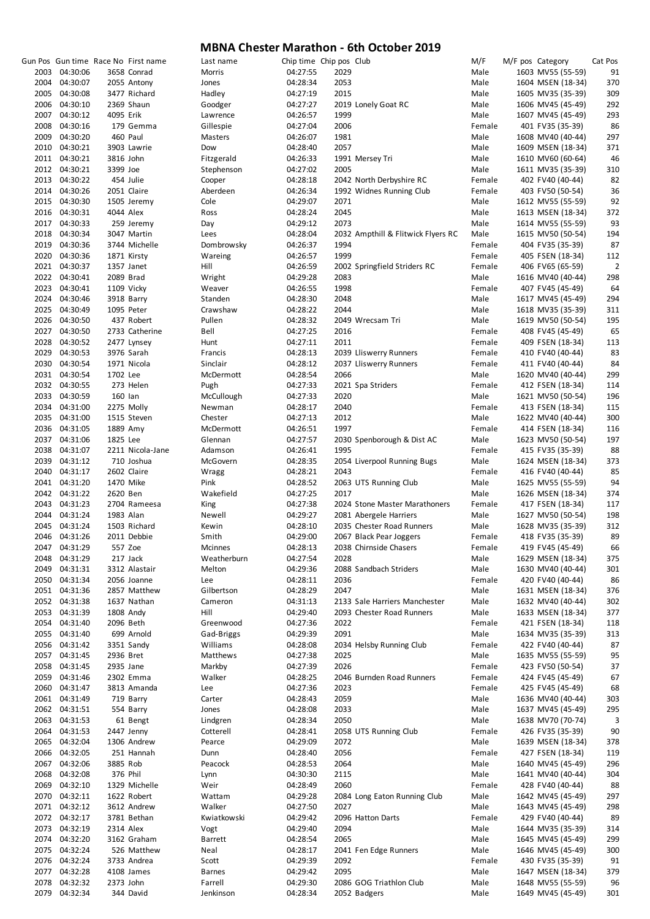# MBNA Chester Marathon - 6th October 2019

| Gun Pos | Gun time | Race No | First name | Last name | Chip time | Chip pos | Club | M/F | M/F pos | Category | Cat Pos |
|---|---|---|---|---|---|---|---|---|---|---|---|
| 2003 | 04:30:06 | 3658 | Conrad | Morris | 04:27:55 | 2029 | | Male | 1603 | MV55 (55-59) | 91 |
| 2004 | 04:30:07 | 2055 | Antony | Jones | 04:28:34 | 2053 | | Male | 1604 | MSEN (18-34) | 370 |
| 2005 | 04:30:08 | 3477 | Richard | Hadley | 04:27:19 | 2015 | | Male | 1605 | MV35 (35-39) | 309 |
| 2006 | 04:30:10 | 2369 | Shaun | Goodger | 04:27:27 | 2019 | Lonely Goat RC | Male | 1606 | MV45 (45-49) | 292 |
| 2007 | 04:30:12 | 4095 | Erik | Lawrence | 04:26:57 | 1999 | | Male | 1607 | MV45 (45-49) | 293 |
| 2008 | 04:30:16 | 179 | Gemma | Gillespie | 04:27:04 | 2006 | | Female | 401 | FV35 (35-39) | 86 |
| 2009 | 04:30:20 | 460 | Paul | Masters | 04:26:07 | 1981 | | Male | 1608 | MV40 (40-44) | 297 |
| 2010 | 04:30:21 | 3903 | Lawrie | Dow | 04:28:40 | 2057 | | Male | 1609 | MSEN (18-34) | 371 |
| 2011 | 04:30:21 | 3816 | John | Fitzgerald | 04:26:33 | 1991 | Mersey Tri | Male | 1610 | MV60 (60-64) | 46 |
| 2012 | 04:30:21 | 3399 | Joe | Stephenson | 04:27:02 | 2005 | | Male | 1611 | MV35 (35-39) | 310 |
| 2013 | 04:30:22 | 454 | Julie | Cooper | 04:28:18 | 2042 | North Derbyshire RC | Female | 402 | FV40 (40-44) | 82 |
| 2014 | 04:30:26 | 2051 | Claire | Aberdeen | 04:26:34 | 1992 | Widnes Running Club | Female | 403 | FV50 (50-54) | 36 |
| 2015 | 04:30:30 | 1505 | Jeremy | Cole | 04:29:07 | 2071 | | Male | 1612 | MV55 (55-59) | 92 |
| 2016 | 04:30:31 | 4044 | Alex | Ross | 04:28:24 | 2045 | | Male | 1613 | MSEN (18-34) | 372 |
| 2017 | 04:30:33 | 259 | Jeremy | Day | 04:29:12 | 2073 | | Male | 1614 | MV55 (55-59) | 93 |
| 2018 | 04:30:34 | 3047 | Martin | Lees | 04:28:04 | 2032 | Ampthill & Flitwick Flyers RC | Male | 1615 | MV50 (50-54) | 194 |
| 2019 | 04:30:36 | 3744 | Michelle | Dombrowsky | 04:26:37 | 1994 | | Female | 404 | FV35 (35-39) | 87 |
| 2020 | 04:30:36 | 1871 | Kirsty | Wareing | 04:26:57 | 1999 | | Female | 405 | FSEN (18-34) | 112 |
| 2021 | 04:30:37 | 1357 | Janet | Hill | 04:26:59 | 2002 | Springfield Striders RC | Female | 406 | FV65 (65-59) | 2 |
| 2022 | 04:30:41 | 2089 | Brad | Wright | 04:29:28 | 2083 | | Male | 1616 | MV40 (40-44) | 298 |
| 2023 | 04:30:41 | 1109 | Vicky | Weaver | 04:26:55 | 1998 | | Female | 407 | FV45 (45-49) | 64 |
| 2024 | 04:30:46 | 3918 | Barry | Standen | 04:28:30 | 2048 | | Male | 1617 | MV45 (45-49) | 294 |
| 2025 | 04:30:49 | 1095 | Peter | Crawshaw | 04:28:22 | 2044 | | Male | 1618 | MV35 (35-39) | 311 |
| 2026 | 04:30:50 | 437 | Robert | Pullen | 04:28:32 | 2049 | Wrecsam Tri | Male | 1619 | MV50 (50-54) | 195 |
| 2027 | 04:30:50 | 2733 | Catherine | Bell | 04:27:25 | 2016 | | Female | 408 | FV45 (45-49) | 65 |
| 2028 | 04:30:52 | 2477 | Lynsey | Hunt | 04:27:11 | 2011 | | Female | 409 | FSEN (18-34) | 113 |
| 2029 | 04:30:53 | 3976 | Sarah | Francis | 04:28:13 | 2039 | Lliswerry Runners | Female | 410 | FV40 (40-44) | 83 |
| 2030 | 04:30:54 | 1971 | Nicola | Sinclair | 04:28:12 | 2037 | Lliswerry Runners | Female | 411 | FV40 (40-44) | 84 |
| 2031 | 04:30:54 | 1702 | Lee | McDermott | 04:28:54 | 2066 | | Male | 1620 | MV40 (40-44) | 299 |
| 2032 | 04:30:55 | 273 | Helen | Pugh | 04:27:33 | 2021 | Spa Striders | Female | 412 | FSEN (18-34) | 114 |
| 2033 | 04:30:59 | 160 | Ian | McCullough | 04:27:33 | 2020 | | Male | 1621 | MV50 (50-54) | 196 |
| 2034 | 04:31:00 | 2275 | Molly | Newman | 04:28:17 | 2040 | | Female | 413 | FSEN (18-34) | 115 |
| 2035 | 04:31:00 | 1515 | Steven | Chester | 04:27:13 | 2012 | | Male | 1622 | MV40 (40-44) | 300 |
| 2036 | 04:31:05 | 1889 | Amy | McDermott | 04:26:51 | 1997 | | Female | 414 | FSEN (18-34) | 116 |
| 2037 | 04:31:06 | 1825 | Lee | Glennan | 04:27:57 | 2030 | Spenborough & Dist AC | Male | 1623 | MV50 (50-54) | 197 |
| 2038 | 04:31:07 | 2211 | Nicola-Jane | Adamson | 04:26:41 | 1995 | | Female | 415 | FV35 (35-39) | 88 |
| 2039 | 04:31:12 | 710 | Joshua | McGovern | 04:28:35 | 2054 | Liverpool Running Bugs | Male | 1624 | MSEN (18-34) | 373 |
| 2040 | 04:31:17 | 2602 | Claire | Wragg | 04:28:21 | 2043 | | Female | 416 | FV40 (40-44) | 85 |
| 2041 | 04:31:20 | 1470 | Mike | Pink | 04:28:52 | 2063 | UTS Running Club | Male | 1625 | MV55 (55-59) | 94 |
| 2042 | 04:31:22 | 2620 | Ben | Wakefield | 04:27:25 | 2017 | | Male | 1626 | MSEN (18-34) | 374 |
| 2043 | 04:31:23 | 2704 | Rameesa | King | 04:27:38 | 2024 | Stone Master Marathoners | Female | 417 | FSEN (18-34) | 117 |
| 2044 | 04:31:24 | 1983 | Alan | Newell | 04:29:27 | 2081 | Abergele Harriers | Male | 1627 | MV50 (50-54) | 198 |
| 2045 | 04:31:24 | 1503 | Richard | Kewin | 04:28:10 | 2035 | Chester Road Runners | Male | 1628 | MV35 (35-39) | 312 |
| 2046 | 04:31:26 | 2011 | Debbie | Smith | 04:29:00 | 2067 | Black Pear Joggers | Female | 418 | FV35 (35-39) | 89 |
| 2047 | 04:31:29 | 557 | Zoe | Mcinnes | 04:28:13 | 2038 | Chirnside Chasers | Female | 419 | FV45 (45-49) | 66 |
| 2048 | 04:31:29 | 217 | Jack | Weatherburn | 04:27:54 | 2028 | | Male | 1629 | MSEN (18-34) | 375 |
| 2049 | 04:31:31 | 3312 | Alastair | Melton | 04:29:36 | 2088 | Sandbach Striders | Male | 1630 | MV40 (40-44) | 301 |
| 2050 | 04:31:34 | 2056 | Joanne | Lee | 04:28:11 | 2036 | | Female | 420 | FV40 (40-44) | 86 |
| 2051 | 04:31:36 | 2857 | Matthew | Gilbertson | 04:28:29 | 2047 | | Male | 1631 | MSEN (18-34) | 376 |
| 2052 | 04:31:38 | 1637 | Nathan | Cameron | 04:31:13 | 2133 | Sale Harriers Manchester | Male | 1632 | MV40 (40-44) | 302 |
| 2053 | 04:31:39 | 1808 | Andy | Hill | 04:29:40 | 2093 | Chester Road Runners | Male | 1633 | MSEN (18-34) | 377 |
| 2054 | 04:31:40 | 2096 | Beth | Greenwood | 04:27:36 | 2022 | | Female | 421 | FSEN (18-34) | 118 |
| 2055 | 04:31:40 | 699 | Arnold | Gad-Briggs | 04:29:39 | 2091 | | Male | 1634 | MV35 (35-39) | 313 |
| 2056 | 04:31:42 | 3351 | Sandy | Williams | 04:28:08 | 2034 | Helsby Running Club | Female | 422 | FV40 (40-44) | 87 |
| 2057 | 04:31:45 | 2936 | Bret | Matthews | 04:27:38 | 2025 | | Male | 1635 | MV55 (55-59) | 95 |
| 2058 | 04:31:45 | 2935 | Jane | Markby | 04:27:39 | 2026 | | Female | 423 | FV50 (50-54) | 37 |
| 2059 | 04:31:46 | 2302 | Emma | Walker | 04:28:25 | 2046 | Burnden Road Runners | Female | 424 | FV45 (45-49) | 67 |
| 2060 | 04:31:47 | 3813 | Amanda | Lee | 04:27:36 | 2023 | | Female | 425 | FV45 (45-49) | 68 |
| 2061 | 04:31:49 | 719 | Barry | Carter | 04:28:43 | 2059 | | Male | 1636 | MV40 (40-44) | 303 |
| 2062 | 04:31:51 | 554 | Barry | Jones | 04:28:08 | 2033 | | Male | 1637 | MV45 (45-49) | 295 |
| 2063 | 04:31:53 | 61 | Bengt | Lindgren | 04:28:34 | 2050 | | Male | 1638 | MV70 (70-74) | 3 |
| 2064 | 04:31:53 | 2447 | Jenny | Cotterell | 04:28:41 | 2058 | UTS Running Club | Female | 426 | FV35 (35-39) | 90 |
| 2065 | 04:32:04 | 1306 | Andrew | Pearce | 04:29:09 | 2072 | | Male | 1639 | MSEN (18-34) | 378 |
| 2066 | 04:32:05 | 251 | Hannah | Dunn | 04:28:40 | 2056 | | Female | 427 | FSEN (18-34) | 119 |
| 2067 | 04:32:06 | 3885 | Rob | Peacock | 04:28:53 | 2064 | | Male | 1640 | MV45 (45-49) | 296 |
| 2068 | 04:32:08 | 376 | Phil | Lynn | 04:30:30 | 2115 | | Male | 1641 | MV40 (40-44) | 304 |
| 2069 | 04:32:10 | 1329 | Michelle | Weir | 04:28:49 | 2060 | | Female | 428 | FV40 (40-44) | 88 |
| 2070 | 04:32:11 | 1622 | Robert | Wattam | 04:29:28 | 2084 | Long Eaton Running Club | Male | 1642 | MV45 (45-49) | 297 |
| 2071 | 04:32:12 | 3612 | Andrew | Walker | 04:27:50 | 2027 | | Male | 1643 | MV45 (45-49) | 298 |
| 2072 | 04:32:17 | 3781 | Bethan | Kwiatkowski | 04:29:42 | 2096 | Hatton Darts | Female | 429 | FV40 (40-44) | 89 |
| 2073 | 04:32:19 | 2314 | Alex | Vogt | 04:29:40 | 2094 | | Male | 1644 | MV35 (35-39) | 314 |
| 2074 | 04:32:20 | 3162 | Graham | Barrett | 04:28:54 | 2065 | | Male | 1645 | MV45 (45-49) | 299 |
| 2075 | 04:32:24 | 526 | Matthew | Neal | 04:28:17 | 2041 | Fen Edge Runners | Male | 1646 | MV45 (45-49) | 300 |
| 2076 | 04:32:24 | 3733 | Andrea | Scott | 04:29:39 | 2092 | | Female | 430 | FV35 (35-39) | 91 |
| 2077 | 04:32:28 | 4108 | James | Barnes | 04:29:42 | 2095 | | Male | 1647 | MSEN (18-34) | 379 |
| 2078 | 04:32:32 | 2373 | John | Farrell | 04:29:30 | 2086 | GOG Triathlon Club | Male | 1648 | MV55 (55-59) | 96 |
| 2079 | 04:32:34 | 344 | David | Jenkinson | 04:28:34 | 2052 | Badgers | Male | 1649 | MV45 (45-49) | 301 |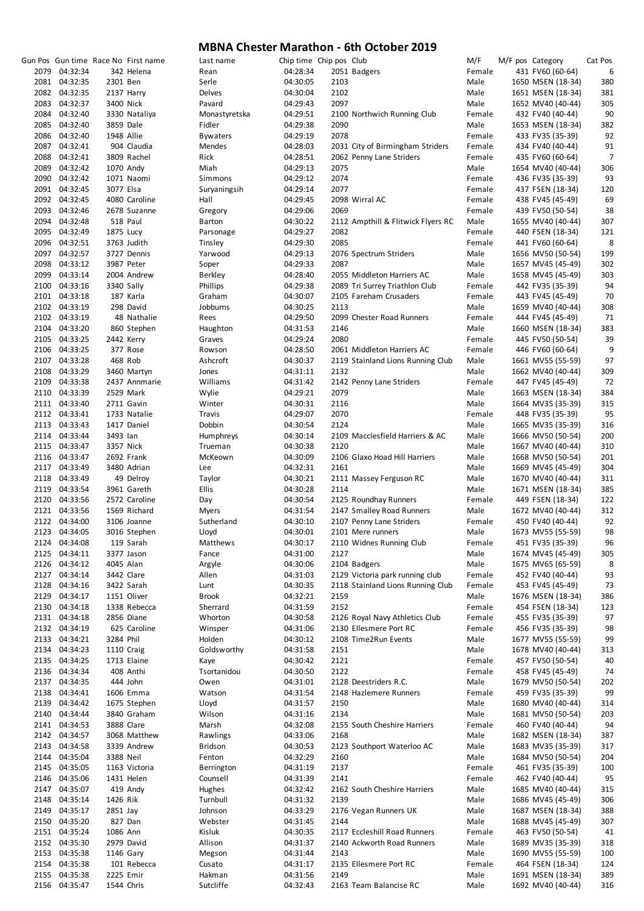# MBNA Chester Marathon - 6th October 2019

| Gun Pos | Gun time | Race No | First name | Last name | Chip time | Chip pos | Club | M/F | M/F pos | Category | Cat Pos |
|---|---|---|---|---|---|---|---|---|---|---|---|
| 2079 | 04:32:34 | 342 | Helena | Rean | 04:28:34 | 2051 | Badgers | Female | 431 | FV60 (60-64) | 6 |
| 2081 | 04:32:35 | 2301 | Ben | Serle | 04:30:05 | 2103 | | Male | 1650 | MSEN (18-34) | 380 |
| 2082 | 04:32:35 | 2137 | Harry | Delves | 04:30:04 | 2102 | | Male | 1651 | MSEN (18-34) | 381 |
| 2083 | 04:32:37 | 3400 | Nick | Pavard | 04:29:43 | 2097 | | Male | 1652 | MV40 (40-44) | 305 |
| 2084 | 04:32:40 | 3330 | Nataliya | Monastyretska | 04:29:51 | 2100 | Northwich Running Club | Female | 432 | FV40 (40-44) | 90 |
| 2085 | 04:32:40 | 3859 | Dale | Fidler | 04:29:38 | 2090 | | Male | 1653 | MSEN (18-34) | 382 |
| 2086 | 04:32:40 | 1948 | Allie | Bywaters | 04:29:19 | 2078 | | Female | 433 | FV35 (35-39) | 92 |
| 2087 | 04:32:41 | 904 | Claudia | Mendes | 04:28:03 | 2031 | City of Birmingham Striders | Female | 434 | FV40 (40-44) | 91 |
| 2088 | 04:32:41 | 3809 | Rachel | Rick | 04:28:51 | 2062 | Penny Lane Striders | Female | 435 | FV60 (60-64) | 7 |
| 2089 | 04:32:42 | 1070 | Andy | Miah | 04:29:13 | 2075 | | Male | 1654 | MV40 (40-44) | 306 |
| 2090 | 04:32:42 | 1071 | Naomi | Simmons | 04:29:12 | 2074 | | Female | 436 | FV35 (35-39) | 93 |
| 2091 | 04:32:45 | 3077 | Elsa | Suryaningsih | 04:29:14 | 2077 | | Female | 437 | FSEN (18-34) | 120 |
| 2092 | 04:32:45 | 4080 | Caroline | Hall | 04:29:45 | 2098 | Wirral AC | Female | 438 | FV45 (45-49) | 69 |
| 2093 | 04:32:46 | 2678 | Suzanne | Gregory | 04:29:06 | 2069 | | Female | 439 | FV50 (50-54) | 38 |
| 2094 | 04:32:48 | 518 | Paul | Barton | 04:30:22 | 2112 | Ampthill & Flitwick Flyers RC | Male | 1655 | MV40 (40-44) | 307 |
| 2095 | 04:32:49 | 1875 | Lucy | Parsonage | 04:29:27 | 2082 | | Female | 440 | FSEN (18-34) | 121 |
| 2096 | 04:32:51 | 3763 | Judith | Tinsley | 04:29:30 | 2085 | | Female | 441 | FV60 (60-64) | 8 |
| 2097 | 04:32:57 | 3727 | Dennis | Yarwood | 04:29:13 | 2076 | Spectrum Striders | Male | 1656 | MV50 (50-54) | 199 |
| 2098 | 04:33:12 | 3987 | Peter | Soper | 04:29:33 | 2087 | | Male | 1657 | MV45 (45-49) | 302 |
| 2099 | 04:33:14 | 2004 | Andrew | Berkley | 04:28:40 | 2055 | Middleton Harriers AC | Male | 1658 | MV45 (45-49) | 303 |
| 2100 | 04:33:16 | 3340 | Sally | Phillips | 04:29:38 | 2089 | Tri Surrey Triathlon Club | Female | 442 | FV35 (35-39) | 94 |
| 2101 | 04:33:18 | 187 | Karla | Graham | 04:30:07 | 2105 | Fareham Crusaders | Female | 443 | FV45 (45-49) | 70 |
| 2102 | 04:33:19 | 298 | David | Jobburns | 04:30:25 | 2113 | | Male | 1659 | MV40 (40-44) | 308 |
| 2102 | 04:33:19 | 48 | Nathalie | Rees | 04:29:50 | 2099 | Chester Road Runners | Female | 444 | FV45 (45-49) | 71 |
| 2104 | 04:33:20 | 860 | Stephen | Haughton | 04:31:53 | 2146 | | Male | 1660 | MSEN (18-34) | 383 |
| 2105 | 04:33:25 | 2442 | Kerry | Graves | 04:29:24 | 2080 | | Female | 445 | FV50 (50-54) | 39 |
| 2106 | 04:33:25 | 377 | Rose | Rowson | 04:28:50 | 2061 | Middleton Harriers AC | Female | 446 | FV60 (60-64) | 9 |
| 2107 | 04:33:28 | 468 | Rob | Ashcroft | 04:30:37 | 2119 | Stainland Lions Running Club | Male | 1661 | MV55 (55-59) | 97 |
| 2108 | 04:33:29 | 3460 | Martyn | Jones | 04:31:11 | 2132 | | Male | 1662 | MV40 (40-44) | 309 |
| 2109 | 04:33:38 | 2437 | Annmarie | Williams | 04:31:42 | 2142 | Penny Lane Striders | Female | 447 | FV45 (45-49) | 72 |
| 2110 | 04:33:39 | 2529 | Mark | Wylie | 04:29:21 | 2079 | | Male | 1663 | MSEN (18-34) | 384 |
| 2111 | 04:33:40 | 2711 | Gavin | Winter | 04:30:31 | 2116 | | Male | 1664 | MV35 (35-39) | 315 |
| 2112 | 04:33:41 | 1733 | Natalie | Travis | 04:29:07 | 2070 | | Female | 448 | FV35 (35-39) | 95 |
| 2113 | 04:33:43 | 1417 | Daniel | Dobbin | 04:30:54 | 2124 | | Male | 1665 | MV35 (35-39) | 316 |
| 2114 | 04:33:44 | 3493 | Ian | Humphreys | 04:30:14 | 2109 | Macclesfield Harriers & AC | Male | 1666 | MV50 (50-54) | 200 |
| 2115 | 04:33:47 | 3357 | Nick | Trueman | 04:30:38 | 2120 | | Male | 1667 | MV40 (40-44) | 310 |
| 2116 | 04:33:47 | 2692 | Frank | McKeown | 04:30:09 | 2106 | Glaxo Hoad Hill Harriers | Male | 1668 | MV50 (50-54) | 201 |
| 2117 | 04:33:49 | 3480 | Adrian | Lee | 04:32:31 | 2161 | | Male | 1669 | MV45 (45-49) | 304 |
| 2118 | 04:33:49 | 49 | Delroy | Taylor | 04:30:21 | 2111 | Massey Ferguson RC | Male | 1670 | MV40 (40-44) | 311 |
| 2119 | 04:33:54 | 3961 | Gareth | Ellis | 04:30:28 | 2114 | | Male | 1671 | MSEN (18-34) | 385 |
| 2120 | 04:33:56 | 2572 | Caroline | Day | 04:30:54 | 2125 | Roundhay Runners | Female | 449 | FSEN (18-34) | 122 |
| 2121 | 04:33:56 | 1569 | Richard | Myers | 04:31:54 | 2147 | Smalley Road Runners | Male | 1672 | MV40 (40-44) | 312 |
| 2122 | 04:34:00 | 3106 | Joanne | Sutherland | 04:30:10 | 2107 | Penny Lane Striders | Female | 450 | FV40 (40-44) | 92 |
| 2123 | 04:34:05 | 3016 | Stephen | Lloyd | 04:30:01 | 2101 | Mere runners | Male | 1673 | MV55 (55-59) | 98 |
| 2124 | 04:34:08 | 119 | Sarah | Matthews | 04:30:17 | 2110 | Widnes Running Club | Female | 451 | FV35 (35-39) | 96 |
| 2125 | 04:34:11 | 3377 | Jason | Fance | 04:31:00 | 2127 | | Male | 1674 | MV45 (45-49) | 305 |
| 2126 | 04:34:12 | 4045 | Alan | Argyle | 04:30:06 | 2104 | Badgers | Male | 1675 | MV65 (65-59) | 8 |
| 2127 | 04:34:14 | 3442 | Clare | Allen | 04:31:03 | 2129 | Victoria park running club | Female | 452 | FV40 (40-44) | 93 |
| 2128 | 04:34:16 | 3422 | Sarah | Lunt | 04:30:35 | 2118 | Stainland Lions Running Club | Female | 453 | FV45 (45-49) | 73 |
| 2129 | 04:34:17 | 1151 | Oliver | Brook | 04:32:21 | 2159 | | Male | 1676 | MSEN (18-34) | 386 |
| 2130 | 04:34:18 | 1338 | Rebecca | Sherrard | 04:31:59 | 2152 | | Female | 454 | FSEN (18-34) | 123 |
| 2131 | 04:34:18 | 2856 | Diane | Whorton | 04:30:58 | 2126 | Royal Navy Athletics Club | Female | 455 | FV35 (35-39) | 97 |
| 2132 | 04:34:19 | 625 | Caroline | Winsper | 04:31:06 | 2130 | Ellesmere Port RC | Female | 456 | FV35 (35-39) | 98 |
| 2133 | 04:34:21 | 3284 | Phil | Holden | 04:30:12 | 2108 | Time2Run Events | Male | 1677 | MV55 (55-59) | 99 |
| 2134 | 04:34:23 | 1110 | Craig | Goldsworthy | 04:31:58 | 2151 | | Male | 1678 | MV40 (40-44) | 313 |
| 2135 | 04:34:25 | 1713 | Elaine | Kaye | 04:30:42 | 2121 | | Female | 457 | FV50 (50-54) | 40 |
| 2136 | 04:34:34 | 408 | Anthi | Tsortanidou | 04:30:50 | 2122 | | Female | 458 | FV45 (45-49) | 74 |
| 2137 | 04:34:35 | 444 | John | Owen | 04:31:01 | 2128 | Deestriders R.C. | Male | 1679 | MV50 (50-54) | 202 |
| 2138 | 04:34:41 | 1606 | Emma | Watson | 04:31:54 | 2148 | Hazlemere Runners | Female | 459 | FV35 (35-39) | 99 |
| 2139 | 04:34:42 | 1675 | Stephen | Lloyd | 04:31:57 | 2150 | | Male | 1680 | MV40 (40-44) | 314 |
| 2140 | 04:34:44 | 3840 | Graham | Wilson | 04:31:16 | 2134 | | Male | 1681 | MV50 (50-54) | 203 |
| 2141 | 04:34:53 | 3888 | Clare | Marsh | 04:32:08 | 2155 | South Cheshire Harriers | Female | 460 | FV40 (40-44) | 94 |
| 2142 | 04:34:57 | 3068 | Matthew | Rawlings | 04:33:06 | 2168 | | Male | 1682 | MSEN (18-34) | 387 |
| 2143 | 04:34:58 | 3339 | Andrew | Bridson | 04:30:53 | 2123 | Southport Waterloo AC | Male | 1683 | MV35 (35-39) | 317 |
| 2144 | 04:35:04 | 3388 | Neil | Fenton | 04:32:29 | 2160 | | Male | 1684 | MV50 (50-54) | 204 |
| 2145 | 04:35:05 | 1163 | Victoria | Berrington | 04:31:19 | 2137 | | Female | 461 | FV35 (35-39) | 100 |
| 2146 | 04:35:06 | 1431 | Helen | Counsell | 04:31:39 | 2141 | | Female | 462 | FV40 (40-44) | 95 |
| 2147 | 04:35:07 | 419 | Andy | Hughes | 04:32:42 | 2162 | South Cheshire Harriers | Male | 1685 | MV40 (40-44) | 315 |
| 2148 | 04:35:14 | 1426 | Rik | Turnbull | 04:31:32 | 2139 | | Male | 1686 | MV45 (45-49) | 306 |
| 2149 | 04:35:17 | 2851 | Jay | Johnson | 04:33:29 | 2176 | Vegan Runners UK | Male | 1687 | MSEN (18-34) | 388 |
| 2150 | 04:35:20 | 827 | Dan | Webster | 04:31:45 | 2144 | | Male | 1688 | MV45 (45-49) | 307 |
| 2151 | 04:35:24 | 1086 | Ann | Kisluk | 04:30:35 | 2117 | Eccleshill Road Runners | Female | 463 | FV50 (50-54) | 41 |
| 2152 | 04:35:30 | 2979 | David | Allison | 04:31:37 | 2140 | Ackworth Road Runners | Male | 1689 | MV35 (35-39) | 318 |
| 2153 | 04:35:38 | 1146 | Gary | Megson | 04:31:44 | 2143 | | Male | 1690 | MV55 (55-59) | 100 |
| 2154 | 04:35:38 | 101 | Rebecca | Cusato | 04:31:17 | 2135 | Ellesmere Port RC | Female | 464 | FSEN (18-34) | 124 |
| 2155 | 04:35:38 | 2225 | Emir | Hakman | 04:31:56 | 2149 | | Male | 1691 | MSEN (18-34) | 389 |
| 2156 | 04:35:47 | 1544 | Chris | Sutcliffe | 04:32:43 | 2163 | Team Balancise RC | Male | 1692 | MV40 (40-44) | 316 |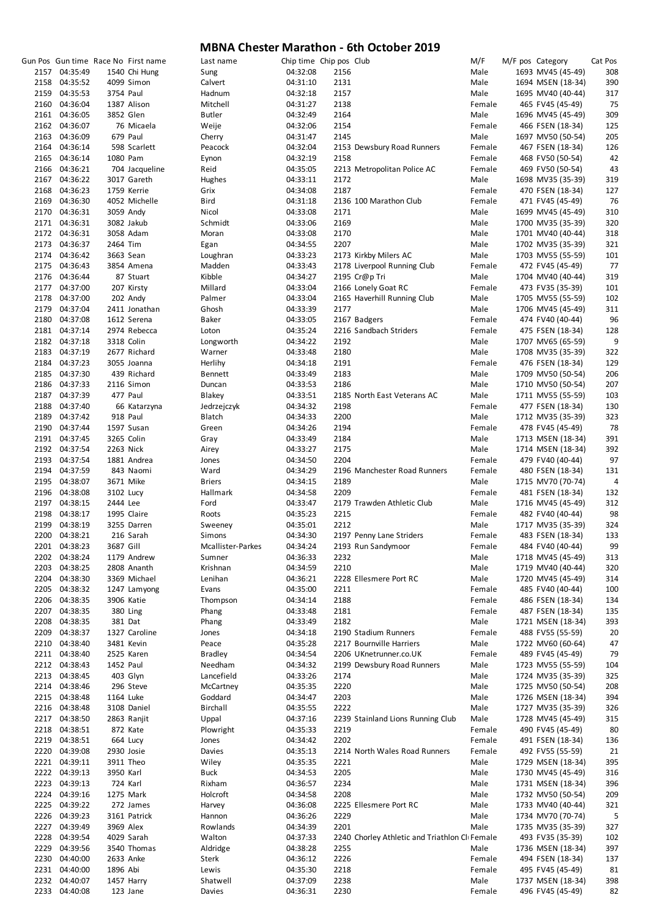# MBNA Chester Marathon - 6th October 2019

| Gun Pos | Gun time | Race No | First name | Last name | Chip time | Chip pos | Club | M/F | M/F pos | Category | Cat Pos |
|---|---|---|---|---|---|---|---|---|---|---|---|
| 2157 | 04:35:49 | 1540 | Chi Hung | Sung | 04:32:08 | 2156 | | Male | 1693 | MV45 (45-49) | 308 |
| 2158 | 04:35:52 | 4099 | Simon | Calvert | 04:31:10 | 2131 | | Male | 1694 | MSEN (18-34) | 390 |
| 2159 | 04:35:53 | 3754 | Paul | Hadnum | 04:32:18 | 2157 | | Male | 1695 | MV40 (40-44) | 317 |
| 2160 | 04:36:04 | 1387 | Alison | Mitchell | 04:31:27 | 2138 | | Female | 465 | FV45 (45-49) | 75 |
| 2161 | 04:36:05 | 3852 | Glen | Butler | 04:32:49 | 2164 | | Male | 1696 | MV45 (45-49) | 309 |
| 2162 | 04:36:07 | 76 | Micaela | Weije | 04:32:06 | 2154 | | Female | 466 | FSEN (18-34) | 125 |
| 2163 | 04:36:09 | 679 | Paul | Cherry | 04:31:47 | 2145 | | Male | 1697 | MV50 (50-54) | 205 |
| 2164 | 04:36:14 | 598 | Scarlett | Peacock | 04:32:04 | 2153 | Dewsbury Road Runners | Female | 467 | FSEN (18-34) | 126 |
| 2165 | 04:36:14 | 1080 | Pam | Eynon | 04:32:19 | 2158 | | Female | 468 | FV50 (50-54) | 42 |
| 2166 | 04:36:21 | 704 | Jacqueline | Reid | 04:35:05 | 2213 | Metropolitan Police AC | Female | 469 | FV50 (50-54) | 43 |
| 2167 | 04:36:22 | 3017 | Gareth | Hughes | 04:33:11 | 2172 | | Male | 1698 | MV35 (35-39) | 319 |
| 2168 | 04:36:23 | 1759 | Kerrie | Grix | 04:34:08 | 2187 | | Female | 470 | FSEN (18-34) | 127 |
| 2169 | 04:36:30 | 4052 | Michelle | Bird | 04:31:18 | 2136 | 100 Marathon Club | Female | 471 | FV45 (45-49) | 76 |
| 2170 | 04:36:31 | 3059 | Andy | Nicol | 04:33:08 | 2171 | | Male | 1699 | MV45 (45-49) | 310 |
| 2171 | 04:36:31 | 3082 | Jakub | Schmidt | 04:33:06 | 2169 | | Male | 1700 | MV35 (35-39) | 320 |
| 2172 | 04:36:31 | 3058 | Adam | Moran | 04:33:08 | 2170 | | Male | 1701 | MV40 (40-44) | 318 |
| 2173 | 04:36:37 | 2464 | Tim | Egan | 04:34:55 | 2207 | | Male | 1702 | MV35 (35-39) | 321 |
| 2174 | 04:36:42 | 3663 | Sean | Loughran | 04:33:23 | 2173 | Kirkby Milers AC | Male | 1703 | MV55 (55-59) | 101 |
| 2175 | 04:36:43 | 3854 | Amena | Madden | 04:33:43 | 2178 | Liverpool Running Club | Female | 472 | FV45 (45-49) | 77 |
| 2176 | 04:36:44 | 87 | Stuart | Kibble | 04:34:27 | 2195 | Cr@p Tri | Male | 1704 | MV40 (40-44) | 319 |
| 2177 | 04:37:00 | 207 | Kirsty | Millard | 04:33:04 | 2166 | Lonely Goat RC | Female | 473 | FV35 (35-39) | 101 |
| 2178 | 04:37:00 | 202 | Andy | Palmer | 04:33:04 | 2165 | Haverhill Running Club | Male | 1705 | MV55 (55-59) | 102 |
| 2179 | 04:37:04 | 2411 | Jonathan | Ghosh | 04:33:39 | 2177 | | Male | 1706 | MV45 (45-49) | 311 |
| 2180 | 04:37:08 | 1612 | Serena | Baker | 04:33:05 | 2167 | Badgers | Female | 474 | FV40 (40-44) | 96 |
| 2181 | 04:37:14 | 2974 | Rebecca | Loton | 04:35:24 | 2216 | Sandbach Striders | Female | 475 | FSEN (18-34) | 128 |
| 2182 | 04:37:18 | 3318 | Colin | Longworth | 04:34:22 | 2192 | | Male | 1707 | MV65 (65-59) | 9 |
| 2183 | 04:37:19 | 2677 | Richard | Warner | 04:33:48 | 2180 | | Male | 1708 | MV35 (35-39) | 322 |
| 2184 | 04:37:23 | 3055 | Joanna | Herlihy | 04:34:18 | 2191 | | Female | 476 | FSEN (18-34) | 129 |
| 2185 | 04:37:30 | 439 | Richard | Bennett | 04:33:49 | 2183 | | Male | 1709 | MV50 (50-54) | 206 |
| 2186 | 04:37:33 | 2116 | Simon | Duncan | 04:33:53 | 2186 | | Male | 1710 | MV50 (50-54) | 207 |
| 2187 | 04:37:39 | 477 | Paul | Blakey | 04:33:51 | 2185 | North East Veterans AC | Male | 1711 | MV55 (55-59) | 103 |
| 2188 | 04:37:40 | 66 | Katarzyna | Jedrzejczyk | 04:34:32 | 2198 | | Female | 477 | FSEN (18-34) | 130 |
| 2189 | 04:37:42 | 918 | Paul | Blatch | 04:34:33 | 2200 | | Male | 1712 | MV35 (35-39) | 323 |
| 2190 | 04:37:44 | 1597 | Susan | Green | 04:34:26 | 2194 | | Female | 478 | FV45 (45-49) | 78 |
| 2191 | 04:37:45 | 3265 | Colin | Gray | 04:33:49 | 2184 | | Male | 1713 | MSEN (18-34) | 391 |
| 2192 | 04:37:54 | 2263 | Nick | Airey | 04:33:27 | 2175 | | Male | 1714 | MSEN (18-34) | 392 |
| 2193 | 04:37:54 | 1881 | Andrea | Jones | 04:34:50 | 2204 | | Female | 479 | FV40 (40-44) | 97 |
| 2194 | 04:37:59 | 843 | Naomi | Ward | 04:34:29 | 2196 | Manchester Road Runners | Female | 480 | FSEN (18-34) | 131 |
| 2195 | 04:38:07 | 3671 | Mike | Briers | 04:34:15 | 2189 | | Male | 1715 | MV70 (70-74) | 4 |
| 2196 | 04:38:08 | 3102 | Lucy | Hallmark | 04:34:58 | 2209 | | Female | 481 | FSEN (18-34) | 132 |
| 2197 | 04:38:15 | 2444 | Lee | Ford | 04:33:47 | 2179 | Trawden Athletic Club | Male | 1716 | MV45 (45-49) | 312 |
| 2198 | 04:38:17 | 1995 | Claire | Roots | 04:35:23 | 2215 | | Female | 482 | FV40 (40-44) | 98 |
| 2199 | 04:38:19 | 3255 | Darren | Sweeney | 04:35:01 | 2212 | | Male | 1717 | MV35 (35-39) | 324 |
| 2200 | 04:38:21 | 216 | Sarah | Simons | 04:34:30 | 2197 | Penny Lane Striders | Female | 483 | FSEN (18-34) | 133 |
| 2201 | 04:38:23 | 3687 | Gill | Mcallister-Parkes | 04:34:24 | 2193 | Run Sandymoor | Female | 484 | FV40 (40-44) | 99 |
| 2202 | 04:38:24 | 1179 | Andrew | Sumner | 04:36:33 | 2232 | | Male | 1718 | MV45 (45-49) | 313 |
| 2203 | 04:38:25 | 2808 | Ananth | Krishnan | 04:34:59 | 2210 | | Male | 1719 | MV40 (40-44) | 320 |
| 2204 | 04:38:30 | 3369 | Michael | Lenihan | 04:36:21 | 2228 | Ellesmere Port RC | Male | 1720 | MV45 (45-49) | 314 |
| 2205 | 04:38:32 | 1247 | Lamyong | Evans | 04:35:00 | 2211 | | Female | 485 | FV40 (40-44) | 100 |
| 2206 | 04:38:35 | 3906 | Katie | Thompson | 04:34:14 | 2188 | | Female | 486 | FSEN (18-34) | 134 |
| 2207 | 04:38:35 | 380 | Ling | Phang | 04:33:48 | 2181 | | Female | 487 | FSEN (18-34) | 135 |
| 2208 | 04:38:35 | 381 | Dat | Phang | 04:33:49 | 2182 | | Male | 1721 | MSEN (18-34) | 393 |
| 2209 | 04:38:37 | 1327 | Caroline | Jones | 04:34:18 | 2190 | Stadium Runners | Female | 488 | FV55 (55-59) | 20 |
| 2210 | 04:38:40 | 3481 | Kevin | Peace | 04:35:28 | 2217 | Bournville Harriers | Male | 1722 | MV60 (60-64) | 47 |
| 2211 | 04:38:40 | 2525 | Karen | Bradley | 04:34:54 | 2206 | UKnetrunner.co.UK | Female | 489 | FV45 (45-49) | 79 |
| 2212 | 04:38:43 | 1452 | Paul | Needham | 04:34:32 | 2199 | Dewsbury Road Runners | Male | 1723 | MV55 (55-59) | 104 |
| 2213 | 04:38:45 | 403 | Glyn | Lancefield | 04:33:26 | 2174 | | Male | 1724 | MV35 (35-39) | 325 |
| 2214 | 04:38:46 | 296 | Steve | McCartney | 04:35:35 | 2220 | | Male | 1725 | MV50 (50-54) | 208 |
| 2215 | 04:38:48 | 1164 | Luke | Goddard | 04:34:47 | 2203 | | Male | 1726 | MSEN (18-34) | 394 |
| 2216 | 04:38:48 | 3108 | Daniel | Birchall | 04:35:55 | 2222 | | Male | 1727 | MV35 (35-39) | 326 |
| 2217 | 04:38:50 | 2863 | Ranjit | Uppal | 04:37:16 | 2239 | Stainland Lions Running Club | Male | 1728 | MV45 (45-49) | 315 |
| 2218 | 04:38:51 | 872 | Kate | Plowright | 04:35:33 | 2219 | | Female | 490 | FV45 (45-49) | 80 |
| 2219 | 04:38:51 | 664 | Lucy | Jones | 04:34:42 | 2202 | | Female | 491 | FSEN (18-34) | 136 |
| 2220 | 04:39:08 | 2930 | Josie | Davies | 04:35:13 | 2214 | North Wales Road Runners | Female | 492 | FV55 (55-59) | 21 |
| 2221 | 04:39:11 | 3911 | Theo | Wiley | 04:35:35 | 2221 | | Male | 1729 | MSEN (18-34) | 395 |
| 2222 | 04:39:13 | 3950 | Karl | Buck | 04:34:53 | 2205 | | Male | 1730 | MV45 (45-49) | 316 |
| 2223 | 04:39:13 | 724 | Karl | Rixham | 04:36:57 | 2234 | | Male | 1731 | MSEN (18-34) | 396 |
| 2224 | 04:39:16 | 1275 | Mark | Holcroft | 04:34:58 | 2208 | | Male | 1732 | MV50 (50-54) | 209 |
| 2225 | 04:39:22 | 272 | James | Harvey | 04:36:08 | 2225 | Ellesmere Port RC | Male | 1733 | MV40 (40-44) | 321 |
| 2226 | 04:39:23 | 3161 | Patrick | Hannon | 04:36:26 | 2229 | | Male | 1734 | MV70 (70-74) | 5 |
| 2227 | 04:39:49 | 3969 | Alex | Rowlands | 04:34:39 | 2201 | | Male | 1735 | MV35 (35-39) | 327 |
| 2228 | 04:39:54 | 4029 | Sarah | Walton | 04:37:33 | 2240 | Chorley Athletic and Triathlon Cl | Female | 493 | FV35 (35-39) | 102 |
| 2229 | 04:39:56 | 3540 | Thomas | Aldridge | 04:38:28 | 2255 | | Male | 1736 | MSEN (18-34) | 397 |
| 2230 | 04:40:00 | 2633 | Anke | Sterk | 04:36:12 | 2226 | | Female | 494 | FSEN (18-34) | 137 |
| 2231 | 04:40:00 | 1896 | Abi | Lewis | 04:35:30 | 2218 | | Female | 495 | FV45 (45-49) | 81 |
| 2232 | 04:40:07 | 1457 | Harry | Shatwell | 04:37:09 | 2238 | | Male | 1737 | MSEN (18-34) | 398 |
| 2233 | 04:40:08 | 123 | Jane | Davies | 04:36:31 | 2230 | | Female | 496 | FV45 (45-49) | 82 |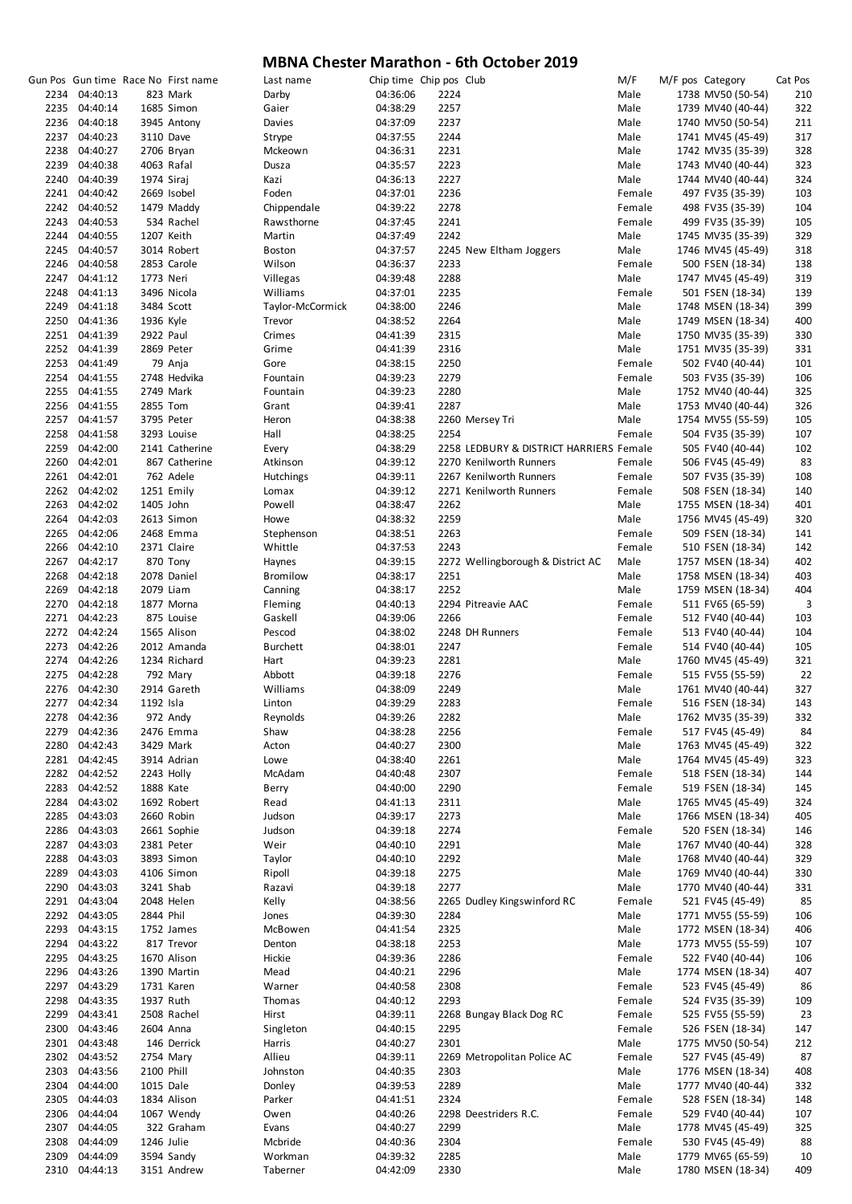# MBNA Chester Marathon - 6th October 2019

| Gun Pos | Gun time | Race No | First name | Last name | Chip time | Chip pos | Club | M/F | M/F pos | Category | Cat Pos |
|---|---|---|---|---|---|---|---|---|---|---|---|
| 2234 | 04:40:13 | 823 | Mark | Darby | 04:36:06 | 2224 | | Male | 1738 | MV50 (50-54) | 210 |
| 2235 | 04:40:14 | 1685 | Simon | Gaier | 04:38:29 | 2257 | | Male | 1739 | MV40 (40-44) | 322 |
| 2236 | 04:40:18 | 3945 | Antony | Davies | 04:37:09 | 2237 | | Male | 1740 | MV50 (50-54) | 211 |
| 2237 | 04:40:23 | 3110 | Dave | Strype | 04:37:55 | 2244 | | Male | 1741 | MV45 (45-49) | 317 |
| 2238 | 04:40:27 | 2706 | Bryan | Mckeown | 04:36:31 | 2231 | | Male | 1742 | MV35 (35-39) | 328 |
| 2239 | 04:40:38 | 4063 | Rafal | Dusza | 04:35:57 | 2223 | | Male | 1743 | MV40 (40-44) | 323 |
| 2240 | 04:40:39 | 1974 | Siraj | Kazi | 04:36:13 | 2227 | | Male | 1744 | MV40 (40-44) | 324 |
| 2241 | 04:40:42 | 2669 | Isobel | Foden | 04:37:01 | 2236 | | Female | 497 | FV35 (35-39) | 103 |
| 2242 | 04:40:52 | 1479 | Maddy | Chippendale | 04:39:22 | 2278 | | Female | 498 | FV35 (35-39) | 104 |
| 2243 | 04:40:53 | 534 | Rachel | Rawsthorne | 04:37:45 | 2241 | | Female | 499 | FV35 (35-39) | 105 |
| 2244 | 04:40:55 | 1207 | Keith | Martin | 04:37:49 | 2242 | | Male | 1745 | MV35 (35-39) | 329 |
| 2245 | 04:40:57 | 3014 | Robert | Boston | 04:37:57 | 2245 | New Eltham Joggers | Male | 1746 | MV45 (45-49) | 318 |
| 2246 | 04:40:58 | 2853 | Carole | Wilson | 04:36:37 | 2233 | | Female | 500 | FSEN (18-34) | 138 |
| 2247 | 04:41:12 | 1773 | Neri | Villegas | 04:39:48 | 2288 | | Male | 1747 | MV45 (45-49) | 319 |
| 2248 | 04:41:13 | 3496 | Nicola | Williams | 04:37:01 | 2235 | | Female | 501 | FSEN (18-34) | 139 |
| 2249 | 04:41:18 | 3484 | Scott | Taylor-McCormick | 04:38:00 | 2246 | | Male | 1748 | MSEN (18-34) | 399 |
| 2250 | 04:41:36 | 1936 | Kyle | Trevor | 04:38:52 | 2264 | | Male | 1749 | MSEN (18-34) | 400 |
| 2251 | 04:41:39 | 2922 | Paul | Crimes | 04:41:39 | 2315 | | Male | 1750 | MV35 (35-39) | 330 |
| 2252 | 04:41:39 | 2869 | Peter | Grime | 04:41:39 | 2316 | | Male | 1751 | MV35 (35-39) | 331 |
| 2253 | 04:41:49 | 79 | Anja | Gore | 04:38:15 | 2250 | | Female | 502 | FV40 (40-44) | 101 |
| 2254 | 04:41:55 | 2748 | Hedvika | Fountain | 04:39:23 | 2279 | | Female | 503 | FV35 (35-39) | 106 |
| 2255 | 04:41:55 | 2749 | Mark | Fountain | 04:39:23 | 2280 | | Male | 1752 | MV40 (40-44) | 325 |
| 2256 | 04:41:55 | 2855 | Tom | Grant | 04:39:41 | 2287 | | Male | 1753 | MV40 (40-44) | 326 |
| 2257 | 04:41:57 | 3795 | Peter | Heron | 04:38:38 | 2260 | Mersey Tri | Male | 1754 | MV55 (55-59) | 105 |
| 2258 | 04:41:58 | 3293 | Louise | Hall | 04:38:25 | 2254 | | Female | 504 | FV35 (35-39) | 107 |
| 2259 | 04:42:00 | 2141 | Catherine | Every | 04:38:29 | 2258 | LEDBURY & DISTRICT HARRIERS | Female | 505 | FV40 (40-44) | 102 |
| 2260 | 04:42:01 | 867 | Catherine | Atkinson | 04:39:12 | 2270 | Kenilworth Runners | Female | 506 | FV45 (45-49) | 83 |
| 2261 | 04:42:01 | 762 | Adele | Hutchings | 04:39:11 | 2267 | Kenilworth Runners | Female | 507 | FV35 (35-39) | 108 |
| 2262 | 04:42:02 | 1251 | Emily | Lomax | 04:39:12 | 2271 | Kenilworth Runners | Female | 508 | FSEN (18-34) | 140 |
| 2263 | 04:42:02 | 1405 | John | Powell | 04:38:47 | 2262 | | Male | 1755 | MSEN (18-34) | 401 |
| 2264 | 04:42:03 | 2613 | Simon | Howe | 04:38:32 | 2259 | | Male | 1756 | MV45 (45-49) | 320 |
| 2265 | 04:42:06 | 2468 | Emma | Stephenson | 04:38:51 | 2263 | | Female | 509 | FSEN (18-34) | 141 |
| 2266 | 04:42:10 | 2371 | Claire | Whittle | 04:37:53 | 2243 | | Female | 510 | FSEN (18-34) | 142 |
| 2267 | 04:42:17 | 870 | Tony | Haynes | 04:39:15 | 2272 | Wellingborough & District AC | Male | 1757 | MSEN (18-34) | 402 |
| 2268 | 04:42:18 | 2078 | Daniel | Bromilow | 04:38:17 | 2251 | | Male | 1758 | MSEN (18-34) | 403 |
| 2269 | 04:42:18 | 2079 | Liam | Canning | 04:38:17 | 2252 | | Male | 1759 | MSEN (18-34) | 404 |
| 2270 | 04:42:18 | 1877 | Morna | Fleming | 04:40:13 | 2294 | Pitreavie AAC | Female | 511 | FV65 (65-59) | 3 |
| 2271 | 04:42:23 | 875 | Louise | Gaskell | 04:39:06 | 2266 | | Female | 512 | FV40 (40-44) | 103 |
| 2272 | 04:42:24 | 1565 | Alison | Pescod | 04:38:02 | 2248 | DH Runners | Female | 513 | FV40 (40-44) | 104 |
| 2273 | 04:42:26 | 2012 | Amanda | Burchett | 04:38:01 | 2247 | | Female | 514 | FV40 (40-44) | 105 |
| 2274 | 04:42:26 | 1234 | Richard | Hart | 04:39:23 | 2281 | | Male | 1760 | MV45 (45-49) | 321 |
| 2275 | 04:42:28 | 792 | Mary | Abbott | 04:39:18 | 2276 | | Female | 515 | FV55 (55-59) | 22 |
| 2276 | 04:42:30 | 2914 | Gareth | Williams | 04:38:09 | 2249 | | Male | 1761 | MV40 (40-44) | 327 |
| 2277 | 04:42:34 | 1192 | Isla | Linton | 04:39:29 | 2283 | | Female | 516 | FSEN (18-34) | 143 |
| 2278 | 04:42:36 | 972 | Andy | Reynolds | 04:39:26 | 2282 | | Male | 1762 | MV35 (35-39) | 332 |
| 2279 | 04:42:36 | 2476 | Emma | Shaw | 04:38:28 | 2256 | | Female | 517 | FV45 (45-49) | 84 |
| 2280 | 04:42:43 | 3429 | Mark | Acton | 04:40:27 | 2300 | | Male | 1763 | MV45 (45-49) | 322 |
| 2281 | 04:42:45 | 3914 | Adrian | Lowe | 04:38:40 | 2261 | | Male | 1764 | MV45 (45-49) | 323 |
| 2282 | 04:42:52 | 2243 | Holly | McAdam | 04:40:48 | 2307 | | Female | 518 | FSEN (18-34) | 144 |
| 2283 | 04:42:52 | 1888 | Kate | Berry | 04:40:00 | 2290 | | Female | 519 | FSEN (18-34) | 145 |
| 2284 | 04:43:02 | 1692 | Robert | Read | 04:41:13 | 2311 | | Male | 1765 | MV45 (45-49) | 324 |
| 2285 | 04:43:03 | 2660 | Robin | Judson | 04:39:17 | 2273 | | Male | 1766 | MSEN (18-34) | 405 |
| 2286 | 04:43:03 | 2661 | Sophie | Judson | 04:39:18 | 2274 | | Female | 520 | FSEN (18-34) | 146 |
| 2287 | 04:43:03 | 2381 | Peter | Weir | 04:40:10 | 2291 | | Male | 1767 | MV40 (40-44) | 328 |
| 2288 | 04:43:03 | 3893 | Simon | Taylor | 04:40:10 | 2292 | | Male | 1768 | MV40 (40-44) | 329 |
| 2289 | 04:43:03 | 4106 | Simon | Ripoll | 04:39:18 | 2275 | | Male | 1769 | MV40 (40-44) | 330 |
| 2290 | 04:43:03 | 3241 | Shab | Razavi | 04:39:18 | 2277 | | Male | 1770 | MV40 (40-44) | 331 |
| 2291 | 04:43:04 | 2048 | Helen | Kelly | 04:38:56 | 2265 | Dudley Kingswinford RC | Female | 521 | FV45 (45-49) | 85 |
| 2292 | 04:43:05 | 2844 | Phil | Jones | 04:39:30 | 2284 | | Male | 1771 | MV55 (55-59) | 106 |
| 2293 | 04:43:15 | 1752 | James | McBowen | 04:41:54 | 2325 | | Male | 1772 | MSEN (18-34) | 406 |
| 2294 | 04:43:22 | 817 | Trevor | Denton | 04:38:18 | 2253 | | Male | 1773 | MV55 (55-59) | 107 |
| 2295 | 04:43:25 | 1670 | Alison | Hickie | 04:39:36 | 2286 | | Female | 522 | FV40 (40-44) | 106 |
| 2296 | 04:43:26 | 1390 | Martin | Mead | 04:40:21 | 2296 | | Male | 1774 | MSEN (18-34) | 407 |
| 2297 | 04:43:29 | 1731 | Karen | Warner | 04:40:58 | 2308 | | Female | 523 | FV45 (45-49) | 86 |
| 2298 | 04:43:35 | 1937 | Ruth | Thomas | 04:40:12 | 2293 | | Female | 524 | FV35 (35-39) | 109 |
| 2299 | 04:43:41 | 2508 | Rachel | Hirst | 04:39:11 | 2268 | Bungay Black Dog RC | Female | 525 | FV55 (55-59) | 23 |
| 2300 | 04:43:46 | 2604 | Anna | Singleton | 04:40:15 | 2295 | | Female | 526 | FSEN (18-34) | 147 |
| 2301 | 04:43:48 | 146 | Derrick | Harris | 04:40:27 | 2301 | | Male | 1775 | MV50 (50-54) | 212 |
| 2302 | 04:43:52 | 2754 | Mary | Allieu | 04:39:11 | 2269 | Metropolitan Police AC | Female | 527 | FV45 (45-49) | 87 |
| 2303 | 04:43:56 | 2100 | Phill | Johnston | 04:40:35 | 2303 | | Male | 1776 | MSEN (18-34) | 408 |
| 2304 | 04:44:00 | 1015 | Dale | Donley | 04:39:53 | 2289 | | Male | 1777 | MV40 (40-44) | 332 |
| 2305 | 04:44:03 | 1834 | Alison | Parker | 04:41:51 | 2324 | | Female | 528 | FSEN (18-34) | 148 |
| 2306 | 04:44:04 | 1067 | Wendy | Owen | 04:40:26 | 2298 | Deestriders R.C. | Female | 529 | FV40 (40-44) | 107 |
| 2307 | 04:44:05 | 322 | Graham | Evans | 04:40:27 | 2299 | | Male | 1778 | MV45 (45-49) | 325 |
| 2308 | 04:44:09 | 1246 | Julie | Mcbride | 04:40:36 | 2304 | | Female | 530 | FV45 (45-49) | 88 |
| 2309 | 04:44:09 | 3594 | Sandy | Workman | 04:39:32 | 2285 | | Male | 1779 | MV65 (65-59) | 10 |
| 2310 | 04:44:13 | 3151 | Andrew | Taberner | 04:42:09 | 2330 | | Male | 1780 | MSEN (18-34) | 409 |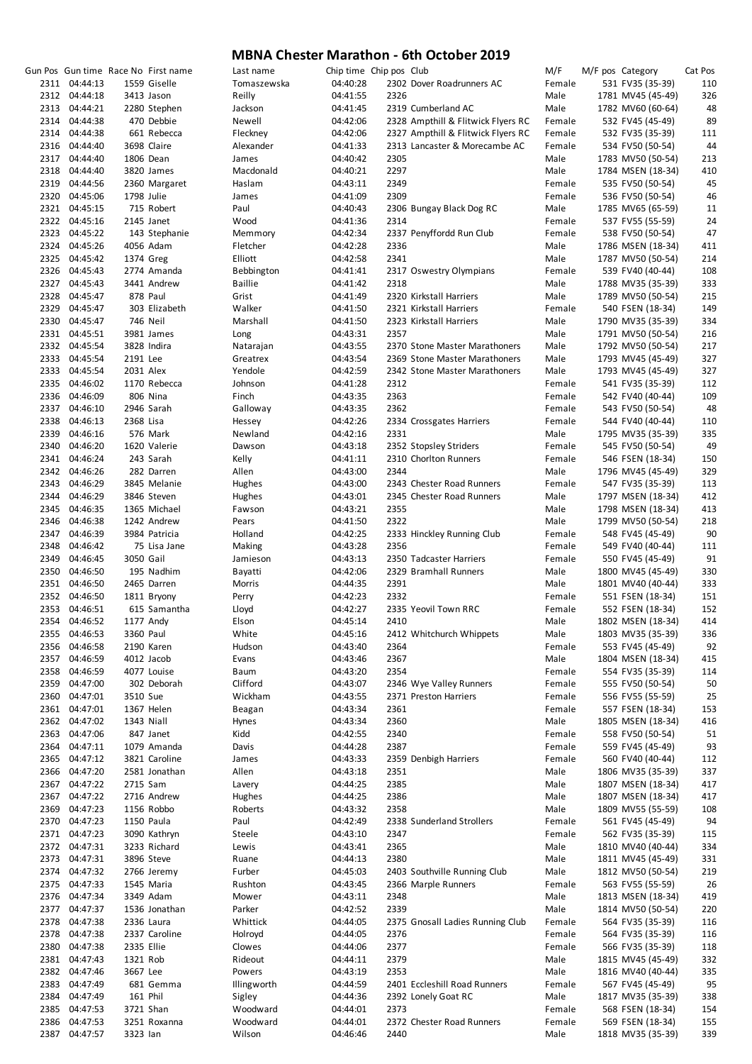# MBNA Chester Marathon - 6th October 2019

| Gun Pos | Gun time | Race No | First name | Last name | Chip time | Chip pos | Club | M/F | M/F pos | Category | Cat Pos |
|---|---|---|---|---|---|---|---|---|---|---|---|
| 2311 | 04:44:13 | 1559 | Giselle | Tomaszewska | 04:40:28 | 2302 | Dover Roadrunners AC | Female | 531 | FV35 (35-39) | 110 |
| 2312 | 04:44:18 | 3413 | Jason | Reilly | 04:41:55 | 2326 | | Male | 1781 | MV45 (45-49) | 326 |
| 2313 | 04:44:21 | 2280 | Stephen | Jackson | 04:41:45 | 2319 | Cumberland AC | Male | 1782 | MV60 (60-64) | 48 |
| 2314 | 04:44:38 | 470 | Debbie | Newell | 04:42:06 | 2328 | Ampthill & Flitwick Flyers RC | Female | 532 | FV45 (45-49) | 89 |
| 2314 | 04:44:38 | 661 | Rebecca | Fleckney | 04:42:06 | 2327 | Ampthill & Flitwick Flyers RC | Female | 532 | FV35 (35-39) | 111 |
| 2316 | 04:44:40 | 3698 | Claire | Alexander | 04:41:33 | 2313 | Lancaster & Morecambe AC | Female | 534 | FV50 (50-54) | 44 |
| 2317 | 04:44:40 | 1806 | Dean | James | 04:40:42 | 2305 | | Male | 1783 | MV50 (50-54) | 213 |
| 2318 | 04:44:40 | 3820 | James | Macdonald | 04:40:21 | 2297 | | Male | 1784 | MSEN (18-34) | 410 |
| 2319 | 04:44:56 | 2360 | Margaret | Haslam | 04:43:11 | 2349 | | Female | 535 | FV50 (50-54) | 45 |
| 2320 | 04:45:06 | 1798 | Julie | James | 04:41:09 | 2309 | | Female | 536 | FV50 (50-54) | 46 |
| 2321 | 04:45:15 | 715 | Robert | Paul | 04:40:43 | 2306 | Bungay Black Dog RC | Male | 1785 | MV65 (65-59) | 11 |
| 2322 | 04:45:16 | 2145 | Janet | Wood | 04:41:36 | 2314 | | Female | 537 | FV55 (55-59) | 24 |
| 2323 | 04:45:22 | 143 | Stephanie | Memmory | 04:42:34 | 2337 | Penyffordd Run Club | Female | 538 | FV50 (50-54) | 47 |
| 2324 | 04:45:26 | 4056 | Adam | Fletcher | 04:42:28 | 2336 | | Male | 1786 | MSEN (18-34) | 411 |
| 2325 | 04:45:42 | 1374 | Greg | Elliott | 04:42:58 | 2341 | | Male | 1787 | MV50 (50-54) | 214 |
| 2326 | 04:45:43 | 2774 | Amanda | Bebbington | 04:41:41 | 2317 | Oswestry Olympians | Female | 539 | FV40 (40-44) | 108 |
| 2327 | 04:45:43 | 3441 | Andrew | Baillie | 04:41:42 | 2318 | | Male | 1788 | MV35 (35-39) | 333 |
| 2328 | 04:45:47 | 878 | Paul | Grist | 04:41:49 | 2320 | Kirkstall Harriers | Male | 1789 | MV50 (50-54) | 215 |
| 2329 | 04:45:47 | 303 | Elizabeth | Walker | 04:41:50 | 2321 | Kirkstall Harriers | Female | 540 | FSEN (18-34) | 149 |
| 2330 | 04:45:47 | 746 | Neil | Marshall | 04:41:50 | 2323 | Kirkstall Harriers | Male | 1790 | MV35 (35-39) | 334 |
| 2331 | 04:45:51 | 3981 | James | Long | 04:43:31 | 2357 | | Male | 1791 | MV50 (50-54) | 216 |
| 2332 | 04:45:54 | 3828 | Indira | Natarajan | 04:43:55 | 2370 | Stone Master Marathoners | Male | 1792 | MV50 (50-54) | 217 |
| 2333 | 04:45:54 | 2191 | Lee | Greatrex | 04:43:54 | 2369 | Stone Master Marathoners | Male | 1793 | MV45 (45-49) | 327 |
| 2333 | 04:45:54 | 2031 | Alex | Yendole | 04:42:59 | 2342 | Stone Master Marathoners | Male | 1793 | MV45 (45-49) | 327 |
| 2335 | 04:46:02 | 1170 | Rebecca | Johnson | 04:41:28 | 2312 | | Female | 541 | FV35 (35-39) | 112 |
| 2336 | 04:46:09 | 806 | Nina | Finch | 04:43:35 | 2363 | | Female | 542 | FV40 (40-44) | 109 |
| 2337 | 04:46:10 | 2946 | Sarah | Galloway | 04:43:35 | 2362 | | Female | 543 | FV50 (50-54) | 48 |
| 2338 | 04:46:13 | 2368 | Lisa | Hessey | 04:42:26 | 2334 | Crossgates Harriers | Female | 544 | FV40 (40-44) | 110 |
| 2339 | 04:46:16 | 576 | Mark | Newland | 04:42:16 | 2331 | | Male | 1795 | MV35 (35-39) | 335 |
| 2340 | 04:46:20 | 1620 | Valerie | Dawson | 04:43:18 | 2352 | Stopsley Striders | Female | 545 | FV50 (50-54) | 49 |
| 2341 | 04:46:24 | 243 | Sarah | Kelly | 04:41:11 | 2310 | Chorlton Runners | Female | 546 | FSEN (18-34) | 150 |
| 2342 | 04:46:26 | 282 | Darren | Allen | 04:43:00 | 2344 | | Male | 1796 | MV45 (45-49) | 329 |
| 2343 | 04:46:29 | 3845 | Melanie | Hughes | 04:43:00 | 2343 | Chester Road Runners | Female | 547 | FV35 (35-39) | 113 |
| 2344 | 04:46:29 | 3846 | Steven | Hughes | 04:43:01 | 2345 | Chester Road Runners | Male | 1797 | MSEN (18-34) | 412 |
| 2345 | 04:46:35 | 1365 | Michael | Fawson | 04:43:21 | 2355 | | Male | 1798 | MSEN (18-34) | 413 |
| 2346 | 04:46:38 | 1242 | Andrew | Pears | 04:41:50 | 2322 | | Male | 1799 | MV50 (50-54) | 218 |
| 2347 | 04:46:39 | 3984 | Patricia | Holland | 04:42:25 | 2333 | Hinckley Running Club | Female | 548 | FV45 (45-49) | 90 |
| 2348 | 04:46:42 | 75 | Lisa Jane | Making | 04:43:28 | 2356 | | Female | 549 | FV40 (40-44) | 111 |
| 2349 | 04:46:45 | 3050 | Gail | Jamieson | 04:43:13 | 2350 | Tadcaster Harriers | Female | 550 | FV45 (45-49) | 91 |
| 2350 | 04:46:50 | 195 | Nadhim | Bayatti | 04:42:06 | 2329 | Bramhall Runners | Male | 1800 | MV45 (45-49) | 330 |
| 2351 | 04:46:50 | 2465 | Darren | Morris | 04:44:35 | 2391 | | Male | 1801 | MV40 (40-44) | 333 |
| 2352 | 04:46:50 | 1811 | Bryony | Perry | 04:42:23 | 2332 | | Female | 551 | FSEN (18-34) | 151 |
| 2353 | 04:46:51 | 615 | Samantha | Lloyd | 04:42:27 | 2335 | Yeovil Town RRC | Female | 552 | FSEN (18-34) | 152 |
| 2354 | 04:46:52 | 1177 | Andy | Elson | 04:45:14 | 2410 | | Male | 1802 | MSEN (18-34) | 414 |
| 2355 | 04:46:53 | 3360 | Paul | White | 04:45:16 | 2412 | Whitchurch Whippets | Male | 1803 | MV35 (35-39) | 336 |
| 2356 | 04:46:58 | 2190 | Karen | Hudson | 04:43:40 | 2364 | | Female | 553 | FV45 (45-49) | 92 |
| 2357 | 04:46:59 | 4012 | Jacob | Evans | 04:43:46 | 2367 | | Male | 1804 | MSEN (18-34) | 415 |
| 2358 | 04:46:59 | 4077 | Louise | Baum | 04:43:20 | 2354 | | Female | 554 | FV35 (35-39) | 114 |
| 2359 | 04:47:00 | 302 | Deborah | Clifford | 04:43:07 | 2346 | Wye Valley Runners | Female | 555 | FV50 (50-54) | 50 |
| 2360 | 04:47:01 | 3510 | Sue | Wickham | 04:43:55 | 2371 | Preston Harriers | Female | 556 | FV55 (55-59) | 25 |
| 2361 | 04:47:01 | 1367 | Helen | Beagan | 04:43:34 | 2361 | | Female | 557 | FSEN (18-34) | 153 |
| 2362 | 04:47:02 | 1343 | Niall | Hynes | 04:43:34 | 2360 | | Male | 1805 | MSEN (18-34) | 416 |
| 2363 | 04:47:06 | 847 | Janet | Kidd | 04:42:55 | 2340 | | Female | 558 | FV50 (50-54) | 51 |
| 2364 | 04:47:11 | 1079 | Amanda | Davis | 04:44:28 | 2387 | | Female | 559 | FV45 (45-49) | 93 |
| 2365 | 04:47:12 | 3821 | Caroline | James | 04:43:33 | 2359 | Denbigh Harriers | Female | 560 | FV40 (40-44) | 112 |
| 2366 | 04:47:20 | 2581 | Jonathan | Allen | 04:43:18 | 2351 | | Male | 1806 | MV35 (35-39) | 337 |
| 2367 | 04:47:22 | 2715 | Sam | Lavery | 04:44:25 | 2385 | | Male | 1807 | MSEN (18-34) | 417 |
| 2367 | 04:47:22 | 2716 | Andrew | Hughes | 04:44:25 | 2386 | | Male | 1807 | MSEN (18-34) | 417 |
| 2369 | 04:47:23 | 1156 | Robbo | Roberts | 04:43:32 | 2358 | | Male | 1809 | MV55 (55-59) | 108 |
| 2370 | 04:47:23 | 1150 | Paula | Paul | 04:42:49 | 2338 | Sunderland Strollers | Female | 561 | FV45 (45-49) | 94 |
| 2371 | 04:47:23 | 3090 | Kathryn | Steele | 04:43:10 | 2347 | | Female | 562 | FV35 (35-39) | 115 |
| 2372 | 04:47:31 | 3233 | Richard | Lewis | 04:43:41 | 2365 | | Male | 1810 | MV40 (40-44) | 334 |
| 2373 | 04:47:31 | 3896 | Steve | Ruane | 04:44:13 | 2380 | | Male | 1811 | MV45 (45-49) | 331 |
| 2374 | 04:47:32 | 2766 | Jeremy | Furber | 04:45:03 | 2403 | Southville Running Club | Male | 1812 | MV50 (50-54) | 219 |
| 2375 | 04:47:33 | 1545 | Maria | Rushton | 04:43:45 | 2366 | Marple Runners | Female | 563 | FV55 (55-59) | 26 |
| 2376 | 04:47:34 | 3349 | Adam | Mower | 04:43:11 | 2348 | | Male | 1813 | MSEN (18-34) | 419 |
| 2377 | 04:47:37 | 1536 | Jonathan | Parker | 04:42:52 | 2339 | | Male | 1814 | MV50 (50-54) | 220 |
| 2378 | 04:47:38 | 2336 | Laura | Whittick | 04:44:05 | 2375 | Gnosall Ladies Running Club | Female | 564 | FV35 (35-39) | 116 |
| 2378 | 04:47:38 | 2337 | Caroline | Holroyd | 04:44:05 | 2376 | | Female | 564 | FV35 (35-39) | 116 |
| 2380 | 04:47:38 | 2335 | Ellie | Clowes | 04:44:06 | 2377 | | Female | 566 | FV35 (35-39) | 118 |
| 2381 | 04:47:43 | 1321 | Rob | Rideout | 04:44:11 | 2379 | | Male | 1815 | MV45 (45-49) | 332 |
| 2382 | 04:47:46 | 3667 | Lee | Powers | 04:43:19 | 2353 | | Male | 1816 | MV40 (40-44) | 335 |
| 2383 | 04:47:49 | 681 | Gemma | Illingworth | 04:44:59 | 2401 | Eccleshill Road Runners | Female | 567 | FV45 (45-49) | 95 |
| 2384 | 04:47:49 | 161 | Phil | Sigley | 04:44:36 | 2392 | Lonely Goat RC | Male | 1817 | MV35 (35-39) | 338 |
| 2385 | 04:47:53 | 3721 | Shan | Woodward | 04:44:01 | 2373 | | Female | 568 | FSEN (18-34) | 154 |
| 2386 | 04:47:53 | 3251 | Roxanna | Woodward | 04:44:01 | 2372 | Chester Road Runners | Female | 569 | FSEN (18-34) | 155 |
| 2387 | 04:47:57 | 3323 | Ian | Wilson | 04:46:46 | 2440 | | Male | 1818 | MV35 (35-39) | 339 |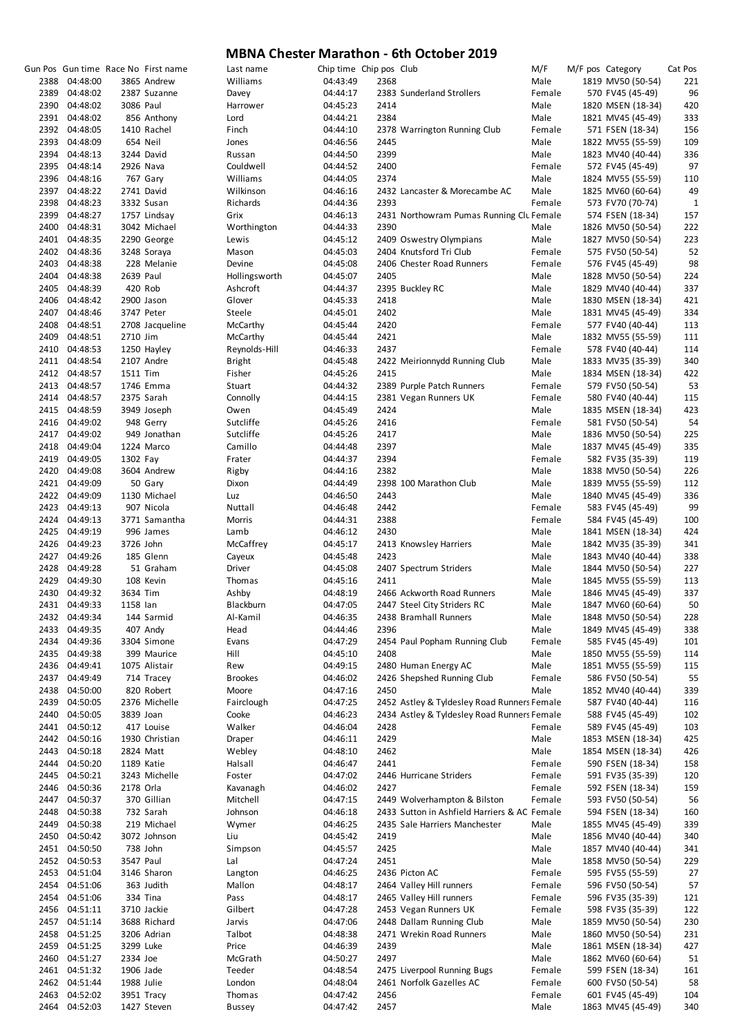# MBNA Chester Marathon - 6th October 2019

| Gun Pos | Gun time | Race No | First name | Last name | Chip time | Chip pos | Club | M/F | M/F pos | Category | Cat Pos |
|---|---|---|---|---|---|---|---|---|---|---|---|
| 2388 | 04:48:00 | 3865 | Andrew | Williams | 04:43:49 | 2368 | | Male | 1819 | MV50 (50-54) | 221 |
| 2389 | 04:48:02 | 2387 | Suzanne | Davey | 04:44:17 | 2383 | Sunderland Strollers | Female | 570 | FV45 (45-49) | 96 |
| 2390 | 04:48:02 | 3086 | Paul | Harrower | 04:45:23 | 2414 | | Male | 1820 | MSEN (18-34) | 420 |
| 2391 | 04:48:02 | 856 | Anthony | Lord | 04:44:21 | 2384 | | Male | 1821 | MV45 (45-49) | 333 |
| 2392 | 04:48:05 | 1410 | Rachel | Finch | 04:44:10 | 2378 | Warrington Running Club | Female | 571 | FSEN (18-34) | 156 |
| 2393 | 04:48:09 | 654 | Neil | Jones | 04:46:56 | 2445 | | Male | 1822 | MV55 (55-59) | 109 |
| 2394 | 04:48:13 | 3244 | David | Russan | 04:44:50 | 2399 | | Male | 1823 | MV40 (40-44) | 336 |
| 2395 | 04:48:14 | 2926 | Nava | Couldwell | 04:44:52 | 2400 | | Female | 572 | FV45 (45-49) | 97 |
| 2396 | 04:48:16 | 767 | Gary | Williams | 04:44:05 | 2374 | | Male | 1824 | MV55 (55-59) | 110 |
| 2397 | 04:48:22 | 2741 | David | Wilkinson | 04:46:16 | 2432 | Lancaster & Morecambe AC | Male | 1825 | MV60 (60-64) | 49 |
| 2398 | 04:48:23 | 3332 | Susan | Richards | 04:44:36 | 2393 | | Female | 573 | FV70 (70-74) | 1 |
| 2399 | 04:48:27 | 1757 | Lindsay | Grix | 04:46:13 | 2431 | Northowram Pumas Running Clu | Female | 574 | FSEN (18-34) | 157 |
| 2400 | 04:48:31 | 3042 | Michael | Worthington | 04:44:33 | 2390 | | Male | 1826 | MV50 (50-54) | 222 |
| 2401 | 04:48:35 | 2290 | George | Lewis | 04:45:12 | 2409 | Oswestry Olympians | Male | 1827 | MV50 (50-54) | 223 |
| 2402 | 04:48:36 | 3248 | Soraya | Mason | 04:45:03 | 2404 | Knutsford Tri Club | Female | 575 | FV50 (50-54) | 52 |
| 2403 | 04:48:38 | 228 | Melanie | Devine | 04:45:08 | 2406 | Chester Road Runners | Female | 576 | FV45 (45-49) | 98 |
| 2404 | 04:48:38 | 2639 | Paul | Hollingsworth | 04:45:07 | 2405 | | Male | 1828 | MV50 (50-54) | 224 |
| 2405 | 04:48:39 | 420 | Rob | Ashcroft | 04:44:37 | 2395 | Buckley RC | Male | 1829 | MV40 (40-44) | 337 |
| 2406 | 04:48:42 | 2900 | Jason | Glover | 04:45:33 | 2418 | | Male | 1830 | MSEN (18-34) | 421 |
| 2407 | 04:48:46 | 3747 | Peter | Steele | 04:45:01 | 2402 | | Male | 1831 | MV45 (45-49) | 334 |
| 2408 | 04:48:51 | 2708 | Jacqueline | McCarthy | 04:45:44 | 2420 | | Female | 577 | FV40 (40-44) | 113 |
| 2409 | 04:48:51 | 2710 | Jim | McCarthy | 04:45:44 | 2421 | | Male | 1832 | MV55 (55-59) | 111 |
| 2410 | 04:48:53 | 1250 | Hayley | Reynolds-Hill | 04:46:33 | 2437 | | Female | 578 | FV40 (40-44) | 114 |
| 2411 | 04:48:54 | 2107 | Andre | Bright | 04:45:48 | 2422 | Meirionnydd Running Club | Male | 1833 | MV35 (35-39) | 340 |
| 2412 | 04:48:57 | 1511 | Tim | Fisher | 04:45:26 | 2415 | | Male | 1834 | MSEN (18-34) | 422 |
| 2413 | 04:48:57 | 1746 | Emma | Stuart | 04:44:32 | 2389 | Purple Patch Runners | Female | 579 | FV50 (50-54) | 53 |
| 2414 | 04:48:57 | 2375 | Sarah | Connolly | 04:44:15 | 2381 | Vegan Runners UK | Female | 580 | FV40 (40-44) | 115 |
| 2415 | 04:48:59 | 3949 | Joseph | Owen | 04:45:49 | 2424 | | Male | 1835 | MSEN (18-34) | 423 |
| 2416 | 04:49:02 | 948 | Gerry | Sutcliffe | 04:45:26 | 2416 | | Female | 581 | FV50 (50-54) | 54 |
| 2417 | 04:49:02 | 949 | Jonathan | Sutcliffe | 04:45:26 | 2417 | | Male | 1836 | MV50 (50-54) | 225 |
| 2418 | 04:49:04 | 1224 | Marco | Camillo | 04:44:48 | 2397 | | Male | 1837 | MV45 (45-49) | 335 |
| 2419 | 04:49:05 | 1302 | Fay | Frater | 04:44:37 | 2394 | | Female | 582 | FV35 (35-39) | 119 |
| 2420 | 04:49:08 | 3604 | Andrew | Rigby | 04:44:16 | 2382 | | Male | 1838 | MV50 (50-54) | 226 |
| 2421 | 04:49:09 | 50 | Gary | Dixon | 04:44:49 | 2398 | 100 Marathon Club | Male | 1839 | MV55 (55-59) | 112 |
| 2422 | 04:49:09 | 1130 | Michael | Luz | 04:46:50 | 2443 | | Male | 1840 | MV45 (45-49) | 336 |
| 2423 | 04:49:13 | 907 | Nicola | Nuttall | 04:46:48 | 2442 | | Female | 583 | FV45 (45-49) | 99 |
| 2424 | 04:49:13 | 3771 | Samantha | Morris | 04:44:31 | 2388 | | Female | 584 | FV45 (45-49) | 100 |
| 2425 | 04:49:19 | 996 | James | Lamb | 04:46:12 | 2430 | | Male | 1841 | MSEN (18-34) | 424 |
| 2426 | 04:49:23 | 3726 | John | McCaffrey | 04:45:17 | 2413 | Knowsley Harriers | Male | 1842 | MV35 (35-39) | 341 |
| 2427 | 04:49:26 | 185 | Glenn | Cayeux | 04:45:48 | 2423 | | Male | 1843 | MV40 (40-44) | 338 |
| 2428 | 04:49:28 | 51 | Graham | Driver | 04:45:08 | 2407 | Spectrum Striders | Male | 1844 | MV50 (50-54) | 227 |
| 2429 | 04:49:30 | 108 | Kevin | Thomas | 04:45:16 | 2411 | | Male | 1845 | MV55 (55-59) | 113 |
| 2430 | 04:49:32 | 3634 | Tim | Ashby | 04:48:19 | 2466 | Ackworth Road Runners | Male | 1846 | MV45 (45-49) | 337 |
| 2431 | 04:49:33 | 1158 | Ian | Blackburn | 04:47:05 | 2447 | Steel City Striders RC | Male | 1847 | MV60 (60-64) | 50 |
| 2432 | 04:49:34 | 144 | Sarmid | Al-Kamil | 04:46:35 | 2438 | Bramhall Runners | Male | 1848 | MV50 (50-54) | 228 |
| 2433 | 04:49:35 | 407 | Andy | Head | 04:44:46 | 2396 | | Male | 1849 | MV45 (45-49) | 338 |
| 2434 | 04:49:36 | 3304 | Simone | Evans | 04:47:29 | 2454 | Paul Popham Running Club | Female | 585 | FV45 (45-49) | 101 |
| 2435 | 04:49:38 | 399 | Maurice | Hill | 04:45:10 | 2408 | | Male | 1850 | MV55 (55-59) | 114 |
| 2436 | 04:49:41 | 1075 | Alistair | Rew | 04:49:15 | 2480 | Human Energy AC | Male | 1851 | MV55 (55-59) | 115 |
| 2437 | 04:49:49 | 714 | Tracey | Brookes | 04:46:02 | 2426 | Shepshed Running Club | Female | 586 | FV50 (50-54) | 55 |
| 2438 | 04:50:00 | 820 | Robert | Moore | 04:47:16 | 2450 | | Male | 1852 | MV40 (40-44) | 339 |
| 2439 | 04:50:05 | 2376 | Michelle | Fairclough | 04:47:25 | 2452 | Astley & Tyldesley Road Runners | Female | 587 | FV40 (40-44) | 116 |
| 2440 | 04:50:05 | 3839 | Joan | Cooke | 04:46:23 | 2434 | Astley & Tyldesley Road Runners | Female | 588 | FV45 (45-49) | 102 |
| 2441 | 04:50:12 | 417 | Louise | Walker | 04:46:04 | 2428 | | Female | 589 | FV45 (45-49) | 103 |
| 2442 | 04:50:16 | 1930 | Christian | Draper | 04:46:11 | 2429 | | Male | 1853 | MSEN (18-34) | 425 |
| 2443 | 04:50:18 | 2824 | Matt | Webley | 04:48:10 | 2462 | | Male | 1854 | MSEN (18-34) | 426 |
| 2444 | 04:50:20 | 1189 | Katie | Halsall | 04:46:47 | 2441 | | Female | 590 | FSEN (18-34) | 158 |
| 2445 | 04:50:21 | 3243 | Michelle | Foster | 04:47:02 | 2446 | Hurricane Striders | Female | 591 | FV35 (35-39) | 120 |
| 2446 | 04:50:36 | 2178 | Orla | Kavanagh | 04:46:02 | 2427 | | Female | 592 | FSEN (18-34) | 159 |
| 2447 | 04:50:37 | 370 | Gillian | Mitchell | 04:47:15 | 2449 | Wolverhampton & Bilston | Female | 593 | FV50 (50-54) | 56 |
| 2448 | 04:50:38 | 732 | Sarah | Johnson | 04:46:18 | 2433 | Sutton in Ashfield Harriers & AC | Female | 594 | FSEN (18-34) | 160 |
| 2449 | 04:50:38 | 219 | Michael | Wymer | 04:46:25 | 2435 | Sale Harriers Manchester | Male | 1855 | MV45 (45-49) | 339 |
| 2450 | 04:50:42 | 3072 | Johnson | Liu | 04:45:42 | 2419 | | Male | 1856 | MV40 (40-44) | 340 |
| 2451 | 04:50:50 | 738 | John | Simpson | 04:45:57 | 2425 | | Male | 1857 | MV40 (40-44) | 341 |
| 2452 | 04:50:53 | 3547 | Paul | Lal | 04:47:24 | 2451 | | Male | 1858 | MV50 (50-54) | 229 |
| 2453 | 04:51:04 | 3146 | Sharon | Langton | 04:46:25 | 2436 | Picton AC | Female | 595 | FV55 (55-59) | 27 |
| 2454 | 04:51:06 | 363 | Judith | Mallon | 04:48:17 | 2464 | Valley Hill runners | Female | 596 | FV50 (50-54) | 57 |
| 2454 | 04:51:06 | 334 | Tina | Pass | 04:48:17 | 2465 | Valley Hill runners | Female | 596 | FV35 (35-39) | 121 |
| 2456 | 04:51:11 | 3710 | Jackie | Gilbert | 04:47:28 | 2453 | Vegan Runners UK | Female | 598 | FV35 (35-39) | 122 |
| 2457 | 04:51:14 | 3688 | Richard | Jarvis | 04:47:06 | 2448 | Dallam Running Club | Male | 1859 | MV50 (50-54) | 230 |
| 2458 | 04:51:25 | 3206 | Adrian | Talbot | 04:48:38 | 2471 | Wrekin Road Runners | Male | 1860 | MV50 (50-54) | 231 |
| 2459 | 04:51:25 | 3299 | Luke | Price | 04:46:39 | 2439 | | Male | 1861 | MSEN (18-34) | 427 |
| 2460 | 04:51:27 | 2334 | Joe | McGrath | 04:50:27 | 2497 | | Male | 1862 | MV60 (60-64) | 51 |
| 2461 | 04:51:32 | 1906 | Jade | Teeder | 04:48:54 | 2475 | Liverpool Running Bugs | Female | 599 | FSEN (18-34) | 161 |
| 2462 | 04:51:44 | 1988 | Julie | London | 04:48:04 | 2461 | Norfolk Gazelles AC | Female | 600 | FV50 (50-54) | 58 |
| 2463 | 04:52:02 | 3951 | Tracy | Thomas | 04:47:42 | 2456 | | Female | 601 | FV45 (45-49) | 104 |
| 2464 | 04:52:03 | 1427 | Steven | Bussey | 04:47:42 | 2457 | | Male | 1863 | MV45 (45-49) | 340 |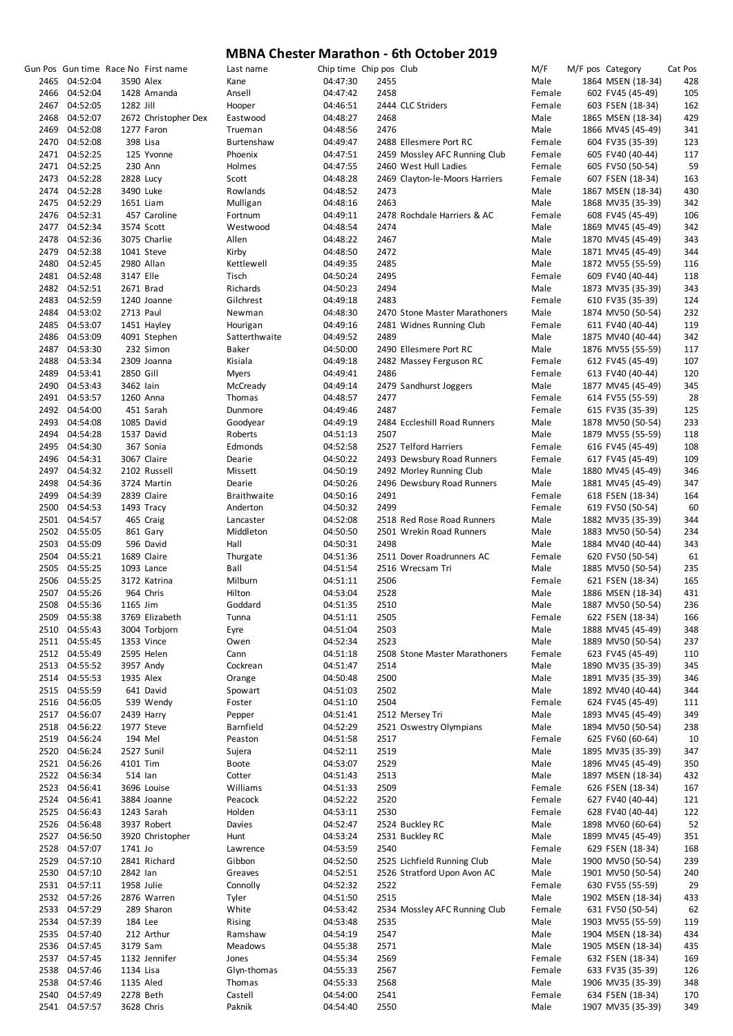# MBNA Chester Marathon - 6th October 2019

| Gun Pos | Gun time | Race No | First name | Last name | Chip time | Chip pos | Club | M/F | M/F pos | Category | Cat Pos |
|---|---|---|---|---|---|---|---|---|---|---|---|
| 2465 | 04:52:04 | 3590 | Alex | Kane | 04:47:30 | 2455 | | Male | 1864 | MSEN (18-34) | 428 |
| 2466 | 04:52:04 | 1428 | Amanda | Ansell | 04:47:42 | 2458 | | Female | 602 | FV45 (45-49) | 105 |
| 2467 | 04:52:05 | 1282 | Jill | Hooper | 04:46:51 | 2444 | CLC Striders | Female | 603 | FSEN (18-34) | 162 |
| 2468 | 04:52:07 | 2672 | Christopher Dex | Eastwood | 04:48:27 | 2468 | | Male | 1865 | MSEN (18-34) | 429 |
| 2469 | 04:52:08 | 1277 | Faron | Trueman | 04:48:56 | 2476 | | Male | 1866 | MV45 (45-49) | 341 |
| 2470 | 04:52:08 | 398 | Lisa | Burtenshaw | 04:49:47 | 2488 | Ellesmere Port RC | Female | 604 | FV35 (35-39) | 123 |
| 2471 | 04:52:25 | 125 | Yvonne | Phoenix | 04:47:51 | 2459 | Mossley AFC Running Club | Female | 605 | FV40 (40-44) | 117 |
| 2471 | 04:52:25 | 230 | Ann | Holmes | 04:47:55 | 2460 | West Hull Ladies | Female | 605 | FV50 (50-54) | 59 |
| 2473 | 04:52:28 | 2828 | Lucy | Scott | 04:48:28 | 2469 | Clayton-le-Moors Harriers | Female | 607 | FSEN (18-34) | 163 |
| 2474 | 04:52:28 | 3490 | Luke | Rowlands | 04:48:52 | 2473 | | Male | 1867 | MSEN (18-34) | 430 |
| 2475 | 04:52:29 | 1651 | Liam | Mulligan | 04:48:16 | 2463 | | Male | 1868 | MV35 (35-39) | 342 |
| 2476 | 04:52:31 | 457 | Caroline | Fortnum | 04:49:11 | 2478 | Rochdale Harriers & AC | Female | 608 | FV45 (45-49) | 106 |
| 2477 | 04:52:34 | 3574 | Scott | Westwood | 04:48:54 | 2474 | | Male | 1869 | MV45 (45-49) | 342 |
| 2478 | 04:52:36 | 3075 | Charlie | Allen | 04:48:22 | 2467 | | Male | 1870 | MV45 (45-49) | 343 |
| 2479 | 04:52:38 | 1041 | Steve | Kirby | 04:48:50 | 2472 | | Male | 1871 | MV45 (45-49) | 344 |
| 2480 | 04:52:45 | 2980 | Allan | Kettlewell | 04:49:35 | 2485 | | Male | 1872 | MV55 (55-59) | 116 |
| 2481 | 04:52:48 | 3147 | Elle | Tisch | 04:50:24 | 2495 | | Female | 609 | FV40 (40-44) | 118 |
| 2482 | 04:52:51 | 2671 | Brad | Richards | 04:50:23 | 2494 | | Male | 1873 | MV35 (35-39) | 343 |
| 2483 | 04:52:59 | 1240 | Joanne | Gilchrest | 04:49:18 | 2483 | | Female | 610 | FV35 (35-39) | 124 |
| 2484 | 04:53:02 | 2713 | Paul | Newman | 04:48:30 | 2470 | Stone Master Marathoners | Male | 1874 | MV50 (50-54) | 232 |
| 2485 | 04:53:07 | 1451 | Hayley | Hourigan | 04:49:16 | 2481 | Widnes Running Club | Female | 611 | FV40 (40-44) | 119 |
| 2486 | 04:53:09 | 4091 | Stephen | Satterthwaite | 04:49:52 | 2489 | | Male | 1875 | MV40 (40-44) | 342 |
| 2487 | 04:53:30 | 232 | Simon | Baker | 04:50:00 | 2490 | Ellesmere Port RC | Male | 1876 | MV55 (55-59) | 117 |
| 2488 | 04:53:34 | 2309 | Joanna | Kisiala | 04:49:18 | 2482 | Massey Ferguson RC | Female | 612 | FV45 (45-49) | 107 |
| 2489 | 04:53:41 | 2850 | Gill | Myers | 04:49:41 | 2486 | | Female | 613 | FV40 (40-44) | 120 |
| 2490 | 04:53:43 | 3462 | Iain | McCready | 04:49:14 | 2479 | Sandhurst Joggers | Male | 1877 | MV45 (45-49) | 345 |
| 2491 | 04:53:57 | 1260 | Anna | Thomas | 04:48:57 | 2477 | | Female | 614 | FV55 (55-59) | 28 |
| 2492 | 04:54:00 | 451 | Sarah | Dunmore | 04:49:46 | 2487 | | Female | 615 | FV35 (35-39) | 125 |
| 2493 | 04:54:08 | 1085 | David | Goodyear | 04:49:19 | 2484 | Eccleshill Road Runners | Male | 1878 | MV50 (50-54) | 233 |
| 2494 | 04:54:28 | 1537 | David | Roberts | 04:51:13 | 2507 | | Male | 1879 | MV55 (55-59) | 118 |
| 2495 | 04:54:30 | 367 | Sonia | Edmonds | 04:52:58 | 2527 | Telford Harriers | Female | 616 | FV45 (45-49) | 108 |
| 2496 | 04:54:31 | 3067 | Claire | Dearie | 04:50:22 | 2493 | Dewsbury Road Runners | Female | 617 | FV45 (45-49) | 109 |
| 2497 | 04:54:32 | 2102 | Russell | Missett | 04:50:19 | 2492 | Morley Running Club | Male | 1880 | MV45 (45-49) | 346 |
| 2498 | 04:54:36 | 3724 | Martin | Dearie | 04:50:26 | 2496 | Dewsbury Road Runners | Male | 1881 | MV45 (45-49) | 347 |
| 2499 | 04:54:39 | 2839 | Claire | Braithwaite | 04:50:16 | 2491 | | Female | 618 | FSEN (18-34) | 164 |
| 2500 | 04:54:53 | 1493 | Tracy | Anderton | 04:50:32 | 2499 | | Female | 619 | FV50 (50-54) | 60 |
| 2501 | 04:54:57 | 465 | Craig | Lancaster | 04:52:08 | 2518 | Red Rose Road Runners | Male | 1882 | MV35 (35-39) | 344 |
| 2502 | 04:55:05 | 861 | Gary | Middleton | 04:50:50 | 2501 | Wrekin Road Runners | Male | 1883 | MV50 (50-54) | 234 |
| 2503 | 04:55:09 | 596 | David | Hall | 04:50:31 | 2498 | | Male | 1884 | MV40 (40-44) | 343 |
| 2504 | 04:55:21 | 1689 | Claire | Thurgate | 04:51:36 | 2511 | Dover Roadrunners AC | Female | 620 | FV50 (50-54) | 61 |
| 2505 | 04:55:25 | 1093 | Lance | Ball | 04:51:54 | 2516 | Wrecsam Tri | Male | 1885 | MV50 (50-54) | 235 |
| 2506 | 04:55:25 | 3172 | Katrina | Milburn | 04:51:11 | 2506 | | Female | 621 | FSEN (18-34) | 165 |
| 2507 | 04:55:26 | 964 | Chris | Hilton | 04:53:04 | 2528 | | Male | 1886 | MSEN (18-34) | 431 |
| 2508 | 04:55:36 | 1165 | Jim | Goddard | 04:51:35 | 2510 | | Male | 1887 | MV50 (50-54) | 236 |
| 2509 | 04:55:38 | 3769 | Elizabeth | Tunna | 04:51:11 | 2505 | | Female | 622 | FSEN (18-34) | 166 |
| 2510 | 04:55:43 | 3004 | Torbjorn | Eyre | 04:51:04 | 2503 | | Male | 1888 | MV45 (45-49) | 348 |
| 2511 | 04:55:45 | 1353 | Vince | Owen | 04:52:34 | 2523 | | Male | 1889 | MV50 (50-54) | 237 |
| 2512 | 04:55:49 | 2595 | Helen | Cann | 04:51:18 | 2508 | Stone Master Marathoners | Female | 623 | FV45 (45-49) | 110 |
| 2513 | 04:55:52 | 3957 | Andy | Cockrean | 04:51:47 | 2514 | | Male | 1890 | MV35 (35-39) | 345 |
| 2514 | 04:55:53 | 1935 | Alex | Orange | 04:50:48 | 2500 | | Male | 1891 | MV35 (35-39) | 346 |
| 2515 | 04:55:59 | 641 | David | Spowart | 04:51:03 | 2502 | | Male | 1892 | MV40 (40-44) | 344 |
| 2516 | 04:56:05 | 539 | Wendy | Foster | 04:51:10 | 2504 | | Female | 624 | FV45 (45-49) | 111 |
| 2517 | 04:56:07 | 2439 | Harry | Pepper | 04:51:41 | 2512 | Mersey Tri | Male | 1893 | MV45 (45-49) | 349 |
| 2518 | 04:56:22 | 1977 | Steve | Barnfield | 04:52:29 | 2521 | Oswestry Olympians | Male | 1894 | MV50 (50-54) | 238 |
| 2519 | 04:56:24 | 194 | Mel | Peaston | 04:51:58 | 2517 | | Female | 625 | FV60 (60-64) | 10 |
| 2520 | 04:56:24 | 2527 | Sunil | Sujera | 04:52:11 | 2519 | | Male | 1895 | MV35 (35-39) | 347 |
| 2521 | 04:56:26 | 4101 | Tim | Boote | 04:53:07 | 2529 | | Male | 1896 | MV45 (45-49) | 350 |
| 2522 | 04:56:34 | 514 | Ian | Cotter | 04:51:43 | 2513 | | Male | 1897 | MSEN (18-34) | 432 |
| 2523 | 04:56:41 | 3696 | Louise | Williams | 04:51:33 | 2509 | | Female | 626 | FSEN (18-34) | 167 |
| 2524 | 04:56:41 | 3884 | Joanne | Peacock | 04:52:22 | 2520 | | Female | 627 | FV40 (40-44) | 121 |
| 2525 | 04:56:43 | 1243 | Sarah | Holden | 04:53:11 | 2530 | | Female | 628 | FV40 (40-44) | 122 |
| 2526 | 04:56:48 | 3937 | Robert | Davies | 04:52:47 | 2524 | Buckley RC | Male | 1898 | MV60 (60-64) | 52 |
| 2527 | 04:56:50 | 3920 | Christopher | Hunt | 04:53:24 | 2531 | Buckley RC | Male | 1899 | MV45 (45-49) | 351 |
| 2528 | 04:57:07 | 1741 | Jo | Lawrence | 04:53:59 | 2540 | | Female | 629 | FSEN (18-34) | 168 |
| 2529 | 04:57:10 | 2841 | Richard | Gibbon | 04:52:50 | 2525 | Lichfield Running Club | Male | 1900 | MV50 (50-54) | 239 |
| 2530 | 04:57:10 | 2842 | Ian | Greaves | 04:52:51 | 2526 | Stratford Upon Avon AC | Male | 1901 | MV50 (50-54) | 240 |
| 2531 | 04:57:11 | 1958 | Julie | Connolly | 04:52:32 | 2522 | | Female | 630 | FV55 (55-59) | 29 |
| 2532 | 04:57:26 | 2876 | Warren | Tyler | 04:51:50 | 2515 | | Male | 1902 | MSEN (18-34) | 433 |
| 2533 | 04:57:29 | 289 | Sharon | White | 04:53:42 | 2534 | Mossley AFC Running Club | Female | 631 | FV50 (50-54) | 62 |
| 2534 | 04:57:39 | 184 | Lee | Rising | 04:53:48 | 2535 | | Male | 1903 | MV55 (55-59) | 119 |
| 2535 | 04:57:40 | 212 | Arthur | Ramshaw | 04:54:19 | 2547 | | Male | 1904 | MSEN (18-34) | 434 |
| 2536 | 04:57:45 | 3179 | Sam | Meadows | 04:55:38 | 2571 | | Male | 1905 | MSEN (18-34) | 435 |
| 2537 | 04:57:45 | 1132 | Jennifer | Jones | 04:55:34 | 2569 | | Female | 632 | FSEN (18-34) | 169 |
| 2538 | 04:57:46 | 1134 | Lisa | Glyn-thomas | 04:55:33 | 2567 | | Female | 633 | FV35 (35-39) | 126 |
| 2538 | 04:57:46 | 1135 | Aled | Thomas | 04:55:33 | 2568 | | Male | 1906 | MV35 (35-39) | 348 |
| 2540 | 04:57:49 | 2278 | Beth | Castell | 04:54:00 | 2541 | | Female | 634 | FSEN (18-34) | 170 |
| 2541 | 04:57:57 | 3628 | Chris | Paknik | 04:54:40 | 2550 | | Male | 1907 | MV35 (35-39) | 349 |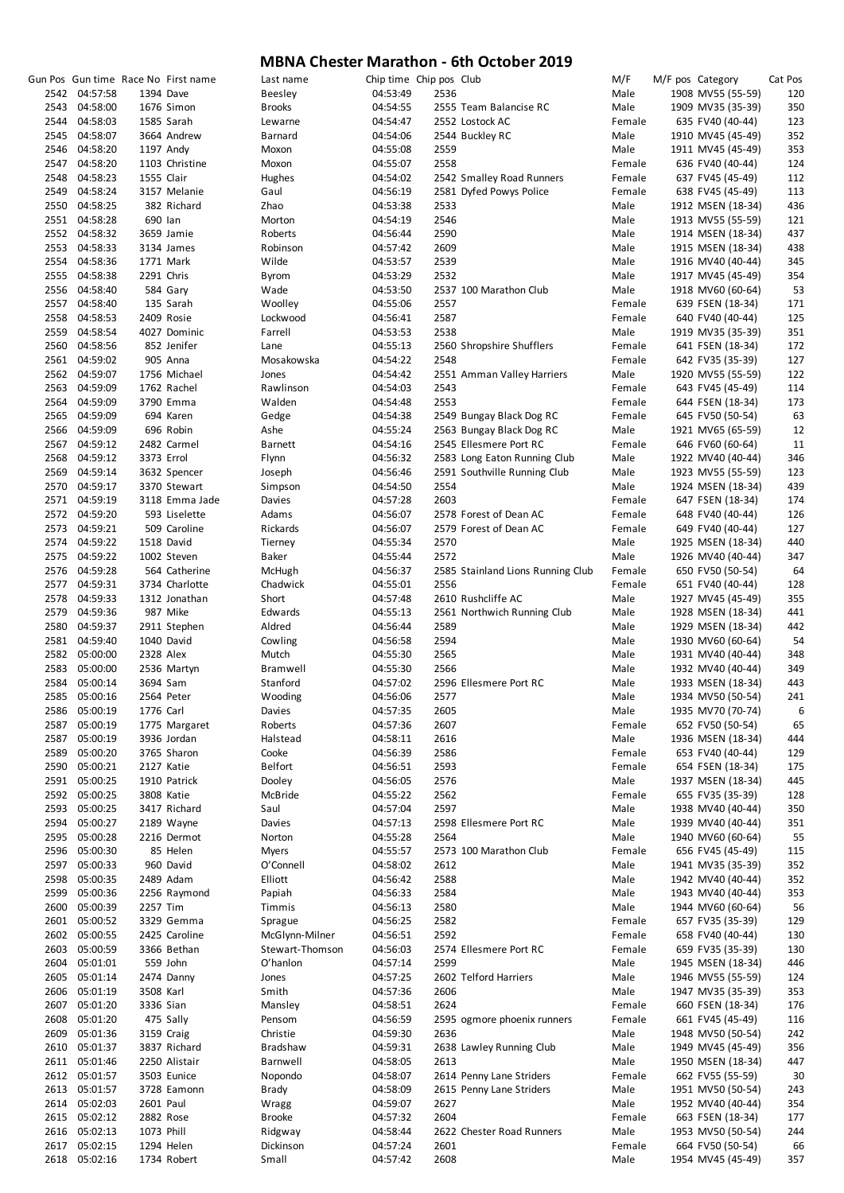# MBNA Chester Marathon - 6th October 2019

| Gun Pos | Gun time | Race No | First name | Last name | Chip time | Chip pos | Club | M/F | M/F pos | Category | Cat Pos |
|---|---|---|---|---|---|---|---|---|---|---|---|
| 2542 | 04:57:58 | 1394 | Dave | Beesley | 04:53:49 | 2536 | | Male | 1908 | MV55 (55-59) | 120 |
| 2543 | 04:58:00 | 1676 | Simon | Brooks | 04:54:55 | 2555 | Team Balancise RC | Male | 1909 | MV35 (35-39) | 350 |
| 2544 | 04:58:03 | 1585 | Sarah | Lewarne | 04:54:47 | 2552 | Lostock AC | Female | 635 | FV40 (40-44) | 123 |
| 2545 | 04:58:07 | 3664 | Andrew | Barnard | 04:54:06 | 2544 | Buckley RC | Male | 1910 | MV45 (45-49) | 352 |
| 2546 | 04:58:20 | 1197 | Andy | Moxon | 04:55:08 | 2559 | | Male | 1911 | MV45 (45-49) | 353 |
| 2547 | 04:58:20 | 1103 | Christine | Moxon | 04:55:07 | 2558 | | Female | 636 | FV40 (40-44) | 124 |
| 2548 | 04:58:23 | 1555 | Clair | Hughes | 04:54:02 | 2542 | Smalley Road Runners | Female | 637 | FV45 (45-49) | 112 |
| 2549 | 04:58:24 | 3157 | Melanie | Gaul | 04:56:19 | 2581 | Dyfed Powys Police | Female | 638 | FV45 (45-49) | 113 |
| 2550 | 04:58:25 | 382 | Richard | Zhao | 04:53:38 | 2533 | | Male | 1912 | MSEN (18-34) | 436 |
| 2551 | 04:58:28 | 690 | Ian | Morton | 04:54:19 | 2546 | | Male | 1913 | MV55 (55-59) | 121 |
| 2552 | 04:58:32 | 3659 | Jamie | Roberts | 04:56:44 | 2590 | | Male | 1914 | MSEN (18-34) | 437 |
| 2553 | 04:58:33 | 3134 | James | Robinson | 04:57:42 | 2609 | | Male | 1915 | MSEN (18-34) | 438 |
| 2554 | 04:58:36 | 1771 | Mark | Wilde | 04:53:57 | 2539 | | Male | 1916 | MV40 (40-44) | 345 |
| 2555 | 04:58:38 | 2291 | Chris | Byrom | 04:53:29 | 2532 | | Male | 1917 | MV45 (45-49) | 354 |
| 2556 | 04:58:40 | 584 | Gary | Wade | 04:53:50 | 2537 | 100 Marathon Club | Male | 1918 | MV60 (60-64) | 53 |
| 2557 | 04:58:40 | 135 | Sarah | Woolley | 04:55:06 | 2557 | | Female | 639 | FSEN (18-34) | 171 |
| 2558 | 04:58:53 | 2409 | Rosie | Lockwood | 04:56:41 | 2587 | | Female | 640 | FV40 (40-44) | 125 |
| 2559 | 04:58:54 | 4027 | Dominic | Farrell | 04:53:53 | 2538 | | Male | 1919 | MV35 (35-39) | 351 |
| 2560 | 04:58:56 | 852 | Jenifer | Lane | 04:55:13 | 2560 | Shropshire Shufflers | Female | 641 | FSEN (18-34) | 172 |
| 2561 | 04:59:02 | 905 | Anna | Mosakowska | 04:54:22 | 2548 | | Female | 642 | FV35 (35-39) | 127 |
| 2562 | 04:59:07 | 1756 | Michael | Jones | 04:54:42 | 2551 | Amman Valley Harriers | Male | 1920 | MV55 (55-59) | 122 |
| 2563 | 04:59:09 | 1762 | Rachel | Rawlinson | 04:54:03 | 2543 | | Female | 643 | FV45 (45-49) | 114 |
| 2564 | 04:59:09 | 3790 | Emma | Walden | 04:54:48 | 2553 | | Female | 644 | FSEN (18-34) | 173 |
| 2565 | 04:59:09 | 694 | Karen | Gedge | 04:54:38 | 2549 | Bungay Black Dog RC | Female | 645 | FV50 (50-54) | 63 |
| 2566 | 04:59:09 | 696 | Robin | Ashe | 04:55:24 | 2563 | Bungay Black Dog RC | Male | 1921 | MV65 (65-59) | 12 |
| 2567 | 04:59:12 | 2482 | Carmel | Barnett | 04:54:16 | 2545 | Ellesmere Port RC | Female | 646 | FV60 (60-64) | 11 |
| 2568 | 04:59:12 | 3373 | Errol | Flynn | 04:56:32 | 2583 | Long Eaton Running Club | Male | 1922 | MV40 (40-44) | 346 |
| 2569 | 04:59:14 | 3632 | Spencer | Joseph | 04:56:46 | 2591 | Southville Running Club | Male | 1923 | MV55 (55-59) | 123 |
| 2570 | 04:59:17 | 3370 | Stewart | Simpson | 04:54:50 | 2554 | | Male | 1924 | MSEN (18-34) | 439 |
| 2571 | 04:59:19 | 3118 | Emma Jade | Davies | 04:57:28 | 2603 | | Female | 647 | FSEN (18-34) | 174 |
| 2572 | 04:59:20 | 593 | Liselette | Adams | 04:56:07 | 2578 | Forest of Dean AC | Female | 648 | FV40 (40-44) | 126 |
| 2573 | 04:59:21 | 509 | Caroline | Rickards | 04:56:07 | 2579 | Forest of Dean AC | Female | 649 | FV40 (40-44) | 127 |
| 2574 | 04:59:22 | 1518 | David | Tierney | 04:55:34 | 2570 | | Male | 1925 | MSEN (18-34) | 440 |
| 2575 | 04:59:22 | 1002 | Steven | Baker | 04:55:44 | 2572 | | Male | 1926 | MV40 (40-44) | 347 |
| 2576 | 04:59:28 | 564 | Catherine | McHugh | 04:56:37 | 2585 | Stainland Lions Running Club | Female | 650 | FV50 (50-54) | 64 |
| 2577 | 04:59:31 | 3734 | Charlotte | Chadwick | 04:55:01 | 2556 | | Female | 651 | FV40 (40-44) | 128 |
| 2578 | 04:59:33 | 1312 | Jonathan | Short | 04:57:48 | 2610 | Rushcliffe AC | Male | 1927 | MV45 (45-49) | 355 |
| 2579 | 04:59:36 | 987 | Mike | Edwards | 04:55:13 | 2561 | Northwich Running Club | Male | 1928 | MSEN (18-34) | 441 |
| 2580 | 04:59:37 | 2911 | Stephen | Aldred | 04:56:44 | 2589 | | Male | 1929 | MSEN (18-34) | 442 |
| 2581 | 04:59:40 | 1040 | David | Cowling | 04:56:58 | 2594 | | Male | 1930 | MV60 (60-64) | 54 |
| 2582 | 05:00:00 | 2328 | Alex | Mutch | 04:55:30 | 2565 | | Male | 1931 | MV40 (40-44) | 348 |
| 2583 | 05:00:00 | 2536 | Martyn | Bramwell | 04:55:30 | 2566 | | Male | 1932 | MV40 (40-44) | 349 |
| 2584 | 05:00:14 | 3694 | Sam | Stanford | 04:57:02 | 2596 | Ellesmere Port RC | Male | 1933 | MSEN (18-34) | 443 |
| 2585 | 05:00:16 | 2564 | Peter | Wooding | 04:56:06 | 2577 | | Male | 1934 | MV50 (50-54) | 241 |
| 2586 | 05:00:19 | 1776 | Carl | Davies | 04:57:35 | 2605 | | Male | 1935 | MV70 (70-74) | 6 |
| 2587 | 05:00:19 | 1775 | Margaret | Roberts | 04:57:36 | 2607 | | Female | 652 | FV50 (50-54) | 65 |
| 2587 | 05:00:19 | 3936 | Jordan | Halstead | 04:58:11 | 2616 | | Male | 1936 | MSEN (18-34) | 444 |
| 2589 | 05:00:20 | 3765 | Sharon | Cooke | 04:56:39 | 2586 | | Female | 653 | FV40 (40-44) | 129 |
| 2590 | 05:00:21 | 2127 | Katie | Belfort | 04:56:51 | 2593 | | Female | 654 | FSEN (18-34) | 175 |
| 2591 | 05:00:25 | 1910 | Patrick | Dooley | 04:56:05 | 2576 | | Male | 1937 | MSEN (18-34) | 445 |
| 2592 | 05:00:25 | 3808 | Katie | McBride | 04:55:22 | 2562 | | Female | 655 | FV35 (35-39) | 128 |
| 2593 | 05:00:25 | 3417 | Richard | Saul | 04:57:04 | 2597 | | Male | 1938 | MV40 (40-44) | 350 |
| 2594 | 05:00:27 | 2189 | Wayne | Davies | 04:57:13 | 2598 | Ellesmere Port RC | Male | 1939 | MV40 (40-44) | 351 |
| 2595 | 05:00:28 | 2216 | Dermot | Norton | 04:55:28 | 2564 | | Male | 1940 | MV60 (60-64) | 55 |
| 2596 | 05:00:30 | 85 | Helen | Myers | 04:55:57 | 2573 | 100 Marathon Club | Female | 656 | FV45 (45-49) | 115 |
| 2597 | 05:00:33 | 960 | David | O'Connell | 04:58:02 | 2612 | | Male | 1941 | MV35 (35-39) | 352 |
| 2598 | 05:00:35 | 2489 | Adam | Elliott | 04:56:42 | 2588 | | Male | 1942 | MV40 (40-44) | 352 |
| 2599 | 05:00:36 | 2256 | Raymond | Papiah | 04:56:33 | 2584 | | Male | 1943 | MV40 (40-44) | 353 |
| 2600 | 05:00:39 | 2257 | Tim | Timmis | 04:56:13 | 2580 | | Male | 1944 | MV60 (60-64) | 56 |
| 2601 | 05:00:52 | 3329 | Gemma | Sprague | 04:56:25 | 2582 | | Female | 657 | FV35 (35-39) | 129 |
| 2602 | 05:00:55 | 2425 | Caroline | McGlynn-Milner | 04:56:51 | 2592 | | Female | 658 | FV40 (40-44) | 130 |
| 2603 | 05:00:59 | 3366 | Bethan | Stewart-Thomson | 04:56:03 | 2574 | Ellesmere Port RC | Female | 659 | FV35 (35-39) | 130 |
| 2604 | 05:01:01 | 559 | John | O'hanlon | 04:57:14 | 2599 | | Male | 1945 | MSEN (18-34) | 446 |
| 2605 | 05:01:14 | 2474 | Danny | Jones | 04:57:25 | 2602 | Telford Harriers | Male | 1946 | MV55 (55-59) | 124 |
| 2606 | 05:01:19 | 3508 | Karl | Smith | 04:57:36 | 2606 | | Male | 1947 | MV35 (35-39) | 353 |
| 2607 | 05:01:20 | 3336 | Sian | Mansley | 04:58:51 | 2624 | | Female | 660 | FSEN (18-34) | 176 |
| 2608 | 05:01:20 | 475 | Sally | Pensom | 04:56:59 | 2595 | ogmore phoenix runners | Female | 661 | FV45 (45-49) | 116 |
| 2609 | 05:01:36 | 3159 | Craig | Christie | 04:59:30 | 2636 | | Male | 1948 | MV50 (50-54) | 242 |
| 2610 | 05:01:37 | 3837 | Richard | Bradshaw | 04:59:31 | 2638 | Lawley Running Club | Male | 1949 | MV45 (45-49) | 356 |
| 2611 | 05:01:46 | 2250 | Alistair | Barnwell | 04:58:05 | 2613 | | Male | 1950 | MSEN (18-34) | 447 |
| 2612 | 05:01:57 | 3503 | Eunice | Nopondo | 04:58:07 | 2614 | Penny Lane Striders | Female | 662 | FV55 (55-59) | 30 |
| 2613 | 05:01:57 | 3728 | Eamonn | Brady | 04:58:09 | 2615 | Penny Lane Striders | Male | 1951 | MV50 (50-54) | 243 |
| 2614 | 05:02:03 | 2601 | Paul | Wragg | 04:59:07 | 2627 | | Male | 1952 | MV40 (40-44) | 354 |
| 2615 | 05:02:12 | 2882 | Rose | Brooke | 04:57:32 | 2604 | | Female | 663 | FSEN (18-34) | 177 |
| 2616 | 05:02:13 | 1073 | Phill | Ridgway | 04:58:44 | 2622 | Chester Road Runners | Male | 1953 | MV50 (50-54) | 244 |
| 2617 | 05:02:15 | 1294 | Helen | Dickinson | 04:57:24 | 2601 | | Female | 664 | FV50 (50-54) | 66 |
| 2618 | 05:02:16 | 1734 | Robert | Small | 04:57:42 | 2608 | | Male | 1954 | MV45 (45-49) | 357 |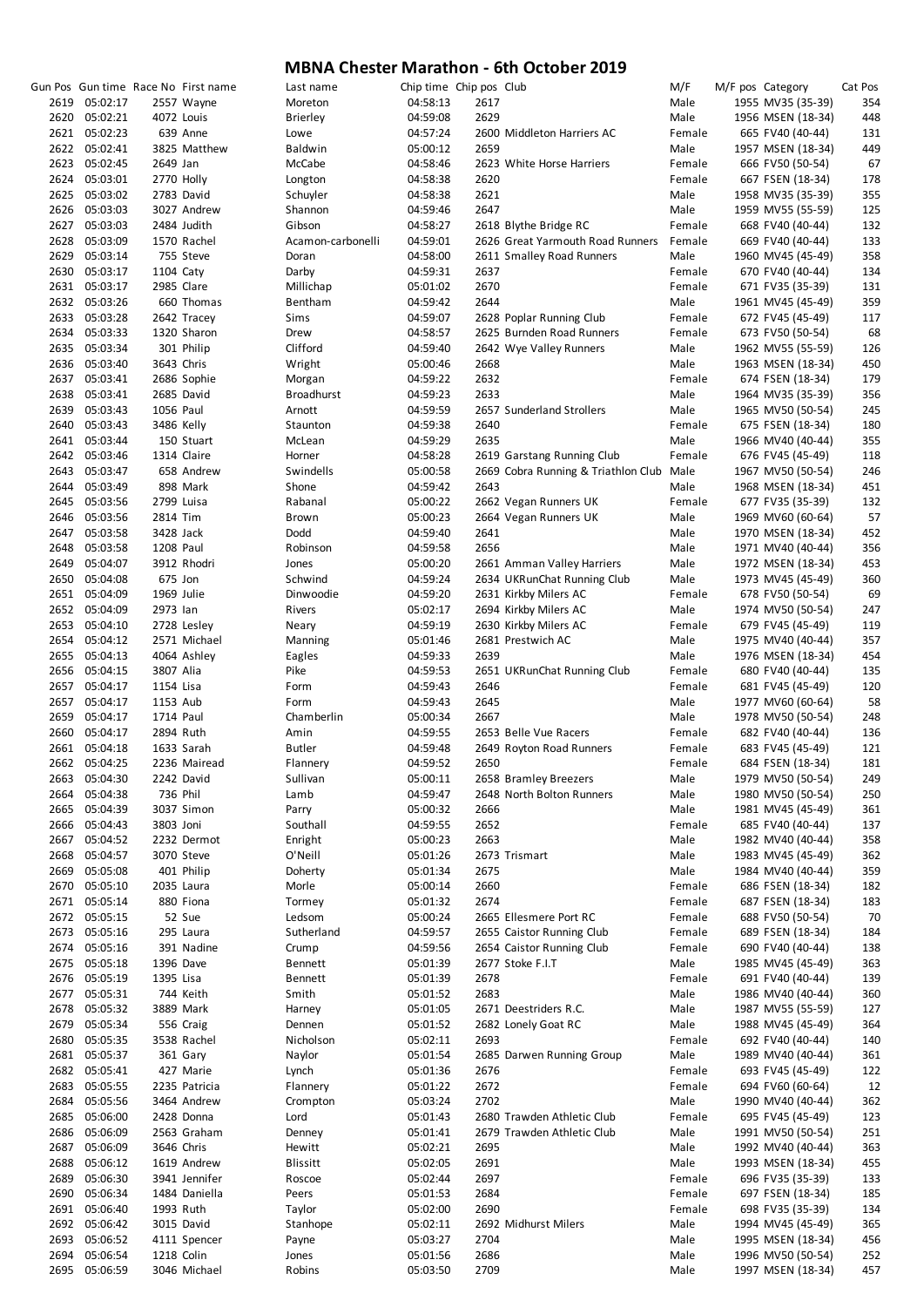# MBNA Chester Marathon - 6th October 2019

| Gun Pos | Gun time | Race No | First name | Last name | Chip time | Chip pos | Club | M/F | M/F pos | Category | Cat Pos |
|---|---|---|---|---|---|---|---|---|---|---|---|
| 2619 | 05:02:17 | 2557 | Wayne | Moreton | 04:58:13 | 2617 | | Male | 1955 | MV35 (35-39) | 354 |
| 2620 | 05:02:21 | 4072 | Louis | Brierley | 04:59:08 | 2629 | | Male | 1956 | MSEN (18-34) | 448 |
| 2621 | 05:02:23 | 639 | Anne | Lowe | 04:57:24 | 2600 | Middleton Harriers AC | Female | 665 | FV40 (40-44) | 131 |
| 2622 | 05:02:41 | 3825 | Matthew | Baldwin | 05:00:12 | 2659 | | Male | 1957 | MSEN (18-34) | 449 |
| 2623 | 05:02:45 | 2649 | Jan | McCabe | 04:58:46 | 2623 | White Horse Harriers | Female | 666 | FV50 (50-54) | 67 |
| 2624 | 05:03:01 | 2770 | Holly | Longton | 04:58:38 | 2620 | | Female | 667 | FSEN (18-34) | 178 |
| 2625 | 05:03:02 | 2783 | David | Schuyler | 04:58:38 | 2621 | | Male | 1958 | MV35 (35-39) | 355 |
| 2626 | 05:03:03 | 3027 | Andrew | Shannon | 04:59:46 | 2647 | | Male | 1959 | MV55 (55-59) | 125 |
| 2627 | 05:03:03 | 2484 | Judith | Gibson | 04:58:27 | 2618 | Blythe Bridge RC | Female | 668 | FV40 (40-44) | 132 |
| 2628 | 05:03:09 | 1570 | Rachel | Acamon-carbonelli | 04:59:01 | 2626 | Great Yarmouth Road Runners | Female | 669 | FV40 (40-44) | 133 |
| 2629 | 05:03:14 | 755 | Steve | Doran | 04:58:00 | 2611 | Smalley Road Runners | Male | 1960 | MV45 (45-49) | 358 |
| 2630 | 05:03:17 | 1104 | Caty | Darby | 04:59:31 | 2637 | | Female | 670 | FV40 (40-44) | 134 |
| 2631 | 05:03:17 | 2985 | Clare | Millichap | 05:01:02 | 2670 | | Female | 671 | FV35 (35-39) | 131 |
| 2632 | 05:03:26 | 660 | Thomas | Bentham | 04:59:42 | 2644 | | Male | 1961 | MV45 (45-49) | 359 |
| 2633 | 05:03:28 | 2642 | Tracey | Sims | 04:59:07 | 2628 | Poplar Running Club | Female | 672 | FV45 (45-49) | 117 |
| 2634 | 05:03:33 | 1320 | Sharon | Drew | 04:58:57 | 2625 | Burnden Road Runners | Female | 673 | FV50 (50-54) | 68 |
| 2635 | 05:03:34 | 301 | Philip | Clifford | 04:59:40 | 2642 | Wye Valley Runners | Male | 1962 | MV55 (55-59) | 126 |
| 2636 | 05:03:40 | 3643 | Chris | Wright | 05:00:46 | 2668 | | Male | 1963 | MSEN (18-34) | 450 |
| 2637 | 05:03:41 | 2686 | Sophie | Morgan | 04:59:22 | 2632 | | Female | 674 | FSEN (18-34) | 179 |
| 2638 | 05:03:41 | 2685 | David | Broadhurst | 04:59:23 | 2633 | | Male | 1964 | MV35 (35-39) | 356 |
| 2639 | 05:03:43 | 1056 | Paul | Arnott | 04:59:59 | 2657 | Sunderland Strollers | Male | 1965 | MV50 (50-54) | 245 |
| 2640 | 05:03:43 | 3486 | Kelly | Staunton | 04:59:38 | 2640 | | Female | 675 | FSEN (18-34) | 180 |
| 2641 | 05:03:44 | 150 | Stuart | McLean | 04:59:29 | 2635 | | Male | 1966 | MV40 (40-44) | 355 |
| 2642 | 05:03:46 | 1314 | Claire | Horner | 04:58:28 | 2619 | Garstang Running Club | Female | 676 | FV45 (45-49) | 118 |
| 2643 | 05:03:47 | 658 | Andrew | Swindells | 05:00:58 | 2669 | Cobra Running & Triathlon Club | Male | 1967 | MV50 (50-54) | 246 |
| 2644 | 05:03:49 | 898 | Mark | Shone | 04:59:42 | 2643 | | Male | 1968 | MSEN (18-34) | 451 |
| 2645 | 05:03:56 | 2799 | Luisa | Rabanal | 05:00:22 | 2662 | Vegan Runners UK | Female | 677 | FV35 (35-39) | 132 |
| 2646 | 05:03:56 | 2814 | Tim | Brown | 05:00:23 | 2664 | Vegan Runners UK | Male | 1969 | MV60 (60-64) | 57 |
| 2647 | 05:03:58 | 3428 | Jack | Dodd | 04:59:40 | 2641 | | Male | 1970 | MSEN (18-34) | 452 |
| 2648 | 05:03:58 | 1208 | Paul | Robinson | 04:59:58 | 2656 | | Male | 1971 | MV40 (40-44) | 356 |
| 2649 | 05:04:07 | 3912 | Rhodri | Jones | 05:00:20 | 2661 | Amman Valley Harriers | Male | 1972 | MSEN (18-34) | 453 |
| 2650 | 05:04:08 | 675 | Jon | Schwind | 04:59:24 | 2634 | UKRunChat Running Club | Male | 1973 | MV45 (45-49) | 360 |
| 2651 | 05:04:09 | 1969 | Julie | Dinwoodie | 04:59:20 | 2631 | Kirkby Milers AC | Female | 678 | FV50 (50-54) | 69 |
| 2652 | 05:04:09 | 2973 | Ian | Rivers | 05:02:17 | 2694 | Kirkby Milers AC | Male | 1974 | MV50 (50-54) | 247 |
| 2653 | 05:04:10 | 2728 | Lesley | Neary | 04:59:19 | 2630 | Kirkby Milers AC | Female | 679 | FV45 (45-49) | 119 |
| 2654 | 05:04:12 | 2571 | Michael | Manning | 05:01:46 | 2681 | Prestwich AC | Male | 1975 | MV40 (40-44) | 357 |
| 2655 | 05:04:13 | 4064 | Ashley | Eagles | 04:59:33 | 2639 | | Male | 1976 | MSEN (18-34) | 454 |
| 2656 | 05:04:15 | 3807 | Alia | Pike | 04:59:53 | 2651 | UKRunChat Running Club | Female | 680 | FV40 (40-44) | 135 |
| 2657 | 05:04:17 | 1154 | Lisa | Form | 04:59:43 | 2646 | | Female | 681 | FV45 (45-49) | 120 |
| 2657 | 05:04:17 | 1153 | Aub | Form | 04:59:43 | 2645 | | Male | 1977 | MV60 (60-64) | 58 |
| 2659 | 05:04:17 | 1714 | Paul | Chamberlin | 05:00:34 | 2667 | | Male | 1978 | MV50 (50-54) | 248 |
| 2660 | 05:04:17 | 2894 | Ruth | Amin | 04:59:55 | 2653 | Belle Vue Racers | Female | 682 | FV40 (40-44) | 136 |
| 2661 | 05:04:18 | 1633 | Sarah | Butler | 04:59:48 | 2649 | Royton Road Runners | Female | 683 | FV45 (45-49) | 121 |
| 2662 | 05:04:25 | 2236 | Mairead | Flannery | 04:59:52 | 2650 | | Female | 684 | FSEN (18-34) | 181 |
| 2663 | 05:04:30 | 2242 | David | Sullivan | 05:00:11 | 2658 | Bramley Breezers | Male | 1979 | MV50 (50-54) | 249 |
| 2664 | 05:04:38 | 736 | Phil | Lamb | 04:59:47 | 2648 | North Bolton Runners | Male | 1980 | MV50 (50-54) | 250 |
| 2665 | 05:04:39 | 3037 | Simon | Parry | 05:00:32 | 2666 | | Male | 1981 | MV45 (45-49) | 361 |
| 2666 | 05:04:43 | 3803 | Joni | Southall | 04:59:55 | 2652 | | Female | 685 | FV40 (40-44) | 137 |
| 2667 | 05:04:52 | 2232 | Dermot | Enright | 05:00:23 | 2663 | | Male | 1982 | MV40 (40-44) | 358 |
| 2668 | 05:04:57 | 3070 | Steve | O'Neill | 05:01:26 | 2673 | Trismart | Male | 1983 | MV45 (45-49) | 362 |
| 2669 | 05:05:08 | 401 | Philip | Doherty | 05:01:34 | 2675 | | Male | 1984 | MV40 (40-44) | 359 |
| 2670 | 05:05:10 | 2035 | Laura | Morle | 05:00:14 | 2660 | | Female | 686 | FSEN (18-34) | 182 |
| 2671 | 05:05:14 | 880 | Fiona | Tormey | 05:01:32 | 2674 | | Female | 687 | FSEN (18-34) | 183 |
| 2672 | 05:05:15 | 52 | Sue | Ledsom | 05:00:24 | 2665 | Ellesmere Port RC | Female | 688 | FV50 (50-54) | 70 |
| 2673 | 05:05:16 | 295 | Laura | Sutherland | 04:59:57 | 2655 | Caistor Running Club | Female | 689 | FSEN (18-34) | 184 |
| 2674 | 05:05:16 | 391 | Nadine | Crump | 04:59:56 | 2654 | Caistor Running Club | Female | 690 | FV40 (40-44) | 138 |
| 2675 | 05:05:18 | 1396 | Dave | Bennett | 05:01:39 | 2677 | Stoke F.I.T | Male | 1985 | MV45 (45-49) | 363 |
| 2676 | 05:05:19 | 1395 | Lisa | Bennett | 05:01:39 | 2678 | | Female | 691 | FV40 (40-44) | 139 |
| 2677 | 05:05:31 | 744 | Keith | Smith | 05:01:52 | 2683 | | Male | 1986 | MV40 (40-44) | 360 |
| 2678 | 05:05:32 | 3889 | Mark | Harney | 05:01:05 | 2671 | Deestriders R.C. | Male | 1987 | MV55 (55-59) | 127 |
| 2679 | 05:05:34 | 556 | Craig | Dennen | 05:01:52 | 2682 | Lonely Goat RC | Male | 1988 | MV45 (45-49) | 364 |
| 2680 | 05:05:35 | 3538 | Rachel | Nicholson | 05:02:11 | 2693 | | Female | 692 | FV40 (40-44) | 140 |
| 2681 | 05:05:37 | 361 | Gary | Naylor | 05:01:54 | 2685 | Darwen Running Group | Male | 1989 | MV40 (40-44) | 361 |
| 2682 | 05:05:41 | 427 | Marie | Lynch | 05:01:36 | 2676 | | Female | 693 | FV45 (45-49) | 122 |
| 2683 | 05:05:55 | 2235 | Patricia | Flannery | 05:01:22 | 2672 | | Female | 694 | FV60 (60-64) | 12 |
| 2684 | 05:05:56 | 3464 | Andrew | Crompton | 05:03:24 | 2702 | | Male | 1990 | MV40 (40-44) | 362 |
| 2685 | 05:06:00 | 2428 | Donna | Lord | 05:01:43 | 2680 | Trawden Athletic Club | Female | 695 | FV45 (45-49) | 123 |
| 2686 | 05:06:09 | 2563 | Graham | Denney | 05:01:41 | 2679 | Trawden Athletic Club | Male | 1991 | MV50 (50-54) | 251 |
| 2687 | 05:06:09 | 3646 | Chris | Hewitt | 05:02:21 | 2695 | | Male | 1992 | MV40 (40-44) | 363 |
| 2688 | 05:06:12 | 1619 | Andrew | Blissitt | 05:02:05 | 2691 | | Male | 1993 | MSEN (18-34) | 455 |
| 2689 | 05:06:30 | 3941 | Jennifer | Roscoe | 05:02:44 | 2697 | | Female | 696 | FV35 (35-39) | 133 |
| 2690 | 05:06:34 | 1484 | Daniella | Peers | 05:01:53 | 2684 | | Female | 697 | FSEN (18-34) | 185 |
| 2691 | 05:06:40 | 1993 | Ruth | Taylor | 05:02:00 | 2690 | | Female | 698 | FV35 (35-39) | 134 |
| 2692 | 05:06:42 | 3015 | David | Stanhope | 05:02:11 | 2692 | Midhurst Milers | Male | 1994 | MV45 (45-49) | 365 |
| 2693 | 05:06:52 | 4111 | Spencer | Payne | 05:03:27 | 2704 | | Male | 1995 | MSEN (18-34) | 456 |
| 2694 | 05:06:54 | 1218 | Colin | Jones | 05:01:56 | 2686 | | Male | 1996 | MV50 (50-54) | 252 |
| 2695 | 05:06:59 | 3046 | Michael | Robins | 05:03:50 | 2709 | | Male | 1997 | MSEN (18-34) | 457 |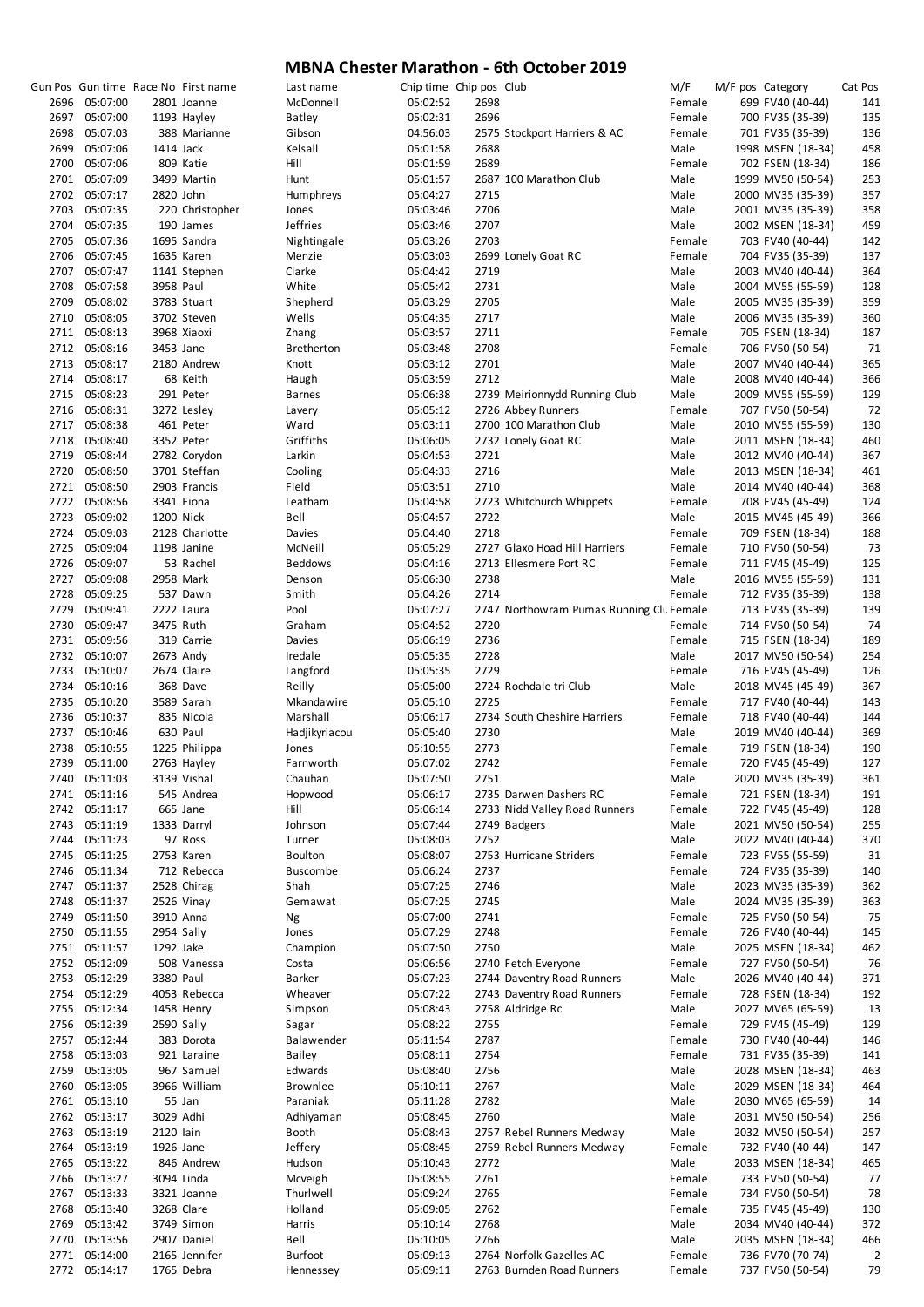# MBNA Chester Marathon - 6th October 2019

| Gun Pos | Gun time | Race No | First name | Last name | Chip time | Chip pos | Club | M/F | M/F pos | Category | Cat Pos |
|---|---|---|---|---|---|---|---|---|---|---|---|
| 2696 | 05:07:00 | 2801 | Joanne | McDonnell | 05:02:52 | 2698 | | Female | 699 | FV40 (40-44) | 141 |
| 2697 | 05:07:00 | 1193 | Hayley | Batley | 05:02:31 | 2696 | | Female | 700 | FV35 (35-39) | 135 |
| 2698 | 05:07:03 | 388 | Marianne | Gibson | 04:56:03 | 2575 | Stockport Harriers & AC | Female | 701 | FV35 (35-39) | 136 |
| 2699 | 05:07:06 | 1414 | Jack | Kelsall | 05:01:58 | 2688 | | Male | 1998 | MSEN (18-34) | 458 |
| 2700 | 05:07:06 | 809 | Katie | Hill | 05:01:59 | 2689 | | Female | 702 | FSEN (18-34) | 186 |
| 2701 | 05:07:09 | 3499 | Martin | Hunt | 05:01:57 | 2687 | 100 Marathon Club | Male | 1999 | MV50 (50-54) | 253 |
| 2702 | 05:07:17 | 2820 | John | Humphreys | 05:04:27 | 2715 | | Male | 2000 | MV35 (35-39) | 357 |
| 2703 | 05:07:35 | 220 | Christopher | Jones | 05:03:46 | 2706 | | Male | 2001 | MV35 (35-39) | 358 |
| 2704 | 05:07:35 | 190 | James | Jeffries | 05:03:46 | 2707 | | Male | 2002 | MSEN (18-34) | 459 |
| 2705 | 05:07:36 | 1695 | Sandra | Nightingale | 05:03:26 | 2703 | | Female | 703 | FV40 (40-44) | 142 |
| 2706 | 05:07:45 | 1635 | Karen | Menzie | 05:03:03 | 2699 | Lonely Goat RC | Female | 704 | FV35 (35-39) | 137 |
| 2707 | 05:07:47 | 1141 | Stephen | Clarke | 05:04:42 | 2719 | | Male | 2003 | MV40 (40-44) | 364 |
| 2708 | 05:07:58 | 3958 | Paul | White | 05:05:42 | 2731 | | Male | 2004 | MV55 (55-59) | 128 |
| 2709 | 05:08:02 | 3783 | Stuart | Shepherd | 05:03:29 | 2705 | | Male | 2005 | MV35 (35-39) | 359 |
| 2710 | 05:08:05 | 3702 | Steven | Wells | 05:04:35 | 2717 | | Male | 2006 | MV35 (35-39) | 360 |
| 2711 | 05:08:13 | 3968 | Xiaoxi | Zhang | 05:03:57 | 2711 | | Female | 705 | FSEN (18-34) | 187 |
| 2712 | 05:08:16 | 3453 | Jane | Bretherton | 05:03:48 | 2708 | | Female | 706 | FV50 (50-54) | 71 |
| 2713 | 05:08:17 | 2180 | Andrew | Knott | 05:03:12 | 2701 | | Male | 2007 | MV40 (40-44) | 365 |
| 2714 | 05:08:17 | 68 | Keith | Haugh | 05:03:59 | 2712 | | Male | 2008 | MV40 (40-44) | 366 |
| 2715 | 05:08:23 | 291 | Peter | Barnes | 05:06:38 | 2739 | Meirionnydd Running Club | Male | 2009 | MV55 (55-59) | 129 |
| 2716 | 05:08:31 | 3272 | Lesley | Lavery | 05:05:12 | 2726 | Abbey Runners | Female | 707 | FV50 (50-54) | 72 |
| 2717 | 05:08:38 | 461 | Peter | Ward | 05:03:11 | 2700 | 100 Marathon Club | Male | 2010 | MV55 (55-59) | 130 |
| 2718 | 05:08:40 | 3352 | Peter | Griffiths | 05:06:05 | 2732 | Lonely Goat RC | Male | 2011 | MSEN (18-34) | 460 |
| 2719 | 05:08:44 | 2782 | Corydon | Larkin | 05:04:53 | 2721 | | Male | 2012 | MV40 (40-44) | 367 |
| 2720 | 05:08:50 | 3701 | Steffan | Cooling | 05:04:33 | 2716 | | Male | 2013 | MSEN (18-34) | 461 |
| 2721 | 05:08:50 | 2903 | Francis | Field | 05:03:51 | 2710 | | Male | 2014 | MV40 (40-44) | 368 |
| 2722 | 05:08:56 | 3341 | Fiona | Leatham | 05:04:58 | 2723 | Whitchurch Whippets | Female | 708 | FV45 (45-49) | 124 |
| 2723 | 05:09:02 | 1200 | Nick | Bell | 05:04:57 | 2722 | | Male | 2015 | MV45 (45-49) | 366 |
| 2724 | 05:09:03 | 2128 | Charlotte | Davies | 05:04:40 | 2718 | | Female | 709 | FSEN (18-34) | 188 |
| 2725 | 05:09:04 | 1198 | Janine | McNeill | 05:05:29 | 2727 | Glaxo Hoad Hill Harriers | Female | 710 | FV50 (50-54) | 73 |
| 2726 | 05:09:07 | 53 | Rachel | Beddows | 05:04:16 | 2713 | Ellesmere Port RC | Female | 711 | FV45 (45-49) | 125 |
| 2727 | 05:09:08 | 2958 | Mark | Denson | 05:06:30 | 2738 | | Male | 2016 | MV55 (55-59) | 131 |
| 2728 | 05:09:25 | 537 | Dawn | Smith | 05:04:26 | 2714 | | Female | 712 | FV35 (35-39) | 138 |
| 2729 | 05:09:41 | 2222 | Laura | Pool | 05:07:27 | 2747 | Northowram Pumas Running Clu | Female | 713 | FV35 (35-39) | 139 |
| 2730 | 05:09:47 | 3475 | Ruth | Graham | 05:04:52 | 2720 | | Female | 714 | FV50 (50-54) | 74 |
| 2731 | 05:09:56 | 319 | Carrie | Davies | 05:06:19 | 2736 | | Female | 715 | FSEN (18-34) | 189 |
| 2732 | 05:10:07 | 2673 | Andy | Iredale | 05:05:35 | 2728 | | Male | 2017 | MV50 (50-54) | 254 |
| 2733 | 05:10:07 | 2674 | Claire | Langford | 05:05:35 | 2729 | | Female | 716 | FV45 (45-49) | 126 |
| 2734 | 05:10:16 | 368 | Dave | Reilly | 05:05:00 | 2724 | Rochdale tri Club | Male | 2018 | MV45 (45-49) | 367 |
| 2735 | 05:10:20 | 3589 | Sarah | Mkandawire | 05:05:10 | 2725 | | Female | 717 | FV40 (40-44) | 143 |
| 2736 | 05:10:37 | 835 | Nicola | Marshall | 05:06:17 | 2734 | South Cheshire Harriers | Female | 718 | FV40 (40-44) | 144 |
| 2737 | 05:10:46 | 630 | Paul | Hadjikyriacou | 05:05:40 | 2730 | | Male | 2019 | MV40 (40-44) | 369 |
| 2738 | 05:10:55 | 1225 | Philippa | Jones | 05:10:55 | 2773 | | Female | 719 | FSEN (18-34) | 190 |
| 2739 | 05:11:00 | 2763 | Hayley | Farnworth | 05:07:02 | 2742 | | Female | 720 | FV45 (45-49) | 127 |
| 2740 | 05:11:03 | 3139 | Vishal | Chauhan | 05:07:50 | 2751 | | Male | 2020 | MV35 (35-39) | 361 |
| 2741 | 05:11:16 | 545 | Andrea | Hopwood | 05:06:17 | 2735 | Darwen Dashers RC | Female | 721 | FSEN (18-34) | 191 |
| 2742 | 05:11:17 | 665 | Jane | Hill | 05:06:14 | 2733 | Nidd Valley Road Runners | Female | 722 | FV45 (45-49) | 128 |
| 2743 | 05:11:19 | 1333 | Darryl | Johnson | 05:07:44 | 2749 | Badgers | Male | 2021 | MV50 (50-54) | 255 |
| 2744 | 05:11:23 | 97 | Ross | Turner | 05:08:03 | 2752 | | Male | 2022 | MV40 (40-44) | 370 |
| 2745 | 05:11:25 | 2753 | Karen | Boulton | 05:08:07 | 2753 | Hurricane Striders | Female | 723 | FV55 (55-59) | 31 |
| 2746 | 05:11:34 | 712 | Rebecca | Buscombe | 05:06:24 | 2737 | | Female | 724 | FV35 (35-39) | 140 |
| 2747 | 05:11:37 | 2528 | Chirag | Shah | 05:07:25 | 2746 | | Male | 2023 | MV35 (35-39) | 362 |
| 2748 | 05:11:37 | 2526 | Vinay | Gemawat | 05:07:25 | 2745 | | Male | 2024 | MV35 (35-39) | 363 |
| 2749 | 05:11:50 | 3910 | Anna | Ng | 05:07:00 | 2741 | | Female | 725 | FV50 (50-54) | 75 |
| 2750 | 05:11:55 | 2954 | Sally | Jones | 05:07:29 | 2748 | | Female | 726 | FV40 (40-44) | 145 |
| 2751 | 05:11:57 | 1292 | Jake | Champion | 05:07:50 | 2750 | | Male | 2025 | MSEN (18-34) | 462 |
| 2752 | 05:12:09 | 508 | Vanessa | Costa | 05:06:56 | 2740 | Fetch Everyone | Female | 727 | FV50 (50-54) | 76 |
| 2753 | 05:12:29 | 3380 | Paul | Barker | 05:07:23 | 2744 | Daventry Road Runners | Male | 2026 | MV40 (40-44) | 371 |
| 2754 | 05:12:29 | 4053 | Rebecca | Wheaver | 05:07:22 | 2743 | Daventry Road Runners | Female | 728 | FSEN (18-34) | 192 |
| 2755 | 05:12:34 | 1458 | Henry | Simpson | 05:08:43 | 2758 | Aldridge Rc | Male | 2027 | MV65 (65-59) | 13 |
| 2756 | 05:12:39 | 2590 | Sally | Sagar | 05:08:22 | 2755 | | Female | 729 | FV45 (45-49) | 129 |
| 2757 | 05:12:44 | 383 | Dorota | Balawender | 05:11:54 | 2787 | | Female | 730 | FV40 (40-44) | 146 |
| 2758 | 05:13:03 | 921 | Laraine | Bailey | 05:08:11 | 2754 | | Female | 731 | FV35 (35-39) | 141 |
| 2759 | 05:13:05 | 967 | Samuel | Edwards | 05:08:40 | 2756 | | Male | 2028 | MSEN (18-34) | 463 |
| 2760 | 05:13:05 | 3966 | William | Brownlee | 05:10:11 | 2767 | | Male | 2029 | MSEN (18-34) | 464 |
| 2761 | 05:13:10 | 55 | Jan | Paraniak | 05:11:28 | 2782 | | Male | 2030 | MV65 (65-59) | 14 |
| 2762 | 05:13:17 | 3029 | Adhi | Adhiyaman | 05:08:45 | 2760 | | Male | 2031 | MV50 (50-54) | 256 |
| 2763 | 05:13:19 | 2120 | Iain | Booth | 05:08:43 | 2757 | Rebel Runners Medway | Male | 2032 | MV50 (50-54) | 257 |
| 2764 | 05:13:19 | 1926 | Jane | Jeffery | 05:08:45 | 2759 | Rebel Runners Medway | Female | 732 | FV40 (40-44) | 147 |
| 2765 | 05:13:22 | 846 | Andrew | Hudson | 05:10:43 | 2772 | | Male | 2033 | MSEN (18-34) | 465 |
| 2766 | 05:13:27 | 3094 | Linda | Mcveigh | 05:08:55 | 2761 | | Female | 733 | FV50 (50-54) | 77 |
| 2767 | 05:13:33 | 3321 | Joanne | Thurlwell | 05:09:24 | 2765 | | Female | 734 | FV50 (50-54) | 78 |
| 2768 | 05:13:40 | 3268 | Clare | Holland | 05:09:05 | 2762 | | Female | 735 | FV45 (45-49) | 130 |
| 2769 | 05:13:42 | 3749 | Simon | Harris | 05:10:14 | 2768 | | Male | 2034 | MV40 (40-44) | 372 |
| 2770 | 05:13:56 | 2907 | Daniel | Bell | 05:10:05 | 2766 | | Male | 2035 | MSEN (18-34) | 466 |
| 2771 | 05:14:00 | 2165 | Jennifer | Burfoot | 05:09:13 | 2764 | Norfolk Gazelles AC | Female | 736 | FV70 (70-74) | 2 |
| 2772 | 05:14:17 | 1765 | Debra | Hennessey | 05:09:11 | 2763 | Burnden Road Runners | Female | 737 | FV50 (50-54) | 79 |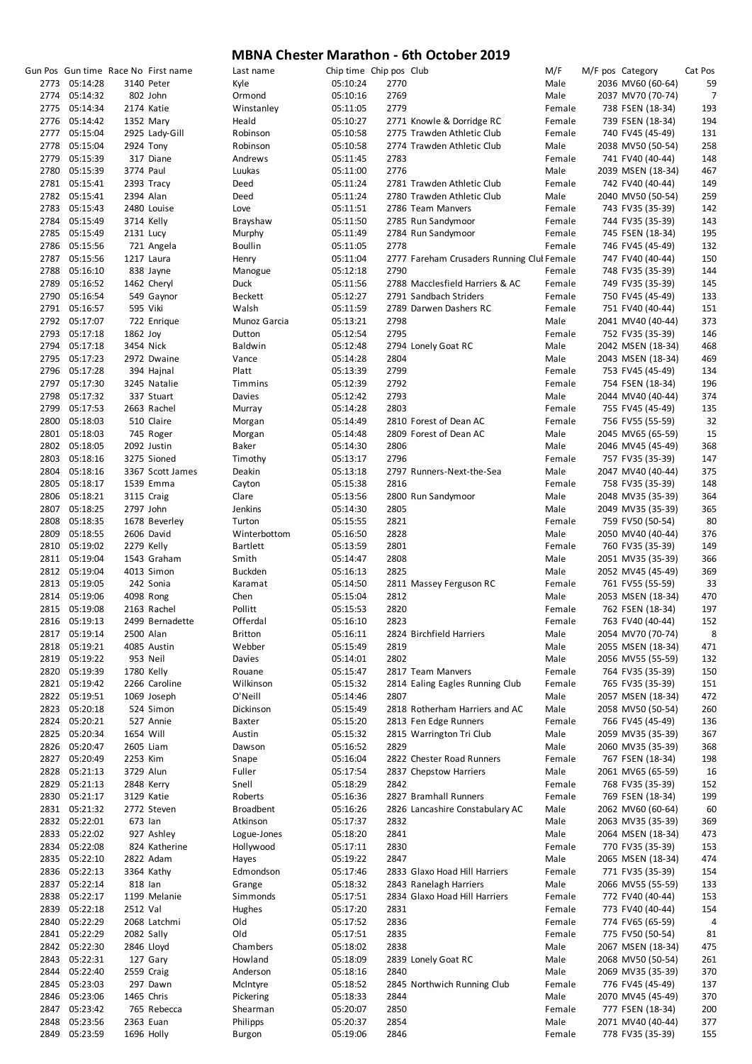# MBNA Chester Marathon - 6th October 2019

| Gun Pos | Gun time | Race No | First name | Last name | Chip time | Chip pos | Club | M/F | M/F pos | Category | Cat Pos |
|---|---|---|---|---|---|---|---|---|---|---|---|
| 2773 | 05:14:28 | 3140 | Peter | Kyle | 05:10:24 | 2770 | | Male | 2036 | MV60 (60-64) | 59 |
| 2774 | 05:14:32 | 802 | John | Ormond | 05:10:16 | 2769 | | Male | 2037 | MV70 (70-74) | 7 |
| 2775 | 05:14:34 | 2174 | Katie | Winstanley | 05:11:05 | 2779 | | Female | 738 | FSEN (18-34) | 193 |
| 2776 | 05:14:42 | 1352 | Mary | Heald | 05:10:27 | 2771 | Knowle & Dorridge RC | Female | 739 | FSEN (18-34) | 194 |
| 2777 | 05:15:04 | 2925 | Lady-Gill | Robinson | 05:10:58 | 2775 | Trawden Athletic Club | Female | 740 | FV45 (45-49) | 131 |
| 2778 | 05:15:04 | 2924 | Tony | Robinson | 05:10:58 | 2774 | Trawden Athletic Club | Male | 2038 | MV50 (50-54) | 258 |
| 2779 | 05:15:39 | 317 | Diane | Andrews | 05:11:45 | 2783 | | Female | 741 | FV40 (40-44) | 148 |
| 2780 | 05:15:39 | 3774 | Paul | Luukas | 05:11:00 | 2776 | | Male | 2039 | MSEN (18-34) | 467 |
| 2781 | 05:15:41 | 2393 | Tracy | Deed | 05:11:24 | 2781 | Trawden Athletic Club | Female | 742 | FV40 (40-44) | 149 |
| 2782 | 05:15:41 | 2394 | Alan | Deed | 05:11:24 | 2780 | Trawden Athletic Club | Male | 2040 | MV50 (50-54) | 259 |
| 2783 | 05:15:43 | 2480 | Louise | Love | 05:11:51 | 2786 | Team Manvers | Female | 743 | FV35 (35-39) | 142 |
| 2784 | 05:15:49 | 3714 | Kelly | Brayshaw | 05:11:50 | 2785 | Run Sandymoor | Female | 744 | FV35 (35-39) | 143 |
| 2785 | 05:15:49 | 2131 | Lucy | Murphy | 05:11:49 | 2784 | Run Sandymoor | Female | 745 | FSEN (18-34) | 195 |
| 2786 | 05:15:56 | 721 | Angela | Boullin | 05:11:05 | 2778 | | Female | 746 | FV45 (45-49) | 132 |
| 2787 | 05:15:56 | 1217 | Laura | Henry | 05:11:04 | 2777 | Fareham Crusaders Running Clul | Female | 747 | FV40 (40-44) | 150 |
| 2788 | 05:16:10 | 838 | Jayne | Manogue | 05:12:18 | 2790 | | Female | 748 | FV35 (35-39) | 144 |
| 2789 | 05:16:52 | 1462 | Cheryl | Duck | 05:11:56 | 2788 | Macclesfield Harriers & AC | Female | 749 | FV35 (35-39) | 145 |
| 2790 | 05:16:54 | 549 | Gaynor | Beckett | 05:12:27 | 2791 | Sandbach Striders | Female | 750 | FV45 (45-49) | 133 |
| 2791 | 05:16:57 | 595 | Viki | Walsh | 05:11:59 | 2789 | Darwen Dashers RC | Female | 751 | FV40 (40-44) | 151 |
| 2792 | 05:17:07 | 722 | Enrique | Munoz Garcia | 05:13:21 | 2798 | | Male | 2041 | MV40 (40-44) | 373 |
| 2793 | 05:17:18 | 1862 | Joy | Dutton | 05:12:54 | 2795 | | Female | 752 | FV35 (35-39) | 146 |
| 2794 | 05:17:18 | 3454 | Nick | Baldwin | 05:12:48 | 2794 | Lonely Goat RC | Male | 2042 | MSEN (18-34) | 468 |
| 2795 | 05:17:23 | 2972 | Dwaine | Vance | 05:14:28 | 2804 | | Male | 2043 | MSEN (18-34) | 469 |
| 2796 | 05:17:28 | 394 | Hajnal | Platt | 05:13:39 | 2799 | | Female | 753 | FV45 (45-49) | 134 |
| 2797 | 05:17:30 | 3245 | Natalie | Timmins | 05:12:39 | 2792 | | Female | 754 | FSEN (18-34) | 196 |
| 2798 | 05:17:32 | 337 | Stuart | Davies | 05:12:42 | 2793 | | Male | 2044 | MV40 (40-44) | 374 |
| 2799 | 05:17:53 | 2663 | Rachel | Murray | 05:14:28 | 2803 | | Female | 755 | FV45 (45-49) | 135 |
| 2800 | 05:18:03 | 510 | Claire | Morgan | 05:14:49 | 2810 | Forest of Dean AC | Female | 756 | FV55 (55-59) | 32 |
| 2801 | 05:18:03 | 745 | Roger | Morgan | 05:14:48 | 2809 | Forest of Dean AC | Male | 2045 | MV65 (65-59) | 15 |
| 2802 | 05:18:05 | 2092 | Justin | Baker | 05:14:30 | 2806 | | Male | 2046 | MV45 (45-49) | 368 |
| 2803 | 05:18:16 | 3275 | Sioned | Timothy | 05:13:17 | 2796 | | Female | 757 | FV35 (35-39) | 147 |
| 2804 | 05:18:16 | 3367 | Scott James | Deakin | 05:13:18 | 2797 | Runners-Next-the-Sea | Male | 2047 | MV40 (40-44) | 375 |
| 2805 | 05:18:17 | 1539 | Emma | Cayton | 05:15:38 | 2816 | | Female | 758 | FV35 (35-39) | 148 |
| 2806 | 05:18:21 | 3115 | Craig | Clare | 05:13:56 | 2800 | Run Sandymoor | Male | 2048 | MV35 (35-39) | 364 |
| 2807 | 05:18:25 | 2797 | John | Jenkins | 05:14:30 | 2805 | | Male | 2049 | MV35 (35-39) | 365 |
| 2808 | 05:18:35 | 1678 | Beverley | Turton | 05:15:55 | 2821 | | Female | 759 | FV50 (50-54) | 80 |
| 2809 | 05:18:55 | 2606 | David | Winterbottom | 05:16:50 | 2828 | | Male | 2050 | MV40 (40-44) | 376 |
| 2810 | 05:19:02 | 2279 | Kelly | Bartlett | 05:13:59 | 2801 | | Female | 760 | FV35 (35-39) | 149 |
| 2811 | 05:19:04 | 1543 | Graham | Smith | 05:14:47 | 2808 | | Male | 2051 | MV35 (35-39) | 366 |
| 2812 | 05:19:04 | 4013 | Simon | Buckden | 05:16:13 | 2825 | | Male | 2052 | MV45 (45-49) | 369 |
| 2813 | 05:19:05 | 242 | Sonia | Karamat | 05:14:50 | 2811 | Massey Ferguson RC | Female | 761 | FV55 (55-59) | 33 |
| 2814 | 05:19:06 | 4098 | Rong | Chen | 05:15:04 | 2812 | | Male | 2053 | MSEN (18-34) | 470 |
| 2815 | 05:19:08 | 2163 | Rachel | Pollitt | 05:15:53 | 2820 | | Female | 762 | FSEN (18-34) | 197 |
| 2816 | 05:19:13 | 2499 | Bernadette | Offerdal | 05:16:10 | 2823 | | Female | 763 | FV40 (40-44) | 152 |
| 2817 | 05:19:14 | 2500 | Alan | Britton | 05:16:11 | 2824 | Birchfield Harriers | Male | 2054 | MV70 (70-74) | 8 |
| 2818 | 05:19:21 | 4085 | Austin | Webber | 05:15:49 | 2819 | | Male | 2055 | MSEN (18-34) | 471 |
| 2819 | 05:19:22 | 953 | Neil | Davies | 05:14:01 | 2802 | | Male | 2056 | MV55 (55-59) | 132 |
| 2820 | 05:19:39 | 1780 | Kelly | Rouane | 05:15:47 | 2817 | Team Manvers | Female | 764 | FV35 (35-39) | 150 |
| 2821 | 05:19:42 | 2266 | Caroline | Wilkinson | 05:15:32 | 2814 | Ealing Eagles Running Club | Female | 765 | FV35 (35-39) | 151 |
| 2822 | 05:19:51 | 1069 | Joseph | O'Neill | 05:14:46 | 2807 | | Male | 2057 | MSEN (18-34) | 472 |
| 2823 | 05:20:18 | 524 | Simon | Dickinson | 05:15:49 | 2818 | Rotherham Harriers and AC | Male | 2058 | MV50 (50-54) | 260 |
| 2824 | 05:20:21 | 527 | Annie | Baxter | 05:15:20 | 2813 | Fen Edge Runners | Female | 766 | FV45 (45-49) | 136 |
| 2825 | 05:20:34 | 1654 | Will | Austin | 05:15:32 | 2815 | Warrington Tri Club | Male | 2059 | MV35 (35-39) | 367 |
| 2826 | 05:20:47 | 2605 | Liam | Dawson | 05:16:52 | 2829 | | Male | 2060 | MV35 (35-39) | 368 |
| 2827 | 05:20:49 | 2253 | Kim | Snape | 05:16:04 | 2822 | Chester Road Runners | Female | 767 | FSEN (18-34) | 198 |
| 2828 | 05:21:13 | 3729 | Alun | Fuller | 05:17:54 | 2837 | Chepstow Harriers | Male | 2061 | MV65 (65-59) | 16 |
| 2829 | 05:21:13 | 2848 | Kerry | Snell | 05:18:29 | 2842 | | Female | 768 | FV35 (35-39) | 152 |
| 2830 | 05:21:17 | 3129 | Katie | Roberts | 05:16:36 | 2827 | Bramhall Runners | Female | 769 | FSEN (18-34) | 199 |
| 2831 | 05:21:32 | 2772 | Steven | Broadbent | 05:16:26 | 2826 | Lancashire Constabulary AC | Male | 2062 | MV60 (60-64) | 60 |
| 2832 | 05:22:01 | 673 | Ian | Atkinson | 05:17:37 | 2832 | | Male | 2063 | MV35 (35-39) | 369 |
| 2833 | 05:22:02 | 927 | Ashley | Logue-Jones | 05:18:20 | 2841 | | Male | 2064 | MSEN (18-34) | 473 |
| 2834 | 05:22:08 | 824 | Katherine | Hollywood | 05:17:11 | 2830 | | Female | 770 | FV35 (35-39) | 153 |
| 2835 | 05:22:10 | 2822 | Adam | Hayes | 05:19:22 | 2847 | | Male | 2065 | MSEN (18-34) | 474 |
| 2836 | 05:22:13 | 3364 | Kathy | Edmondson | 05:17:46 | 2833 | Glaxo Hoad Hill Harriers | Female | 771 | FV35 (35-39) | 154 |
| 2837 | 05:22:14 | 818 | Ian | Grange | 05:18:32 | 2843 | Ranelagh Harriers | Male | 2066 | MV55 (55-59) | 133 |
| 2838 | 05:22:17 | 1199 | Melanie | Simmonds | 05:17:51 | 2834 | Glaxo Hoad Hill Harriers | Female | 772 | FV40 (40-44) | 153 |
| 2839 | 05:22:18 | 2512 | Val | Hughes | 05:17:20 | 2831 | | Female | 773 | FV40 (40-44) | 154 |
| 2840 | 05:22:29 | 2068 | Latchmi | Old | 05:17:52 | 2836 | | Female | 774 | FV65 (65-59) | 4 |
| 2841 | 05:22:29 | 2082 | Sally | Old | 05:17:51 | 2835 | | Female | 775 | FV50 (50-54) | 81 |
| 2842 | 05:22:30 | 2846 | Lloyd | Chambers | 05:18:02 | 2838 | | Male | 2067 | MSEN (18-34) | 475 |
| 2843 | 05:22:31 | 127 | Gary | Howland | 05:18:09 | 2839 | Lonely Goat RC | Male | 2068 | MV50 (50-54) | 261 |
| 2844 | 05:22:40 | 2559 | Craig | Anderson | 05:18:16 | 2840 | | Male | 2069 | MV35 (35-39) | 370 |
| 2845 | 05:23:03 | 297 | Dawn | McIntyre | 05:18:52 | 2845 | Northwich Running Club | Female | 776 | FV45 (45-49) | 137 |
| 2846 | 05:23:06 | 1465 | Chris | Pickering | 05:18:33 | 2844 | | Male | 2070 | MV45 (45-49) | 370 |
| 2847 | 05:23:42 | 765 | Rebecca | Shearman | 05:20:07 | 2850 | | Female | 777 | FSEN (18-34) | 200 |
| 2848 | 05:23:56 | 2363 | Euan | Philipps | 05:20:37 | 2854 | | Male | 2071 | MV40 (40-44) | 377 |
| 2849 | 05:23:59 | 1696 | Holly | Burgon | 05:19:06 | 2846 | | Female | 778 | FV35 (35-39) | 155 |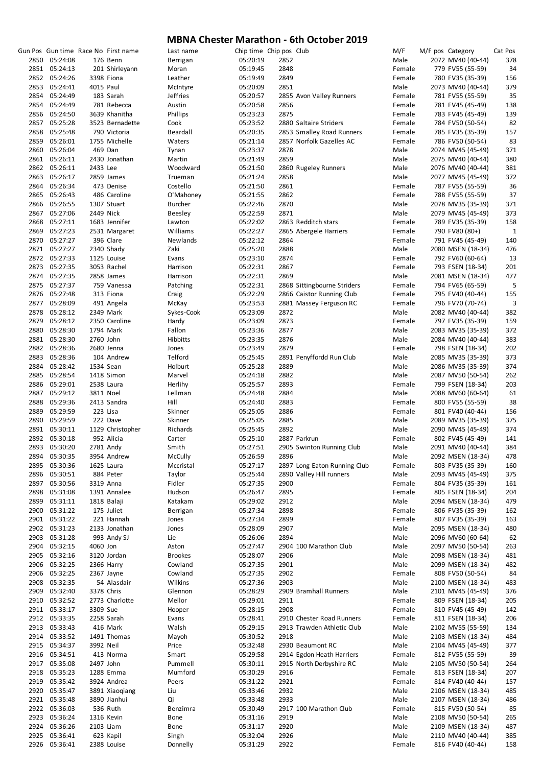# MBNA Chester Marathon - 6th October 2019

| Gun Pos | Gun time | Race No | First name | Last name | Chip time | Chip pos | Club | M/F | M/F pos | Category | Cat Pos |
|---|---|---|---|---|---|---|---|---|---|---|---|
| 2850 | 05:24:08 | 176 | Benn | Berrigan | 05:20:19 | 2852 | | Male | 2072 | MV40 (40-44) | 378 |
| 2851 | 05:24:13 | 201 | Shirleyann | Moran | 05:19:45 | 2848 | | Female | 779 | FV55 (55-59) | 34 |
| 2852 | 05:24:26 | 3398 | Fiona | Leather | 05:19:49 | 2849 | | Female | 780 | FV35 (35-39) | 156 |
| 2853 | 05:24:41 | 4015 | Paul | McIntyre | 05:20:09 | 2851 | | Male | 2073 | MV40 (40-44) | 379 |
| 2854 | 05:24:49 | 183 | Sarah | Jeffries | 05:20:57 | 2855 | Avon Valley Runners | Female | 781 | FV55 (55-59) | 35 |
| 2854 | 05:24:49 | 781 | Rebecca | Austin | 05:20:58 | 2856 | | Female | 781 | FV45 (45-49) | 138 |
| 2856 | 05:24:50 | 3639 | Khanitha | Phillips | 05:23:23 | 2875 | | Female | 783 | FV45 (45-49) | 139 |
| 2857 | 05:25:28 | 3523 | Bernadette | Cook | 05:23:52 | 2880 | Saltaire Striders | Female | 784 | FV50 (50-54) | 82 |
| 2858 | 05:25:48 | 790 | Victoria | Beardall | 05:20:35 | 2853 | Smalley Road Runners | Female | 785 | FV35 (35-39) | 157 |
| 2859 | 05:26:01 | 1755 | Michelle | Waters | 05:21:14 | 2857 | Norfolk Gazelles AC | Female | 786 | FV50 (50-54) | 83 |
| 2860 | 05:26:04 | 469 | Dan | Tynan | 05:23:37 | 2878 | | Male | 2074 | MV45 (45-49) | 371 |
| 2861 | 05:26:11 | 2430 | Jonathan | Martin | 05:21:49 | 2859 | | Male | 2075 | MV40 (40-44) | 380 |
| 2862 | 05:26:11 | 2433 | Lee | Woodward | 05:21:50 | 2860 | Rugeley Runners | Male | 2076 | MV40 (40-44) | 381 |
| 2863 | 05:26:17 | 2859 | James | Trueman | 05:21:24 | 2858 | | Male | 2077 | MV45 (45-49) | 372 |
| 2864 | 05:26:34 | 473 | Denise | Costello | 05:21:50 | 2861 | | Female | 787 | FV55 (55-59) | 36 |
| 2865 | 05:26:43 | 486 | Caroline | O'Mahoney | 05:21:55 | 2862 | | Female | 788 | FV55 (55-59) | 37 |
| 2866 | 05:26:55 | 1307 | Stuart | Burcher | 05:22:46 | 2870 | | Male | 2078 | MV35 (35-39) | 371 |
| 2867 | 05:27:06 | 2449 | Nick | Beesley | 05:22:59 | 2871 | | Male | 2079 | MV45 (45-49) | 373 |
| 2868 | 05:27:11 | 1683 | Jennifer | Lawton | 05:22:02 | 2863 | Redditch stars | Female | 789 | FV35 (35-39) | 158 |
| 2869 | 05:27:23 | 2531 | Margaret | Williams | 05:22:27 | 2865 | Abergele Harriers | Female | 790 | FV80 (80+) | 1 |
| 2870 | 05:27:27 | 396 | Clare | Newlands | 05:22:12 | 2864 | | Female | 791 | FV45 (45-49) | 140 |
| 2871 | 05:27:27 | 2340 | Shady | Zaki | 05:25:20 | 2888 | | Male | 2080 | MSEN (18-34) | 476 |
| 2872 | 05:27:33 | 1125 | Louise | Evans | 05:23:10 | 2874 | | Female | 792 | FV60 (60-64) | 13 |
| 2873 | 05:27:35 | 3053 | Rachel | Harrison | 05:22:31 | 2867 | | Female | 793 | FSEN (18-34) | 201 |
| 2874 | 05:27:35 | 2858 | James | Harrison | 05:22:31 | 2869 | | Male | 2081 | MSEN (18-34) | 477 |
| 2875 | 05:27:37 | 759 | Vanessa | Patching | 05:22:31 | 2868 | Sittingbourne Striders | Female | 794 | FV65 (65-59) | 5 |
| 2876 | 05:27:48 | 313 | Fiona | Craig | 05:22:29 | 2866 | Caistor Running Club | Female | 795 | FV40 (40-44) | 155 |
| 2877 | 05:28:09 | 491 | Angela | McKay | 05:23:53 | 2881 | Massey Ferguson RC | Female | 796 | FV70 (70-74) | 3 |
| 2878 | 05:28:12 | 2349 | Mark | Sykes-Cook | 05:23:09 | 2872 | | Male | 2082 | MV40 (40-44) | 382 |
| 2879 | 05:28:12 | 2350 | Caroline | Hardy | 05:23:09 | 2873 | | Female | 797 | FV35 (35-39) | 159 |
| 2880 | 05:28:30 | 1794 | Mark | Fallon | 05:23:36 | 2877 | | Male | 2083 | MV35 (35-39) | 372 |
| 2881 | 05:28:30 | 2760 | John | Hibbitts | 05:23:35 | 2876 | | Male | 2084 | MV40 (40-44) | 383 |
| 2882 | 05:28:36 | 2680 | Jenna | Jones | 05:23:49 | 2879 | | Female | 798 | FSEN (18-34) | 202 |
| 2883 | 05:28:36 | 104 | Andrew | Telford | 05:25:45 | 2891 | Penyffordd Run Club | Male | 2085 | MV35 (35-39) | 373 |
| 2884 | 05:28:42 | 1534 | Sean | Holburt | 05:25:28 | 2889 | | Male | 2086 | MV35 (35-39) | 374 |
| 2885 | 05:28:54 | 1418 | Simon | Marvel | 05:24:18 | 2882 | | Male | 2087 | MV50 (50-54) | 262 |
| 2886 | 05:29:01 | 2538 | Laura | Herlihy | 05:25:57 | 2893 | | Female | 799 | FSEN (18-34) | 203 |
| 2887 | 05:29:12 | 3811 | Noel | Lellman | 05:24:48 | 2884 | | Male | 2088 | MV60 (60-64) | 61 |
| 2888 | 05:29:36 | 2413 | Sandra | Hill | 05:24:40 | 2883 | | Female | 800 | FV55 (55-59) | 38 |
| 2889 | 05:29:59 | 223 | Lisa | Skinner | 05:25:05 | 2886 | | Female | 801 | FV40 (40-44) | 156 |
| 2890 | 05:29:59 | 222 | Dave | Skinner | 05:25:05 | 2885 | | Male | 2089 | MV35 (35-39) | 375 |
| 2891 | 05:30:11 | 1129 | Christopher | Richards | 05:25:45 | 2892 | | Male | 2090 | MV45 (45-49) | 374 |
| 2892 | 05:30:18 | 952 | Alicia | Carter | 05:25:10 | 2887 | Parkrun | Female | 802 | FV45 (45-49) | 141 |
| 2893 | 05:30:20 | 2781 | Andy | Smith | 05:27:51 | 2905 | Swinton Running Club | Male | 2091 | MV40 (40-44) | 384 |
| 2894 | 05:30:35 | 3954 | Andrew | McCully | 05:26:59 | 2896 | | Male | 2092 | MSEN (18-34) | 478 |
| 2895 | 05:30:36 | 1625 | Laura | Mccristal | 05:27:17 | 2897 | Long Eaton Running Club | Female | 803 | FV35 (35-39) | 160 |
| 2896 | 05:30:51 | 884 | Peter | Taylor | 05:25:44 | 2890 | Valley Hill runners | Male | 2093 | MV45 (45-49) | 375 |
| 2897 | 05:30:56 | 3319 | Anna | Fidler | 05:27:35 | 2900 | | Female | 804 | FV35 (35-39) | 161 |
| 2898 | 05:31:08 | 1391 | Annalee | Hudson | 05:26:47 | 2895 | | Female | 805 | FSEN (18-34) | 204 |
| 2899 | 05:31:11 | 1818 | Balaji | Katakam | 05:29:02 | 2912 | | Male | 2094 | MSEN (18-34) | 479 |
| 2900 | 05:31:22 | 175 | Juliet | Berrigan | 05:27:34 | 2898 | | Female | 806 | FV35 (35-39) | 162 |
| 2901 | 05:31:22 | 221 | Hannah | Jones | 05:27:34 | 2899 | | Female | 807 | FV35 (35-39) | 163 |
| 2902 | 05:31:23 | 2133 | Jonathan | Jones | 05:28:09 | 2907 | | Male | 2095 | MSEN (18-34) | 480 |
| 2903 | 05:31:28 | 993 | Andy SJ | Lie | 05:26:06 | 2894 | | Male | 2096 | MV60 (60-64) | 62 |
| 2904 | 05:32:15 | 4060 | Jon | Aston | 05:27:47 | 2904 | 100 Marathon Club | Male | 2097 | MV50 (50-54) | 263 |
| 2905 | 05:32:16 | 3120 | Jordan | Brookes | 05:28:07 | 2906 | | Male | 2098 | MSEN (18-34) | 481 |
| 2906 | 05:32:25 | 2366 | Harry | Cowland | 05:27:35 | 2901 | | Male | 2099 | MSEN (18-34) | 482 |
| 2906 | 05:32:25 | 2367 | Jayne | Cowland | 05:27:35 | 2902 | | Female | 808 | FV50 (50-54) | 84 |
| 2908 | 05:32:35 | 54 | Alasdair | Wilkins | 05:27:36 | 2903 | | Male | 2100 | MSEN (18-34) | 483 |
| 2909 | 05:32:40 | 3378 | Chris | Glennon | 05:28:29 | 2909 | Bramhall Runners | Male | 2101 | MV45 (45-49) | 376 |
| 2910 | 05:32:52 | 2773 | Charlotte | Mellor | 05:29:01 | 2911 | | Female | 809 | FSEN (18-34) | 205 |
| 2911 | 05:33:17 | 3309 | Sue | Hooper | 05:28:15 | 2908 | | Female | 810 | FV45 (45-49) | 142 |
| 2912 | 05:33:35 | 2258 | Sarah | Evans | 05:28:41 | 2910 | Chester Road Runners | Female | 811 | FSEN (18-34) | 206 |
| 2913 | 05:33:43 | 416 | Mark | Walsh | 05:29:15 | 2913 | Trawden Athletic Club | Male | 2102 | MV55 (55-59) | 134 |
| 2914 | 05:33:52 | 1491 | Thomas | Mayoh | 05:30:52 | 2918 | | Male | 2103 | MSEN (18-34) | 484 |
| 2915 | 05:34:37 | 3992 | Neil | Price | 05:32:48 | 2930 | Beaumont RC | Male | 2104 | MV45 (45-49) | 377 |
| 2916 | 05:34:51 | 413 | Norma | Smart | 05:29:58 | 2914 | Egdon Heath Harriers | Female | 812 | FV55 (55-59) | 39 |
| 2917 | 05:35:08 | 2497 | John | Pummell | 05:30:11 | 2915 | North Derbyshire RC | Male | 2105 | MV50 (50-54) | 264 |
| 2918 | 05:35:23 | 1288 | Emma | Mumford | 05:30:29 | 2916 | | Female | 813 | FSEN (18-34) | 207 |
| 2919 | 05:35:42 | 3924 | Andrea | Peers | 05:31:22 | 2921 | | Female | 814 | FV40 (40-44) | 157 |
| 2920 | 05:35:47 | 3891 | Xiaoqiang | Liu | 05:33:46 | 2932 | | Male | 2106 | MSEN (18-34) | 485 |
| 2921 | 05:35:48 | 3890 | Jianhui | Qi | 05:33:48 | 2933 | | Male | 2107 | MSEN (18-34) | 486 |
| 2922 | 05:36:03 | 536 | Ruth | Benzimra | 05:30:49 | 2917 | 100 Marathon Club | Female | 815 | FV50 (50-54) | 85 |
| 2923 | 05:36:24 | 1316 | Kevin | Bone | 05:31:16 | 2919 | | Male | 2108 | MV50 (50-54) | 265 |
| 2924 | 05:36:26 | 2103 | Liam | Bone | 05:31:17 | 2920 | | Male | 2109 | MSEN (18-34) | 487 |
| 2925 | 05:36:41 | 623 | Kapil | Singh | 05:32:04 | 2926 | | Male | 2110 | MV40 (40-44) | 385 |
| 2926 | 05:36:41 | 2388 | Louise | Donnelly | 05:31:29 | 2922 | | Female | 816 | FV40 (40-44) | 158 |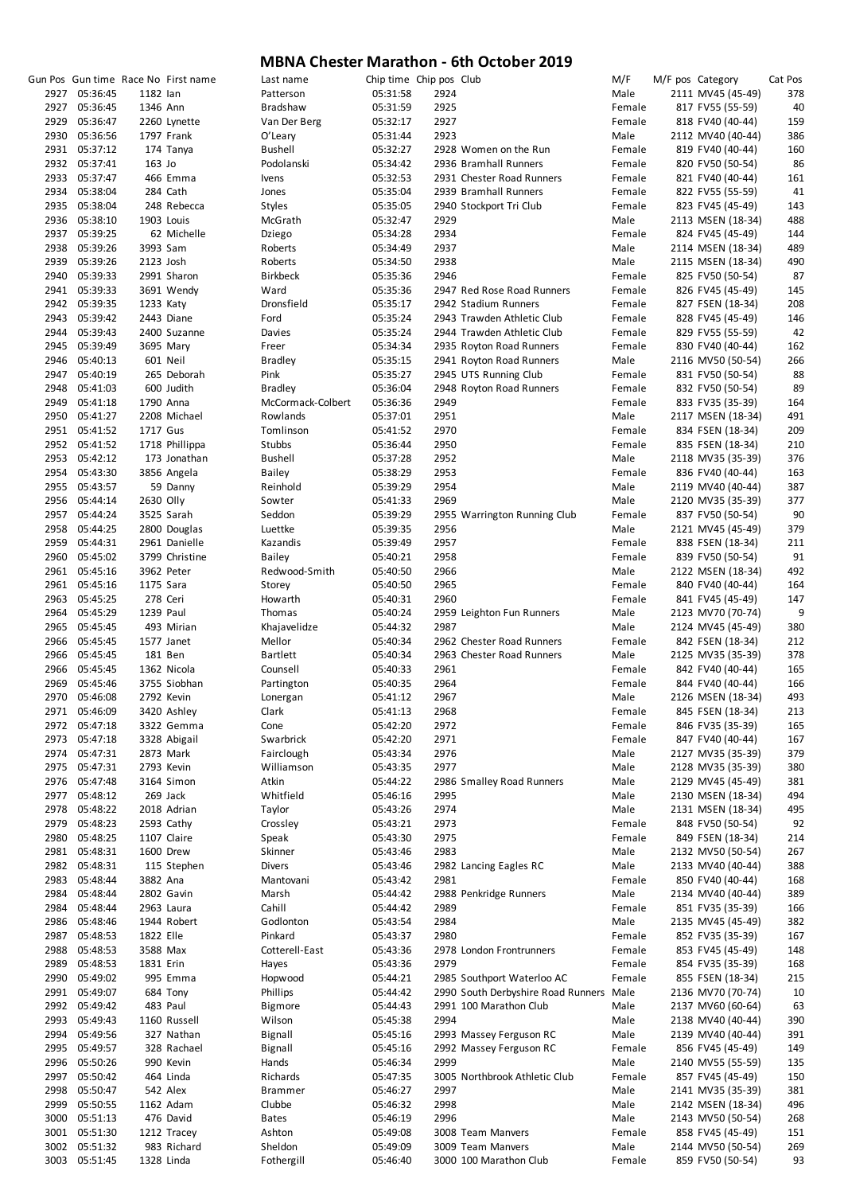# MBNA Chester Marathon - 6th October 2019

| Gun Pos | Gun time | Race No | First name | Last name | Chip time | Chip pos | Club | M/F | M/F pos | Category | Cat Pos |
|---|---|---|---|---|---|---|---|---|---|---|---|
| 2927 | 05:36:45 | 1182 | Ian | Patterson | 05:31:58 | 2924 | | Male | 2111 | MV45 (45-49) | 378 |
| 2927 | 05:36:45 | 1346 | Ann | Bradshaw | 05:31:59 | 2925 | | Female | 817 | FV55 (55-59) | 40 |
| 2929 | 05:36:47 | 2260 | Lynette | Van Der Berg | 05:32:17 | 2927 | | Female | 818 | FV40 (40-44) | 159 |
| 2930 | 05:36:56 | 1797 | Frank | O'Leary | 05:31:44 | 2923 | | Male | 2112 | MV40 (40-44) | 386 |
| 2931 | 05:37:12 | 174 | Tanya | Bushell | 05:32:27 | 2928 | Women on the Run | Female | 819 | FV40 (40-44) | 160 |
| 2932 | 05:37:41 | 163 | Jo | Podolanski | 05:34:42 | 2936 | Bramhall Runners | Female | 820 | FV50 (50-54) | 86 |
| 2933 | 05:37:47 | 466 | Emma | Ivens | 05:32:53 | 2931 | Chester Road Runners | Female | 821 | FV40 (40-44) | 161 |
| 2934 | 05:38:04 | 284 | Cath | Jones | 05:35:04 | 2939 | Bramhall Runners | Female | 822 | FV55 (55-59) | 41 |
| 2935 | 05:38:04 | 248 | Rebecca | Styles | 05:35:05 | 2940 | Stockport Tri Club | Female | 823 | FV45 (45-49) | 143 |
| 2936 | 05:38:10 | 1903 | Louis | McGrath | 05:32:47 | 2929 | | Male | 2113 | MSEN (18-34) | 488 |
| 2937 | 05:39:25 | 62 | Michelle | Dziego | 05:34:28 | 2934 | | Female | 824 | FV45 (45-49) | 144 |
| 2938 | 05:39:26 | 3993 | Sam | Roberts | 05:34:49 | 2937 | | Male | 2114 | MSEN (18-34) | 489 |
| 2939 | 05:39:26 | 2123 | Josh | Roberts | 05:34:50 | 2938 | | Male | 2115 | MSEN (18-34) | 490 |
| 2940 | 05:39:33 | 2991 | Sharon | Birkbeck | 05:35:36 | 2946 | | Female | 825 | FV50 (50-54) | 87 |
| 2941 | 05:39:33 | 3691 | Wendy | Ward | 05:35:36 | 2947 | Red Rose Road Runners | Female | 826 | FV45 (45-49) | 145 |
| 2942 | 05:39:35 | 1233 | Katy | Dronsfield | 05:35:17 | 2942 | Stadium Runners | Female | 827 | FSEN (18-34) | 208 |
| 2943 | 05:39:42 | 2443 | Diane | Ford | 05:35:24 | 2943 | Trawden Athletic Club | Female | 828 | FV45 (45-49) | 146 |
| 2944 | 05:39:43 | 2400 | Suzanne | Davies | 05:35:24 | 2944 | Trawden Athletic Club | Female | 829 | FV55 (55-59) | 42 |
| 2945 | 05:39:49 | 3695 | Mary | Freer | 05:34:34 | 2935 | Royton Road Runners | Female | 830 | FV40 (40-44) | 162 |
| 2946 | 05:40:13 | 601 | Neil | Bradley | 05:35:15 | 2941 | Royton Road Runners | Male | 2116 | MV50 (50-54) | 266 |
| 2947 | 05:40:19 | 265 | Deborah | Pink | 05:35:27 | 2945 | UTS Running Club | Female | 831 | FV50 (50-54) | 88 |
| 2948 | 05:41:03 | 600 | Judith | Bradley | 05:36:04 | 2948 | Royton Road Runners | Female | 832 | FV50 (50-54) | 89 |
| 2949 | 05:41:18 | 1790 | Anna | McCormack-Colbert | 05:36:36 | 2949 | | Female | 833 | FV35 (35-39) | 164 |
| 2950 | 05:41:27 | 2208 | Michael | Rowlands | 05:37:01 | 2951 | | Male | 2117 | MSEN (18-34) | 491 |
| 2951 | 05:41:52 | 1717 | Gus | Tomlinson | 05:41:52 | 2970 | | Female | 834 | FSEN (18-34) | 209 |
| 2952 | 05:41:52 | 1718 | Phillippa | Stubbs | 05:36:44 | 2950 | | Female | 835 | FSEN (18-34) | 210 |
| 2953 | 05:42:12 | 173 | Jonathan | Bushell | 05:37:28 | 2952 | | Male | 2118 | MV35 (35-39) | 376 |
| 2954 | 05:43:30 | 3856 | Angela | Bailey | 05:38:29 | 2953 | | Female | 836 | FV40 (40-44) | 163 |
| 2955 | 05:43:57 | 59 | Danny | Reinhold | 05:39:29 | 2954 | | Male | 2119 | MV40 (40-44) | 387 |
| 2956 | 05:44:14 | 2630 | Olly | Sowter | 05:41:33 | 2969 | | Male | 2120 | MV35 (35-39) | 377 |
| 2957 | 05:44:24 | 3525 | Sarah | Seddon | 05:39:29 | 2955 | Warrington Running Club | Female | 837 | FV50 (50-54) | 90 |
| 2958 | 05:44:25 | 2800 | Douglas | Luettke | 05:39:35 | 2956 | | Male | 2121 | MV45 (45-49) | 379 |
| 2959 | 05:44:31 | 2961 | Danielle | Kazandis | 05:39:49 | 2957 | | Female | 838 | FSEN (18-34) | 211 |
| 2960 | 05:45:02 | 3799 | Christine | Bailey | 05:40:21 | 2958 | | Female | 839 | FV50 (50-54) | 91 |
| 2961 | 05:45:16 | 3962 | Peter | Redwood-Smith | 05:40:50 | 2966 | | Male | 2122 | MSEN (18-34) | 492 |
| 2961 | 05:45:16 | 1175 | Sara | Storey | 05:40:50 | 2965 | | Female | 840 | FV40 (40-44) | 164 |
| 2963 | 05:45:25 | 278 | Ceri | Howarth | 05:40:31 | 2960 | | Female | 841 | FV45 (45-49) | 147 |
| 2964 | 05:45:29 | 1239 | Paul | Thomas | 05:40:24 | 2959 | Leighton Fun Runners | Male | 2123 | MV70 (70-74) | 9 |
| 2965 | 05:45:45 | 493 | Mirian | Khajavelidze | 05:44:32 | 2987 | | Male | 2124 | MV45 (45-49) | 380 |
| 2966 | 05:45:45 | 1577 | Janet | Mellor | 05:40:34 | 2962 | Chester Road Runners | Female | 842 | FSEN (18-34) | 212 |
| 2966 | 05:45:45 | 181 | Ben | Bartlett | 05:40:34 | 2963 | Chester Road Runners | Male | 2125 | MV35 (35-39) | 378 |
| 2966 | 05:45:45 | 1362 | Nicola | Counsell | 05:40:33 | 2961 | | Female | 842 | FV40 (40-44) | 165 |
| 2969 | 05:45:46 | 3755 | Siobhan | Partington | 05:40:35 | 2964 | | Female | 844 | FV40 (40-44) | 166 |
| 2970 | 05:46:08 | 2792 | Kevin | Lonergan | 05:41:12 | 2967 | | Male | 2126 | MSEN (18-34) | 493 |
| 2971 | 05:46:09 | 3420 | Ashley | Clark | 05:41:13 | 2968 | | Female | 845 | FSEN (18-34) | 213 |
| 2972 | 05:47:18 | 3322 | Gemma | Cone | 05:42:20 | 2972 | | Female | 846 | FV35 (35-39) | 165 |
| 2973 | 05:47:18 | 3328 | Abigail | Swarbrick | 05:42:20 | 2971 | | Female | 847 | FV40 (40-44) | 167 |
| 2974 | 05:47:31 | 2873 | Mark | Fairclough | 05:43:34 | 2976 | | Male | 2127 | MV35 (35-39) | 379 |
| 2975 | 05:47:31 | 2793 | Kevin | Williamson | 05:43:35 | 2977 | | Male | 2128 | MV35 (35-39) | 380 |
| 2976 | 05:47:48 | 3164 | Simon | Atkin | 05:44:22 | 2986 | Smalley Road Runners | Male | 2129 | MV45 (45-49) | 381 |
| 2977 | 05:48:12 | 269 | Jack | Whitfield | 05:46:16 | 2995 | | Male | 2130 | MSEN (18-34) | 494 |
| 2978 | 05:48:22 | 2018 | Adrian | Taylor | 05:43:26 | 2974 | | Male | 2131 | MSEN (18-34) | 495 |
| 2979 | 05:48:23 | 2593 | Cathy | Crossley | 05:43:21 | 2973 | | Female | 848 | FV50 (50-54) | 92 |
| 2980 | 05:48:25 | 1107 | Claire | Speak | 05:43:30 | 2975 | | Female | 849 | FSEN (18-34) | 214 |
| 2981 | 05:48:31 | 1600 | Drew | Skinner | 05:43:46 | 2983 | | Male | 2132 | MV50 (50-54) | 267 |
| 2982 | 05:48:31 | 115 | Stephen | Divers | 05:43:46 | 2982 | Lancing Eagles RC | Male | 2133 | MV40 (40-44) | 388 |
| 2983 | 05:48:44 | 3882 | Ana | Mantovani | 05:43:42 | 2981 | | Female | 850 | FV40 (40-44) | 168 |
| 2984 | 05:48:44 | 2802 | Gavin | Marsh | 05:44:42 | 2988 | Penkridge Runners | Male | 2134 | MV40 (40-44) | 389 |
| 2984 | 05:48:44 | 2963 | Laura | Cahill | 05:44:42 | 2989 | | Female | 851 | FV35 (35-39) | 166 |
| 2986 | 05:48:46 | 1944 | Robert | Godlonton | 05:43:54 | 2984 | | Male | 2135 | MV45 (45-49) | 382 |
| 2987 | 05:48:53 | 1822 | Elle | Pinkard | 05:43:37 | 2980 | | Female | 852 | FV35 (35-39) | 167 |
| 2988 | 05:48:53 | 3588 | Max | Cotterell-East | 05:43:36 | 2978 | London Frontrunners | Female | 853 | FV45 (45-49) | 148 |
| 2989 | 05:48:53 | 1831 | Erin | Hayes | 05:43:36 | 2979 | | Female | 854 | FV35 (35-39) | 168 |
| 2990 | 05:49:02 | 995 | Emma | Hopwood | 05:44:21 | 2985 | Southport Waterloo AC | Female | 855 | FSEN (18-34) | 215 |
| 2991 | 05:49:07 | 684 | Tony | Phillips | 05:44:42 | 2990 | South Derbyshire Road Runners | Male | 2136 | MV70 (70-74) | 10 |
| 2992 | 05:49:42 | 483 | Paul | Bigmore | 05:44:43 | 2991 | 100 Marathon Club | Male | 2137 | MV60 (60-64) | 63 |
| 2993 | 05:49:43 | 1160 | Russell | Wilson | 05:45:38 | 2994 | | Male | 2138 | MV40 (40-44) | 390 |
| 2994 | 05:49:56 | 327 | Nathan | Bignall | 05:45:16 | 2993 | Massey Ferguson RC | Male | 2139 | MV40 (40-44) | 391 |
| 2995 | 05:49:57 | 328 | Rachael | Bignall | 05:45:16 | 2992 | Massey Ferguson RC | Female | 856 | FV45 (45-49) | 149 |
| 2996 | 05:50:26 | 990 | Kevin | Hands | 05:46:34 | 2999 | | Male | 2140 | MV55 (55-59) | 135 |
| 2997 | 05:50:42 | 464 | Linda | Richards | 05:47:35 | 3005 | Northbrook Athletic Club | Female | 857 | FV45 (45-49) | 150 |
| 2998 | 05:50:47 | 542 | Alex | Brammer | 05:46:27 | 2997 | | Male | 2141 | MV35 (35-39) | 381 |
| 2999 | 05:50:55 | 1162 | Adam | Clubbe | 05:46:32 | 2998 | | Male | 2142 | MSEN (18-34) | 496 |
| 3000 | 05:51:13 | 476 | David | Bates | 05:46:19 | 2996 | | Male | 2143 | MV50 (50-54) | 268 |
| 3001 | 05:51:30 | 1212 | Tracey | Ashton | 05:49:08 | 3008 | Team Manvers | Female | 858 | FV45 (45-49) | 151 |
| 3002 | 05:51:32 | 983 | Richard | Sheldon | 05:49:09 | 3009 | Team Manvers | Male | 2144 | MV50 (50-54) | 269 |
| 3003 | 05:51:45 | 1328 | Linda | Fothergill | 05:46:40 | 3000 | 100 Marathon Club | Female | 859 | FV50 (50-54) | 93 |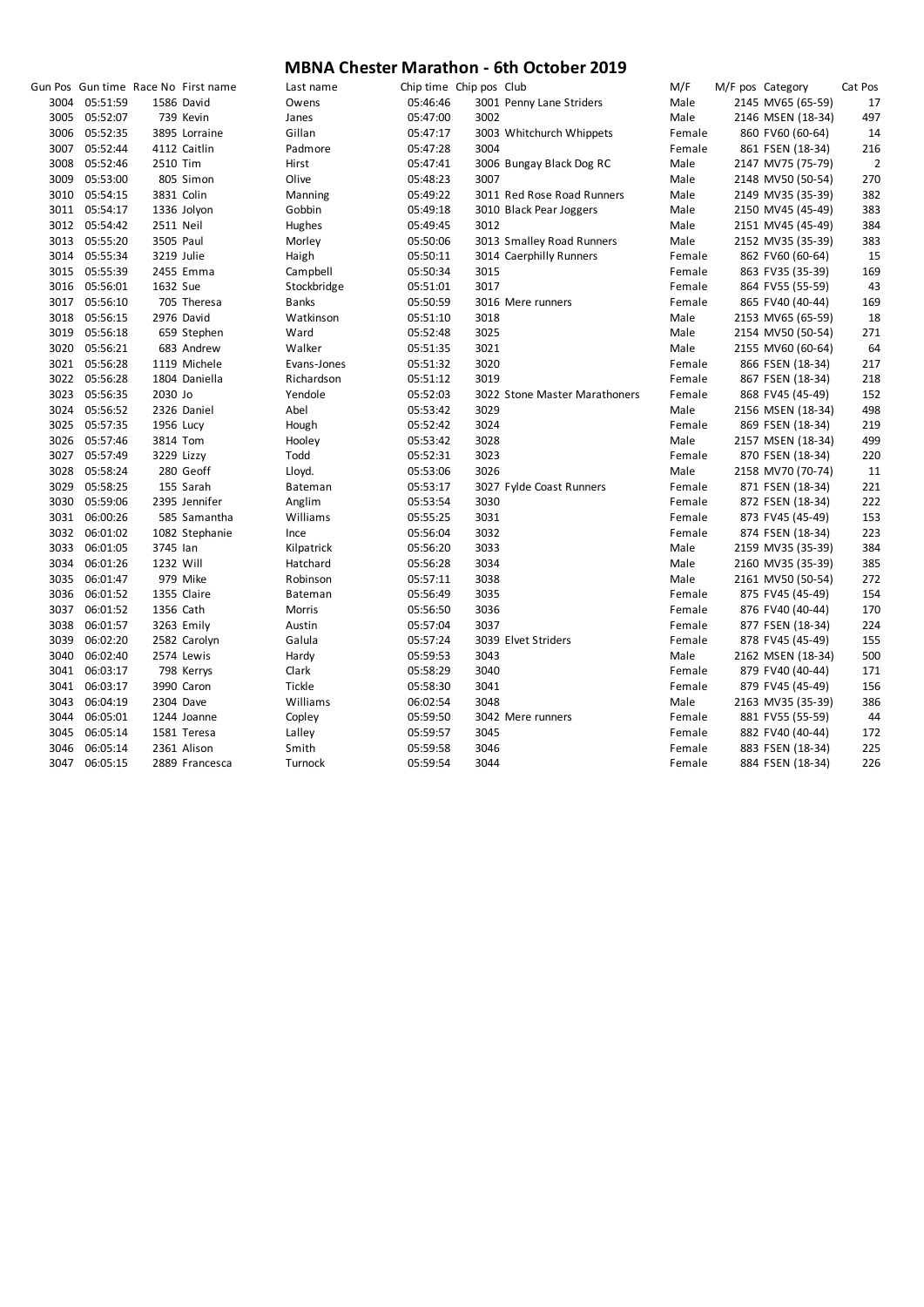# MBNA Chester Marathon - 6th October 2019

| Gun Pos | Gun time | Race No | First name | Last name | Chip time | Chip pos | Club | M/F | M/F pos | Category | Cat Pos |
|---|---|---|---|---|---|---|---|---|---|---|---|
| 3004 | 05:51:59 | 1586 | David | Owens | 05:46:46 | 3001 | Penny Lane Striders | Male | 2145 | MV65 (65-59) | 17 |
| 3005 | 05:52:07 | 739 | Kevin | Janes | 05:47:00 | 3002 | | Male | 2146 | MSEN (18-34) | 497 |
| 3006 | 05:52:35 | 3895 | Lorraine | Gillan | 05:47:17 | 3003 | Whitchurch Whippets | Female | 860 | FV60 (60-64) | 14 |
| 3007 | 05:52:44 | 4112 | Caitlin | Padmore | 05:47:28 | 3004 | | Female | 861 | FSEN (18-34) | 216 |
| 3008 | 05:52:46 | 2510 | Tim | Hirst | 05:47:41 | 3006 | Bungay Black Dog RC | Male | 2147 | MV75 (75-79) | 2 |
| 3009 | 05:53:00 | 805 | Simon | Olive | 05:48:23 | 3007 | | Male | 2148 | MV50 (50-54) | 270 |
| 3010 | 05:54:15 | 3831 | Colin | Manning | 05:49:22 | 3011 | Red Rose Road Runners | Male | 2149 | MV35 (35-39) | 382 |
| 3011 | 05:54:17 | 1336 | Jolyon | Gobbin | 05:49:18 | 3010 | Black Pear Joggers | Male | 2150 | MV45 (45-49) | 383 |
| 3012 | 05:54:42 | 2511 | Neil | Hughes | 05:49:45 | 3012 | | Male | 2151 | MV45 (45-49) | 384 |
| 3013 | 05:55:20 | 3505 | Paul | Morley | 05:50:06 | 3013 | Smalley Road Runners | Male | 2152 | MV35 (35-39) | 383 |
| 3014 | 05:55:34 | 3219 | Julie | Haigh | 05:50:11 | 3014 | Caerphilly Runners | Female | 862 | FV60 (60-64) | 15 |
| 3015 | 05:55:39 | 2455 | Emma | Campbell | 05:50:34 | 3015 | | Female | 863 | FV35 (35-39) | 169 |
| 3016 | 05:56:01 | 1632 | Sue | Stockbridge | 05:51:01 | 3017 | | Female | 864 | FV55 (55-59) | 43 |
| 3017 | 05:56:10 | 705 | Theresa | Banks | 05:50:59 | 3016 | Mere runners | Female | 865 | FV40 (40-44) | 169 |
| 3018 | 05:56:15 | 2976 | David | Watkinson | 05:51:10 | 3018 | | Male | 2153 | MV65 (65-59) | 18 |
| 3019 | 05:56:18 | 659 | Stephen | Ward | 05:52:48 | 3025 | | Male | 2154 | MV50 (50-54) | 271 |
| 3020 | 05:56:21 | 683 | Andrew | Walker | 05:51:35 | 3021 | | Male | 2155 | MV60 (60-64) | 64 |
| 3021 | 05:56:28 | 1119 | Michele | Evans-Jones | 05:51:32 | 3020 | | Female | 866 | FSEN (18-34) | 217 |
| 3022 | 05:56:28 | 1804 | Daniella | Richardson | 05:51:12 | 3019 | | Female | 867 | FSEN (18-34) | 218 |
| 3023 | 05:56:35 | 2030 | Jo | Yendole | 05:52:03 | 3022 | Stone Master Marathoners | Female | 868 | FV45 (45-49) | 152 |
| 3024 | 05:56:52 | 2326 | Daniel | Abel | 05:53:42 | 3029 | | Male | 2156 | MSEN (18-34) | 498 |
| 3025 | 05:57:35 | 1956 | Lucy | Hough | 05:52:42 | 3024 | | Female | 869 | FSEN (18-34) | 219 |
| 3026 | 05:57:46 | 3814 | Tom | Hooley | 05:53:42 | 3028 | | Male | 2157 | MSEN (18-34) | 499 |
| 3027 | 05:57:49 | 3229 | Lizzy | Todd | 05:52:31 | 3023 | | Female | 870 | FSEN (18-34) | 220 |
| 3028 | 05:58:24 | 280 | Geoff | Lloyd. | 05:53:06 | 3026 | | Male | 2158 | MV70 (70-74) | 11 |
| 3029 | 05:58:25 | 155 | Sarah | Bateman | 05:53:17 | 3027 | Fylde Coast Runners | Female | 871 | FSEN (18-34) | 221 |
| 3030 | 05:59:06 | 2395 | Jennifer | Anglim | 05:53:54 | 3030 | | Female | 872 | FSEN (18-34) | 222 |
| 3031 | 06:00:26 | 585 | Samantha | Williams | 05:55:25 | 3031 | | Female | 873 | FV45 (45-49) | 153 |
| 3032 | 06:01:02 | 1082 | Stephanie | Ince | 05:56:04 | 3032 | | Female | 874 | FSEN (18-34) | 223 |
| 3033 | 06:01:05 | 3745 | Ian | Kilpatrick | 05:56:20 | 3033 | | Male | 2159 | MV35 (35-39) | 384 |
| 3034 | 06:01:26 | 1232 | Will | Hatchard | 05:56:28 | 3034 | | Male | 2160 | MV35 (35-39) | 385 |
| 3035 | 06:01:47 | 979 | Mike | Robinson | 05:57:11 | 3038 | | Male | 2161 | MV50 (50-54) | 272 |
| 3036 | 06:01:52 | 1355 | Claire | Bateman | 05:56:49 | 3035 | | Female | 875 | FV45 (45-49) | 154 |
| 3037 | 06:01:52 | 1356 | Cath | Morris | 05:56:50 | 3036 | | Female | 876 | FV40 (40-44) | 170 |
| 3038 | 06:01:57 | 3263 | Emily | Austin | 05:57:04 | 3037 | | Female | 877 | FSEN (18-34) | 224 |
| 3039 | 06:02:20 | 2582 | Carolyn | Galula | 05:57:24 | 3039 | Elvet Striders | Female | 878 | FV45 (45-49) | 155 |
| 3040 | 06:02:40 | 2574 | Lewis | Hardy | 05:59:53 | 3043 | | Male | 2162 | MSEN (18-34) | 500 |
| 3041 | 06:03:17 | 798 | Kerrys | Clark | 05:58:29 | 3040 | | Female | 879 | FV40 (40-44) | 171 |
| 3041 | 06:03:17 | 3990 | Caron | Tickle | 05:58:30 | 3041 | | Female | 879 | FV45 (45-49) | 156 |
| 3043 | 06:04:19 | 2304 | Dave | Williams | 06:02:54 | 3048 | | Male | 2163 | MV35 (35-39) | 386 |
| 3044 | 06:05:01 | 1244 | Joanne | Copley | 05:59:50 | 3042 | Mere runners | Female | 881 | FV55 (55-59) | 44 |
| 3045 | 06:05:14 | 1581 | Teresa | Lalley | 05:59:57 | 3045 | | Female | 882 | FV40 (40-44) | 172 |
| 3046 | 06:05:14 | 2361 | Alison | Smith | 05:59:58 | 3046 | | Female | 883 | FSEN (18-34) | 225 |
| 3047 | 06:05:15 | 2889 | Francesca | Turnock | 05:59:54 | 3044 | | Female | 884 | FSEN (18-34) | 226 |